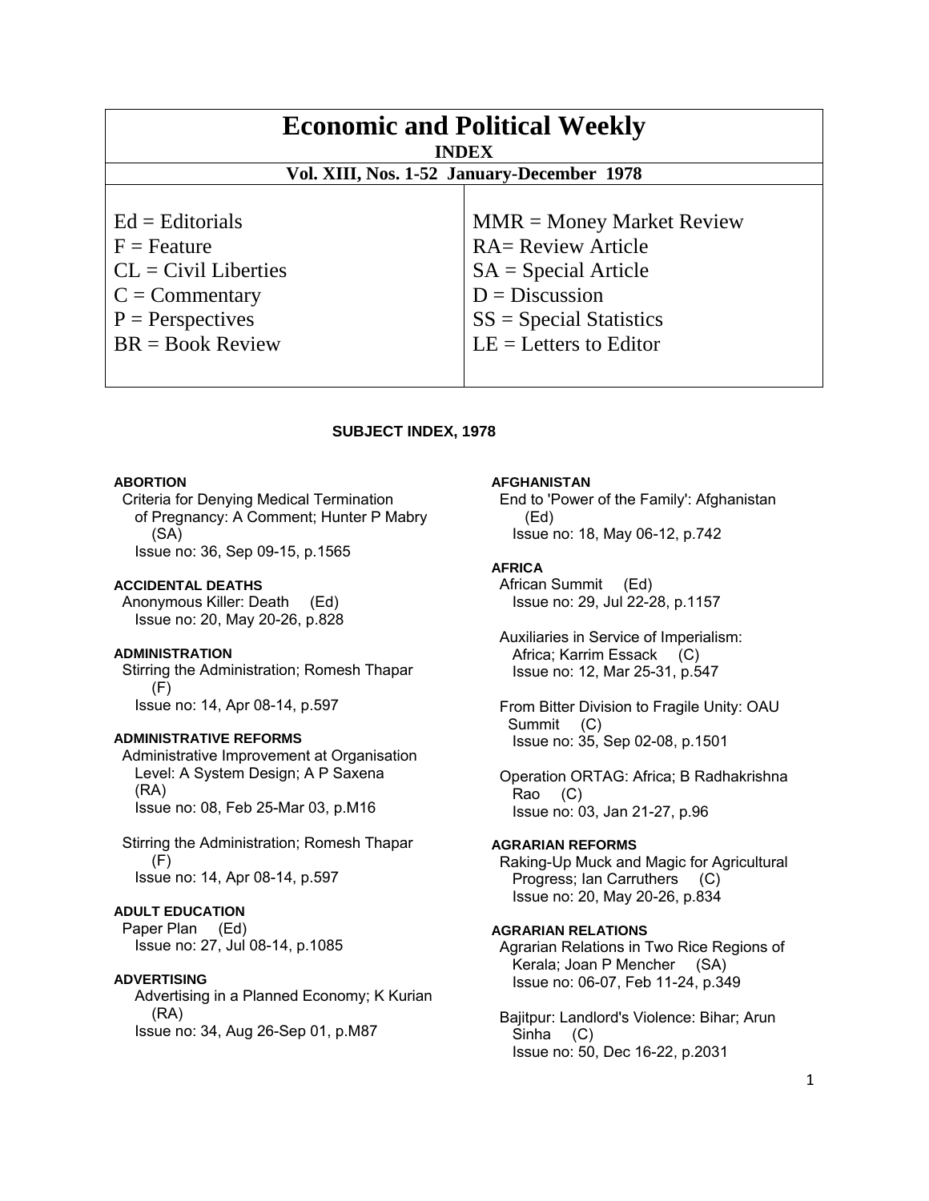# Economic and Political Weekly

## INDEX

### Vol. XIII, Nos. 1-52 January-December 1978

| | |
|---|---|
| Ed = Editorials | MMR = Money Market Review |
| F = Feature | RA= Review Article |
| CL = Civil Liberties | SA = Special Article |
| C = Commentary | D = Discussion |
| P = Perspectives | SS = Special Statistics |
| BR = Book Review | LE = Letters to Editor |

## SUBJECT INDEX, 1978

**ABORTION**

Criteria for Denying Medical Termination of Pregnancy: A Comment; Hunter P Mabry (SA)
Issue no: 36, Sep 09-15, p.1565

**ACCIDENTAL DEATHS**

Anonymous Killer: Death (Ed)
Issue no: 20, May 20-26, p.828

**ADMINISTRATION**

Stirring the Administration; Romesh Thapar (F)
Issue no: 14, Apr 08-14, p.597

**ADMINISTRATIVE REFORMS**

Administrative Improvement at Organisation Level: A System Design; A P Saxena (RA)
Issue no: 08, Feb 25-Mar 03, p.M16

Stirring the Administration; Romesh Thapar (F)
Issue no: 14, Apr 08-14, p.597

**ADULT EDUCATION**

Paper Plan (Ed)
Issue no: 27, Jul 08-14, p.1085

**ADVERTISING**

Advertising in a Planned Economy; K Kurian (RA)
Issue no: 34, Aug 26-Sep 01, p.M87

**AFGHANISTAN**

End to 'Power of the Family': Afghanistan (Ed)
Issue no: 18, May 06-12, p.742

**AFRICA**

African Summit (Ed)
Issue no: 29, Jul 22-28, p.1157

Auxiliaries in Service of Imperialism: Africa; Karrim Essack (C)
Issue no: 12, Mar 25-31, p.547

From Bitter Division to Fragile Unity: OAU Summit (C)
Issue no: 35, Sep 02-08, p.1501

Operation ORTAG: Africa; B Radhakrishna Rao (C)
Issue no: 03, Jan 21-27, p.96

**AGRARIAN REFORMS**

Raking-Up Muck and Magic for Agricultural Progress; Ian Carruthers (C)
Issue no: 20, May 20-26, p.834

**AGRARIAN RELATIONS**

Agrarian Relations in Two Rice Regions of Kerala; Joan P Mencher (SA)
Issue no: 06-07, Feb 11-24, p.349

Bajitpur: Landlord's Violence: Bihar; Arun Sinha (C)
Issue no: 50, Dec 16-22, p.2031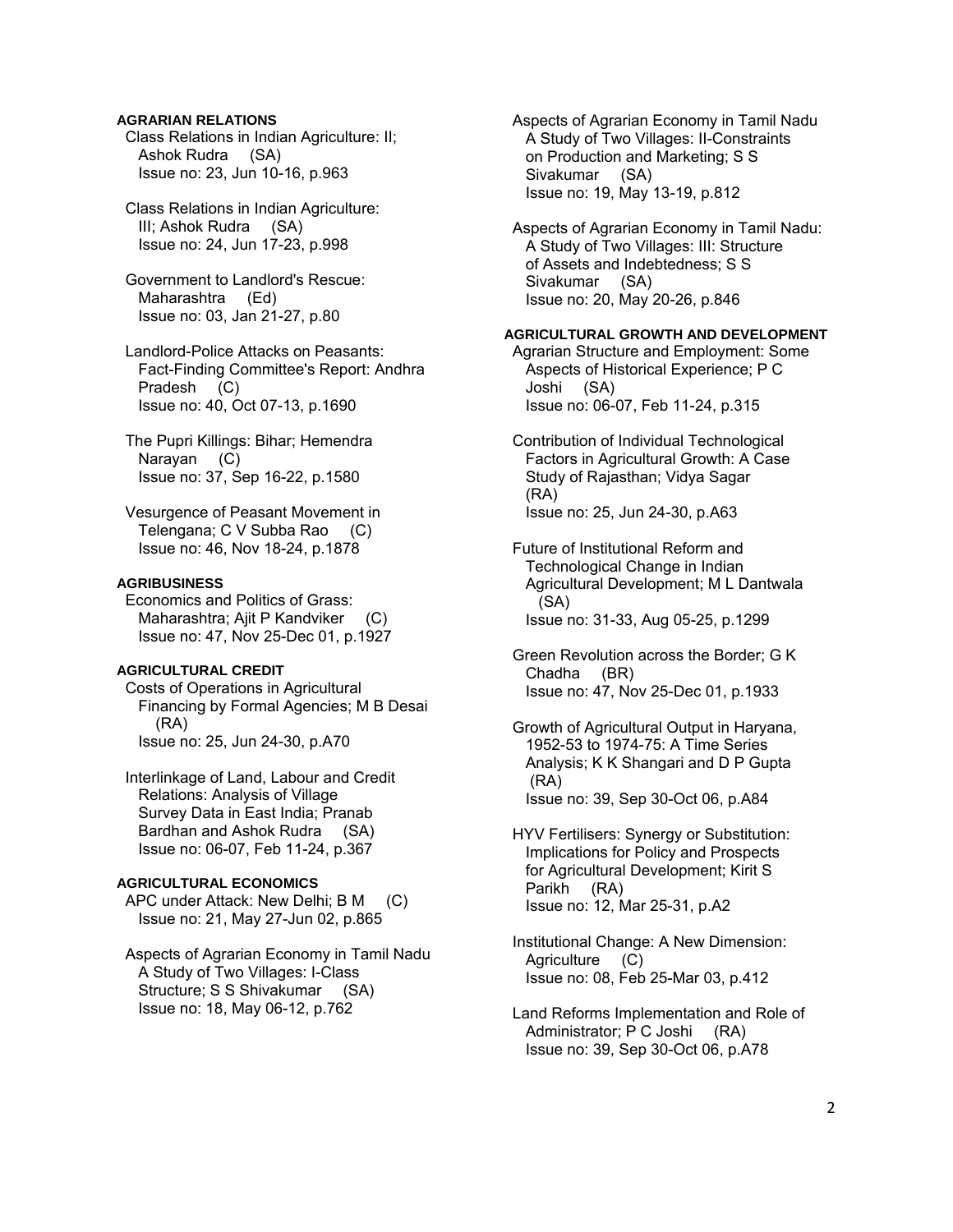**AGRARIAN RELATIONS**

Class Relations in Indian Agriculture: II; Ashok Rudra (SA)
Issue no: 23, Jun 10-16, p.963

Class Relations in Indian Agriculture: III; Ashok Rudra (SA)
Issue no: 24, Jun 17-23, p.998

Government to Landlord's Rescue: Maharashtra (Ed)
Issue no: 03, Jan 21-27, p.80

Landlord-Police Attacks on Peasants: Fact-Finding Committee's Report: Andhra Pradesh (C)
Issue no: 40, Oct 07-13, p.1690

The Pupri Killings: Bihar; Hemendra Narayan (C)
Issue no: 37, Sep 16-22, p.1580

Vesurgence of Peasant Movement in Telengana; C V Subba Rao (C)
Issue no: 46, Nov 18-24, p.1878

**AGRIBUSINESS**

Economics and Politics of Grass: Maharashtra; Ajit P Kandviker (C)
Issue no: 47, Nov 25-Dec 01, p.1927

**AGRICULTURAL CREDIT**

Costs of Operations in Agricultural Financing by Formal Agencies; M B Desai (RA)
Issue no: 25, Jun 24-30, p.A70

Interlinkage of Land, Labour and Credit Relations: Analysis of Village Survey Data in East India; Pranab Bardhan and Ashok Rudra (SA)
Issue no: 06-07, Feb 11-24, p.367

**AGRICULTURAL ECONOMICS**

APC under Attack: New Delhi; B M (C)
Issue no: 21, May 27-Jun 02, p.865

Aspects of Agrarian Economy in Tamil Nadu A Study of Two Villages: I-Class Structure; S S Shivakumar (SA)
Issue no: 18, May 06-12, p.762

Aspects of Agrarian Economy in Tamil Nadu A Study of Two Villages: II-Constraints on Production and Marketing; S S Sivakumar (SA)
Issue no: 19, May 13-19, p.812

Aspects of Agrarian Economy in Tamil Nadu: A Study of Two Villages: III: Structure of Assets and Indebtedness; S S Sivakumar (SA)
Issue no: 20, May 20-26, p.846

**AGRICULTURAL GROWTH AND DEVELOPMENT**

Agrarian Structure and Employment: Some Aspects of Historical Experience; P C Joshi (SA)
Issue no: 06-07, Feb 11-24, p.315

Contribution of Individual Technological Factors in Agricultural Growth: A Case Study of Rajasthan; Vidya Sagar (RA)
Issue no: 25, Jun 24-30, p.A63

Future of Institutional Reform and Technological Change in Indian Agricultural Development; M L Dantwala (SA)
Issue no: 31-33, Aug 05-25, p.1299

Green Revolution across the Border; G K Chadha (BR)
Issue no: 47, Nov 25-Dec 01, p.1933

Growth of Agricultural Output in Haryana, 1952-53 to 1974-75: A Time Series Analysis; K K Shangari and D P Gupta (RA)
Issue no: 39, Sep 30-Oct 06, p.A84

HYV Fertilisers: Synergy or Substitution: Implications for Policy and Prospects for Agricultural Development; Kirit S Parikh (RA)
Issue no: 12, Mar 25-31, p.A2

Institutional Change: A New Dimension: Agriculture (C)
Issue no: 08, Feb 25-Mar 03, p.412

Land Reforms Implementation and Role of Administrator; P C Joshi (RA)
Issue no: 39, Sep 30-Oct 06, p.A78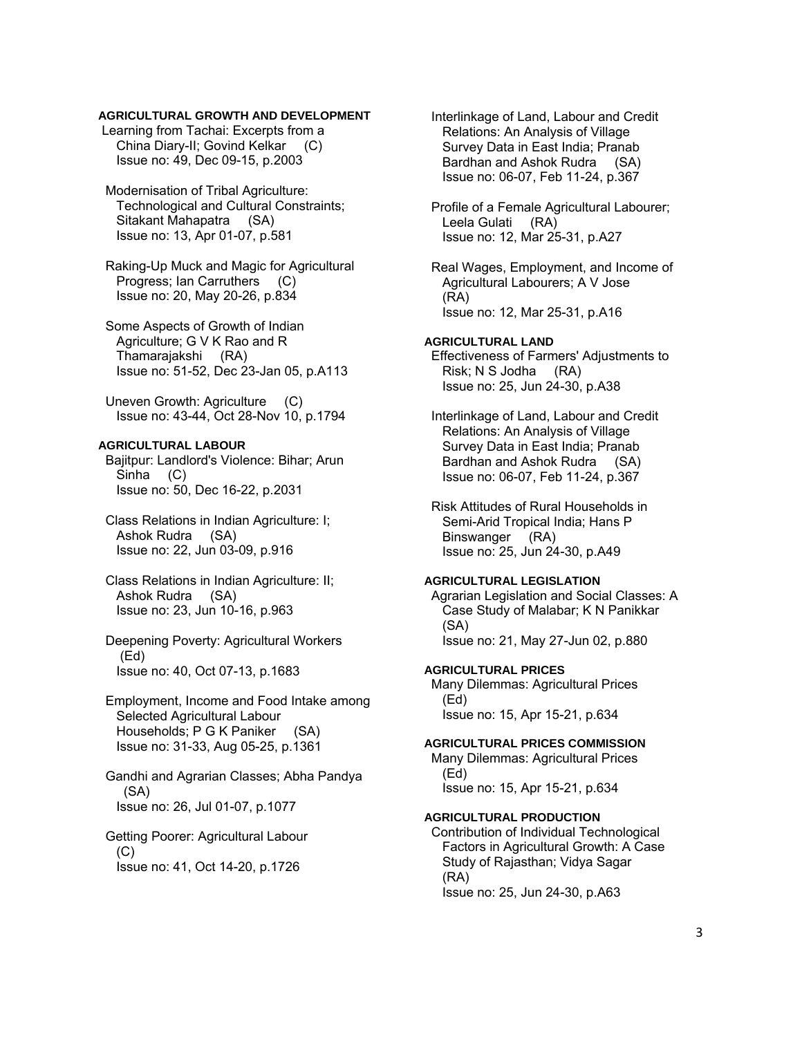#### AGRICULTURAL GROWTH AND DEVELOPMENT

Learning from Tachai: Excerpts from a China Diary-II; Govind Kelkar (C)
Issue no: 49, Dec 09-15, p.2003

Modernisation of Tribal Agriculture: Technological and Cultural Constraints; Sitakant Mahapatra (SA)
Issue no: 13, Apr 01-07, p.581

Raking-Up Muck and Magic for Agricultural Progress; Ian Carruthers (C)
Issue no: 20, May 20-26, p.834

Some Aspects of Growth of Indian Agriculture; G V K Rao and R Thamarajakshi (RA)
Issue no: 51-52, Dec 23-Jan 05, p.A113

Uneven Growth: Agriculture (C)
Issue no: 43-44, Oct 28-Nov 10, p.1794

#### AGRICULTURAL LABOUR

Bajitpur: Landlord's Violence: Bihar; Arun Sinha (C)
Issue no: 50, Dec 16-22, p.2031

Class Relations in Indian Agriculture: I; Ashok Rudra (SA)
Issue no: 22, Jun 03-09, p.916

Class Relations in Indian Agriculture: II; Ashok Rudra (SA)
Issue no: 23, Jun 10-16, p.963

Deepening Poverty: Agricultural Workers (Ed)
Issue no: 40, Oct 07-13, p.1683

Employment, Income and Food Intake among Selected Agricultural Labour Households; P G K Paniker (SA)
Issue no: 31-33, Aug 05-25, p.1361

Gandhi and Agrarian Classes; Abha Pandya (SA)
Issue no: 26, Jul 01-07, p.1077

Getting Poorer: Agricultural Labour (C)
Issue no: 41, Oct 14-20, p.1726

Interlinkage of Land, Labour and Credit Relations: An Analysis of Village Survey Data in East India; Pranab Bardhan and Ashok Rudra (SA)
Issue no: 06-07, Feb 11-24, p.367

Profile of a Female Agricultural Labourer; Leela Gulati (RA)
Issue no: 12, Mar 25-31, p.A27

Real Wages, Employment, and Income of Agricultural Labourers; A V Jose (RA)
Issue no: 12, Mar 25-31, p.A16

#### AGRICULTURAL LAND

Effectiveness of Farmers' Adjustments to Risk; N S Jodha (RA)
Issue no: 25, Jun 24-30, p.A38

Interlinkage of Land, Labour and Credit Relations: An Analysis of Village Survey Data in East India; Pranab Bardhan and Ashok Rudra (SA)
Issue no: 06-07, Feb 11-24, p.367

Risk Attitudes of Rural Households in Semi-Arid Tropical India; Hans P Binswanger (RA)
Issue no: 25, Jun 24-30, p.A49

#### AGRICULTURAL LEGISLATION

Agrarian Legislation and Social Classes: A Case Study of Malabar; K N Panikkar (SA)
Issue no: 21, May 27-Jun 02, p.880

#### AGRICULTURAL PRICES

Many Dilemmas: Agricultural Prices (Ed)
Issue no: 15, Apr 15-21, p.634

#### AGRICULTURAL PRICES COMMISSION

Many Dilemmas: Agricultural Prices (Ed)
Issue no: 15, Apr 15-21, p.634

#### AGRICULTURAL PRODUCTION

Contribution of Individual Technological Factors in Agricultural Growth: A Case Study of Rajasthan; Vidya Sagar (RA)
Issue no: 25, Jun 24-30, p.A63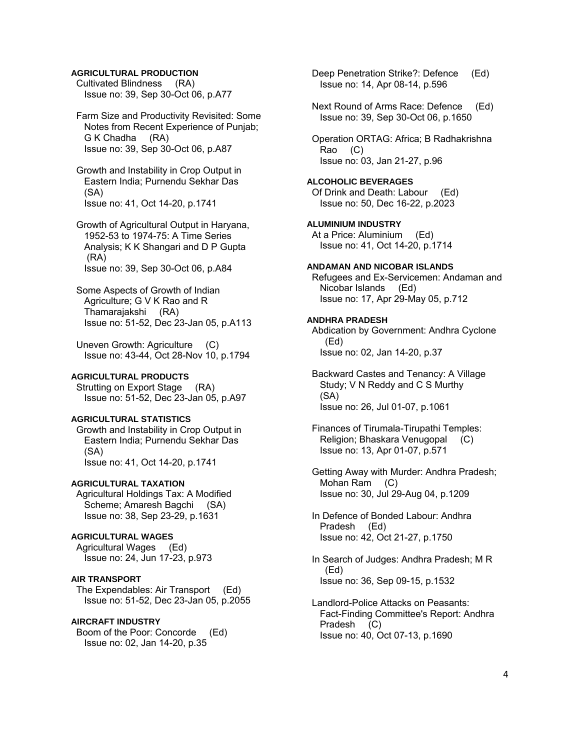**AGRICULTURAL PRODUCTION**

Cultivated Blindness (RA)
Issue no: 39, Sep 30-Oct 06, p.A77

Farm Size and Productivity Revisited: Some Notes from Recent Experience of Punjab; G K Chadha (RA)
Issue no: 39, Sep 30-Oct 06, p.A87

Growth and Instability in Crop Output in Eastern India; Purnendu Sekhar Das (SA)
Issue no: 41, Oct 14-20, p.1741

Growth of Agricultural Output in Haryana, 1952-53 to 1974-75: A Time Series Analysis; K K Shangari and D P Gupta (RA)
Issue no: 39, Sep 30-Oct 06, p.A84

Some Aspects of Growth of Indian Agriculture; G V K Rao and R Thamarajakshi (RA)
Issue no: 51-52, Dec 23-Jan 05, p.A113

Uneven Growth: Agriculture (C)
Issue no: 43-44, Oct 28-Nov 10, p.1794

**AGRICULTURAL PRODUCTS**

Strutting on Export Stage (RA)
Issue no: 51-52, Dec 23-Jan 05, p.A97

**AGRICULTURAL STATISTICS**

Growth and Instability in Crop Output in Eastern India; Purnendu Sekhar Das (SA)
Issue no: 41, Oct 14-20, p.1741

**AGRICULTURAL TAXATION**

Agricultural Holdings Tax: A Modified Scheme; Amaresh Bagchi (SA)
Issue no: 38, Sep 23-29, p.1631

**AGRICULTURAL WAGES**

Agricultural Wages (Ed)
Issue no: 24, Jun 17-23, p.973

**AIR TRANSPORT**

The Expendables: Air Transport (Ed)
Issue no: 51-52, Dec 23-Jan 05, p.2055

**AIRCRAFT INDUSTRY**

Boom of the Poor: Concorde (Ed)
Issue no: 02, Jan 14-20, p.35

Deep Penetration Strike?: Defence (Ed)
Issue no: 14, Apr 08-14, p.596

Next Round of Arms Race: Defence (Ed)
Issue no: 39, Sep 30-Oct 06, p.1650

Operation ORTAG: Africa; B Radhakrishna Rao (C)
Issue no: 03, Jan 21-27, p.96

**ALCOHOLIC BEVERAGES**

Of Drink and Death: Labour (Ed)
Issue no: 50, Dec 16-22, p.2023

**ALUMINIUM INDUSTRY**

At a Price: Aluminium (Ed)
Issue no: 41, Oct 14-20, p.1714

**ANDAMAN AND NICOBAR ISLANDS**

Refugees and Ex-Servicemen: Andaman and Nicobar Islands (Ed)
Issue no: 17, Apr 29-May 05, p.712

**ANDHRA PRADESH**

Abdication by Government: Andhra Cyclone (Ed)
Issue no: 02, Jan 14-20, p.37

Backward Castes and Tenancy: A Village Study; V N Reddy and C S Murthy (SA)
Issue no: 26, Jul 01-07, p.1061

Finances of Tirumala-Tirupathi Temples: Religion; Bhaskara Venugopal (C)
Issue no: 13, Apr 01-07, p.571

Getting Away with Murder: Andhra Pradesh; Mohan Ram (C)
Issue no: 30, Jul 29-Aug 04, p.1209

In Defence of Bonded Labour: Andhra Pradesh (Ed)
Issue no: 42, Oct 21-27, p.1750

In Search of Judges: Andhra Pradesh; M R (Ed)
Issue no: 36, Sep 09-15, p.1532

Landlord-Police Attacks on Peasants: Fact-Finding Committee's Report: Andhra Pradesh (C)
Issue no: 40, Oct 07-13, p.1690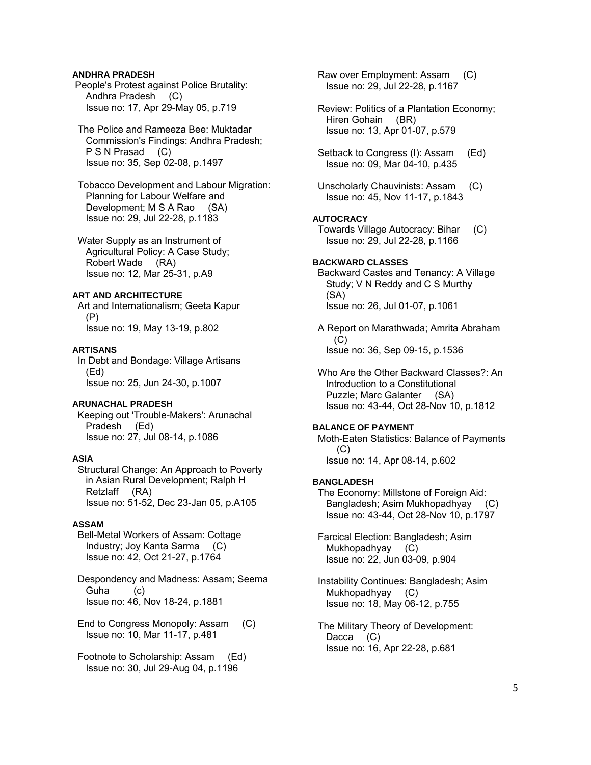**ANDHRA PRADESH**

People's Protest against Police Brutality: Andhra Pradesh (C)
Issue no: 17, Apr 29-May 05, p.719

The Police and Rameeza Bee: Muktadar Commission's Findings: Andhra Pradesh; P S N Prasad (C)
Issue no: 35, Sep 02-08, p.1497

Tobacco Development and Labour Migration: Planning for Labour Welfare and Development; M S A Rao (SA)
Issue no: 29, Jul 22-28, p.1183

Water Supply as an Instrument of Agricultural Policy: A Case Study; Robert Wade (RA)
Issue no: 12, Mar 25-31, p.A9

**ART AND ARCHITECTURE**

Art and Internationalism; Geeta Kapur (P)
Issue no: 19, May 13-19, p.802

**ARTISANS**

In Debt and Bondage: Village Artisans (Ed)
Issue no: 25, Jun 24-30, p.1007

**ARUNACHAL PRADESH**

Keeping out 'Trouble-Makers': Arunachal Pradesh (Ed)
Issue no: 27, Jul 08-14, p.1086

**ASIA**

Structural Change: An Approach to Poverty in Asian Rural Development; Ralph H Retzlaff (RA)
Issue no: 51-52, Dec 23-Jan 05, p.A105

**ASSAM**

Bell-Metal Workers of Assam: Cottage Industry; Joy Kanta Sarma (C)
Issue no: 42, Oct 21-27, p.1764

Despondency and Madness: Assam; Seema Guha (c)
Issue no: 46, Nov 18-24, p.1881

End to Congress Monopoly: Assam (C)
Issue no: 10, Mar 11-17, p.481

Footnote to Scholarship: Assam (Ed)
Issue no: 30, Jul 29-Aug 04, p.1196

Raw over Employment: Assam (C)
Issue no: 29, Jul 22-28, p.1167

Review: Politics of a Plantation Economy; Hiren Gohain (BR)
Issue no: 13, Apr 01-07, p.579

Setback to Congress (I): Assam (Ed)
Issue no: 09, Mar 04-10, p.435

Unscholarly Chauvinists: Assam (C)
Issue no: 45, Nov 11-17, p.1843

**AUTOCRACY**

Towards Village Autocracy: Bihar (C)
Issue no: 29, Jul 22-28, p.1166

**BACKWARD CLASSES**

Backward Castes and Tenancy: A Village Study; V N Reddy and C S Murthy (SA)
Issue no: 26, Jul 01-07, p.1061

A Report on Marathwada; Amrita Abraham (C)
Issue no: 36, Sep 09-15, p.1536

Who Are the Other Backward Classes?: An Introduction to a Constitutional Puzzle; Marc Galanter (SA)
Issue no: 43-44, Oct 28-Nov 10, p.1812

**BALANCE OF PAYMENT**

Moth-Eaten Statistics: Balance of Payments (C)
Issue no: 14, Apr 08-14, p.602

**BANGLADESH**

The Economy: Millstone of Foreign Aid: Bangladesh; Asim Mukhopadhyay (C)
Issue no: 43-44, Oct 28-Nov 10, p.1797

Farcical Election: Bangladesh; Asim Mukhopadhyay (C)
Issue no: 22, Jun 03-09, p.904

Instability Continues: Bangladesh; Asim Mukhopadhyay (C)
Issue no: 18, May 06-12, p.755

The Military Theory of Development: Dacca (C)
Issue no: 16, Apr 22-28, p.681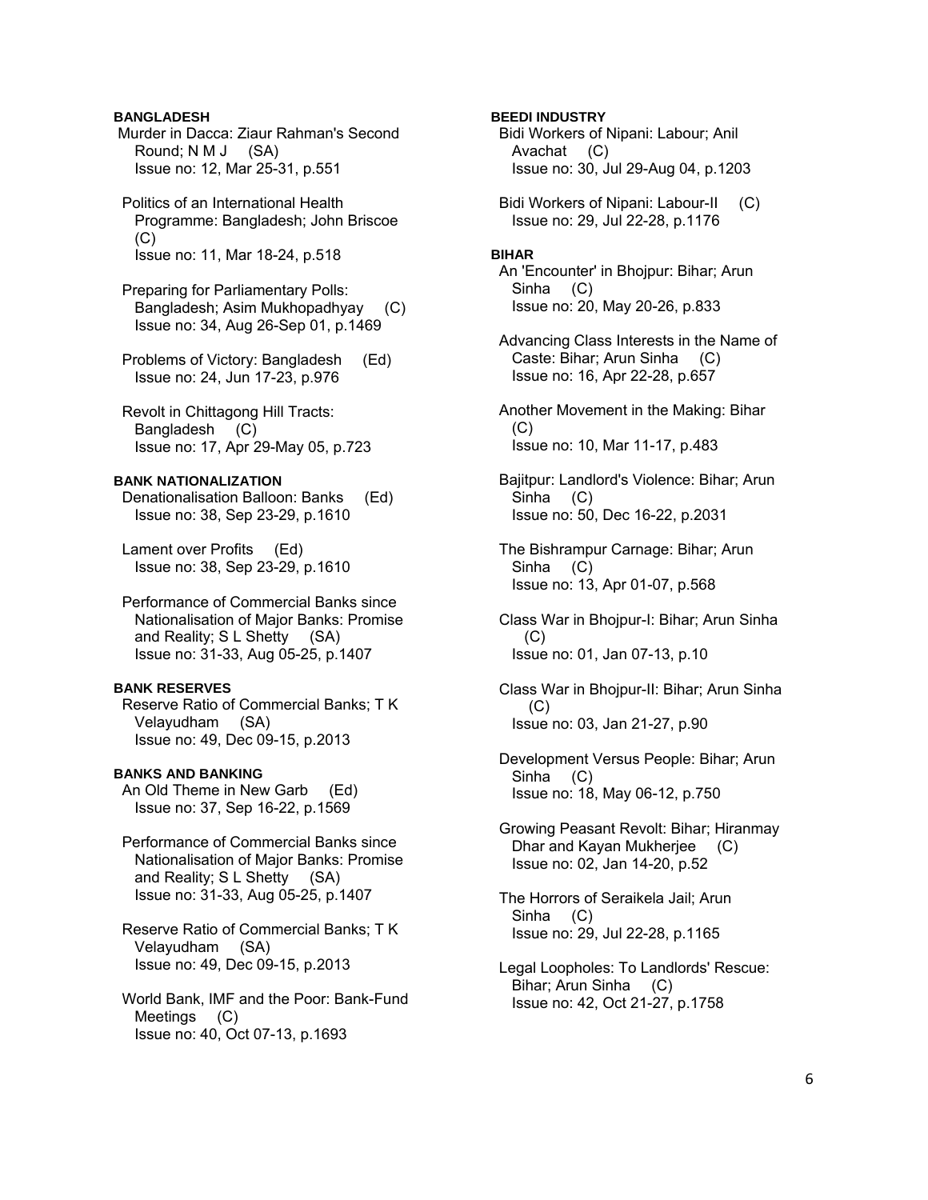**BANGLADESH**

Murder in Dacca: Ziaur Rahman's Second Round; N M J (SA)
Issue no: 12, Mar 25-31, p.551

Politics of an International Health Programme: Bangladesh; John Briscoe (C)
Issue no: 11, Mar 18-24, p.518

Preparing for Parliamentary Polls: Bangladesh; Asim Mukhopadhyay (C)
Issue no: 34, Aug 26-Sep 01, p.1469

Problems of Victory: Bangladesh (Ed)
Issue no: 24, Jun 17-23, p.976

Revolt in Chittagong Hill Tracts: Bangladesh (C)
Issue no: 17, Apr 29-May 05, p.723

**BANK NATIONALIZATION**

Denationalisation Balloon: Banks (Ed)
Issue no: 38, Sep 23-29, p.1610

Lament over Profits (Ed)
Issue no: 38, Sep 23-29, p.1610

Performance of Commercial Banks since Nationalisation of Major Banks: Promise and Reality; S L Shetty (SA)
Issue no: 31-33, Aug 05-25, p.1407

**BANK RESERVES**

Reserve Ratio of Commercial Banks; T K Velayudham (SA)
Issue no: 49, Dec 09-15, p.2013

**BANKS AND BANKING**

An Old Theme in New Garb (Ed)
Issue no: 37, Sep 16-22, p.1569

Performance of Commercial Banks since Nationalisation of Major Banks: Promise and Reality; S L Shetty (SA)
Issue no: 31-33, Aug 05-25, p.1407

Reserve Ratio of Commercial Banks; T K Velayudham (SA)
Issue no: 49, Dec 09-15, p.2013

World Bank, IMF and the Poor: Bank-Fund Meetings (C)
Issue no: 40, Oct 07-13, p.1693

**BEEDI INDUSTRY**

Bidi Workers of Nipani: Labour; Anil Avachat (C)
Issue no: 30, Jul 29-Aug 04, p.1203

Bidi Workers of Nipani: Labour-II (C)
Issue no: 29, Jul 22-28, p.1176

**BIHAR**

An 'Encounter' in Bhojpur: Bihar; Arun Sinha (C)
Issue no: 20, May 20-26, p.833

Advancing Class Interests in the Name of Caste: Bihar; Arun Sinha (C)
Issue no: 16, Apr 22-28, p.657

Another Movement in the Making: Bihar (C)
Issue no: 10, Mar 11-17, p.483

Bajitpur: Landlord's Violence: Bihar; Arun Sinha (C)
Issue no: 50, Dec 16-22, p.2031

The Bishrampur Carnage: Bihar; Arun Sinha (C)
Issue no: 13, Apr 01-07, p.568

Class War in Bhojpur-I: Bihar; Arun Sinha (C)
Issue no: 01, Jan 07-13, p.10

Class War in Bhojpur-II: Bihar; Arun Sinha (C)
Issue no: 03, Jan 21-27, p.90

Development Versus People: Bihar; Arun Sinha (C)
Issue no: 18, May 06-12, p.750

Growing Peasant Revolt: Bihar; Hiranmay Dhar and Kayan Mukherjee (C)
Issue no: 02, Jan 14-20, p.52

The Horrors of Seraikela Jail; Arun Sinha (C)
Issue no: 29, Jul 22-28, p.1165

Legal Loopholes: To Landlords' Rescue: Bihar; Arun Sinha (C)
Issue no: 42, Oct 21-27, p.1758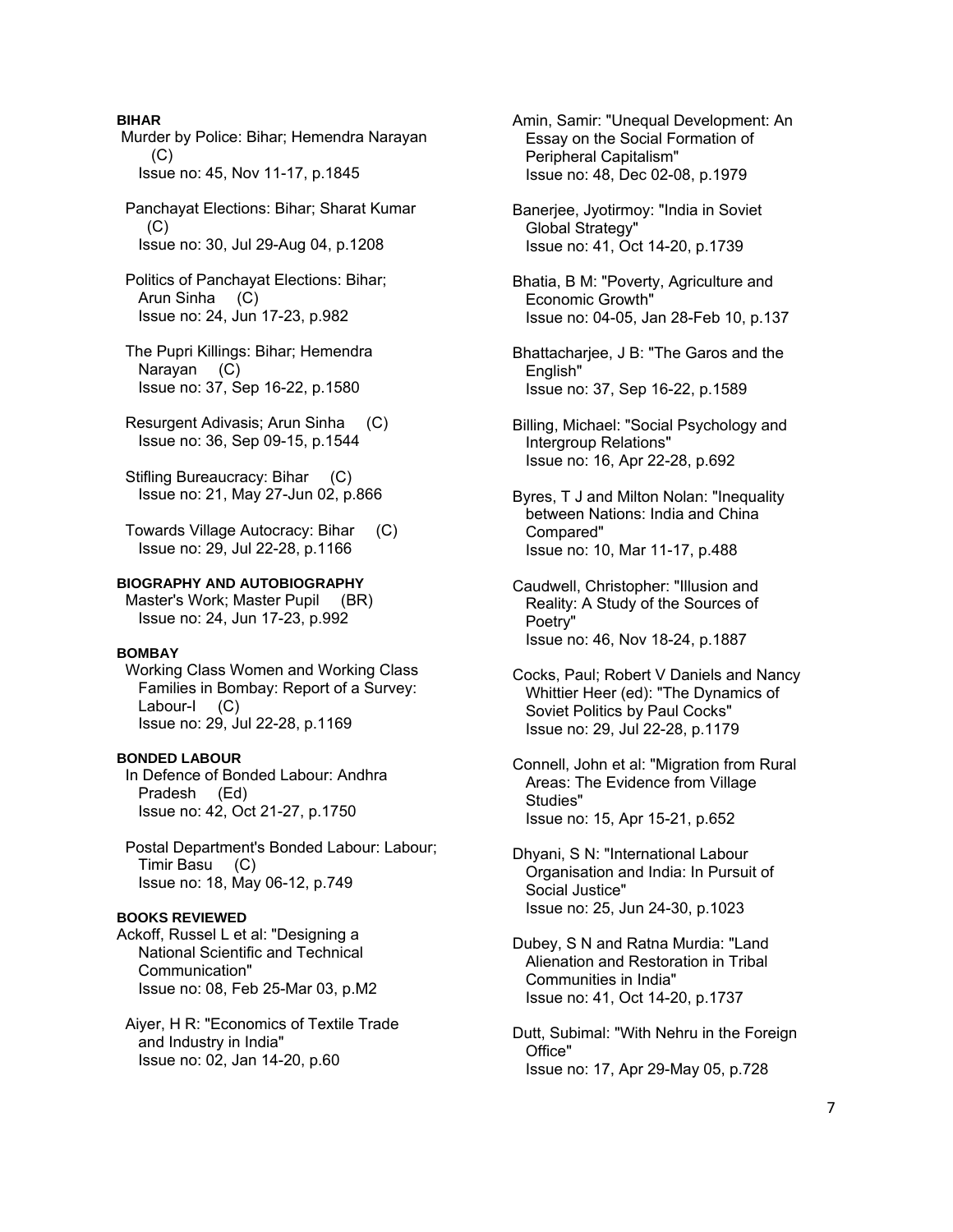**BIHAR**

Murder by Police: Bihar; Hemendra Narayan (C)
Issue no: 45, Nov 11-17, p.1845

Panchayat Elections: Bihar; Sharat Kumar (C)
Issue no: 30, Jul 29-Aug 04, p.1208

Politics of Panchayat Elections: Bihar; Arun Sinha (C)
Issue no: 24, Jun 17-23, p.982

The Pupri Killings: Bihar; Hemendra Narayan (C)
Issue no: 37, Sep 16-22, p.1580

Resurgent Adivasis; Arun Sinha (C)
Issue no: 36, Sep 09-15, p.1544

Stifling Bureaucracy: Bihar (C)
Issue no: 21, May 27-Jun 02, p.866

Towards Village Autocracy: Bihar (C)
Issue no: 29, Jul 22-28, p.1166

**BIOGRAPHY AND AUTOBIOGRAPHY**

Master's Work; Master Pupil (BR)
Issue no: 24, Jun 17-23, p.992

**BOMBAY**

Working Class Women and Working Class Families in Bombay: Report of a Survey: Labour-I (C)
Issue no: 29, Jul 22-28, p.1169

**BONDED LABOUR**

In Defence of Bonded Labour: Andhra Pradesh (Ed)
Issue no: 42, Oct 21-27, p.1750

Postal Department's Bonded Labour: Labour; Timir Basu (C)
Issue no: 18, May 06-12, p.749

**BOOKS REVIEWED**

Ackoff, Russel L et al: "Designing a National Scientific and Technical Communication"
Issue no: 08, Feb 25-Mar 03, p.M2

Aiyer, H R: "Economics of Textile Trade and Industry in India"
Issue no: 02, Jan 14-20, p.60

Amin, Samir: "Unequal Development: An Essay on the Social Formation of Peripheral Capitalism"
Issue no: 48, Dec 02-08, p.1979

Banerjee, Jyotirmoy: "India in Soviet Global Strategy"
Issue no: 41, Oct 14-20, p.1739

Bhatia, B M: "Poverty, Agriculture and Economic Growth"
Issue no: 04-05, Jan 28-Feb 10, p.137

Bhattacharjee, J B: "The Garos and the English"
Issue no: 37, Sep 16-22, p.1589

Billing, Michael: "Social Psychology and Intergroup Relations"
Issue no: 16, Apr 22-28, p.692

Byres, T J and Milton Nolan: "Inequality between Nations: India and China Compared"
Issue no: 10, Mar 11-17, p.488

Caudwell, Christopher: "Illusion and Reality: A Study of the Sources of Poetry"
Issue no: 46, Nov 18-24, p.1887

Cocks, Paul; Robert V Daniels and Nancy Whittier Heer (ed): "The Dynamics of Soviet Politics by Paul Cocks"
Issue no: 29, Jul 22-28, p.1179

Connell, John et al: "Migration from Rural Areas: The Evidence from Village Studies"
Issue no: 15, Apr 15-21, p.652

Dhyani, S N: "International Labour Organisation and India: In Pursuit of Social Justice"
Issue no: 25, Jun 24-30, p.1023

Dubey, S N and Ratna Murdia: "Land Alienation and Restoration in Tribal Communities in India"
Issue no: 41, Oct 14-20, p.1737

Dutt, Subimal: "With Nehru in the Foreign Office"
Issue no: 17, Apr 29-May 05, p.728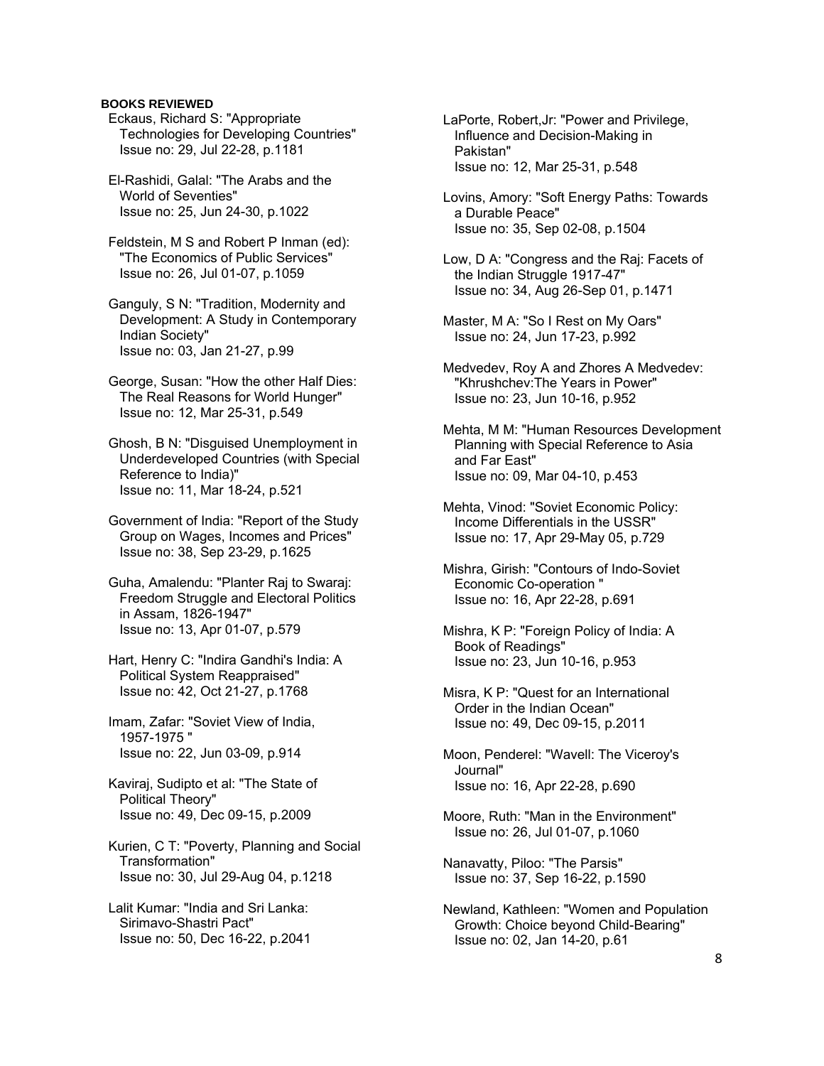**BOOKS REVIEWED**

Eckaus, Richard S: "Appropriate Technologies for Developing Countries"
Issue no: 29, Jul 22-28, p.1181

El-Rashidi, Galal: "The Arabs and the World of Seventies"
Issue no: 25, Jun 24-30, p.1022

Feldstein, M S and Robert P Inman (ed): "The Economics of Public Services"
Issue no: 26, Jul 01-07, p.1059

Ganguly, S N: "Tradition, Modernity and Development: A Study in Contemporary Indian Society"
Issue no: 03, Jan 21-27, p.99

George, Susan: "How the other Half Dies: The Real Reasons for World Hunger"
Issue no: 12, Mar 25-31, p.549

Ghosh, B N: "Disguised Unemployment in Underdeveloped Countries (with Special Reference to India)"
Issue no: 11, Mar 18-24, p.521

Government of India: "Report of the Study Group on Wages, Incomes and Prices"
Issue no: 38, Sep 23-29, p.1625

Guha, Amalendu: "Planter Raj to Swaraj: Freedom Struggle and Electoral Politics in Assam, 1826-1947"
Issue no: 13, Apr 01-07, p.579

Hart, Henry C: "Indira Gandhi's India: A Political System Reappraised"
Issue no: 42, Oct 21-27, p.1768

Imam, Zafar: "Soviet View of India, 1957-1975 "
Issue no: 22, Jun 03-09, p.914

Kaviraj, Sudipto et al: "The State of Political Theory"
Issue no: 49, Dec 09-15, p.2009

Kurien, C T: "Poverty, Planning and Social Transformation"
Issue no: 30, Jul 29-Aug 04, p.1218

Lalit Kumar: "India and Sri Lanka: Sirimavo-Shastri Pact"
Issue no: 50, Dec 16-22, p.2041

LaPorte, Robert,Jr: "Power and Privilege, Influence and Decision-Making in Pakistan"
Issue no: 12, Mar 25-31, p.548

Lovins, Amory: "Soft Energy Paths: Towards a Durable Peace"
Issue no: 35, Sep 02-08, p.1504

Low, D A: "Congress and the Raj: Facets of the Indian Struggle 1917-47"
Issue no: 34, Aug 26-Sep 01, p.1471

Master, M A: "So I Rest on My Oars"
Issue no: 24, Jun 17-23, p.992

Medvedev, Roy A and Zhores A Medvedev: "Khrushchev:The Years in Power"
Issue no: 23, Jun 10-16, p.952

Mehta, M M: "Human Resources Development Planning with Special Reference to Asia and Far East"
Issue no: 09, Mar 04-10, p.453

Mehta, Vinod: "Soviet Economic Policy: Income Differentials in the USSR"
Issue no: 17, Apr 29-May 05, p.729

Mishra, Girish: "Contours of Indo-Soviet Economic Co-operation "
Issue no: 16, Apr 22-28, p.691

Mishra, K P: "Foreign Policy of India: A Book of Readings"
Issue no: 23, Jun 10-16, p.953

Misra, K P: "Quest for an International Order in the Indian Ocean"
Issue no: 49, Dec 09-15, p.2011

Moon, Penderel: "Wavell: The Viceroy's Journal"
Issue no: 16, Apr 22-28, p.690

Moore, Ruth: "Man in the Environment"
Issue no: 26, Jul 01-07, p.1060

Nanavatty, Piloo: "The Parsis"
Issue no: 37, Sep 16-22, p.1590

Newland, Kathleen: "Women and Population Growth: Choice beyond Child-Bearing"
Issue no: 02, Jan 14-20, p.61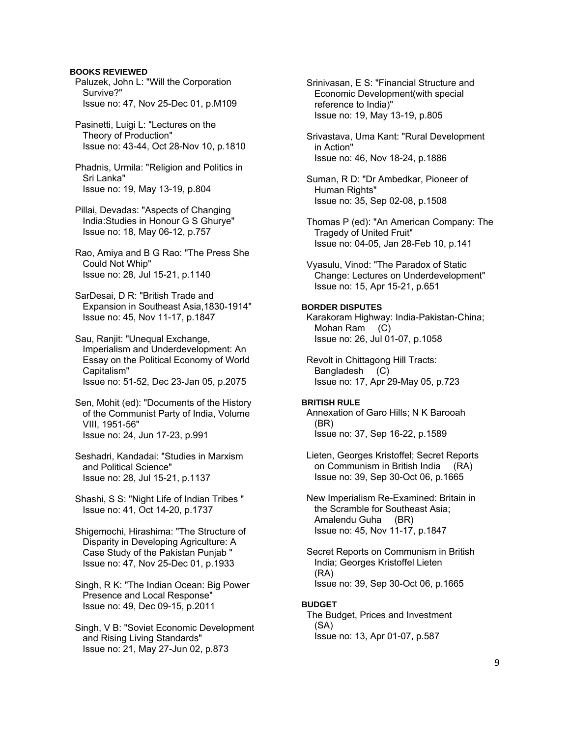**BOOKS REVIEWED**

Paluzek, John L: "Will the Corporation Survive?"
Issue no: 47, Nov 25-Dec 01, p.M109

Pasinetti, Luigi L: "Lectures on the Theory of Production"
Issue no: 43-44, Oct 28-Nov 10, p.1810

Phadnis, Urmila: "Religion and Politics in Sri Lanka"
Issue no: 19, May 13-19, p.804

Pillai, Devadas: "Aspects of Changing India:Studies in Honour G S Ghurye"
Issue no: 18, May 06-12, p.757

Rao, Amiya and B G Rao: "The Press She Could Not Whip"
Issue no: 28, Jul 15-21, p.1140

SarDesai, D R: "British Trade and Expansion in Southeast Asia,1830-1914"
Issue no: 45, Nov 11-17, p.1847

Sau, Ranjit: "Unequal Exchange, Imperialism and Underdevelopment: An Essay on the Political Economy of World Capitalism"
Issue no: 51-52, Dec 23-Jan 05, p.2075

Sen, Mohit (ed): "Documents of the History of the Communist Party of India, Volume VIII, 1951-56"
Issue no: 24, Jun 17-23, p.991

Seshadri, Kandadai: "Studies in Marxism and Political Science"
Issue no: 28, Jul 15-21, p.1137

Shashi, S S: "Night Life of Indian Tribes "
Issue no: 41, Oct 14-20, p.1737

Shigemochi, Hirashima: "The Structure of Disparity in Developing Agriculture: A Case Study of the Pakistan Punjab "
Issue no: 47, Nov 25-Dec 01, p.1933

Singh, R K: "The Indian Ocean: Big Power Presence and Local Response"
Issue no: 49, Dec 09-15, p.2011

Singh, V B: "Soviet Economic Development and Rising Living Standards"
Issue no: 21, May 27-Jun 02, p.873

Srinivasan, E S: "Financial Structure and Economic Development(with special reference to India)"
Issue no: 19, May 13-19, p.805

Srivastava, Uma Kant: "Rural Development in Action"
Issue no: 46, Nov 18-24, p.1886

Suman, R D: "Dr Ambedkar, Pioneer of Human Rights"
Issue no: 35, Sep 02-08, p.1508

Thomas P (ed): "An American Company: The Tragedy of United Fruit"
Issue no: 04-05, Jan 28-Feb 10, p.141

Vyasulu, Vinod: "The Paradox of Static Change: Lectures on Underdevelopment"
Issue no: 15, Apr 15-21, p.651

**BORDER DISPUTES**

Karakoram Highway: India-Pakistan-China; Mohan Ram (C)
Issue no: 26, Jul 01-07, p.1058

Revolt in Chittagong Hill Tracts: Bangladesh (C)
Issue no: 17, Apr 29-May 05, p.723

**BRITISH RULE**

Annexation of Garo Hills; N K Barooah (BR)
Issue no: 37, Sep 16-22, p.1589

Lieten, Georges Kristoffel; Secret Reports on Communism in British India (RA)
Issue no: 39, Sep 30-Oct 06, p.1665

New Imperialism Re-Examined: Britain in the Scramble for Southeast Asia; Amalendu Guha (BR)
Issue no: 45, Nov 11-17, p.1847

Secret Reports on Communism in British India; Georges Kristoffel Lieten (RA)
Issue no: 39, Sep 30-Oct 06, p.1665

**BUDGET**

The Budget, Prices and Investment (SA)
Issue no: 13, Apr 01-07, p.587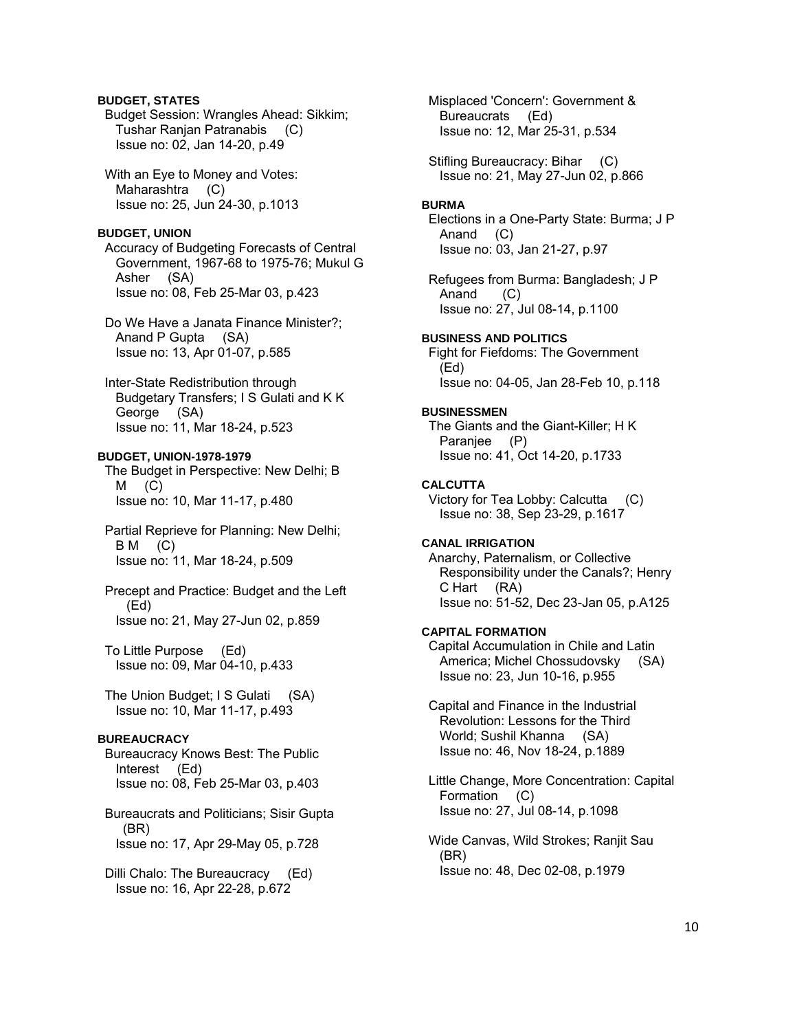**BUDGET, STATES**

Budget Session: Wrangles Ahead: Sikkim; Tushar Ranjan Patranabis (C)
Issue no: 02, Jan 14-20, p.49

With an Eye to Money and Votes: Maharashtra (C)
Issue no: 25, Jun 24-30, p.1013

**BUDGET, UNION**

Accuracy of Budgeting Forecasts of Central Government, 1967-68 to 1975-76; Mukul G Asher (SA)
Issue no: 08, Feb 25-Mar 03, p.423

Do We Have a Janata Finance Minister?; Anand P Gupta (SA)
Issue no: 13, Apr 01-07, p.585

Inter-State Redistribution through Budgetary Transfers; I S Gulati and K K George (SA)
Issue no: 11, Mar 18-24, p.523

**BUDGET, UNION-1978-1979**

The Budget in Perspective: New Delhi; B M (C)
Issue no: 10, Mar 11-17, p.480

Partial Reprieve for Planning: New Delhi; B M (C)
Issue no: 11, Mar 18-24, p.509

Precept and Practice: Budget and the Left (Ed)
Issue no: 21, May 27-Jun 02, p.859

To Little Purpose (Ed)
Issue no: 09, Mar 04-10, p.433

The Union Budget; I S Gulati (SA)
Issue no: 10, Mar 11-17, p.493

**BUREAUCRACY**

Bureaucracy Knows Best: The Public Interest (Ed)
Issue no: 08, Feb 25-Mar 03, p.403

Bureaucrats and Politicians; Sisir Gupta (BR)
Issue no: 17, Apr 29-May 05, p.728

Dilli Chalo: The Bureaucracy (Ed)
Issue no: 16, Apr 22-28, p.672

Misplaced 'Concern': Government & Bureaucrats (Ed)
Issue no: 12, Mar 25-31, p.534

Stifling Bureaucracy: Bihar (C)
Issue no: 21, May 27-Jun 02, p.866

**BURMA**

Elections in a One-Party State: Burma; J P Anand (C)
Issue no: 03, Jan 21-27, p.97

Refugees from Burma: Bangladesh; J P Anand (C)
Issue no: 27, Jul 08-14, p.1100

**BUSINESS AND POLITICS**

Fight for Fiefdoms: The Government (Ed)
Issue no: 04-05, Jan 28-Feb 10, p.118

**BUSINESSMEN**

The Giants and the Giant-Killer; H K Paranjee (P)
Issue no: 41, Oct 14-20, p.1733

**CALCUTTA**

Victory for Tea Lobby: Calcutta (C)
Issue no: 38, Sep 23-29, p.1617

**CANAL IRRIGATION**

Anarchy, Paternalism, or Collective Responsibility under the Canals?; Henry C Hart (RA)
Issue no: 51-52, Dec 23-Jan 05, p.A125

**CAPITAL FORMATION**

Capital Accumulation in Chile and Latin America; Michel Chossudovsky (SA)
Issue no: 23, Jun 10-16, p.955

Capital and Finance in the Industrial Revolution: Lessons for the Third World; Sushil Khanna (SA)
Issue no: 46, Nov 18-24, p.1889

Little Change, More Concentration: Capital Formation (C)
Issue no: 27, Jul 08-14, p.1098

Wide Canvas, Wild Strokes; Ranjit Sau (BR)
Issue no: 48, Dec 02-08, p.1979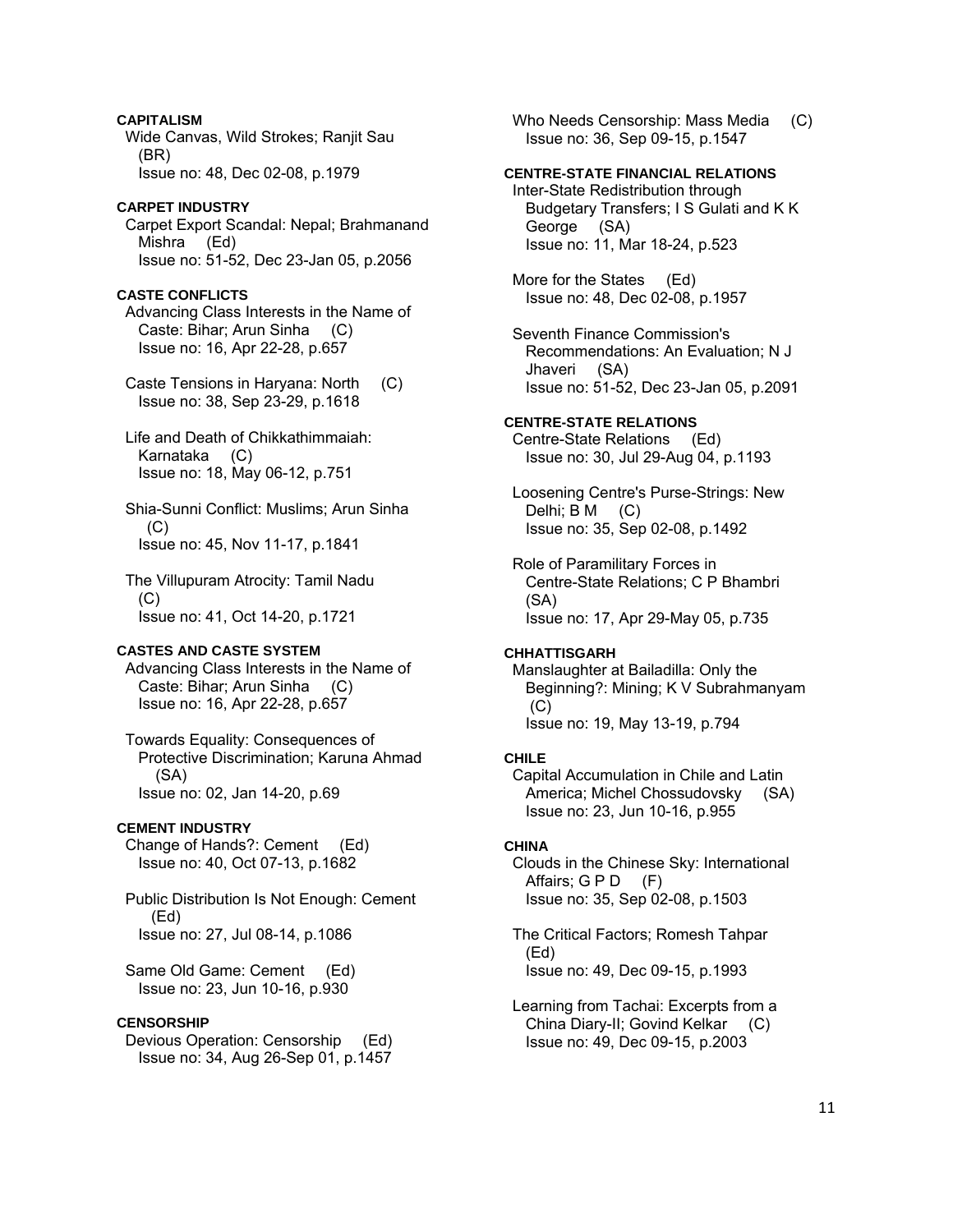**CAPITALISM**

Wide Canvas, Wild Strokes; Ranjit Sau (BR)
Issue no: 48, Dec 02-08, p.1979

**CARPET INDUSTRY**

Carpet Export Scandal: Nepal; Brahmanand Mishra (Ed)
Issue no: 51-52, Dec 23-Jan 05, p.2056

**CASTE CONFLICTS**

Advancing Class Interests in the Name of Caste: Bihar; Arun Sinha (C)
Issue no: 16, Apr 22-28, p.657

Caste Tensions in Haryana: North (C)
Issue no: 38, Sep 23-29, p.1618

Life and Death of Chikkathimmaiah: Karnataka (C)
Issue no: 18, May 06-12, p.751

Shia-Sunni Conflict: Muslims; Arun Sinha (C)
Issue no: 45, Nov 11-17, p.1841

The Villupuram Atrocity: Tamil Nadu (C)
Issue no: 41, Oct 14-20, p.1721

**CASTES AND CASTE SYSTEM**

Advancing Class Interests in the Name of Caste: Bihar; Arun Sinha (C)
Issue no: 16, Apr 22-28, p.657

Towards Equality: Consequences of Protective Discrimination; Karuna Ahmad (SA)
Issue no: 02, Jan 14-20, p.69

**CEMENT INDUSTRY**

Change of Hands?: Cement (Ed)
Issue no: 40, Oct 07-13, p.1682

Public Distribution Is Not Enough: Cement (Ed)
Issue no: 27, Jul 08-14, p.1086

Same Old Game: Cement (Ed)
Issue no: 23, Jun 10-16, p.930

**CENSORSHIP**

Devious Operation: Censorship (Ed)
Issue no: 34, Aug 26-Sep 01, p.1457

Who Needs Censorship: Mass Media (C)
Issue no: 36, Sep 09-15, p.1547

**CENTRE-STATE FINANCIAL RELATIONS**

Inter-State Redistribution through Budgetary Transfers; I S Gulati and K K George (SA)
Issue no: 11, Mar 18-24, p.523

More for the States (Ed)
Issue no: 48, Dec 02-08, p.1957

Seventh Finance Commission's Recommendations: An Evaluation; N J Jhaveri (SA)
Issue no: 51-52, Dec 23-Jan 05, p.2091

**CENTRE-STATE RELATIONS**

Centre-State Relations (Ed)
Issue no: 30, Jul 29-Aug 04, p.1193

Loosening Centre's Purse-Strings: New Delhi; B M (C)
Issue no: 35, Sep 02-08, p.1492

Role of Paramilitary Forces in Centre-State Relations; C P Bhambri (SA)
Issue no: 17, Apr 29-May 05, p.735

**CHHATTISGARH**

Manslaughter at Bailadilla: Only the Beginning?: Mining; K V Subrahmanyam (C)
Issue no: 19, May 13-19, p.794

**CHILE**

Capital Accumulation in Chile and Latin America; Michel Chossudovsky (SA)
Issue no: 23, Jun 10-16, p.955

**CHINA**

Clouds in the Chinese Sky: International Affairs; G P D (F)
Issue no: 35, Sep 02-08, p.1503

The Critical Factors; Romesh Tahpar (Ed)
Issue no: 49, Dec 09-15, p.1993

Learning from Tachai: Excerpts from a China Diary-II; Govind Kelkar (C)
Issue no: 49, Dec 09-15, p.2003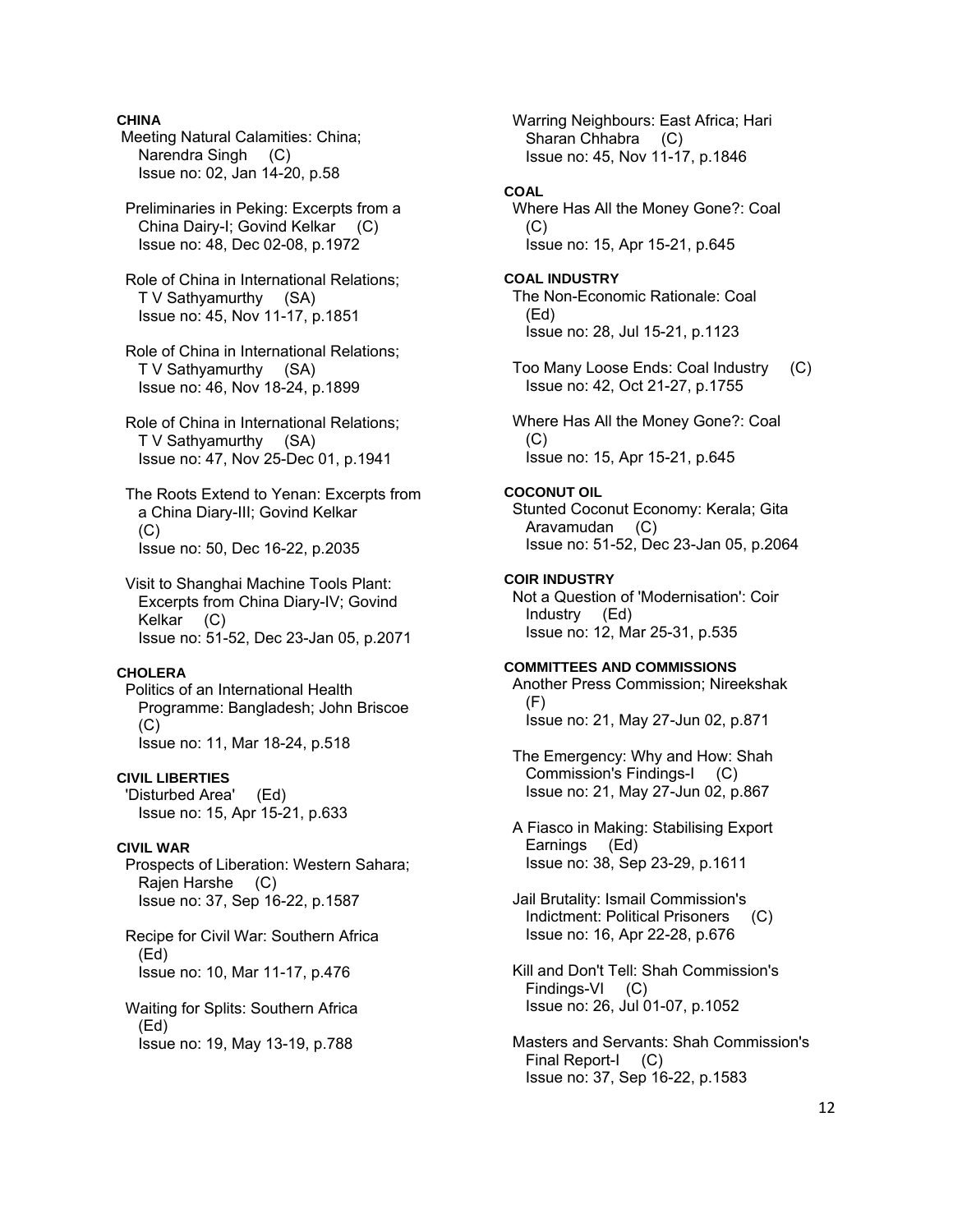**CHINA**

Meeting Natural Calamities: China; Narendra Singh (C)
Issue no: 02, Jan 14-20, p.58

Preliminaries in Peking: Excerpts from a China Dairy-I; Govind Kelkar (C)
Issue no: 48, Dec 02-08, p.1972

Role of China in International Relations; T V Sathyamurthy (SA)
Issue no: 45, Nov 11-17, p.1851

Role of China in International Relations; T V Sathyamurthy (SA)
Issue no: 46, Nov 18-24, p.1899

Role of China in International Relations; T V Sathyamurthy (SA)
Issue no: 47, Nov 25-Dec 01, p.1941

The Roots Extend to Yenan: Excerpts from a China Diary-III; Govind Kelkar (C)
Issue no: 50, Dec 16-22, p.2035

Visit to Shanghai Machine Tools Plant: Excerpts from China Diary-IV; Govind Kelkar (C)
Issue no: 51-52, Dec 23-Jan 05, p.2071

**CHOLERA**

Politics of an International Health Programme: Bangladesh; John Briscoe (C)
Issue no: 11, Mar 18-24, p.518

**CIVIL LIBERTIES**

'Disturbed Area' (Ed)
Issue no: 15, Apr 15-21, p.633

**CIVIL WAR**

Prospects of Liberation: Western Sahara; Rajen Harshe (C)
Issue no: 37, Sep 16-22, p.1587

Recipe for Civil War: Southern Africa (Ed)
Issue no: 10, Mar 11-17, p.476

Waiting for Splits: Southern Africa (Ed)
Issue no: 19, May 13-19, p.788

Warring Neighbours: East Africa; Hari Sharan Chhabra (C)
Issue no: 45, Nov 11-17, p.1846

**COAL**

Where Has All the Money Gone?: Coal (C)
Issue no: 15, Apr 15-21, p.645

**COAL INDUSTRY**

The Non-Economic Rationale: Coal (Ed)
Issue no: 28, Jul 15-21, p.1123

Too Many Loose Ends: Coal Industry (C)
Issue no: 42, Oct 21-27, p.1755

Where Has All the Money Gone?: Coal (C)
Issue no: 15, Apr 15-21, p.645

**COCONUT OIL**

Stunted Coconut Economy: Kerala; Gita Aravamudan (C)
Issue no: 51-52, Dec 23-Jan 05, p.2064

**COIR INDUSTRY**

Not a Question of 'Modernisation': Coir Industry (Ed)
Issue no: 12, Mar 25-31, p.535

**COMMITTEES AND COMMISSIONS**

Another Press Commission; Nireekshak (F)
Issue no: 21, May 27-Jun 02, p.871

The Emergency: Why and How: Shah Commission's Findings-I (C)
Issue no: 21, May 27-Jun 02, p.867

A Fiasco in Making: Stabilising Export Earnings (Ed)
Issue no: 38, Sep 23-29, p.1611

Jail Brutality: Ismail Commission's Indictment: Political Prisoners (C)
Issue no: 16, Apr 22-28, p.676

Kill and Don't Tell: Shah Commission's Findings-VI (C)
Issue no: 26, Jul 01-07, p.1052

Masters and Servants: Shah Commission's Final Report-I (C)
Issue no: 37, Sep 16-22, p.1583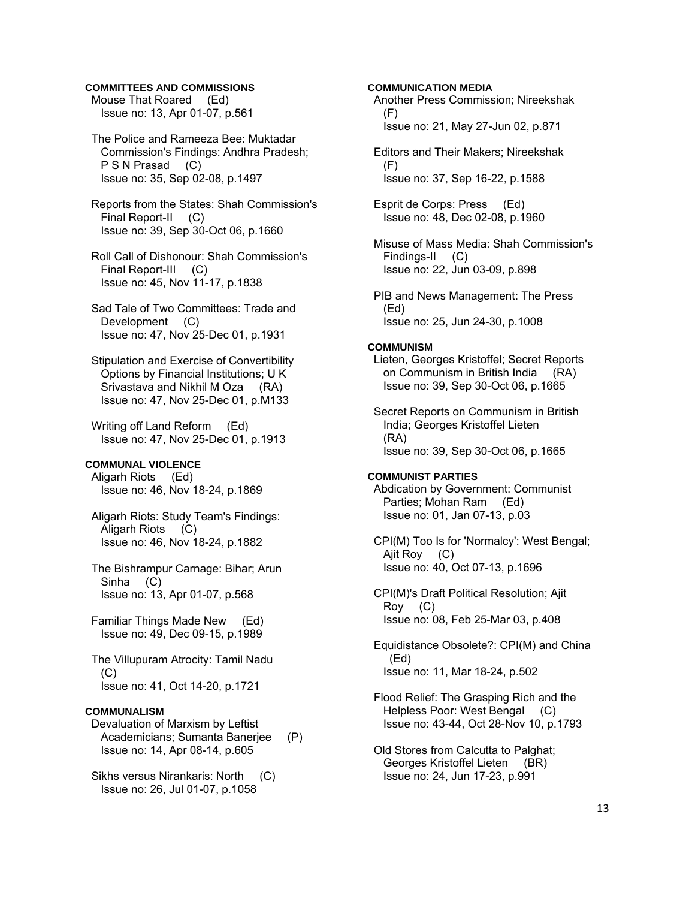### COMMITTEES AND COMMISSIONS

Mouse That Roared (Ed)
Issue no: 13, Apr 01-07, p.561

The Police and Rameeza Bee: Muktadar Commission's Findings: Andhra Pradesh; P S N Prasad (C)
Issue no: 35, Sep 02-08, p.1497

Reports from the States: Shah Commission's Final Report-II (C)
Issue no: 39, Sep 30-Oct 06, p.1660

Roll Call of Dishonour: Shah Commission's Final Report-III (C)
Issue no: 45, Nov 11-17, p.1838

Sad Tale of Two Committees: Trade and Development (C)
Issue no: 47, Nov 25-Dec 01, p.1931

Stipulation and Exercise of Convertibility Options by Financial Institutions; U K Srivastava and Nikhil M Oza (RA)
Issue no: 47, Nov 25-Dec 01, p.M133

Writing off Land Reform (Ed)
Issue no: 47, Nov 25-Dec 01, p.1913

### COMMUNAL VIOLENCE

Aligarh Riots (Ed)
Issue no: 46, Nov 18-24, p.1869

Aligarh Riots: Study Team's Findings: Aligarh Riots (C)
Issue no: 46, Nov 18-24, p.1882

The Bishrampur Carnage: Bihar; Arun Sinha (C)
Issue no: 13, Apr 01-07, p.568

Familiar Things Made New (Ed)
Issue no: 49, Dec 09-15, p.1989

The Villupuram Atrocity: Tamil Nadu (C)
Issue no: 41, Oct 14-20, p.1721

### COMMUNALISM

Devaluation of Marxism by Leftist Academicians; Sumanta Banerjee (P)
Issue no: 14, Apr 08-14, p.605

Sikhs versus Nirankaris: North (C)
Issue no: 26, Jul 01-07, p.1058

### COMMUNICATION MEDIA

Another Press Commission; Nireekshak (F)
Issue no: 21, May 27-Jun 02, p.871

Editors and Their Makers; Nireekshak (F)
Issue no: 37, Sep 16-22, p.1588

Esprit de Corps: Press (Ed)
Issue no: 48, Dec 02-08, p.1960

Misuse of Mass Media: Shah Commission's Findings-II (C)
Issue no: 22, Jun 03-09, p.898

PIB and News Management: The Press (Ed)
Issue no: 25, Jun 24-30, p.1008

### COMMUNISM

Lieten, Georges Kristoffel; Secret Reports on Communism in British India (RA)
Issue no: 39, Sep 30-Oct 06, p.1665

Secret Reports on Communism in British India; Georges Kristoffel Lieten (RA)
Issue no: 39, Sep 30-Oct 06, p.1665

### COMMUNIST PARTIES

Abdication by Government: Communist Parties; Mohan Ram (Ed)
Issue no: 01, Jan 07-13, p.03

CPI(M) Too Is for 'Normalcy': West Bengal; Ajit Roy (C)
Issue no: 40, Oct 07-13, p.1696

CPI(M)'s Draft Political Resolution; Ajit Roy (C)
Issue no: 08, Feb 25-Mar 03, p.408

Equidistance Obsolete?: CPI(M) and China (Ed)
Issue no: 11, Mar 18-24, p.502

Flood Relief: The Grasping Rich and the Helpless Poor: West Bengal (C)
Issue no: 43-44, Oct 28-Nov 10, p.1793

Old Stores from Calcutta to Palghat; Georges Kristoffel Lieten (BR)
Issue no: 24, Jun 17-23, p.991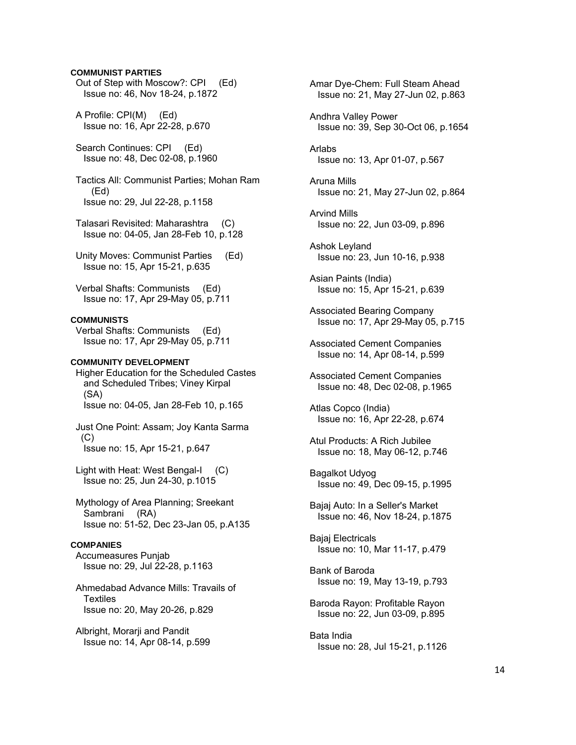**COMMUNIST PARTIES**

Out of Step with Moscow?: CPI (Ed)
Issue no: 46, Nov 18-24, p.1872

A Profile: CPI(M) (Ed)
Issue no: 16, Apr 22-28, p.670

Search Continues: CPI (Ed)
Issue no: 48, Dec 02-08, p.1960

Tactics All: Communist Parties; Mohan Ram (Ed)
Issue no: 29, Jul 22-28, p.1158

Talasari Revisited: Maharashtra (C)
Issue no: 04-05, Jan 28-Feb 10, p.128

Unity Moves: Communist Parties (Ed)
Issue no: 15, Apr 15-21, p.635

Verbal Shafts: Communists (Ed)
Issue no: 17, Apr 29-May 05, p.711

**COMMUNISTS**

Verbal Shafts: Communists (Ed)
Issue no: 17, Apr 29-May 05, p.711

**COMMUNITY DEVELOPMENT**

Higher Education for the Scheduled Castes and Scheduled Tribes; Viney Kirpal (SA)
Issue no: 04-05, Jan 28-Feb 10, p.165

Just One Point: Assam; Joy Kanta Sarma (C)
Issue no: 15, Apr 15-21, p.647

Light with Heat: West Bengal-I (C)
Issue no: 25, Jun 24-30, p.1015

Mythology of Area Planning; Sreekant Sambrani (RA)
Issue no: 51-52, Dec 23-Jan 05, p.A135

**COMPANIES**

Accumeasures Punjab
Issue no: 29, Jul 22-28, p.1163

Ahmedabad Advance Mills: Travails of Textiles
Issue no: 20, May 20-26, p.829

Albright, Morarji and Pandit
Issue no: 14, Apr 08-14, p.599

Amar Dye-Chem: Full Steam Ahead
Issue no: 21, May 27-Jun 02, p.863

Andhra Valley Power
Issue no: 39, Sep 30-Oct 06, p.1654

Arlabs
Issue no: 13, Apr 01-07, p.567

Aruna Mills
Issue no: 21, May 27-Jun 02, p.864

Arvind Mills
Issue no: 22, Jun 03-09, p.896

Ashok Leyland
Issue no: 23, Jun 10-16, p.938

Asian Paints (India)
Issue no: 15, Apr 15-21, p.639

Associated Bearing Company
Issue no: 17, Apr 29-May 05, p.715

Associated Cement Companies
Issue no: 14, Apr 08-14, p.599

Associated Cement Companies
Issue no: 48, Dec 02-08, p.1965

Atlas Copco (India)
Issue no: 16, Apr 22-28, p.674

Atul Products: A Rich Jubilee
Issue no: 18, May 06-12, p.746

Bagalkot Udyog
Issue no: 49, Dec 09-15, p.1995

Bajaj Auto: In a Seller's Market
Issue no: 46, Nov 18-24, p.1875

Bajaj Electricals
Issue no: 10, Mar 11-17, p.479

Bank of Baroda
Issue no: 19, May 13-19, p.793

Baroda Rayon: Profitable Rayon
Issue no: 22, Jun 03-09, p.895

Bata India
Issue no: 28, Jul 15-21, p.1126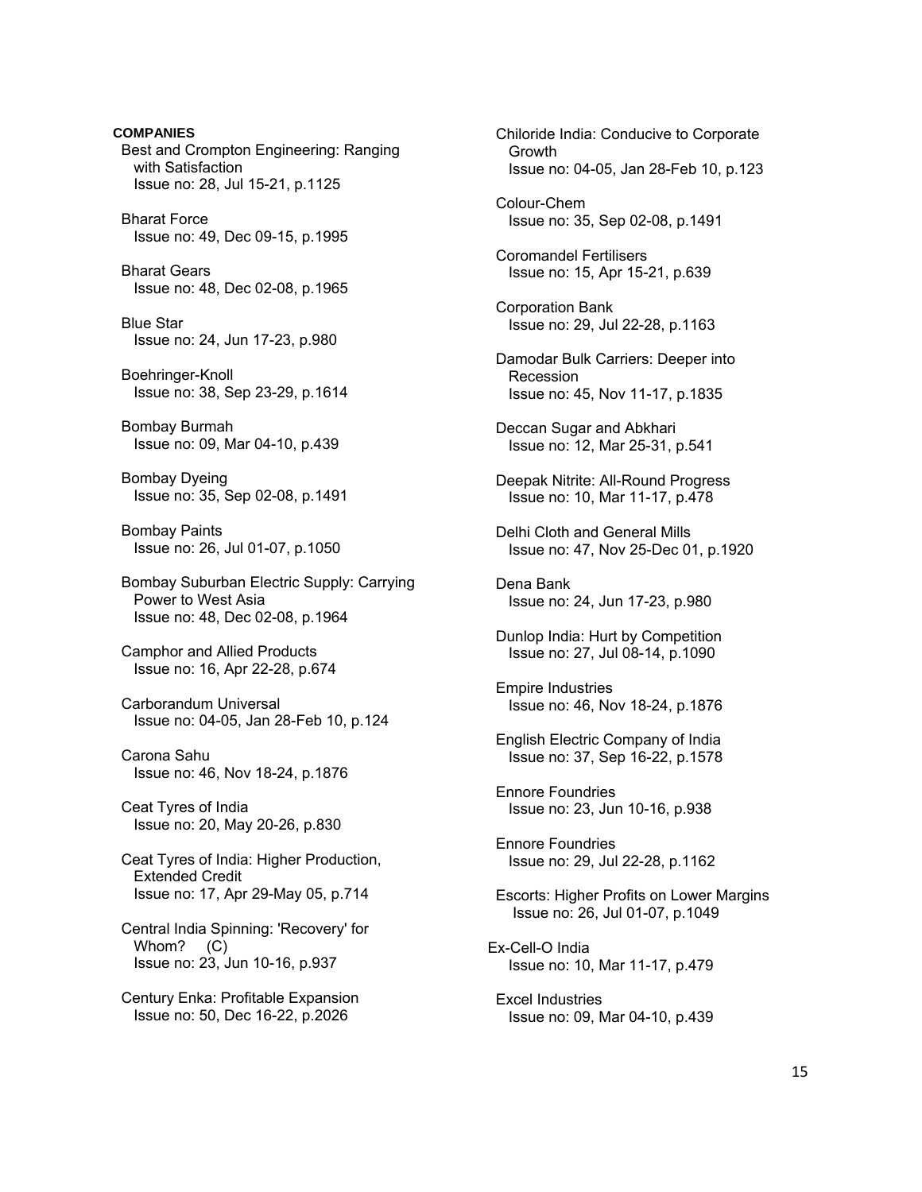**COMPANIES**

Best and Crompton Engineering: Ranging with Satisfaction
Issue no: 28, Jul 15-21, p.1125

Bharat Force
Issue no: 49, Dec 09-15, p.1995

Bharat Gears
Issue no: 48, Dec 02-08, p.1965

Blue Star
Issue no: 24, Jun 17-23, p.980

Boehringer-Knoll
Issue no: 38, Sep 23-29, p.1614

Bombay Burmah
Issue no: 09, Mar 04-10, p.439

Bombay Dyeing
Issue no: 35, Sep 02-08, p.1491

Bombay Paints
Issue no: 26, Jul 01-07, p.1050

Bombay Suburban Electric Supply: Carrying Power to West Asia
Issue no: 48, Dec 02-08, p.1964

Camphor and Allied Products
Issue no: 16, Apr 22-28, p.674

Carborandum Universal
Issue no: 04-05, Jan 28-Feb 10, p.124

Carona Sahu
Issue no: 46, Nov 18-24, p.1876

Ceat Tyres of India
Issue no: 20, May 20-26, p.830

Ceat Tyres of India: Higher Production, Extended Credit
Issue no: 17, Apr 29-May 05, p.714

Central India Spinning: 'Recovery' for Whom? (C)
Issue no: 23, Jun 10-16, p.937

Century Enka: Profitable Expansion
Issue no: 50, Dec 16-22, p.2026

Chiloride India: Conducive to Corporate Growth
Issue no: 04-05, Jan 28-Feb 10, p.123

Colour-Chem
Issue no: 35, Sep 02-08, p.1491

Coromandel Fertilisers
Issue no: 15, Apr 15-21, p.639

Corporation Bank
Issue no: 29, Jul 22-28, p.1163

Damodar Bulk Carriers: Deeper into Recession
Issue no: 45, Nov 11-17, p.1835

Deccan Sugar and Abkhari
Issue no: 12, Mar 25-31, p.541

Deepak Nitrite: All-Round Progress
Issue no: 10, Mar 11-17, p.478

Delhi Cloth and General Mills
Issue no: 47, Nov 25-Dec 01, p.1920

Dena Bank
Issue no: 24, Jun 17-23, p.980

Dunlop India: Hurt by Competition
Issue no: 27, Jul 08-14, p.1090

Empire Industries
Issue no: 46, Nov 18-24, p.1876

English Electric Company of India
Issue no: 37, Sep 16-22, p.1578

Ennore Foundries
Issue no: 23, Jun 10-16, p.938

Ennore Foundries
Issue no: 29, Jul 22-28, p.1162

Escorts: Higher Profits on Lower Margins
Issue no: 26, Jul 01-07, p.1049

Ex-Cell-O India
Issue no: 10, Mar 11-17, p.479

Excel Industries
Issue no: 09, Mar 04-10, p.439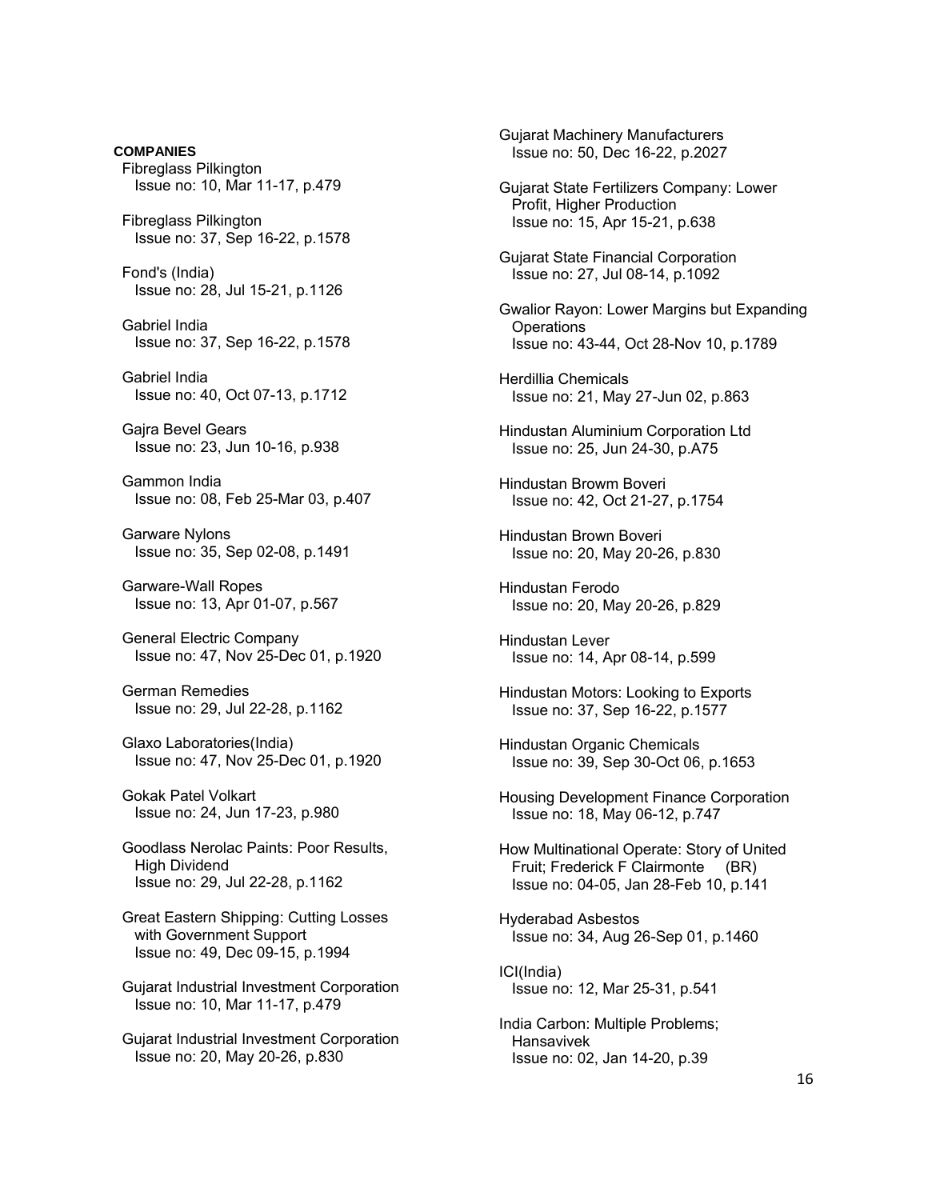**COMPANIES**

Fibreglass Pilkington
Issue no: 10, Mar 11-17, p.479

Fibreglass Pilkington
Issue no: 37, Sep 16-22, p.1578

Fond's (India)
Issue no: 28, Jul 15-21, p.1126

Gabriel India
Issue no: 37, Sep 16-22, p.1578

Gabriel India
Issue no: 40, Oct 07-13, p.1712

Gajra Bevel Gears
Issue no: 23, Jun 10-16, p.938

Gammon India
Issue no: 08, Feb 25-Mar 03, p.407

Garware Nylons
Issue no: 35, Sep 02-08, p.1491

Garware-Wall Ropes
Issue no: 13, Apr 01-07, p.567

General Electric Company
Issue no: 47, Nov 25-Dec 01, p.1920

German Remedies
Issue no: 29, Jul 22-28, p.1162

Glaxo Laboratories(India)
Issue no: 47, Nov 25-Dec 01, p.1920

Gokak Patel Volkart
Issue no: 24, Jun 17-23, p.980

Goodlass Nerolac Paints: Poor Results, High Dividend
Issue no: 29, Jul 22-28, p.1162

Great Eastern Shipping: Cutting Losses with Government Support
Issue no: 49, Dec 09-15, p.1994

Gujarat Industrial Investment Corporation
Issue no: 10, Mar 11-17, p.479

Gujarat Industrial Investment Corporation
Issue no: 20, May 20-26, p.830

Gujarat Machinery Manufacturers
Issue no: 50, Dec 16-22, p.2027

Gujarat State Fertilizers Company: Lower Profit, Higher Production
Issue no: 15, Apr 15-21, p.638

Gujarat State Financial Corporation
Issue no: 27, Jul 08-14, p.1092

Gwalior Rayon: Lower Margins but Expanding Operations
Issue no: 43-44, Oct 28-Nov 10, p.1789

Herdillia Chemicals
Issue no: 21, May 27-Jun 02, p.863

Hindustan Aluminium Corporation Ltd
Issue no: 25, Jun 24-30, p.A75

Hindustan Browm Boveri
Issue no: 42, Oct 21-27, p.1754

Hindustan Brown Boveri
Issue no: 20, May 20-26, p.830

Hindustan Ferodo
Issue no: 20, May 20-26, p.829

Hindustan Lever
Issue no: 14, Apr 08-14, p.599

Hindustan Motors: Looking to Exports
Issue no: 37, Sep 16-22, p.1577

Hindustan Organic Chemicals
Issue no: 39, Sep 30-Oct 06, p.1653

Housing Development Finance Corporation
Issue no: 18, May 06-12, p.747

How Multinational Operate: Story of United Fruit; Frederick F Clairmonte (BR)
Issue no: 04-05, Jan 28-Feb 10, p.141

Hyderabad Asbestos
Issue no: 34, Aug 26-Sep 01, p.1460

ICI(India)
Issue no: 12, Mar 25-31, p.541

India Carbon: Multiple Problems; Hansavivek
Issue no: 02, Jan 14-20, p.39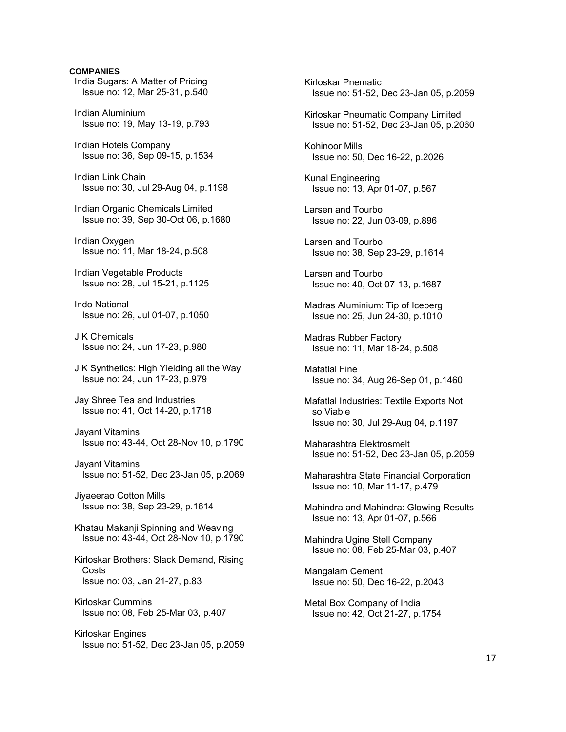**COMPANIES**

India Sugars: A Matter of Pricing
Issue no: 12, Mar 25-31, p.540

Indian Aluminium
Issue no: 19, May 13-19, p.793

Indian Hotels Company
Issue no: 36, Sep 09-15, p.1534

Indian Link Chain
Issue no: 30, Jul 29-Aug 04, p.1198

Indian Organic Chemicals Limited
Issue no: 39, Sep 30-Oct 06, p.1680

Indian Oxygen
Issue no: 11, Mar 18-24, p.508

Indian Vegetable Products
Issue no: 28, Jul 15-21, p.1125

Indo National
Issue no: 26, Jul 01-07, p.1050

J K Chemicals
Issue no: 24, Jun 17-23, p.980

J K Synthetics: High Yielding all the Way
Issue no: 24, Jun 17-23, p.979

Jay Shree Tea and Industries
Issue no: 41, Oct 14-20, p.1718

Jayant Vitamins
Issue no: 43-44, Oct 28-Nov 10, p.1790

Jayant Vitamins
Issue no: 51-52, Dec 23-Jan 05, p.2069

Jiyaeerao Cotton Mills
Issue no: 38, Sep 23-29, p.1614

Khatau Makanji Spinning and Weaving
Issue no: 43-44, Oct 28-Nov 10, p.1790

Kirloskar Brothers: Slack Demand, Rising Costs
Issue no: 03, Jan 21-27, p.83

Kirloskar Cummins
Issue no: 08, Feb 25-Mar 03, p.407

Kirloskar Engines
Issue no: 51-52, Dec 23-Jan 05, p.2059

Kirloskar Pnematic
Issue no: 51-52, Dec 23-Jan 05, p.2059

Kirloskar Pneumatic Company Limited
Issue no: 51-52, Dec 23-Jan 05, p.2060

Kohinoor Mills
Issue no: 50, Dec 16-22, p.2026

Kunal Engineering
Issue no: 13, Apr 01-07, p.567

Larsen and Tourbo
Issue no: 22, Jun 03-09, p.896

Larsen and Tourbo
Issue no: 38, Sep 23-29, p.1614

Larsen and Tourbo
Issue no: 40, Oct 07-13, p.1687

Madras Aluminium: Tip of Iceberg
Issue no: 25, Jun 24-30, p.1010

Madras Rubber Factory
Issue no: 11, Mar 18-24, p.508

Mafatlal Fine
Issue no: 34, Aug 26-Sep 01, p.1460

Mafatlal Industries: Textile Exports Not so Viable
Issue no: 30, Jul 29-Aug 04, p.1197

Maharashtra Elektrosmelt
Issue no: 51-52, Dec 23-Jan 05, p.2059

Maharashtra State Financial Corporation
Issue no: 10, Mar 11-17, p.479

Mahindra and Mahindra: Glowing Results
Issue no: 13, Apr 01-07, p.566

Mahindra Ugine Stell Company
Issue no: 08, Feb 25-Mar 03, p.407

Mangalam Cement
Issue no: 50, Dec 16-22, p.2043

Metal Box Company of India
Issue no: 42, Oct 21-27, p.1754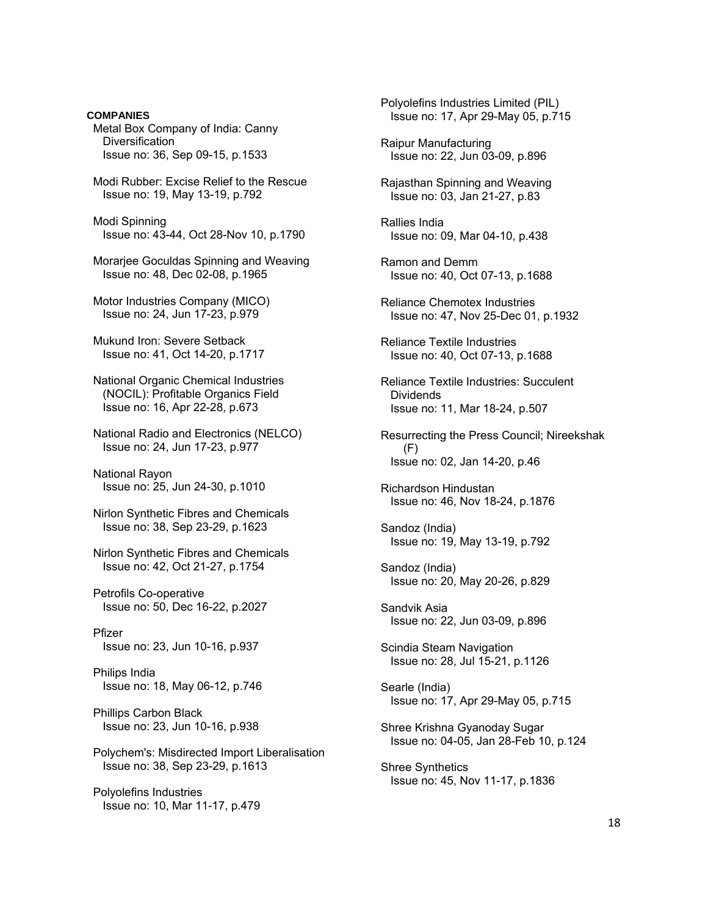**COMPANIES**

Metal Box Company of India: Canny Diversification
Issue no: 36, Sep 09-15, p.1533

Modi Rubber: Excise Relief to the Rescue
Issue no: 19, May 13-19, p.792

Modi Spinning
Issue no: 43-44, Oct 28-Nov 10, p.1790

Morarjee Goculdas Spinning and Weaving
Issue no: 48, Dec 02-08, p.1965

Motor Industries Company (MICO)
Issue no: 24, Jun 17-23, p.979

Mukund Iron: Severe Setback
Issue no: 41, Oct 14-20, p.1717

National Organic Chemical Industries (NOCIL): Profitable Organics Field
Issue no: 16, Apr 22-28, p.673

National Radio and Electronics (NELCO)
Issue no: 24, Jun 17-23, p.977

National Rayon
Issue no: 25, Jun 24-30, p.1010

Nirlon Synthetic Fibres and Chemicals
Issue no: 38, Sep 23-29, p.1623

Nirlon Synthetic Fibres and Chemicals
Issue no: 42, Oct 21-27, p.1754

Petrofils Co-operative
Issue no: 50, Dec 16-22, p.2027

Pfizer
Issue no: 23, Jun 10-16, p.937

Philips India
Issue no: 18, May 06-12, p.746

Phillips Carbon Black
Issue no: 23, Jun 10-16, p.938

Polychem's: Misdirected Import Liberalisation
Issue no: 38, Sep 23-29, p.1613

Polyolefins Industries
Issue no: 10, Mar 11-17, p.479

Polyolefins Industries Limited (PIL)
Issue no: 17, Apr 29-May 05, p.715

Raipur Manufacturing
Issue no: 22, Jun 03-09, p.896

Rajasthan Spinning and Weaving
Issue no: 03, Jan 21-27, p.83

Rallies India
Issue no: 09, Mar 04-10, p.438

Ramon and Demm
Issue no: 40, Oct 07-13, p.1688

Reliance Chemotex Industries
Issue no: 47, Nov 25-Dec 01, p.1932

Reliance Textile Industries
Issue no: 40, Oct 07-13, p.1688

Reliance Textile Industries: Succulent Dividends
Issue no: 11, Mar 18-24, p.507

Resurrecting the Press Council; Nireekshak (F)
Issue no: 02, Jan 14-20, p.46

Richardson Hindustan
Issue no: 46, Nov 18-24, p.1876

Sandoz (India)
Issue no: 19, May 13-19, p.792

Sandoz (India)
Issue no: 20, May 20-26, p.829

Sandvik Asia
Issue no: 22, Jun 03-09, p.896

Scindia Steam Navigation
Issue no: 28, Jul 15-21, p.1126

Searle (India)
Issue no: 17, Apr 29-May 05, p.715

Shree Krishna Gyanoday Sugar
Issue no: 04-05, Jan 28-Feb 10, p.124

Shree Synthetics
Issue no: 45, Nov 11-17, p.1836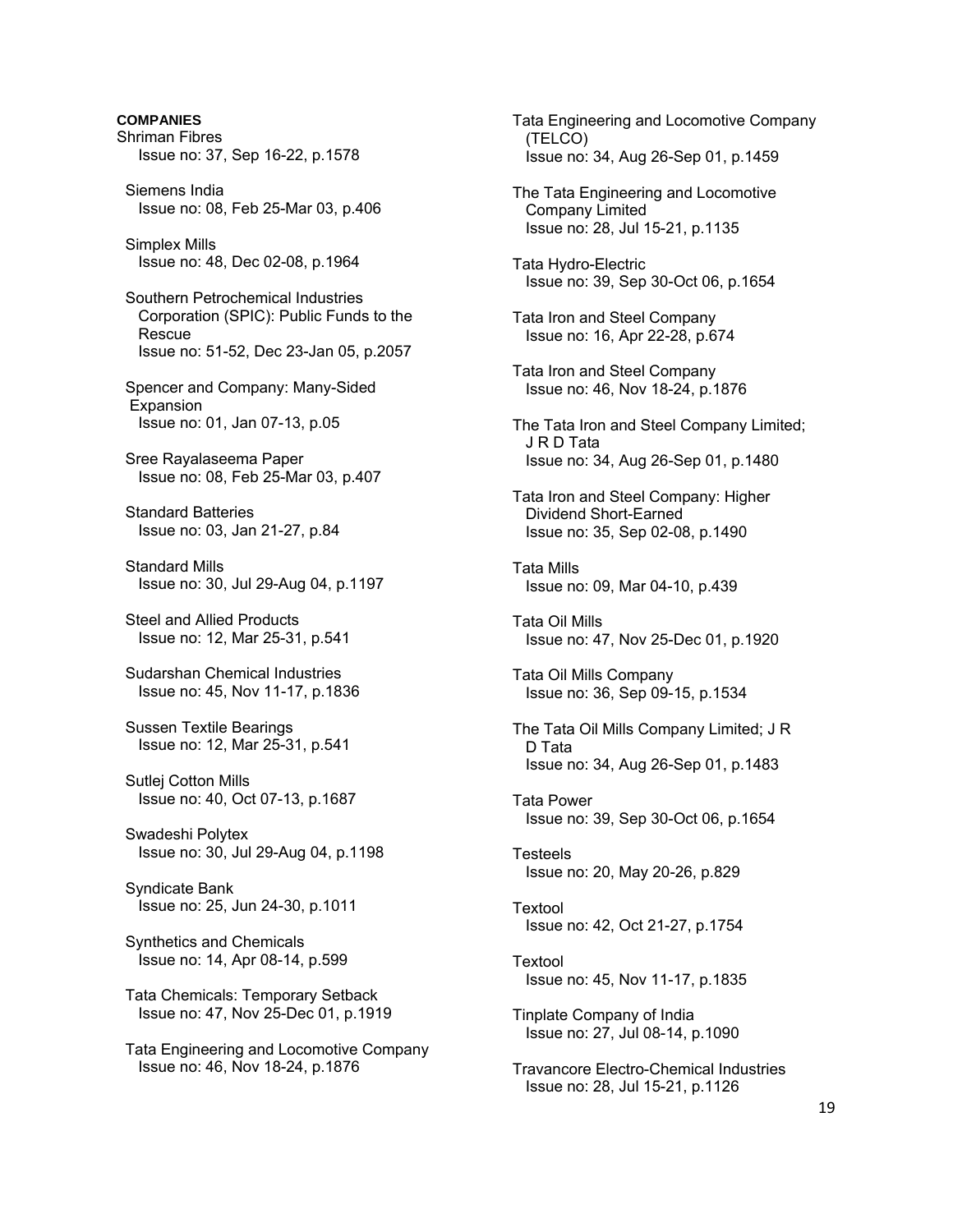**COMPANIES**

Shriman Fibres
Issue no: 37, Sep 16-22, p.1578

Siemens India
Issue no: 08, Feb 25-Mar 03, p.406

Simplex Mills
Issue no: 48, Dec 02-08, p.1964

Southern Petrochemical Industries Corporation (SPIC): Public Funds to the Rescue
Issue no: 51-52, Dec 23-Jan 05, p.2057

Spencer and Company: Many-Sided Expansion
Issue no: 01, Jan 07-13, p.05

Sree Rayalaseema Paper
Issue no: 08, Feb 25-Mar 03, p.407

Standard Batteries
Issue no: 03, Jan 21-27, p.84

Standard Mills
Issue no: 30, Jul 29-Aug 04, p.1197

Steel and Allied Products
Issue no: 12, Mar 25-31, p.541

Sudarshan Chemical Industries
Issue no: 45, Nov 11-17, p.1836

Sussen Textile Bearings
Issue no: 12, Mar 25-31, p.541

Sutlej Cotton Mills
Issue no: 40, Oct 07-13, p.1687

Swadeshi Polytex
Issue no: 30, Jul 29-Aug 04, p.1198

Syndicate Bank
Issue no: 25, Jun 24-30, p.1011

Synthetics and Chemicals
Issue no: 14, Apr 08-14, p.599

Tata Chemicals: Temporary Setback
Issue no: 47, Nov 25-Dec 01, p.1919

Tata Engineering and Locomotive Company
Issue no: 46, Nov 18-24, p.1876

Tata Engineering and Locomotive Company (TELCO)
Issue no: 34, Aug 26-Sep 01, p.1459

The Tata Engineering and Locomotive Company Limited
Issue no: 28, Jul 15-21, p.1135

Tata Hydro-Electric
Issue no: 39, Sep 30-Oct 06, p.1654

Tata Iron and Steel Company
Issue no: 16, Apr 22-28, p.674

Tata Iron and Steel Company
Issue no: 46, Nov 18-24, p.1876

The Tata Iron and Steel Company Limited; J R D Tata
Issue no: 34, Aug 26-Sep 01, p.1480

Tata Iron and Steel Company: Higher Dividend Short-Earned
Issue no: 35, Sep 02-08, p.1490

Tata Mills
Issue no: 09, Mar 04-10, p.439

Tata Oil Mills
Issue no: 47, Nov 25-Dec 01, p.1920

Tata Oil Mills Company
Issue no: 36, Sep 09-15, p.1534

The Tata Oil Mills Company Limited; J R D Tata
Issue no: 34, Aug 26-Sep 01, p.1483

Tata Power
Issue no: 39, Sep 30-Oct 06, p.1654

Testeels
Issue no: 20, May 20-26, p.829

Textool
Issue no: 42, Oct 21-27, p.1754

Textool
Issue no: 45, Nov 11-17, p.1835

Tinplate Company of India
Issue no: 27, Jul 08-14, p.1090

Travancore Electro-Chemical Industries
Issue no: 28, Jul 15-21, p.1126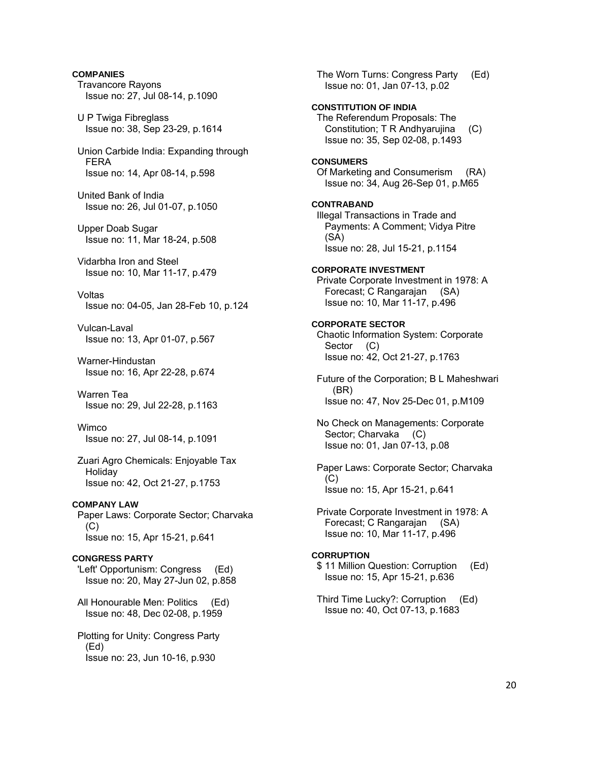**COMPANIES**

Travancore Rayons
Issue no: 27, Jul 08-14, p.1090

U P Twiga Fibreglass
Issue no: 38, Sep 23-29, p.1614

Union Carbide India: Expanding through FERA
Issue no: 14, Apr 08-14, p.598

United Bank of India
Issue no: 26, Jul 01-07, p.1050

Upper Doab Sugar
Issue no: 11, Mar 18-24, p.508

Vidarbha Iron and Steel
Issue no: 10, Mar 11-17, p.479

Voltas
Issue no: 04-05, Jan 28-Feb 10, p.124

Vulcan-Laval
Issue no: 13, Apr 01-07, p.567

Warner-Hindustan
Issue no: 16, Apr 22-28, p.674

Warren Tea
Issue no: 29, Jul 22-28, p.1163

Wimco
Issue no: 27, Jul 08-14, p.1091

Zuari Agro Chemicals: Enjoyable Tax Holiday
Issue no: 42, Oct 21-27, p.1753

**COMPANY LAW**

Paper Laws: Corporate Sector; Charvaka (C)
Issue no: 15, Apr 15-21, p.641

**CONGRESS PARTY**

'Left' Opportunism: Congress (Ed)
Issue no: 20, May 27-Jun 02, p.858

All Honourable Men: Politics (Ed)
Issue no: 48, Dec 02-08, p.1959

Plotting for Unity: Congress Party (Ed)
Issue no: 23, Jun 10-16, p.930

The Worn Turns: Congress Party (Ed)
Issue no: 01, Jan 07-13, p.02

**CONSTITUTION OF INDIA**

The Referendum Proposals: The Constitution; T R Andhyarujina (C)
Issue no: 35, Sep 02-08, p.1493

**CONSUMERS**

Of Marketing and Consumerism (RA)
Issue no: 34, Aug 26-Sep 01, p.M65

**CONTRABAND**

Illegal Transactions in Trade and Payments: A Comment; Vidya Pitre (SA)
Issue no: 28, Jul 15-21, p.1154

**CORPORATE INVESTMENT**

Private Corporate Investment in 1978: A Forecast; C Rangarajan (SA)
Issue no: 10, Mar 11-17, p.496

**CORPORATE SECTOR**

Chaotic Information System: Corporate Sector (C)
Issue no: 42, Oct 21-27, p.1763

Future of the Corporation; B L Maheshwari (BR)
Issue no: 47, Nov 25-Dec 01, p.M109

No Check on Managements: Corporate Sector; Charvaka (C)
Issue no: 01, Jan 07-13, p.08

Paper Laws: Corporate Sector; Charvaka (C)
Issue no: 15, Apr 15-21, p.641

Private Corporate Investment in 1978: A Forecast; C Rangarajan (SA)
Issue no: 10, Mar 11-17, p.496

**CORRUPTION**

$ 11 Million Question: Corruption (Ed)
Issue no: 15, Apr 15-21, p.636

Third Time Lucky?: Corruption (Ed)
Issue no: 40, Oct 07-13, p.1683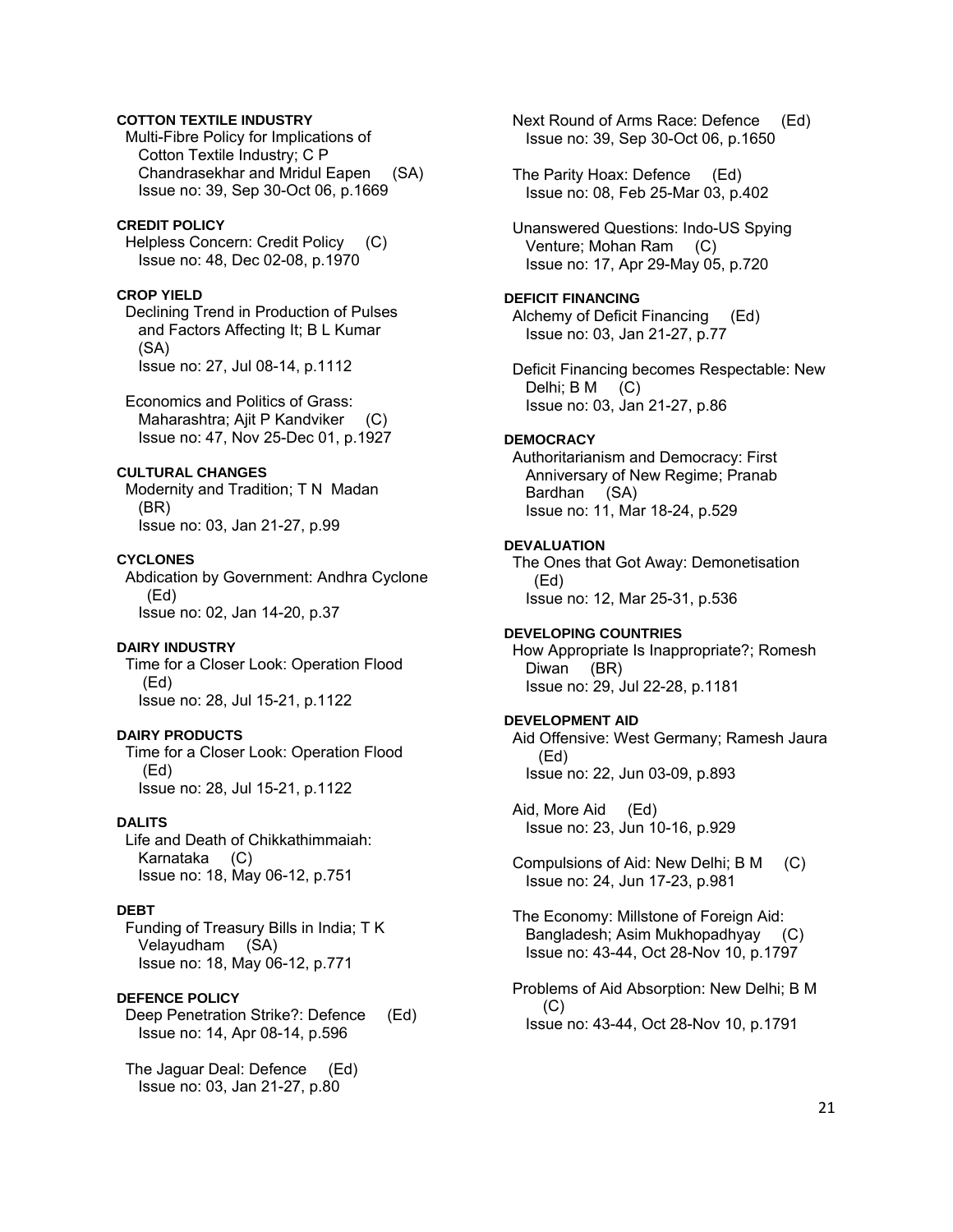**COTTON TEXTILE INDUSTRY**

Multi-Fibre Policy for Implications of Cotton Textile Industry; C P Chandrasekhar and Mridul Eapen (SA)
Issue no: 39, Sep 30-Oct 06, p.1669

**CREDIT POLICY**

Helpless Concern: Credit Policy (C)
Issue no: 48, Dec 02-08, p.1970

**CROP YIELD**

Declining Trend in Production of Pulses and Factors Affecting It; B L Kumar (SA)
Issue no: 27, Jul 08-14, p.1112

Economics and Politics of Grass: Maharashtra; Ajit P Kandviker (C)
Issue no: 47, Nov 25-Dec 01, p.1927

**CULTURAL CHANGES**

Modernity and Tradition; T N Madan (BR)
Issue no: 03, Jan 21-27, p.99

**CYCLONES**

Abdication by Government: Andhra Cyclone (Ed)
Issue no: 02, Jan 14-20, p.37

**DAIRY INDUSTRY**

Time for a Closer Look: Operation Flood (Ed)
Issue no: 28, Jul 15-21, p.1122

**DAIRY PRODUCTS**

Time for a Closer Look: Operation Flood (Ed)
Issue no: 28, Jul 15-21, p.1122

**DALITS**

Life and Death of Chikkathimmaiah: Karnataka (C)
Issue no: 18, May 06-12, p.751

**DEBT**

Funding of Treasury Bills in India; T K Velayudham (SA)
Issue no: 18, May 06-12, p.771

**DEFENCE POLICY**

Deep Penetration Strike?: Defence (Ed)
Issue no: 14, Apr 08-14, p.596

The Jaguar Deal: Defence (Ed)
Issue no: 03, Jan 21-27, p.80

Next Round of Arms Race: Defence (Ed)
Issue no: 39, Sep 30-Oct 06, p.1650

The Parity Hoax: Defence (Ed)
Issue no: 08, Feb 25-Mar 03, p.402

Unanswered Questions: Indo-US Spying Venture; Mohan Ram (C)
Issue no: 17, Apr 29-May 05, p.720

**DEFICIT FINANCING**

Alchemy of Deficit Financing (Ed)
Issue no: 03, Jan 21-27, p.77

Deficit Financing becomes Respectable: New Delhi; B M (C)
Issue no: 03, Jan 21-27, p.86

**DEMOCRACY**

Authoritarianism and Democracy: First Anniversary of New Regime; Pranab Bardhan (SA)
Issue no: 11, Mar 18-24, p.529

**DEVALUATION**

The Ones that Got Away: Demonetisation (Ed)
Issue no: 12, Mar 25-31, p.536

**DEVELOPING COUNTRIES**

How Appropriate Is Inappropriate?; Romesh Diwan (BR)
Issue no: 29, Jul 22-28, p.1181

**DEVELOPMENT AID**

Aid Offensive: West Germany; Ramesh Jaura (Ed)
Issue no: 22, Jun 03-09, p.893

Aid, More Aid (Ed)
Issue no: 23, Jun 10-16, p.929

Compulsions of Aid: New Delhi; B M (C)
Issue no: 24, Jun 17-23, p.981

The Economy: Millstone of Foreign Aid: Bangladesh; Asim Mukhopadhyay (C)
Issue no: 43-44, Oct 28-Nov 10, p.1797

Problems of Aid Absorption: New Delhi; B M (C)
Issue no: 43-44, Oct 28-Nov 10, p.1791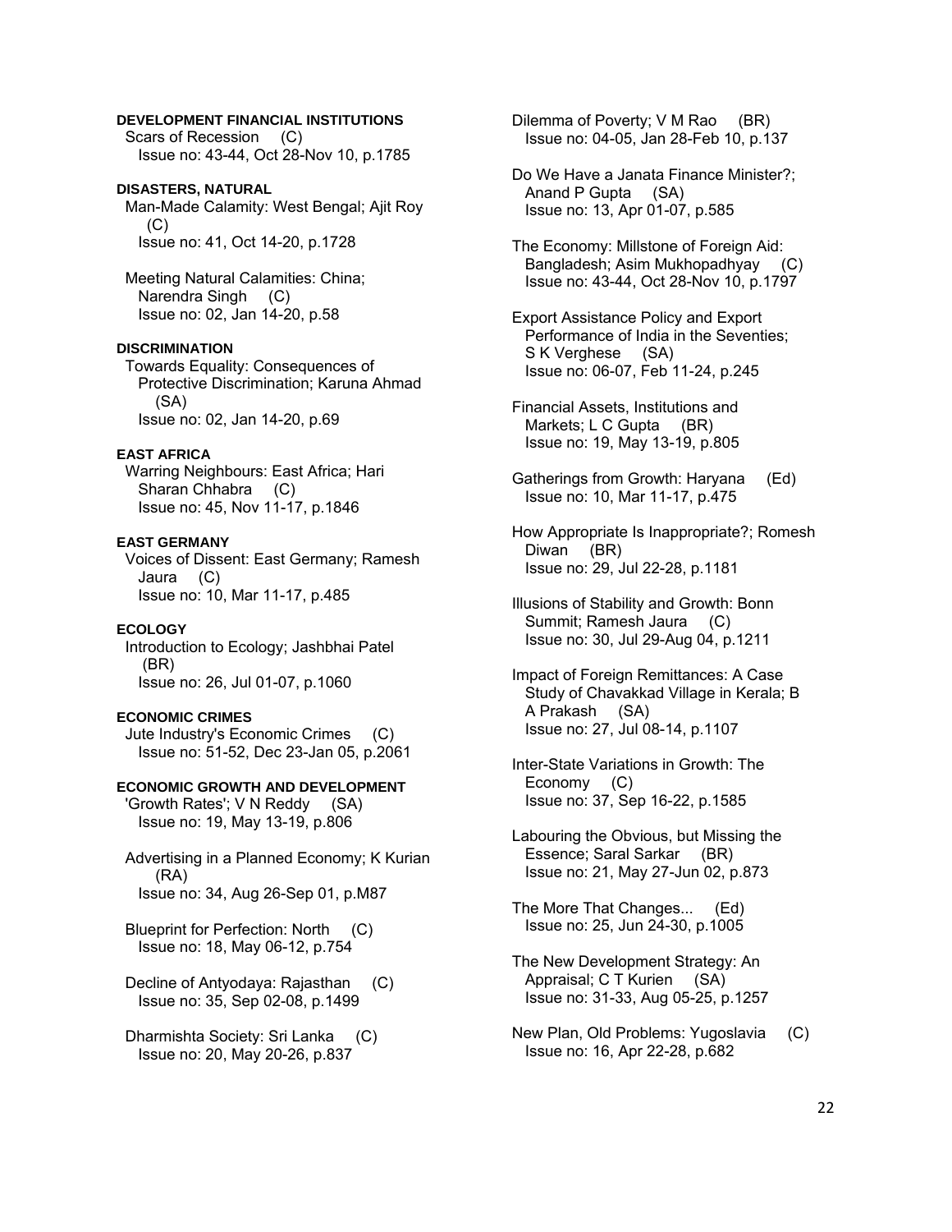**DEVELOPMENT FINANCIAL INSTITUTIONS**

Scars of Recession (C)
Issue no: 43-44, Oct 28-Nov 10, p.1785

**DISASTERS, NATURAL**

Man-Made Calamity: West Bengal; Ajit Roy (C)
Issue no: 41, Oct 14-20, p.1728

Meeting Natural Calamities: China; Narendra Singh (C)
Issue no: 02, Jan 14-20, p.58

**DISCRIMINATION**

Towards Equality: Consequences of Protective Discrimination; Karuna Ahmad (SA)
Issue no: 02, Jan 14-20, p.69

**EAST AFRICA**

Warring Neighbours: East Africa; Hari Sharan Chhabra (C)
Issue no: 45, Nov 11-17, p.1846

**EAST GERMANY**

Voices of Dissent: East Germany; Ramesh Jaura (C)
Issue no: 10, Mar 11-17, p.485

**ECOLOGY**

Introduction to Ecology; Jashbhai Patel (BR)
Issue no: 26, Jul 01-07, p.1060

**ECONOMIC CRIMES**

Jute Industry's Economic Crimes (C)
Issue no: 51-52, Dec 23-Jan 05, p.2061

**ECONOMIC GROWTH AND DEVELOPMENT**

'Growth Rates'; V N Reddy (SA)
Issue no: 19, May 13-19, p.806

Advertising in a Planned Economy; K Kurian (RA)
Issue no: 34, Aug 26-Sep 01, p.M87

Blueprint for Perfection: North (C)
Issue no: 18, May 06-12, p.754

Decline of Antyodaya: Rajasthan (C)
Issue no: 35, Sep 02-08, p.1499

Dharmishta Society: Sri Lanka (C)
Issue no: 20, May 20-26, p.837

Dilemma of Poverty; V M Rao (BR)
Issue no: 04-05, Jan 28-Feb 10, p.137

Do We Have a Janata Finance Minister?; Anand P Gupta (SA)
Issue no: 13, Apr 01-07, p.585

The Economy: Millstone of Foreign Aid: Bangladesh; Asim Mukhopadhyay (C)
Issue no: 43-44, Oct 28-Nov 10, p.1797

Export Assistance Policy and Export Performance of India in the Seventies; S K Verghese (SA)
Issue no: 06-07, Feb 11-24, p.245

Financial Assets, Institutions and Markets; L C Gupta (BR)
Issue no: 19, May 13-19, p.805

Gatherings from Growth: Haryana (Ed)
Issue no: 10, Mar 11-17, p.475

How Appropriate Is Inappropriate?; Romesh Diwan (BR)
Issue no: 29, Jul 22-28, p.1181

Illusions of Stability and Growth: Bonn Summit; Ramesh Jaura (C)
Issue no: 30, Jul 29-Aug 04, p.1211

Impact of Foreign Remittances: A Case Study of Chavakkad Village in Kerala; B A Prakash (SA)
Issue no: 27, Jul 08-14, p.1107

Inter-State Variations in Growth: The Economy (C)
Issue no: 37, Sep 16-22, p.1585

Labouring the Obvious, but Missing the Essence; Saral Sarkar (BR)
Issue no: 21, May 27-Jun 02, p.873

The More That Changes... (Ed)
Issue no: 25, Jun 24-30, p.1005

The New Development Strategy: An Appraisal; C T Kurien (SA)
Issue no: 31-33, Aug 05-25, p.1257

New Plan, Old Problems: Yugoslavia (C)
Issue no: 16, Apr 22-28, p.682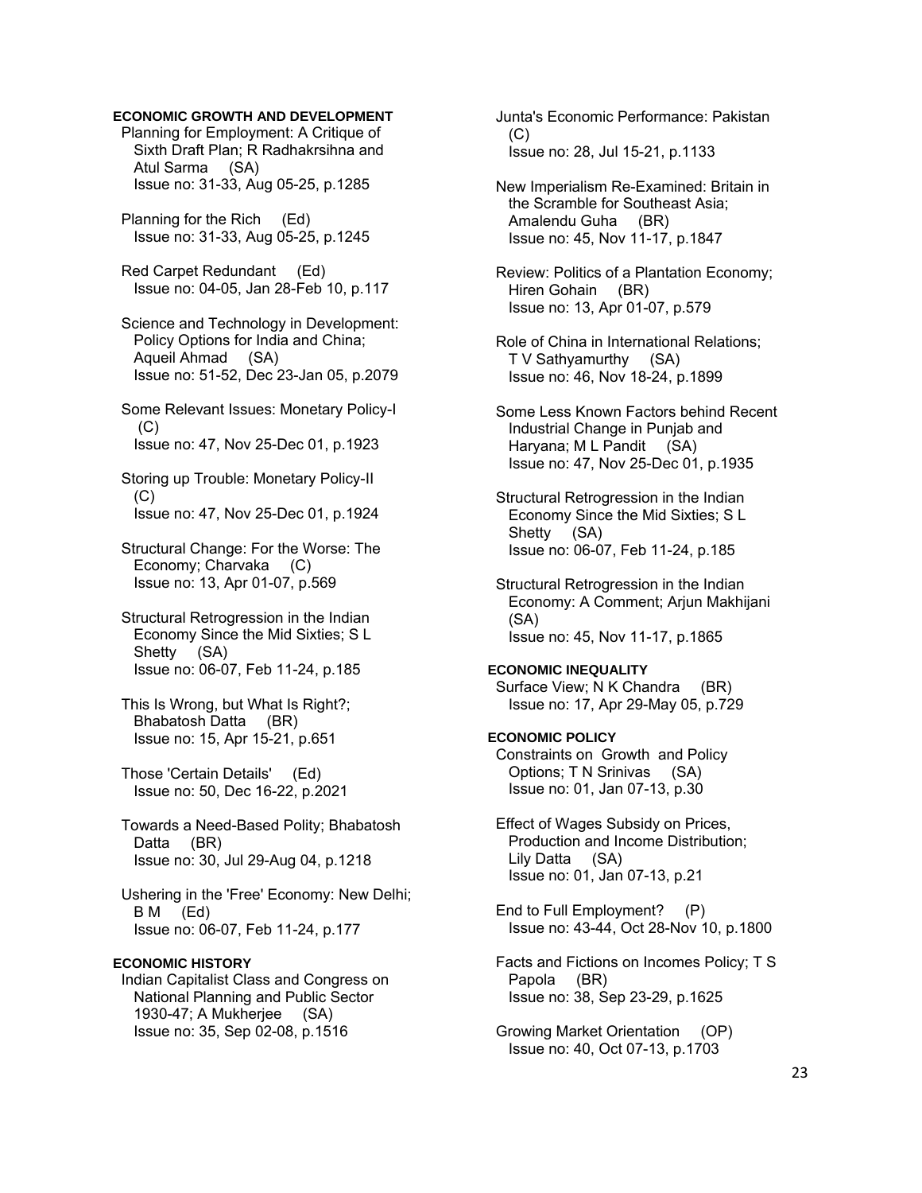**ECONOMIC GROWTH AND DEVELOPMENT**

Planning for Employment: A Critique of Sixth Draft Plan; R Radhakrsihna and Atul Sarma (SA)
Issue no: 31-33, Aug 05-25, p.1285

Planning for the Rich (Ed)
Issue no: 31-33, Aug 05-25, p.1245

Red Carpet Redundant (Ed)
Issue no: 04-05, Jan 28-Feb 10, p.117

Science and Technology in Development: Policy Options for India and China; Aqueil Ahmad (SA)
Issue no: 51-52, Dec 23-Jan 05, p.2079

Some Relevant Issues: Monetary Policy-I (C)
Issue no: 47, Nov 25-Dec 01, p.1923

Storing up Trouble: Monetary Policy-II (C)
Issue no: 47, Nov 25-Dec 01, p.1924

Structural Change: For the Worse: The Economy; Charvaka (C)
Issue no: 13, Apr 01-07, p.569

Structural Retrogression in the Indian Economy Since the Mid Sixties; S L Shetty (SA)
Issue no: 06-07, Feb 11-24, p.185

This Is Wrong, but What Is Right?; Bhabatosh Datta (BR)
Issue no: 15, Apr 15-21, p.651

Those 'Certain Details' (Ed)
Issue no: 50, Dec 16-22, p.2021

Towards a Need-Based Polity; Bhabatosh Datta (BR)
Issue no: 30, Jul 29-Aug 04, p.1218

Ushering in the 'Free' Economy: New Delhi; B M (Ed)
Issue no: 06-07, Feb 11-24, p.177

**ECONOMIC HISTORY**

Indian Capitalist Class and Congress on National Planning and Public Sector 1930-47; A Mukherjee (SA)
Issue no: 35, Sep 02-08, p.1516

Junta's Economic Performance: Pakistan (C)
Issue no: 28, Jul 15-21, p.1133

New Imperialism Re-Examined: Britain in the Scramble for Southeast Asia; Amalendu Guha (BR)
Issue no: 45, Nov 11-17, p.1847

Review: Politics of a Plantation Economy; Hiren Gohain (BR)
Issue no: 13, Apr 01-07, p.579

Role of China in International Relations; T V Sathyamurthy (SA)
Issue no: 46, Nov 18-24, p.1899

Some Less Known Factors behind Recent Industrial Change in Punjab and Haryana; M L Pandit (SA)
Issue no: 47, Nov 25-Dec 01, p.1935

Structural Retrogression in the Indian Economy Since the Mid Sixties; S L Shetty (SA)
Issue no: 06-07, Feb 11-24, p.185

Structural Retrogression in the Indian Economy: A Comment; Arjun Makhijani (SA)
Issue no: 45, Nov 11-17, p.1865

**ECONOMIC INEQUALITY**

Surface View; N K Chandra (BR)
Issue no: 17, Apr 29-May 05, p.729

**ECONOMIC POLICY**

Constraints on Growth and Policy Options; T N Srinivas (SA)
Issue no: 01, Jan 07-13, p.30

Effect of Wages Subsidy on Prices, Production and Income Distribution; Lily Datta (SA)
Issue no: 01, Jan 07-13, p.21

End to Full Employment? (P)
Issue no: 43-44, Oct 28-Nov 10, p.1800

Facts and Fictions on Incomes Policy; T S Papola (BR)
Issue no: 38, Sep 23-29, p.1625

Growing Market Orientation (OP)
Issue no: 40, Oct 07-13, p.1703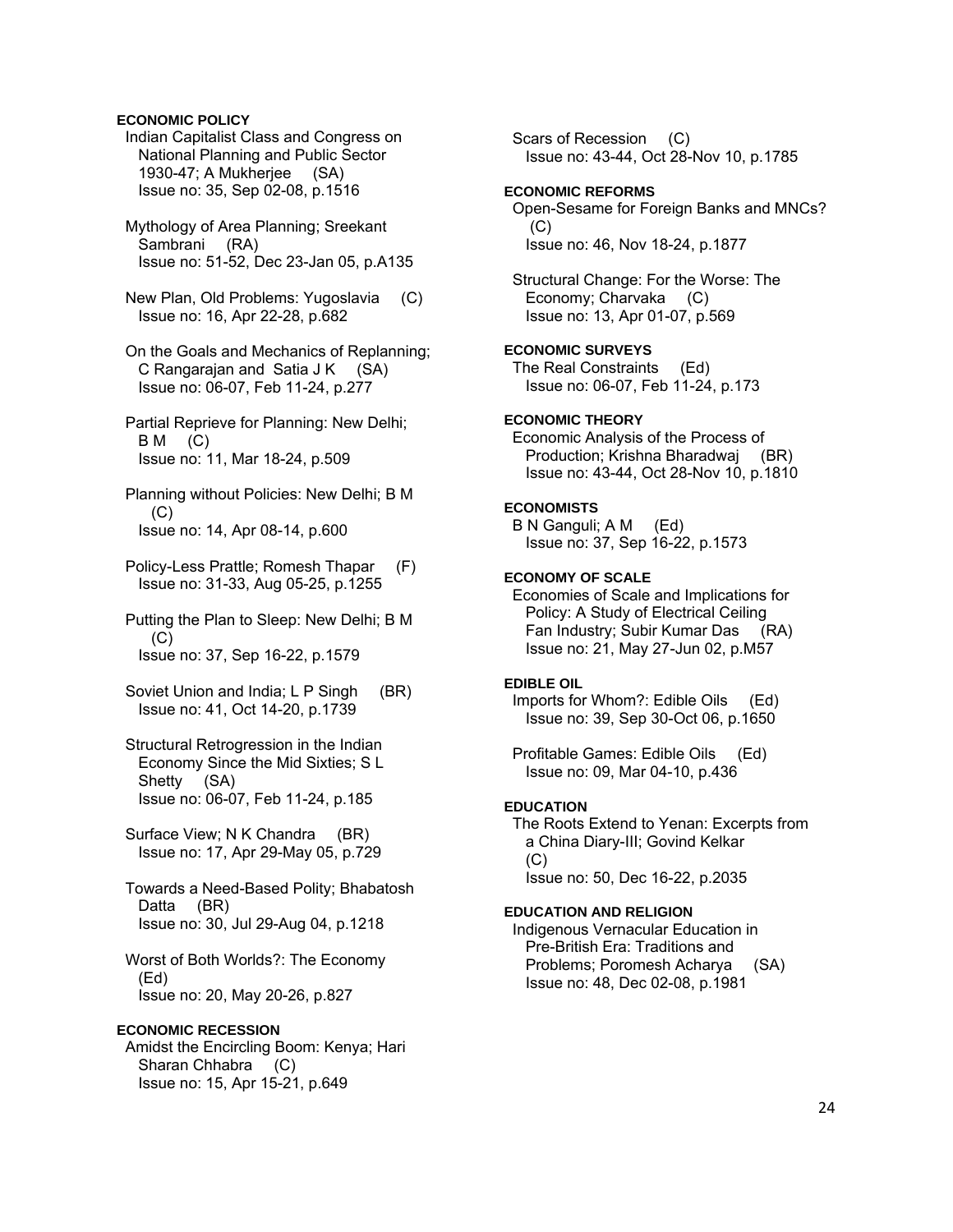**ECONOMIC POLICY**

Indian Capitalist Class and Congress on National Planning and Public Sector 1930-47; A Mukherjee (SA)
Issue no: 35, Sep 02-08, p.1516

Mythology of Area Planning; Sreekant Sambrani (RA)
Issue no: 51-52, Dec 23-Jan 05, p.A135

New Plan, Old Problems: Yugoslavia (C)
Issue no: 16, Apr 22-28, p.682

On the Goals and Mechanics of Replanning; C Rangarajan and Satia J K (SA)
Issue no: 06-07, Feb 11-24, p.277

Partial Reprieve for Planning: New Delhi; B M (C)
Issue no: 11, Mar 18-24, p.509

Planning without Policies: New Delhi; B M (C)
Issue no: 14, Apr 08-14, p.600

Policy-Less Prattle; Romesh Thapar (F)
Issue no: 31-33, Aug 05-25, p.1255

Putting the Plan to Sleep: New Delhi; B M (C)
Issue no: 37, Sep 16-22, p.1579

Soviet Union and India; L P Singh (BR)
Issue no: 41, Oct 14-20, p.1739

Structural Retrogression in the Indian Economy Since the Mid Sixties; S L Shetty (SA)
Issue no: 06-07, Feb 11-24, p.185

Surface View; N K Chandra (BR)
Issue no: 17, Apr 29-May 05, p.729

Towards a Need-Based Polity; Bhabatosh Datta (BR)
Issue no: 30, Jul 29-Aug 04, p.1218

Worst of Both Worlds?: The Economy (Ed)
Issue no: 20, May 20-26, p.827

**ECONOMIC RECESSION**

Amidst the Encircling Boom: Kenya; Hari Sharan Chhabra (C)
Issue no: 15, Apr 15-21, p.649

Scars of Recession (C)
Issue no: 43-44, Oct 28-Nov 10, p.1785

**ECONOMIC REFORMS**

Open-Sesame for Foreign Banks and MNCs? (C)
Issue no: 46, Nov 18-24, p.1877

Structural Change: For the Worse: The Economy; Charvaka (C)
Issue no: 13, Apr 01-07, p.569

**ECONOMIC SURVEYS**

The Real Constraints (Ed)
Issue no: 06-07, Feb 11-24, p.173

**ECONOMIC THEORY**

Economic Analysis of the Process of Production; Krishna Bharadwaj (BR)
Issue no: 43-44, Oct 28-Nov 10, p.1810

**ECONOMISTS**

B N Ganguli; A M (Ed)
Issue no: 37, Sep 16-22, p.1573

**ECONOMY OF SCALE**

Economies of Scale and Implications for Policy: A Study of Electrical Ceiling Fan Industry; Subir Kumar Das (RA)
Issue no: 21, May 27-Jun 02, p.M57

**EDIBLE OIL**

Imports for Whom?: Edible Oils (Ed)
Issue no: 39, Sep 30-Oct 06, p.1650

Profitable Games: Edible Oils (Ed)
Issue no: 09, Mar 04-10, p.436

**EDUCATION**

The Roots Extend to Yenan: Excerpts from a China Diary-III; Govind Kelkar (C)
Issue no: 50, Dec 16-22, p.2035

**EDUCATION AND RELIGION**

Indigenous Vernacular Education in Pre-British Era: Traditions and Problems; Poromesh Acharya (SA)
Issue no: 48, Dec 02-08, p.1981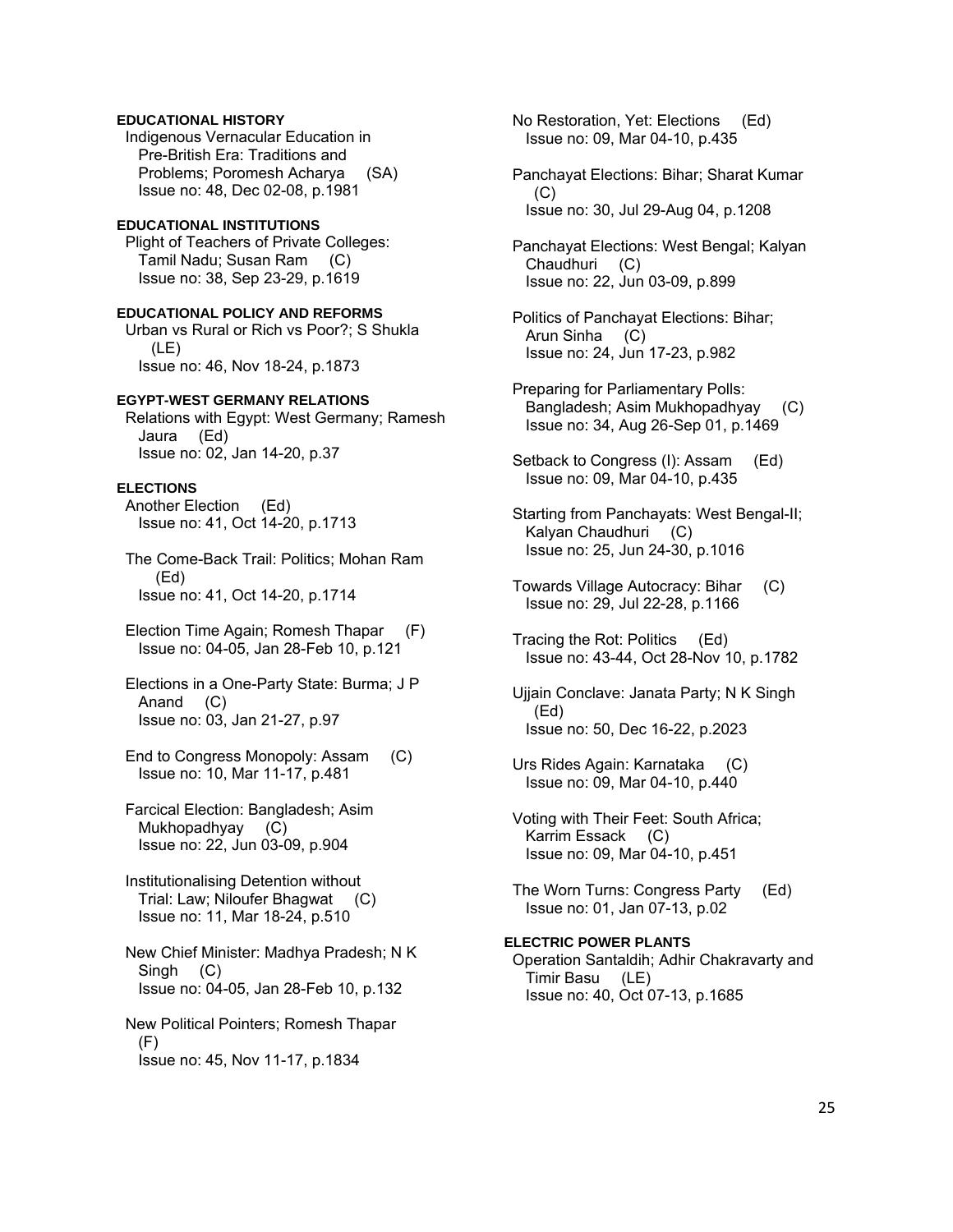**EDUCATIONAL HISTORY**

Indigenous Vernacular Education in Pre-British Era: Traditions and Problems; Poromesh Acharya (SA)
Issue no: 48, Dec 02-08, p.1981

**EDUCATIONAL INSTITUTIONS**

Plight of Teachers of Private Colleges: Tamil Nadu; Susan Ram (C)
Issue no: 38, Sep 23-29, p.1619

**EDUCATIONAL POLICY AND REFORMS**

Urban vs Rural or Rich vs Poor?; S Shukla (LE)
Issue no: 46, Nov 18-24, p.1873

**EGYPT-WEST GERMANY RELATIONS**

Relations with Egypt: West Germany; Ramesh Jaura (Ed)
Issue no: 02, Jan 14-20, p.37

**ELECTIONS**

Another Election (Ed)
Issue no: 41, Oct 14-20, p.1713

The Come-Back Trail: Politics; Mohan Ram (Ed)
Issue no: 41, Oct 14-20, p.1714

Election Time Again; Romesh Thapar (F)
Issue no: 04-05, Jan 28-Feb 10, p.121

Elections in a One-Party State: Burma; J P Anand (C)
Issue no: 03, Jan 21-27, p.97

End to Congress Monopoly: Assam (C)
Issue no: 10, Mar 11-17, p.481

Farcical Election: Bangladesh; Asim Mukhopadhyay (C)
Issue no: 22, Jun 03-09, p.904

Institutionalising Detention without Trial: Law; Niloufer Bhagwat (C)
Issue no: 11, Mar 18-24, p.510

New Chief Minister: Madhya Pradesh; N K Singh (C)
Issue no: 04-05, Jan 28-Feb 10, p.132

New Political Pointers; Romesh Thapar (F)
Issue no: 45, Nov 11-17, p.1834

No Restoration, Yet: Elections (Ed)
Issue no: 09, Mar 04-10, p.435

Panchayat Elections: Bihar; Sharat Kumar (C)
Issue no: 30, Jul 29-Aug 04, p.1208

Panchayat Elections: West Bengal; Kalyan Chaudhuri (C)
Issue no: 22, Jun 03-09, p.899

Politics of Panchayat Elections: Bihar; Arun Sinha (C)
Issue no: 24, Jun 17-23, p.982

Preparing for Parliamentary Polls: Bangladesh; Asim Mukhopadhyay (C)
Issue no: 34, Aug 26-Sep 01, p.1469

Setback to Congress (I): Assam (Ed)
Issue no: 09, Mar 04-10, p.435

Starting from Panchayats: West Bengal-II; Kalyan Chaudhuri (C)
Issue no: 25, Jun 24-30, p.1016

Towards Village Autocracy: Bihar (C)
Issue no: 29, Jul 22-28, p.1166

Tracing the Rot: Politics (Ed)
Issue no: 43-44, Oct 28-Nov 10, p.1782

Ujjain Conclave: Janata Party; N K Singh (Ed)
Issue no: 50, Dec 16-22, p.2023

Urs Rides Again: Karnataka (C)
Issue no: 09, Mar 04-10, p.440

Voting with Their Feet: South Africa; Karrim Essack (C)
Issue no: 09, Mar 04-10, p.451

The Worn Turns: Congress Party (Ed)
Issue no: 01, Jan 07-13, p.02

**ELECTRIC POWER PLANTS**

Operation Santaldih; Adhir Chakravarty and Timir Basu (LE)
Issue no: 40, Oct 07-13, p.1685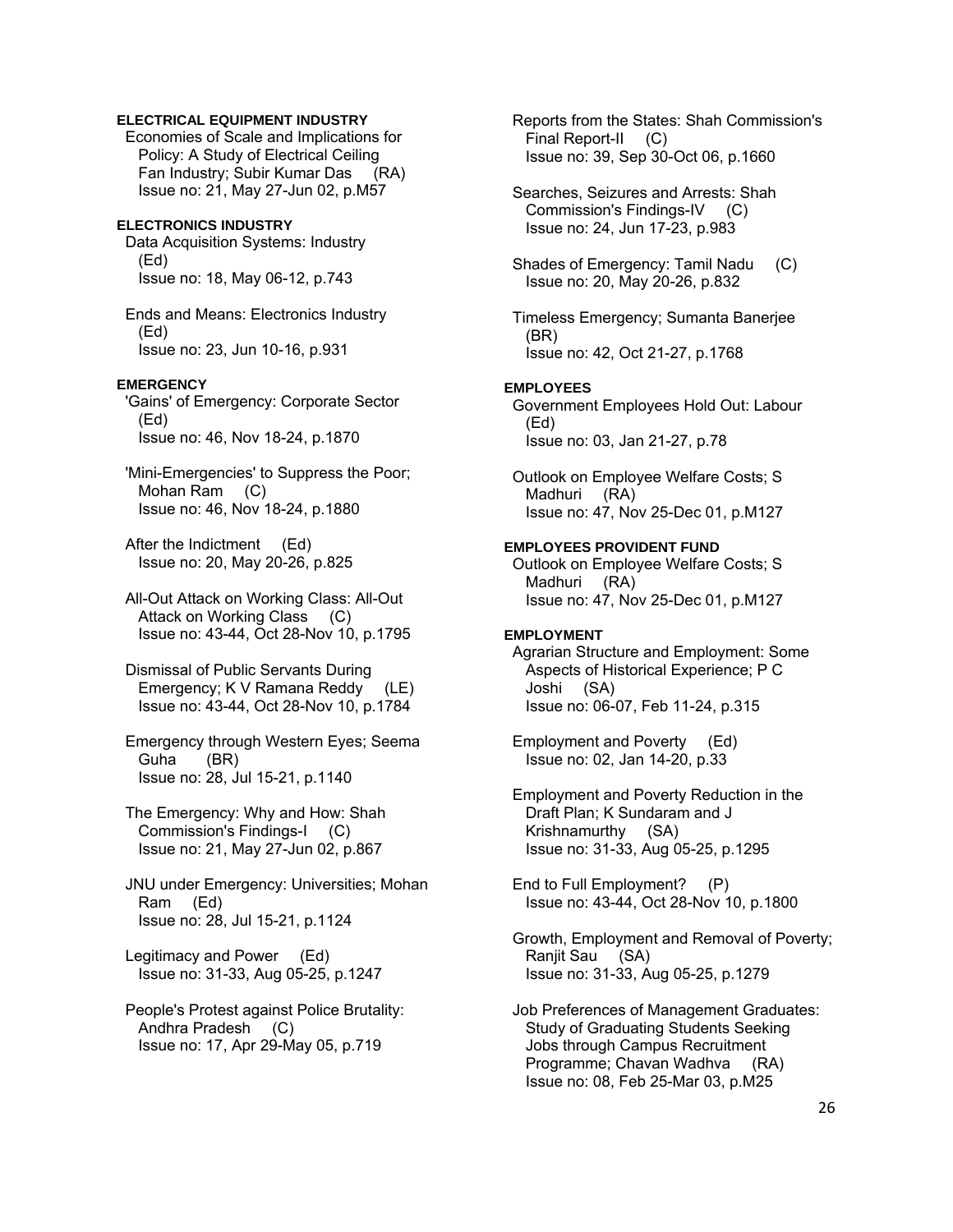**ELECTRICAL EQUIPMENT INDUSTRY**

Economies of Scale and Implications for Policy: A Study of Electrical Ceiling Fan Industry; Subir Kumar Das (RA)
Issue no: 21, May 27-Jun 02, p.M57

**ELECTRONICS INDUSTRY**

Data Acquisition Systems: Industry (Ed)
Issue no: 18, May 06-12, p.743

Ends and Means: Electronics Industry (Ed)
Issue no: 23, Jun 10-16, p.931

**EMERGENCY**

'Gains' of Emergency: Corporate Sector (Ed)
Issue no: 46, Nov 18-24, p.1870

'Mini-Emergencies' to Suppress the Poor; Mohan Ram (C)
Issue no: 46, Nov 18-24, p.1880

After the Indictment (Ed)
Issue no: 20, May 20-26, p.825

All-Out Attack on Working Class: All-Out Attack on Working Class (C)
Issue no: 43-44, Oct 28-Nov 10, p.1795

Dismissal of Public Servants During Emergency; K V Ramana Reddy (LE)
Issue no: 43-44, Oct 28-Nov 10, p.1784

Emergency through Western Eyes; Seema Guha (BR)
Issue no: 28, Jul 15-21, p.1140

The Emergency: Why and How: Shah Commission's Findings-I (C)
Issue no: 21, May 27-Jun 02, p.867

JNU under Emergency: Universities; Mohan Ram (Ed)
Issue no: 28, Jul 15-21, p.1124

Legitimacy and Power (Ed)
Issue no: 31-33, Aug 05-25, p.1247

People's Protest against Police Brutality: Andhra Pradesh (C)
Issue no: 17, Apr 29-May 05, p.719

Reports from the States: Shah Commission's Final Report-II (C)
Issue no: 39, Sep 30-Oct 06, p.1660

Searches, Seizures and Arrests: Shah Commission's Findings-IV (C)
Issue no: 24, Jun 17-23, p.983

Shades of Emergency: Tamil Nadu (C)
Issue no: 20, May 20-26, p.832

Timeless Emergency; Sumanta Banerjee (BR)
Issue no: 42, Oct 21-27, p.1768

**EMPLOYEES**

Government Employees Hold Out: Labour (Ed)
Issue no: 03, Jan 21-27, p.78

Outlook on Employee Welfare Costs; S Madhuri (RA)
Issue no: 47, Nov 25-Dec 01, p.M127

**EMPLOYEES PROVIDENT FUND**

Outlook on Employee Welfare Costs; S Madhuri (RA)
Issue no: 47, Nov 25-Dec 01, p.M127

**EMPLOYMENT**

Agrarian Structure and Employment: Some Aspects of Historical Experience; P C Joshi (SA)
Issue no: 06-07, Feb 11-24, p.315

Employment and Poverty (Ed)
Issue no: 02, Jan 14-20, p.33

Employment and Poverty Reduction in the Draft Plan; K Sundaram and J Krishnamurthy (SA)
Issue no: 31-33, Aug 05-25, p.1295

End to Full Employment? (P)
Issue no: 43-44, Oct 28-Nov 10, p.1800

Growth, Employment and Removal of Poverty; Ranjit Sau (SA)
Issue no: 31-33, Aug 05-25, p.1279

Job Preferences of Management Graduates: Study of Graduating Students Seeking Jobs through Campus Recruitment Programme; Chavan Wadhva (RA)
Issue no: 08, Feb 25-Mar 03, p.M25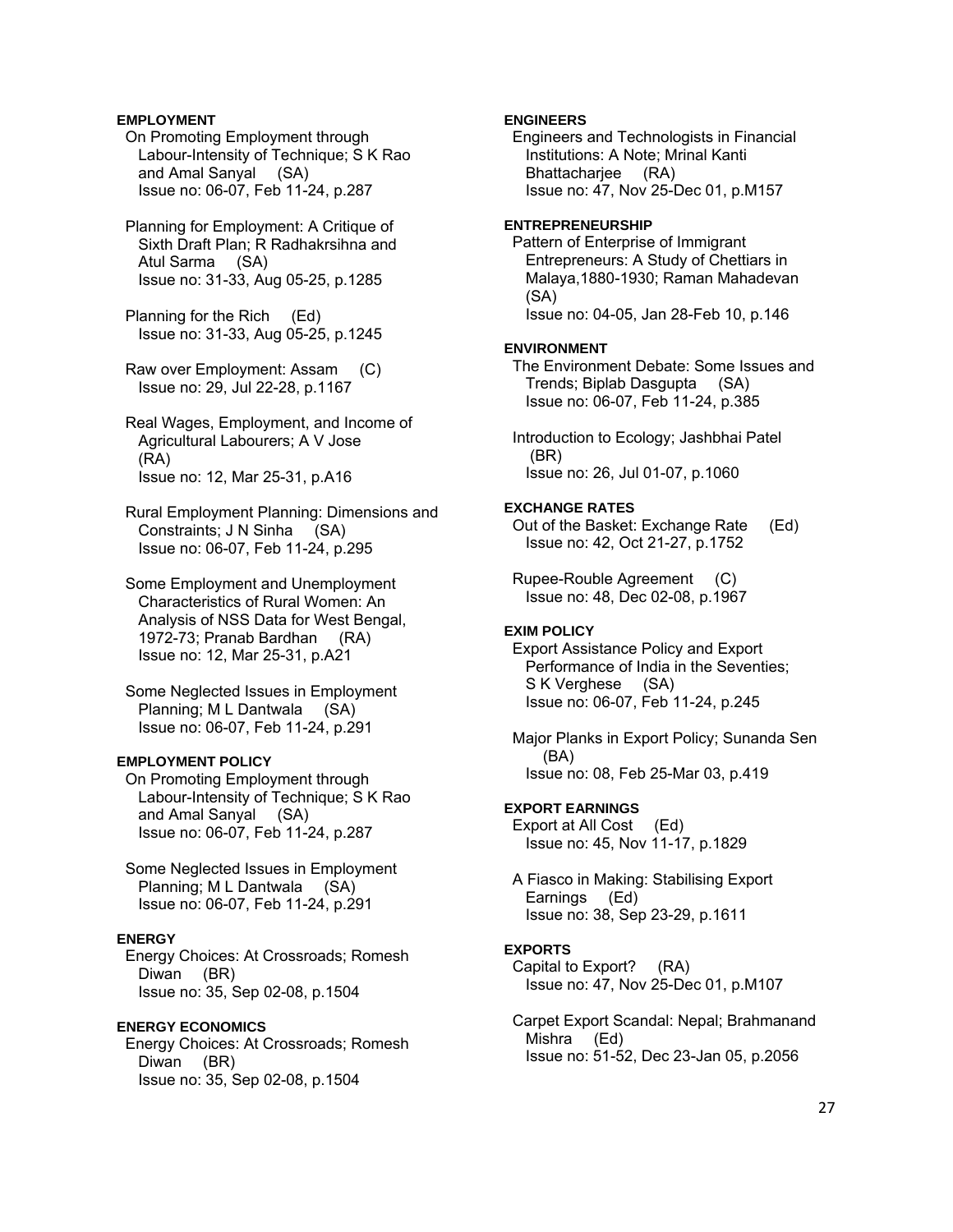**EMPLOYMENT**

On Promoting Employment through Labour-Intensity of Technique; S K Rao and Amal Sanyal (SA)
Issue no: 06-07, Feb 11-24, p.287

Planning for Employment: A Critique of Sixth Draft Plan; R Radhakrsihna and Atul Sarma (SA)
Issue no: 31-33, Aug 05-25, p.1285

Planning for the Rich (Ed)
Issue no: 31-33, Aug 05-25, p.1245

Raw over Employment: Assam (C)
Issue no: 29, Jul 22-28, p.1167

Real Wages, Employment, and Income of Agricultural Labourers; A V Jose (RA)
Issue no: 12, Mar 25-31, p.A16

Rural Employment Planning: Dimensions and Constraints; J N Sinha (SA)
Issue no: 06-07, Feb 11-24, p.295

Some Employment and Unemployment Characteristics of Rural Women: An Analysis of NSS Data for West Bengal, 1972-73; Pranab Bardhan (RA)
Issue no: 12, Mar 25-31, p.A21

Some Neglected Issues in Employment Planning; M L Dantwala (SA)
Issue no: 06-07, Feb 11-24, p.291

**EMPLOYMENT POLICY**

On Promoting Employment through Labour-Intensity of Technique; S K Rao and Amal Sanyal (SA)
Issue no: 06-07, Feb 11-24, p.287

Some Neglected Issues in Employment Planning; M L Dantwala (SA)
Issue no: 06-07, Feb 11-24, p.291

**ENERGY**

Energy Choices: At Crossroads; Romesh Diwan (BR)
Issue no: 35, Sep 02-08, p.1504

**ENERGY ECONOMICS**

Energy Choices: At Crossroads; Romesh Diwan (BR)
Issue no: 35, Sep 02-08, p.1504

**ENGINEERS**

Engineers and Technologists in Financial Institutions: A Note; Mrinal Kanti Bhattacharjee (RA)
Issue no: 47, Nov 25-Dec 01, p.M157

**ENTREPRENEURSHIP**

Pattern of Enterprise of Immigrant Entrepreneurs: A Study of Chettiars in Malaya,1880-1930; Raman Mahadevan (SA)
Issue no: 04-05, Jan 28-Feb 10, p.146

**ENVIRONMENT**

The Environment Debate: Some Issues and Trends; Biplab Dasgupta (SA)
Issue no: 06-07, Feb 11-24, p.385

Introduction to Ecology; Jashbhai Patel (BR)
Issue no: 26, Jul 01-07, p.1060

**EXCHANGE RATES**

Out of the Basket: Exchange Rate (Ed)
Issue no: 42, Oct 21-27, p.1752

Rupee-Rouble Agreement (C)
Issue no: 48, Dec 02-08, p.1967

**EXIM POLICY**

Export Assistance Policy and Export Performance of India in the Seventies; S K Verghese (SA)
Issue no: 06-07, Feb 11-24, p.245

Major Planks in Export Policy; Sunanda Sen (BA)
Issue no: 08, Feb 25-Mar 03, p.419

**EXPORT EARNINGS**

Export at All Cost (Ed)
Issue no: 45, Nov 11-17, p.1829

A Fiasco in Making: Stabilising Export Earnings (Ed)
Issue no: 38, Sep 23-29, p.1611

**EXPORTS**

Capital to Export? (RA)
Issue no: 47, Nov 25-Dec 01, p.M107

Carpet Export Scandal: Nepal; Brahmanand Mishra (Ed)
Issue no: 51-52, Dec 23-Jan 05, p.2056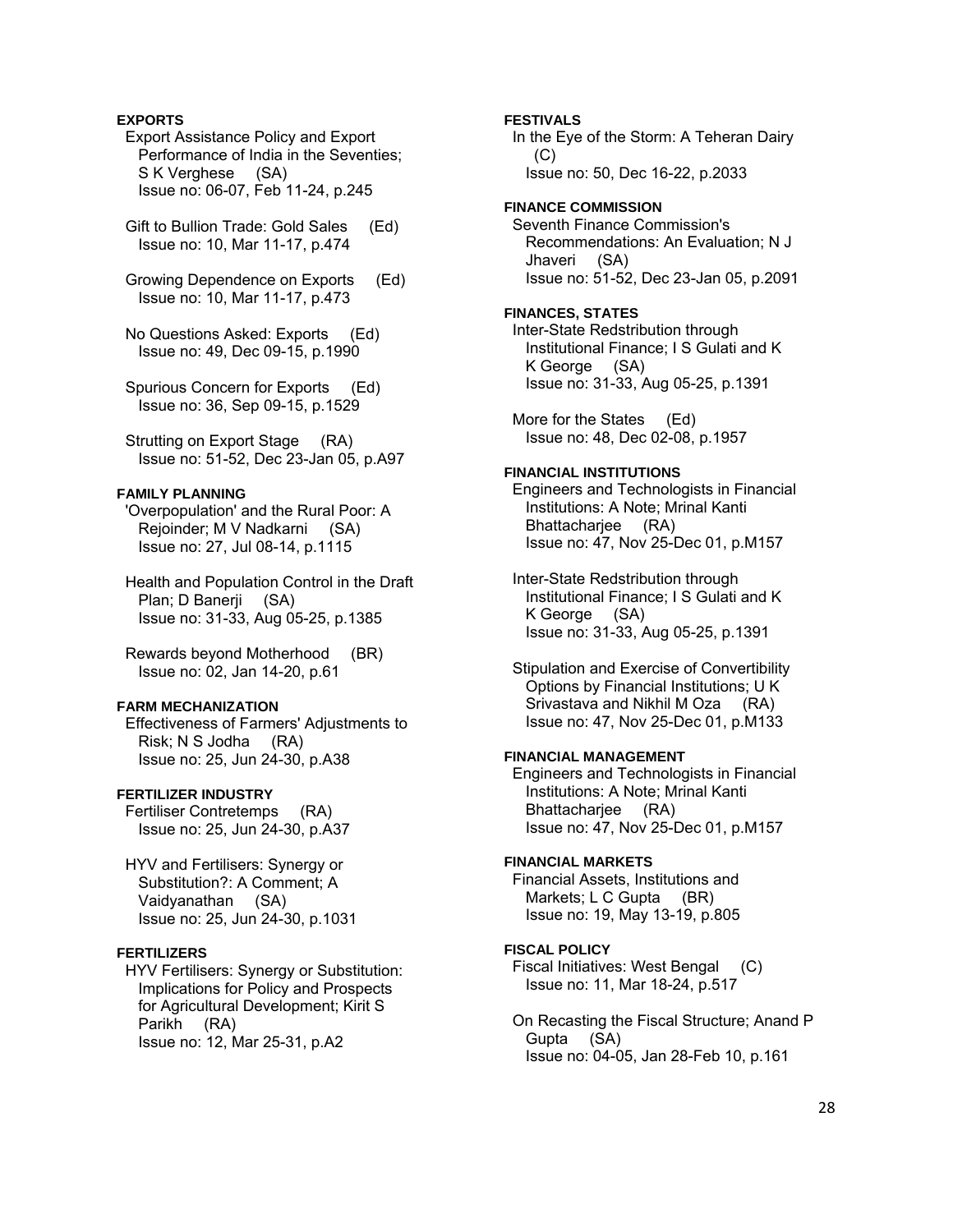**EXPORTS**

Export Assistance Policy and Export Performance of India in the Seventies; S K Verghese (SA)
Issue no: 06-07, Feb 11-24, p.245

Gift to Bullion Trade: Gold Sales (Ed)
Issue no: 10, Mar 11-17, p.474

Growing Dependence on Exports (Ed)
Issue no: 10, Mar 11-17, p.473

No Questions Asked: Exports (Ed)
Issue no: 49, Dec 09-15, p.1990

Spurious Concern for Exports (Ed)
Issue no: 36, Sep 09-15, p.1529

Strutting on Export Stage (RA)
Issue no: 51-52, Dec 23-Jan 05, p.A97

**FAMILY PLANNING**

'Overpopulation' and the Rural Poor: A Rejoinder; M V Nadkarni (SA)
Issue no: 27, Jul 08-14, p.1115

Health and Population Control in the Draft Plan; D Banerji (SA)
Issue no: 31-33, Aug 05-25, p.1385

Rewards beyond Motherhood (BR)
Issue no: 02, Jan 14-20, p.61

**FARM MECHANIZATION**

Effectiveness of Farmers' Adjustments to Risk; N S Jodha (RA)
Issue no: 25, Jun 24-30, p.A38

**FERTILIZER INDUSTRY**

Fertiliser Contretemps (RA)
Issue no: 25, Jun 24-30, p.A37

HYV and Fertilisers: Synergy or Substitution?: A Comment; A Vaidyanathan (SA)
Issue no: 25, Jun 24-30, p.1031

**FERTILIZERS**

HYV Fertilisers: Synergy or Substitution: Implications for Policy and Prospects for Agricultural Development; Kirit S Parikh (RA)
Issue no: 12, Mar 25-31, p.A2

**FESTIVALS**

In the Eye of the Storm: A Teheran Dairy (C)
Issue no: 50, Dec 16-22, p.2033

**FINANCE COMMISSION**

Seventh Finance Commission's Recommendations: An Evaluation; N J Jhaveri (SA)
Issue no: 51-52, Dec 23-Jan 05, p.2091

**FINANCES, STATES**

Inter-State Redstribution through Institutional Finance; I S Gulati and K K George (SA)
Issue no: 31-33, Aug 05-25, p.1391

More for the States (Ed)
Issue no: 48, Dec 02-08, p.1957

**FINANCIAL INSTITUTIONS**

Engineers and Technologists in Financial Institutions: A Note; Mrinal Kanti Bhattacharjee (RA)
Issue no: 47, Nov 25-Dec 01, p.M157

Inter-State Redstribution through Institutional Finance; I S Gulati and K K George (SA)
Issue no: 31-33, Aug 05-25, p.1391

Stipulation and Exercise of Convertibility Options by Financial Institutions; U K Srivastava and Nikhil M Oza (RA)
Issue no: 47, Nov 25-Dec 01, p.M133

**FINANCIAL MANAGEMENT**

Engineers and Technologists in Financial Institutions: A Note; Mrinal Kanti Bhattacharjee (RA)
Issue no: 47, Nov 25-Dec 01, p.M157

**FINANCIAL MARKETS**

Financial Assets, Institutions and Markets; L C Gupta (BR)
Issue no: 19, May 13-19, p.805

**FISCAL POLICY**

Fiscal Initiatives: West Bengal (C)
Issue no: 11, Mar 18-24, p.517

On Recasting the Fiscal Structure; Anand P Gupta (SA)
Issue no: 04-05, Jan 28-Feb 10, p.161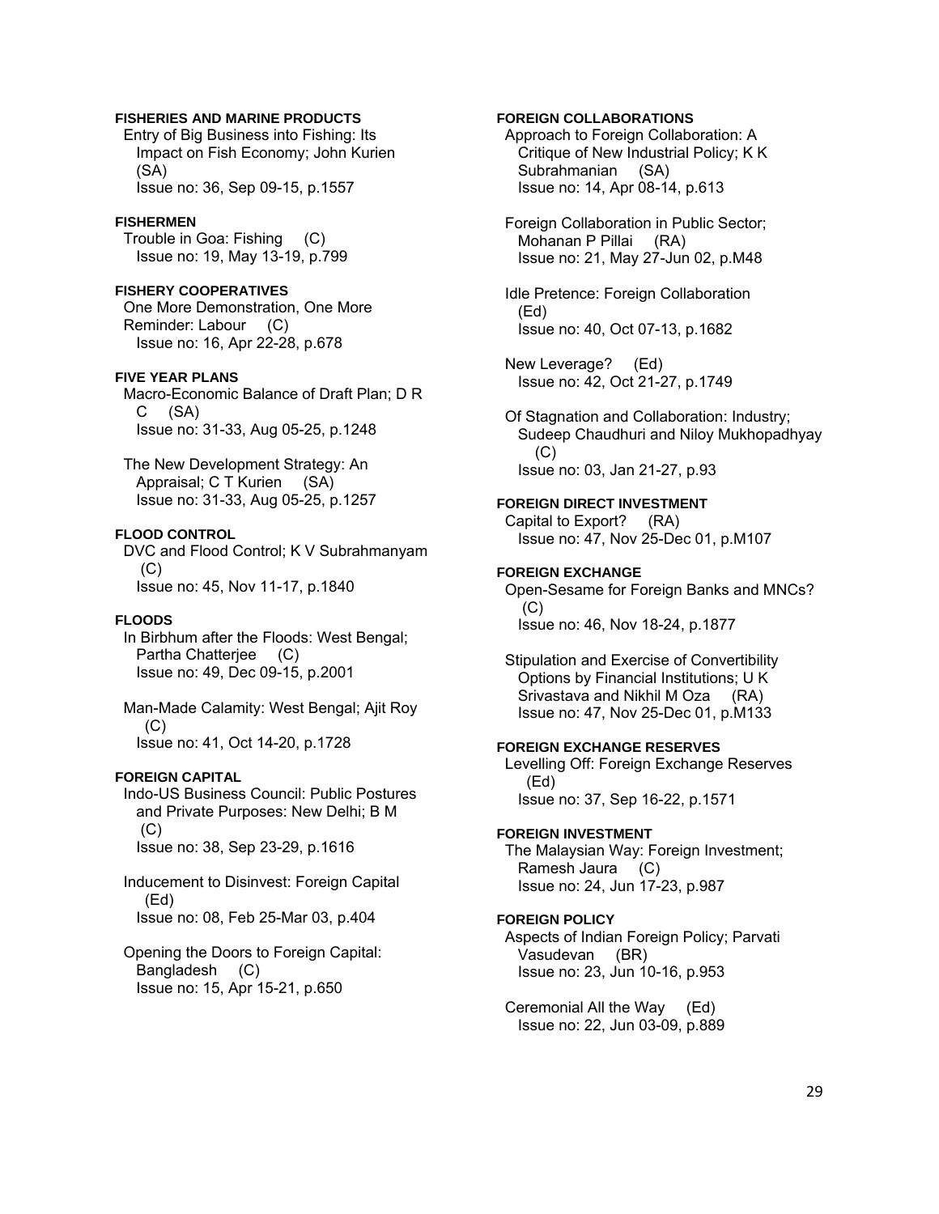**FISHERIES AND MARINE PRODUCTS**

Entry of Big Business into Fishing: Its Impact on Fish Economy; John Kurien (SA)
Issue no: 36, Sep 09-15, p.1557

**FISHERMEN**

Trouble in Goa: Fishing (C)
Issue no: 19, May 13-19, p.799

**FISHERY COOPERATIVES**

One More Demonstration, One More Reminder: Labour (C)
Issue no: 16, Apr 22-28, p.678

**FIVE YEAR PLANS**

Macro-Economic Balance of Draft Plan; D R C (SA)
Issue no: 31-33, Aug 05-25, p.1248

The New Development Strategy: An Appraisal; C T Kurien (SA)
Issue no: 31-33, Aug 05-25, p.1257

**FLOOD CONTROL**

DVC and Flood Control; K V Subrahmanyam (C)
Issue no: 45, Nov 11-17, p.1840

**FLOODS**

In Birbhum after the Floods: West Bengal; Partha Chatterjee (C)
Issue no: 49, Dec 09-15, p.2001

Man-Made Calamity: West Bengal; Ajit Roy (C)
Issue no: 41, Oct 14-20, p.1728

**FOREIGN CAPITAL**

Indo-US Business Council: Public Postures and Private Purposes: New Delhi; B M (C)
Issue no: 38, Sep 23-29, p.1616

Inducement to Disinvest: Foreign Capital (Ed)
Issue no: 08, Feb 25-Mar 03, p.404

Opening the Doors to Foreign Capital: Bangladesh (C)
Issue no: 15, Apr 15-21, p.650

**FOREIGN COLLABORATIONS**

Approach to Foreign Collaboration: A Critique of New Industrial Policy; K K Subrahmanian (SA)
Issue no: 14, Apr 08-14, p.613

Foreign Collaboration in Public Sector; Mohanan P Pillai (RA)
Issue no: 21, May 27-Jun 02, p.M48

Idle Pretence: Foreign Collaboration (Ed)
Issue no: 40, Oct 07-13, p.1682

New Leverage? (Ed)
Issue no: 42, Oct 21-27, p.1749

Of Stagnation and Collaboration: Industry; Sudeep Chaudhuri and Niloy Mukhopadhyay (C)
Issue no: 03, Jan 21-27, p.93

**FOREIGN DIRECT INVESTMENT**

Capital to Export? (RA)
Issue no: 47, Nov 25-Dec 01, p.M107

**FOREIGN EXCHANGE**

Open-Sesame for Foreign Banks and MNCs? (C)
Issue no: 46, Nov 18-24, p.1877

Stipulation and Exercise of Convertibility Options by Financial Institutions; U K Srivastava and Nikhil M Oza (RA)
Issue no: 47, Nov 25-Dec 01, p.M133

**FOREIGN EXCHANGE RESERVES**

Levelling Off: Foreign Exchange Reserves (Ed)
Issue no: 37, Sep 16-22, p.1571

**FOREIGN INVESTMENT**

The Malaysian Way: Foreign Investment; Ramesh Jaura (C)
Issue no: 24, Jun 17-23, p.987

**FOREIGN POLICY**

Aspects of Indian Foreign Policy; Parvati Vasudevan (BR)
Issue no: 23, Jun 10-16, p.953

Ceremonial All the Way (Ed)
Issue no: 22, Jun 03-09, p.889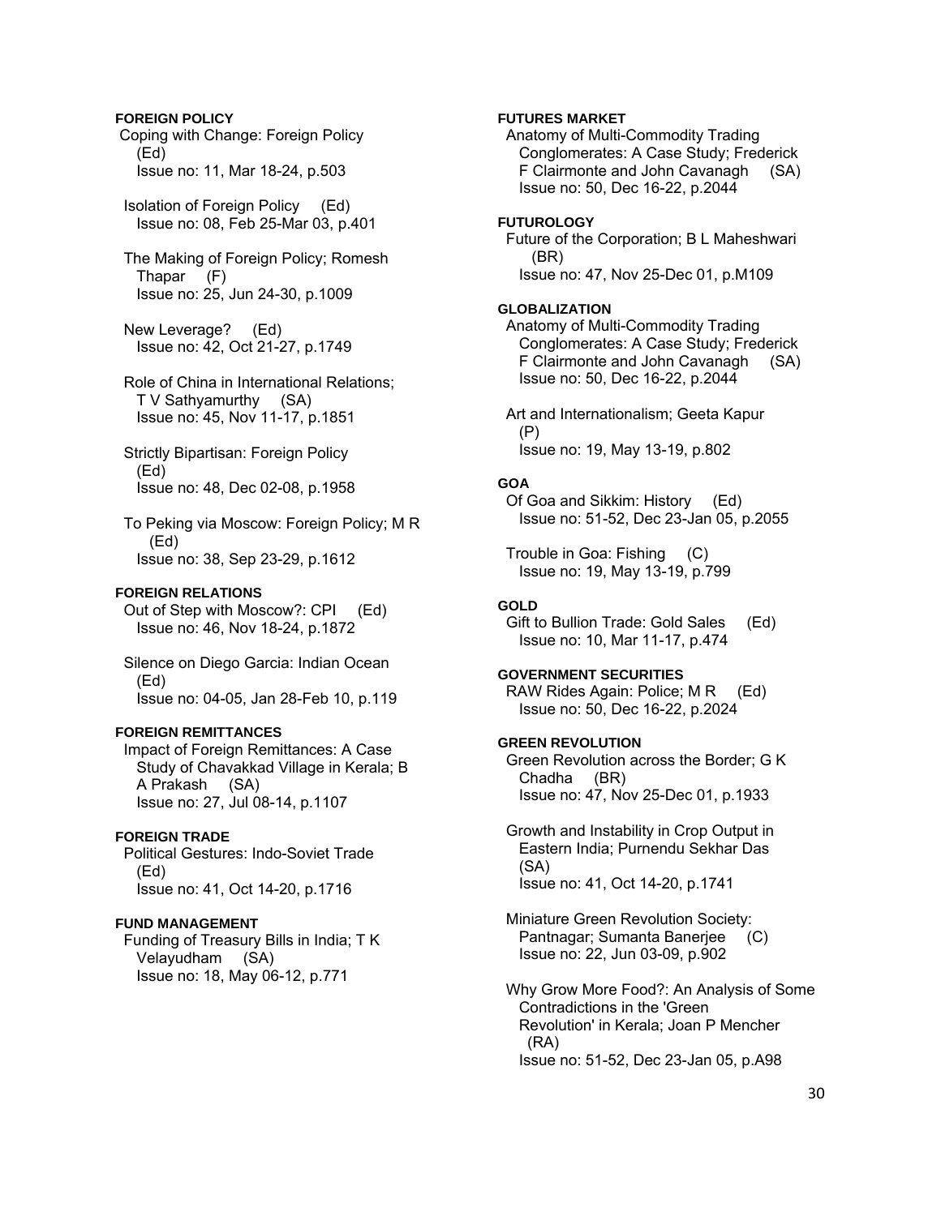**FOREIGN POLICY**

Coping with Change: Foreign Policy (Ed)
Issue no: 11, Mar 18-24, p.503

Isolation of Foreign Policy (Ed)
Issue no: 08, Feb 25-Mar 03, p.401

The Making of Foreign Policy; Romesh Thapar (F)
Issue no: 25, Jun 24-30, p.1009

New Leverage? (Ed)
Issue no: 42, Oct 21-27, p.1749

Role of China in International Relations; T V Sathyamurthy (SA)
Issue no: 45, Nov 11-17, p.1851

Strictly Bipartisan: Foreign Policy (Ed)
Issue no: 48, Dec 02-08, p.1958

To Peking via Moscow: Foreign Policy; M R (Ed)
Issue no: 38, Sep 23-29, p.1612

**FOREIGN RELATIONS**

Out of Step with Moscow?: CPI (Ed)
Issue no: 46, Nov 18-24, p.1872

Silence on Diego Garcia: Indian Ocean (Ed)
Issue no: 04-05, Jan 28-Feb 10, p.119

**FOREIGN REMITTANCES**

Impact of Foreign Remittances: A Case Study of Chavakkad Village in Kerala; B A Prakash (SA)
Issue no: 27, Jul 08-14, p.1107

**FOREIGN TRADE**

Political Gestures: Indo-Soviet Trade (Ed)
Issue no: 41, Oct 14-20, p.1716

**FUND MANAGEMENT**

Funding of Treasury Bills in India; T K Velayudham (SA)
Issue no: 18, May 06-12, p.771

**FUTURES MARKET**

Anatomy of Multi-Commodity Trading Conglomerates: A Case Study; Frederick F Clairmonte and John Cavanagh (SA)
Issue no: 50, Dec 16-22, p.2044

**FUTUROLOGY**

Future of the Corporation; B L Maheshwari (BR)
Issue no: 47, Nov 25-Dec 01, p.M109

**GLOBALIZATION**

Anatomy of Multi-Commodity Trading Conglomerates: A Case Study; Frederick F Clairmonte and John Cavanagh (SA)
Issue no: 50, Dec 16-22, p.2044

Art and Internationalism; Geeta Kapur (P)
Issue no: 19, May 13-19, p.802

**GOA**

Of Goa and Sikkim: History (Ed)
Issue no: 51-52, Dec 23-Jan 05, p.2055

Trouble in Goa: Fishing (C)
Issue no: 19, May 13-19, p.799

**GOLD**

Gift to Bullion Trade: Gold Sales (Ed)
Issue no: 10, Mar 11-17, p.474

**GOVERNMENT SECURITIES**

RAW Rides Again: Police; M R (Ed)
Issue no: 50, Dec 16-22, p.2024

**GREEN REVOLUTION**

Green Revolution across the Border; G K Chadha (BR)
Issue no: 47, Nov 25-Dec 01, p.1933

Growth and Instability in Crop Output in Eastern India; Purnendu Sekhar Das (SA)
Issue no: 41, Oct 14-20, p.1741

Miniature Green Revolution Society: Pantnagar; Sumanta Banerjee (C)
Issue no: 22, Jun 03-09, p.902

Why Grow More Food?: An Analysis of Some Contradictions in the 'Green Revolution' in Kerala; Joan P Mencher (RA)
Issue no: 51-52, Dec 23-Jan 05, p.A98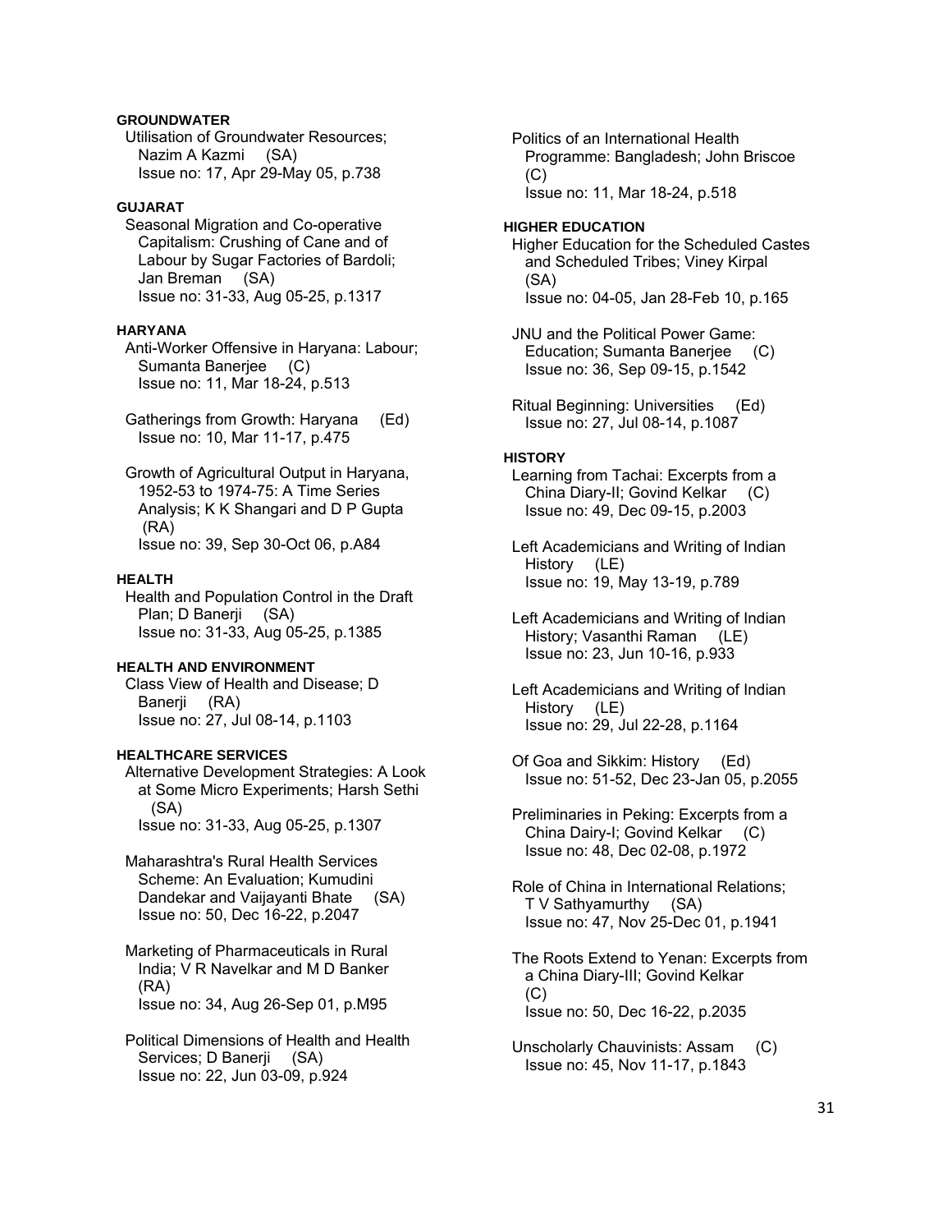**GROUNDWATER**

Utilisation of Groundwater Resources; Nazim A Kazmi (SA)
Issue no: 17, Apr 29-May 05, p.738

**GUJARAT**

Seasonal Migration and Co-operative Capitalism: Crushing of Cane and of Labour by Sugar Factories of Bardoli; Jan Breman (SA)
Issue no: 31-33, Aug 05-25, p.1317

**HARYANA**

Anti-Worker Offensive in Haryana: Labour; Sumanta Banerjee (C)
Issue no: 11, Mar 18-24, p.513

Gatherings from Growth: Haryana (Ed)
Issue no: 10, Mar 11-17, p.475

Growth of Agricultural Output in Haryana, 1952-53 to 1974-75: A Time Series Analysis; K K Shangari and D P Gupta (RA)
Issue no: 39, Sep 30-Oct 06, p.A84

**HEALTH**

Health and Population Control in the Draft Plan; D Banerji (SA)
Issue no: 31-33, Aug 05-25, p.1385

**HEALTH AND ENVIRONMENT**

Class View of Health and Disease; D Banerji (RA)
Issue no: 27, Jul 08-14, p.1103

**HEALTHCARE SERVICES**

Alternative Development Strategies: A Look at Some Micro Experiments; Harsh Sethi (SA)
Issue no: 31-33, Aug 05-25, p.1307

Maharashtra's Rural Health Services Scheme: An Evaluation; Kumudini Dandekar and Vaijayanti Bhate (SA)
Issue no: 50, Dec 16-22, p.2047

Marketing of Pharmaceuticals in Rural India; V R Navelkar and M D Banker (RA)
Issue no: 34, Aug 26-Sep 01, p.M95

Political Dimensions of Health and Health Services; D Banerji (SA)
Issue no: 22, Jun 03-09, p.924

Politics of an International Health Programme: Bangladesh; John Briscoe (C)
Issue no: 11, Mar 18-24, p.518

**HIGHER EDUCATION**

Higher Education for the Scheduled Castes and Scheduled Tribes; Viney Kirpal (SA)
Issue no: 04-05, Jan 28-Feb 10, p.165

JNU and the Political Power Game: Education; Sumanta Banerjee (C)
Issue no: 36, Sep 09-15, p.1542

Ritual Beginning: Universities (Ed)
Issue no: 27, Jul 08-14, p.1087

**HISTORY**

Learning from Tachai: Excerpts from a China Diary-II; Govind Kelkar (C)
Issue no: 49, Dec 09-15, p.2003

Left Academicians and Writing of Indian History (LE)
Issue no: 19, May 13-19, p.789

Left Academicians and Writing of Indian History; Vasanthi Raman (LE)
Issue no: 23, Jun 10-16, p.933

Left Academicians and Writing of Indian History (LE)
Issue no: 29, Jul 22-28, p.1164

Of Goa and Sikkim: History (Ed)
Issue no: 51-52, Dec 23-Jan 05, p.2055

Preliminaries in Peking: Excerpts from a China Dairy-I; Govind Kelkar (C)
Issue no: 48, Dec 02-08, p.1972

Role of China in International Relations; T V Sathyamurthy (SA)
Issue no: 47, Nov 25-Dec 01, p.1941

The Roots Extend to Yenan: Excerpts from a China Diary-III; Govind Kelkar (C)
Issue no: 50, Dec 16-22, p.2035

Unscholarly Chauvinists: Assam (C)
Issue no: 45, Nov 11-17, p.1843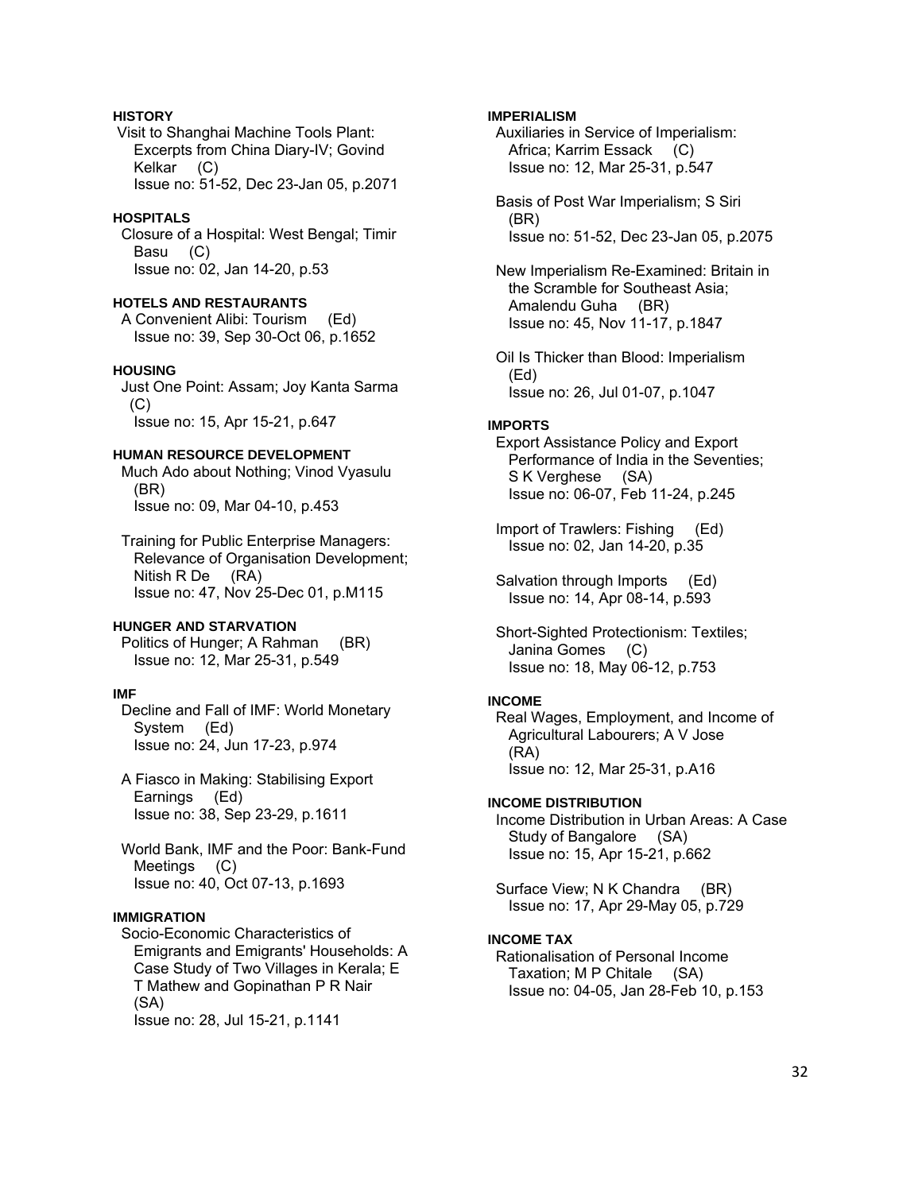**HISTORY**

Visit to Shanghai Machine Tools Plant: Excerpts from China Diary-IV; Govind Kelkar (C)
Issue no: 51-52, Dec 23-Jan 05, p.2071

**HOSPITALS**

Closure of a Hospital: West Bengal; Timir Basu (C)
Issue no: 02, Jan 14-20, p.53

**HOTELS AND RESTAURANTS**

A Convenient Alibi: Tourism (Ed)
Issue no: 39, Sep 30-Oct 06, p.1652

**HOUSING**

Just One Point: Assam; Joy Kanta Sarma (C)
Issue no: 15, Apr 15-21, p.647

**HUMAN RESOURCE DEVELOPMENT**

Much Ado about Nothing; Vinod Vyasulu (BR)
Issue no: 09, Mar 04-10, p.453

Training for Public Enterprise Managers: Relevance of Organisation Development; Nitish R De (RA)
Issue no: 47, Nov 25-Dec 01, p.M115

**HUNGER AND STARVATION**

Politics of Hunger; A Rahman (BR)
Issue no: 12, Mar 25-31, p.549

**IMF**

Decline and Fall of IMF: World Monetary System (Ed)
Issue no: 24, Jun 17-23, p.974

A Fiasco in Making: Stabilising Export Earnings (Ed)
Issue no: 38, Sep 23-29, p.1611

World Bank, IMF and the Poor: Bank-Fund Meetings (C)
Issue no: 40, Oct 07-13, p.1693

**IMMIGRATION**

Socio-Economic Characteristics of Emigrants and Emigrants' Households: A Case Study of Two Villages in Kerala; E T Mathew and Gopinathan P R Nair (SA)
Issue no: 28, Jul 15-21, p.1141

**IMPERIALISM**

Auxiliaries in Service of Imperialism: Africa; Karrim Essack (C)
Issue no: 12, Mar 25-31, p.547

Basis of Post War Imperialism; S Siri (BR)
Issue no: 51-52, Dec 23-Jan 05, p.2075

New Imperialism Re-Examined: Britain in the Scramble for Southeast Asia; Amalendu Guha (BR)
Issue no: 45, Nov 11-17, p.1847

Oil Is Thicker than Blood: Imperialism (Ed)
Issue no: 26, Jul 01-07, p.1047

**IMPORTS**

Export Assistance Policy and Export Performance of India in the Seventies; S K Verghese (SA)
Issue no: 06-07, Feb 11-24, p.245

Import of Trawlers: Fishing (Ed)
Issue no: 02, Jan 14-20, p.35

Salvation through Imports (Ed)
Issue no: 14, Apr 08-14, p.593

Short-Sighted Protectionism: Textiles; Janina Gomes (C)
Issue no: 18, May 06-12, p.753

**INCOME**

Real Wages, Employment, and Income of Agricultural Labourers; A V Jose (RA)
Issue no: 12, Mar 25-31, p.A16

**INCOME DISTRIBUTION**

Income Distribution in Urban Areas: A Case Study of Bangalore (SA)
Issue no: 15, Apr 15-21, p.662

Surface View; N K Chandra (BR)
Issue no: 17, Apr 29-May 05, p.729

**INCOME TAX**

Rationalisation of Personal Income Taxation; M P Chitale (SA)
Issue no: 04-05, Jan 28-Feb 10, p.153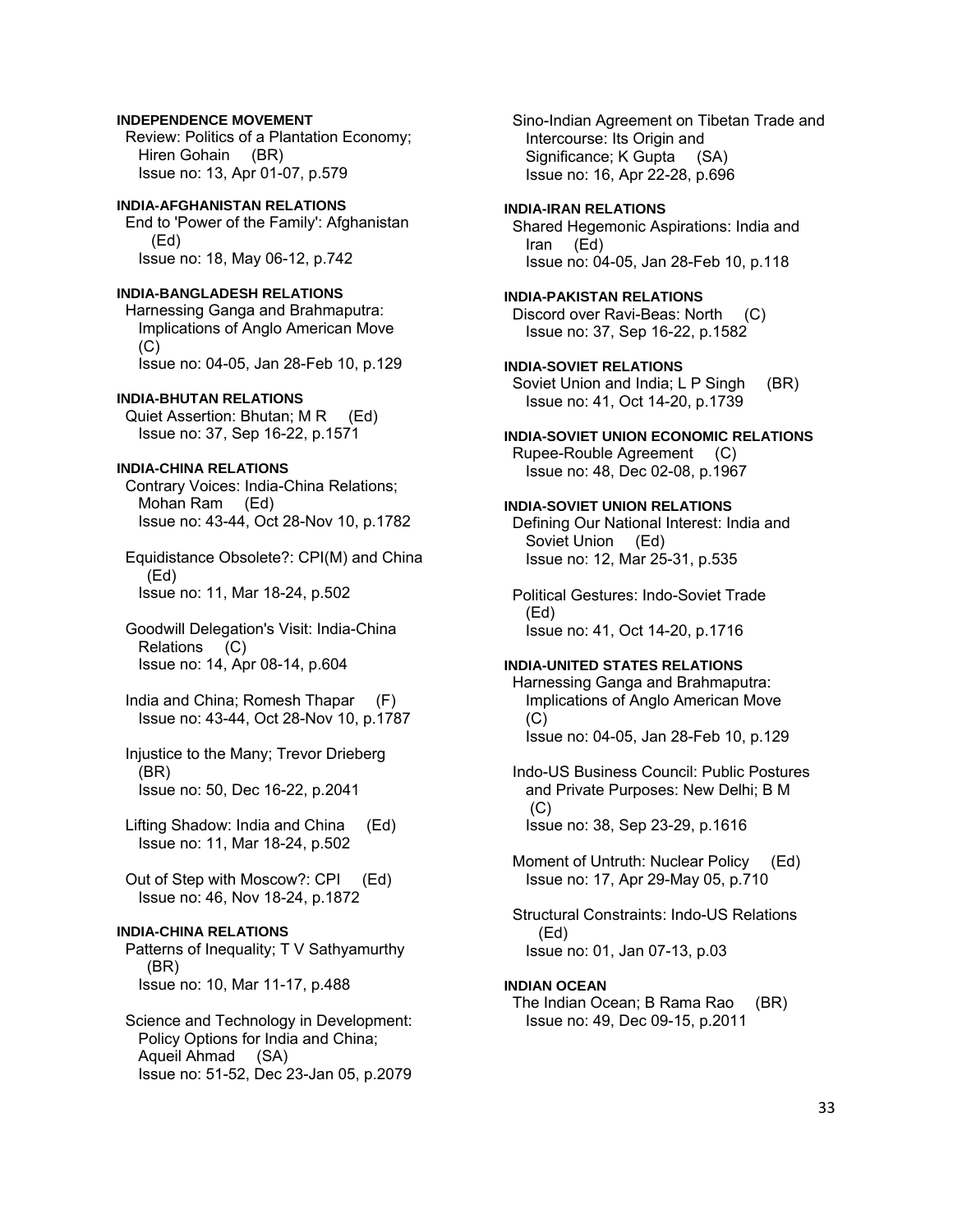**INDEPENDENCE MOVEMENT**

Review: Politics of a Plantation Economy; Hiren Gohain (BR)
Issue no: 13, Apr 01-07, p.579

**INDIA-AFGHANISTAN RELATIONS**

End to 'Power of the Family': Afghanistan (Ed)
Issue no: 18, May 06-12, p.742

**INDIA-BANGLADESH RELATIONS**

Harnessing Ganga and Brahmaputra: Implications of Anglo American Move (C)
Issue no: 04-05, Jan 28-Feb 10, p.129

**INDIA-BHUTAN RELATIONS**

Quiet Assertion: Bhutan; M R (Ed)
Issue no: 37, Sep 16-22, p.1571

**INDIA-CHINA RELATIONS**

Contrary Voices: India-China Relations; Mohan Ram (Ed)
Issue no: 43-44, Oct 28-Nov 10, p.1782

Equidistance Obsolete?: CPI(M) and China (Ed)
Issue no: 11, Mar 18-24, p.502

Goodwill Delegation's Visit: India-China Relations (C)
Issue no: 14, Apr 08-14, p.604

India and China; Romesh Thapar (F)
Issue no: 43-44, Oct 28-Nov 10, p.1787

Injustice to the Many; Trevor Drieberg (BR)
Issue no: 50, Dec 16-22, p.2041

Lifting Shadow: India and China (Ed)
Issue no: 11, Mar 18-24, p.502

Out of Step with Moscow?: CPI (Ed)
Issue no: 46, Nov 18-24, p.1872

**INDIA-CHINA RELATIONS**

Patterns of Inequality; T V Sathyamurthy (BR)
Issue no: 10, Mar 11-17, p.488

Science and Technology in Development: Policy Options for India and China; Aqueil Ahmad (SA)
Issue no: 51-52, Dec 23-Jan 05, p.2079

Sino-Indian Agreement on Tibetan Trade and Intercourse: Its Origin and Significance; K Gupta (SA)
Issue no: 16, Apr 22-28, p.696

**INDIA-IRAN RELATIONS**

Shared Hegemonic Aspirations: India and Iran (Ed)
Issue no: 04-05, Jan 28-Feb 10, p.118

**INDIA-PAKISTAN RELATIONS**

Discord over Ravi-Beas: North (C)
Issue no: 37, Sep 16-22, p.1582

**INDIA-SOVIET RELATIONS**

Soviet Union and India; L P Singh (BR)
Issue no: 41, Oct 14-20, p.1739

**INDIA-SOVIET UNION ECONOMIC RELATIONS**

Rupee-Rouble Agreement (C)
Issue no: 48, Dec 02-08, p.1967

**INDIA-SOVIET UNION RELATIONS**

Defining Our National Interest: India and Soviet Union (Ed)
Issue no: 12, Mar 25-31, p.535

Political Gestures: Indo-Soviet Trade (Ed)
Issue no: 41, Oct 14-20, p.1716

**INDIA-UNITED STATES RELATIONS**

Harnessing Ganga and Brahmaputra: Implications of Anglo American Move (C)
Issue no: 04-05, Jan 28-Feb 10, p.129

Indo-US Business Council: Public Postures and Private Purposes: New Delhi; B M (C)
Issue no: 38, Sep 23-29, p.1616

Moment of Untruth: Nuclear Policy (Ed)
Issue no: 17, Apr 29-May 05, p.710

Structural Constraints: Indo-US Relations (Ed)
Issue no: 01, Jan 07-13, p.03

**INDIAN OCEAN**

The Indian Ocean; B Rama Rao (BR)
Issue no: 49, Dec 09-15, p.2011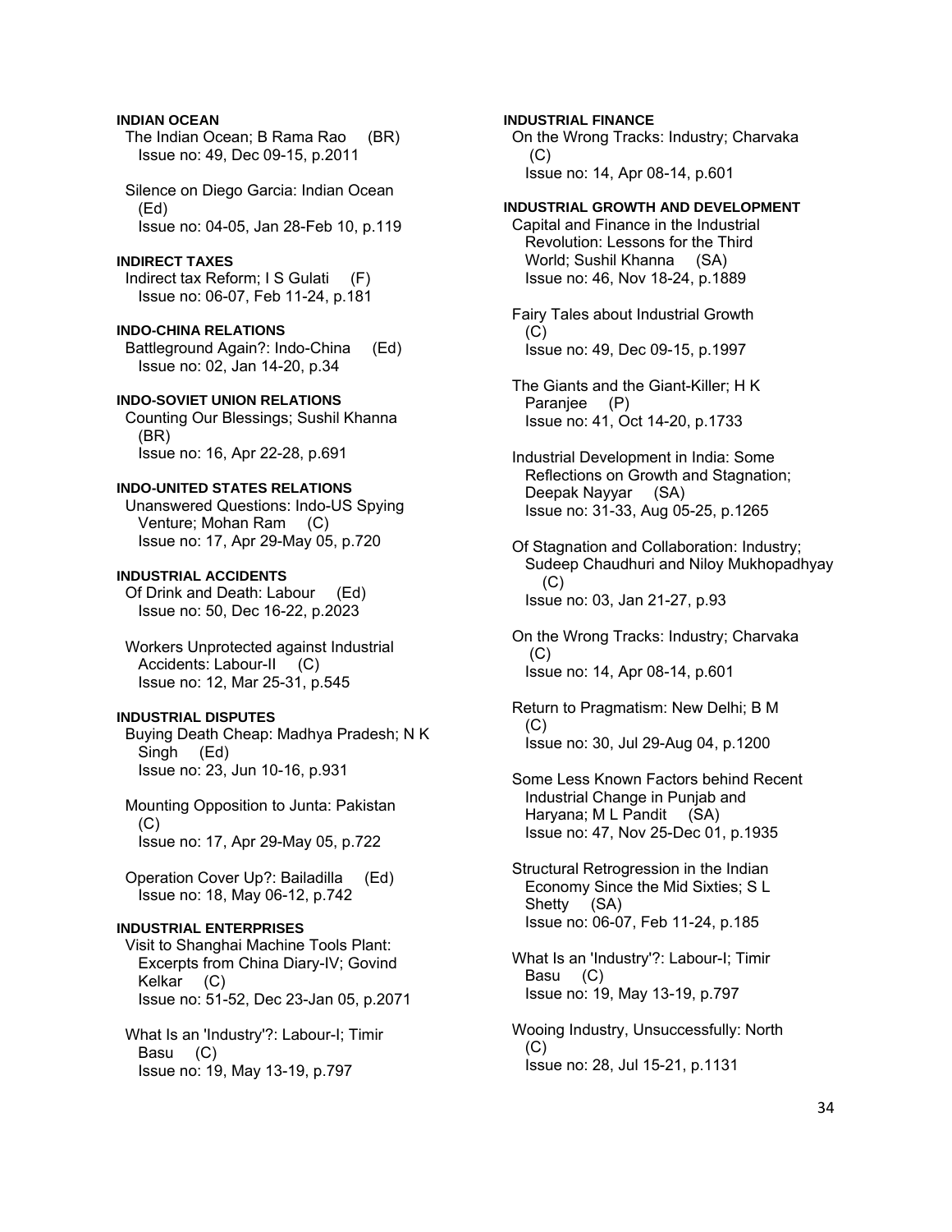**INDIAN OCEAN**

The Indian Ocean; B Rama Rao (BR)
Issue no: 49, Dec 09-15, p.2011

Silence on Diego Garcia: Indian Ocean (Ed)
Issue no: 04-05, Jan 28-Feb 10, p.119

**INDIRECT TAXES**

Indirect tax Reform; I S Gulati (F)
Issue no: 06-07, Feb 11-24, p.181

**INDO-CHINA RELATIONS**

Battleground Again?: Indo-China (Ed)
Issue no: 02, Jan 14-20, p.34

**INDO-SOVIET UNION RELATIONS**

Counting Our Blessings; Sushil Khanna (BR)
Issue no: 16, Apr 22-28, p.691

**INDO-UNITED STATES RELATIONS**

Unanswered Questions: Indo-US Spying Venture; Mohan Ram (C)
Issue no: 17, Apr 29-May 05, p.720

**INDUSTRIAL ACCIDENTS**

Of Drink and Death: Labour (Ed)
Issue no: 50, Dec 16-22, p.2023

Workers Unprotected against Industrial Accidents: Labour-II (C)
Issue no: 12, Mar 25-31, p.545

**INDUSTRIAL DISPUTES**

Buying Death Cheap: Madhya Pradesh; N K Singh (Ed)
Issue no: 23, Jun 10-16, p.931

Mounting Opposition to Junta: Pakistan (C)
Issue no: 17, Apr 29-May 05, p.722

Operation Cover Up?: Bailadilla (Ed)
Issue no: 18, May 06-12, p.742

**INDUSTRIAL ENTERPRISES**

Visit to Shanghai Machine Tools Plant: Excerpts from China Diary-IV; Govind Kelkar (C)
Issue no: 51-52, Dec 23-Jan 05, p.2071

What Is an 'Industry'?: Labour-I; Timir Basu (C)
Issue no: 19, May 13-19, p.797

**INDUSTRIAL FINANCE**

On the Wrong Tracks: Industry; Charvaka (C)
Issue no: 14, Apr 08-14, p.601

**INDUSTRIAL GROWTH AND DEVELOPMENT**

Capital and Finance in the Industrial Revolution: Lessons for the Third World; Sushil Khanna (SA)
Issue no: 46, Nov 18-24, p.1889

Fairy Tales about Industrial Growth (C)
Issue no: 49, Dec 09-15, p.1997

The Giants and the Giant-Killer; H K Paranjee (P)
Issue no: 41, Oct 14-20, p.1733

Industrial Development in India: Some Reflections on Growth and Stagnation; Deepak Nayyar (SA)
Issue no: 31-33, Aug 05-25, p.1265

Of Stagnation and Collaboration: Industry; Sudeep Chaudhuri and Niloy Mukhopadhyay (C)
Issue no: 03, Jan 21-27, p.93

On the Wrong Tracks: Industry; Charvaka (C)
Issue no: 14, Apr 08-14, p.601

Return to Pragmatism: New Delhi; B M (C)
Issue no: 30, Jul 29-Aug 04, p.1200

Some Less Known Factors behind Recent Industrial Change in Punjab and Haryana; M L Pandit (SA)
Issue no: 47, Nov 25-Dec 01, p.1935

Structural Retrogression in the Indian Economy Since the Mid Sixties; S L Shetty (SA)
Issue no: 06-07, Feb 11-24, p.185

What Is an 'Industry'?: Labour-I; Timir Basu (C)
Issue no: 19, May 13-19, p.797

Wooing Industry, Unsuccessfully: North (C)
Issue no: 28, Jul 15-21, p.1131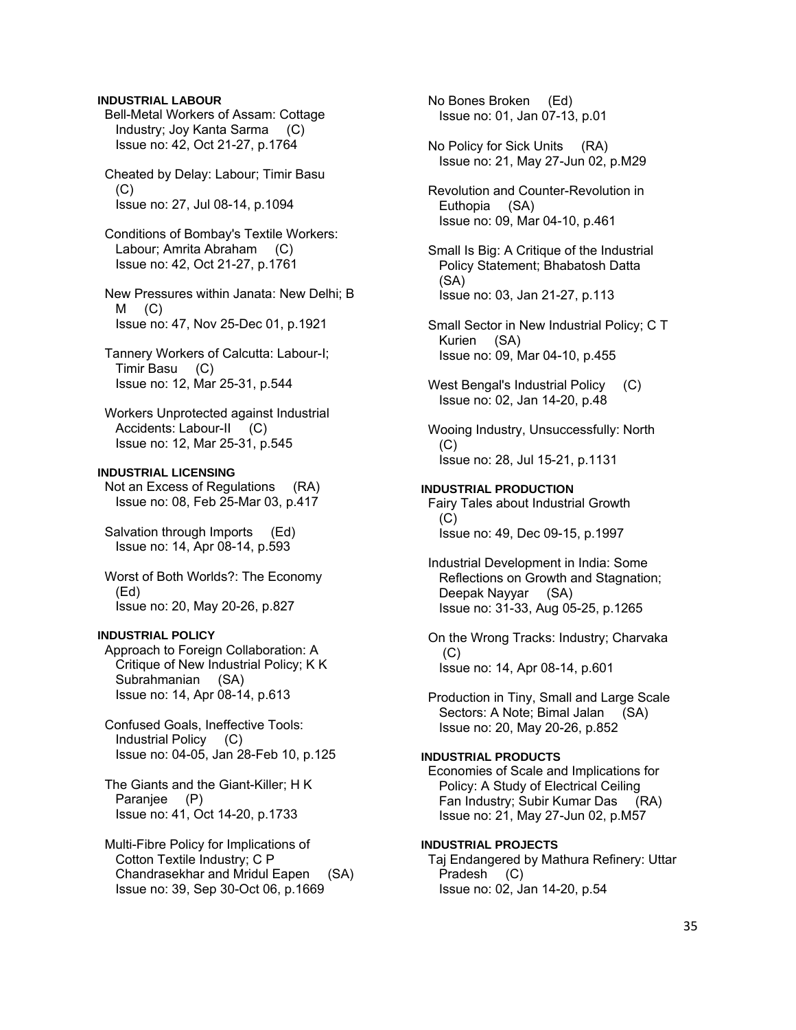**INDUSTRIAL LABOUR**

Bell-Metal Workers of Assam: Cottage Industry; Joy Kanta Sarma (C)
Issue no: 42, Oct 21-27, p.1764

Cheated by Delay: Labour; Timir Basu (C)
Issue no: 27, Jul 08-14, p.1094

Conditions of Bombay's Textile Workers: Labour; Amrita Abraham (C)
Issue no: 42, Oct 21-27, p.1761

New Pressures within Janata: New Delhi; B M (C)
Issue no: 47, Nov 25-Dec 01, p.1921

Tannery Workers of Calcutta: Labour-I; Timir Basu (C)
Issue no: 12, Mar 25-31, p.544

Workers Unprotected against Industrial Accidents: Labour-II (C)
Issue no: 12, Mar 25-31, p.545

**INDUSTRIAL LICENSING**

Not an Excess of Regulations (RA)
Issue no: 08, Feb 25-Mar 03, p.417

Salvation through Imports (Ed)
Issue no: 14, Apr 08-14, p.593

Worst of Both Worlds?: The Economy (Ed)
Issue no: 20, May 20-26, p.827

**INDUSTRIAL POLICY**

Approach to Foreign Collaboration: A Critique of New Industrial Policy; K K Subrahmanian (SA)
Issue no: 14, Apr 08-14, p.613

Confused Goals, Ineffective Tools: Industrial Policy (C)
Issue no: 04-05, Jan 28-Feb 10, p.125

The Giants and the Giant-Killer; H K Paranjee (P)
Issue no: 41, Oct 14-20, p.1733

Multi-Fibre Policy for Implications of Cotton Textile Industry; C P Chandrasekhar and Mridul Eapen (SA)
Issue no: 39, Sep 30-Oct 06, p.1669

No Bones Broken (Ed)
Issue no: 01, Jan 07-13, p.01

No Policy for Sick Units (RA)
Issue no: 21, May 27-Jun 02, p.M29

Revolution and Counter-Revolution in Euthopia (SA)
Issue no: 09, Mar 04-10, p.461

Small Is Big: A Critique of the Industrial Policy Statement; Bhabatosh Datta (SA)
Issue no: 03, Jan 21-27, p.113

Small Sector in New Industrial Policy; C T Kurien (SA)
Issue no: 09, Mar 04-10, p.455

West Bengal's Industrial Policy (C)
Issue no: 02, Jan 14-20, p.48

Wooing Industry, Unsuccessfully: North (C)
Issue no: 28, Jul 15-21, p.1131

**INDUSTRIAL PRODUCTION**

Fairy Tales about Industrial Growth (C)
Issue no: 49, Dec 09-15, p.1997

Industrial Development in India: Some Reflections on Growth and Stagnation; Deepak Nayyar (SA)
Issue no: 31-33, Aug 05-25, p.1265

On the Wrong Tracks: Industry; Charvaka (C)
Issue no: 14, Apr 08-14, p.601

Production in Tiny, Small and Large Scale Sectors: A Note; Bimal Jalan (SA)
Issue no: 20, May 20-26, p.852

**INDUSTRIAL PRODUCTS**

Economies of Scale and Implications for Policy: A Study of Electrical Ceiling Fan Industry; Subir Kumar Das (RA)
Issue no: 21, May 27-Jun 02, p.M57

**INDUSTRIAL PROJECTS**

Taj Endangered by Mathura Refinery: Uttar Pradesh (C)
Issue no: 02, Jan 14-20, p.54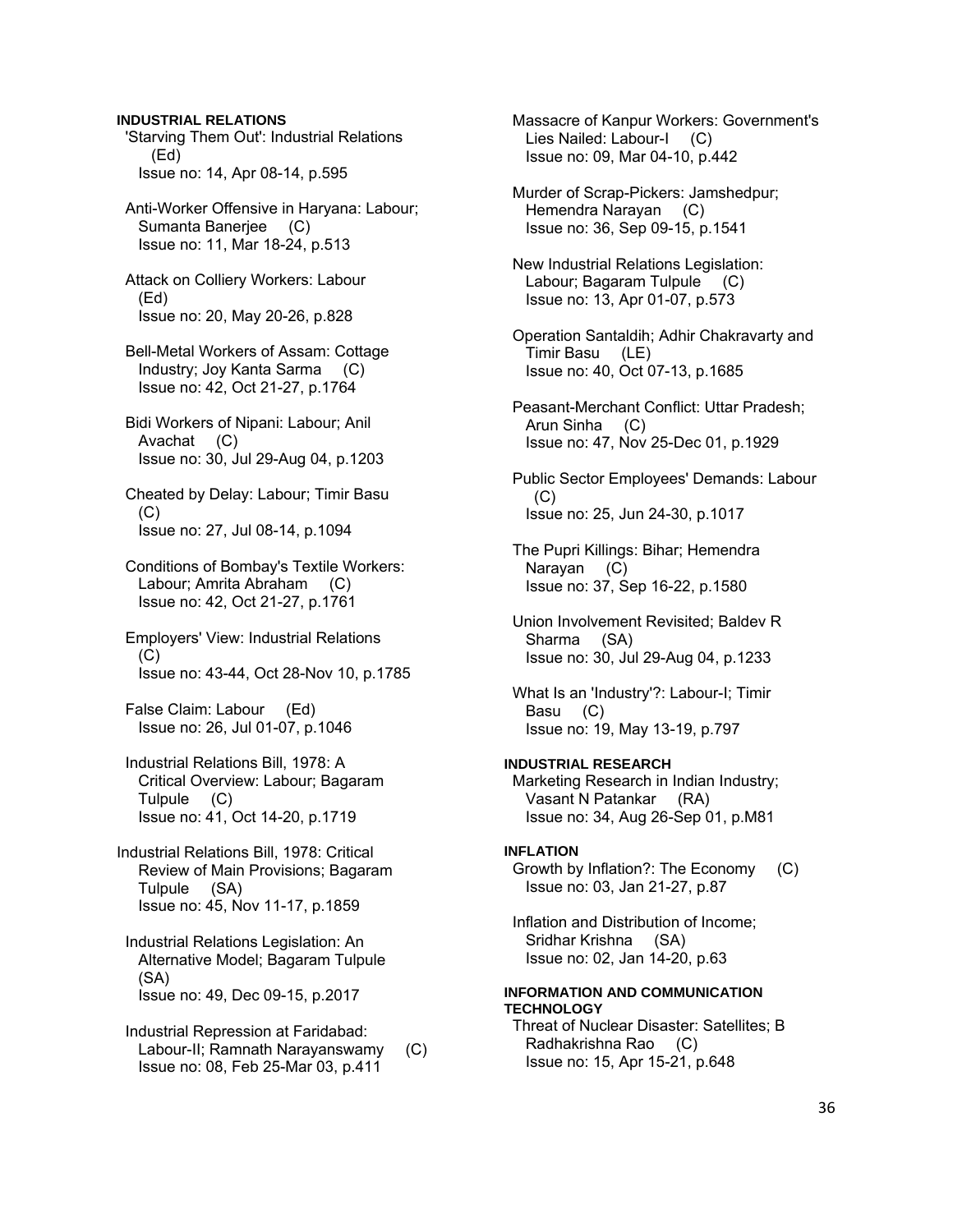**INDUSTRIAL RELATIONS**

'Starving Them Out': Industrial Relations (Ed)
Issue no: 14, Apr 08-14, p.595

Anti-Worker Offensive in Haryana: Labour; Sumanta Banerjee (C)
Issue no: 11, Mar 18-24, p.513

Attack on Colliery Workers: Labour (Ed)
Issue no: 20, May 20-26, p.828

Bell-Metal Workers of Assam: Cottage Industry; Joy Kanta Sarma (C)
Issue no: 42, Oct 21-27, p.1764

Bidi Workers of Nipani: Labour; Anil Avachat (C)
Issue no: 30, Jul 29-Aug 04, p.1203

Cheated by Delay: Labour; Timir Basu (C)
Issue no: 27, Jul 08-14, p.1094

Conditions of Bombay's Textile Workers: Labour; Amrita Abraham (C)
Issue no: 42, Oct 21-27, p.1761

Employers' View: Industrial Relations (C)
Issue no: 43-44, Oct 28-Nov 10, p.1785

False Claim: Labour (Ed)
Issue no: 26, Jul 01-07, p.1046

Industrial Relations Bill, 1978: A Critical Overview: Labour; Bagaram Tulpule (C)
Issue no: 41, Oct 14-20, p.1719

Industrial Relations Bill, 1978: Critical Review of Main Provisions; Bagaram Tulpule (SA)
Issue no: 45, Nov 11-17, p.1859

Industrial Relations Legislation: An Alternative Model; Bagaram Tulpule (SA)
Issue no: 49, Dec 09-15, p.2017

Industrial Repression at Faridabad: Labour-II; Ramnath Narayanswamy (C)
Issue no: 08, Feb 25-Mar 03, p.411

Massacre of Kanpur Workers: Government's Lies Nailed: Labour-I (C)
Issue no: 09, Mar 04-10, p.442

Murder of Scrap-Pickers: Jamshedpur; Hemendra Narayan (C)
Issue no: 36, Sep 09-15, p.1541

New Industrial Relations Legislation: Labour; Bagaram Tulpule (C)
Issue no: 13, Apr 01-07, p.573

Operation Santaldih; Adhir Chakravarty and Timir Basu (LE)
Issue no: 40, Oct 07-13, p.1685

Peasant-Merchant Conflict: Uttar Pradesh; Arun Sinha (C)
Issue no: 47, Nov 25-Dec 01, p.1929

Public Sector Employees' Demands: Labour (C)
Issue no: 25, Jun 24-30, p.1017

The Pupri Killings: Bihar; Hemendra Narayan (C)
Issue no: 37, Sep 16-22, p.1580

Union Involvement Revisited; Baldev R Sharma (SA)
Issue no: 30, Jul 29-Aug 04, p.1233

What Is an 'Industry'?: Labour-I; Timir Basu (C)
Issue no: 19, May 13-19, p.797

**INDUSTRIAL RESEARCH**

Marketing Research in Indian Industry; Vasant N Patankar (RA)
Issue no: 34, Aug 26-Sep 01, p.M81

**INFLATION**

Growth by Inflation?: The Economy (C)
Issue no: 03, Jan 21-27, p.87

Inflation and Distribution of Income; Sridhar Krishna (SA)
Issue no: 02, Jan 14-20, p.63

**INFORMATION AND COMMUNICATION TECHNOLOGY**

Threat of Nuclear Disaster: Satellites; B Radhakrishna Rao (C)
Issue no: 15, Apr 15-21, p.648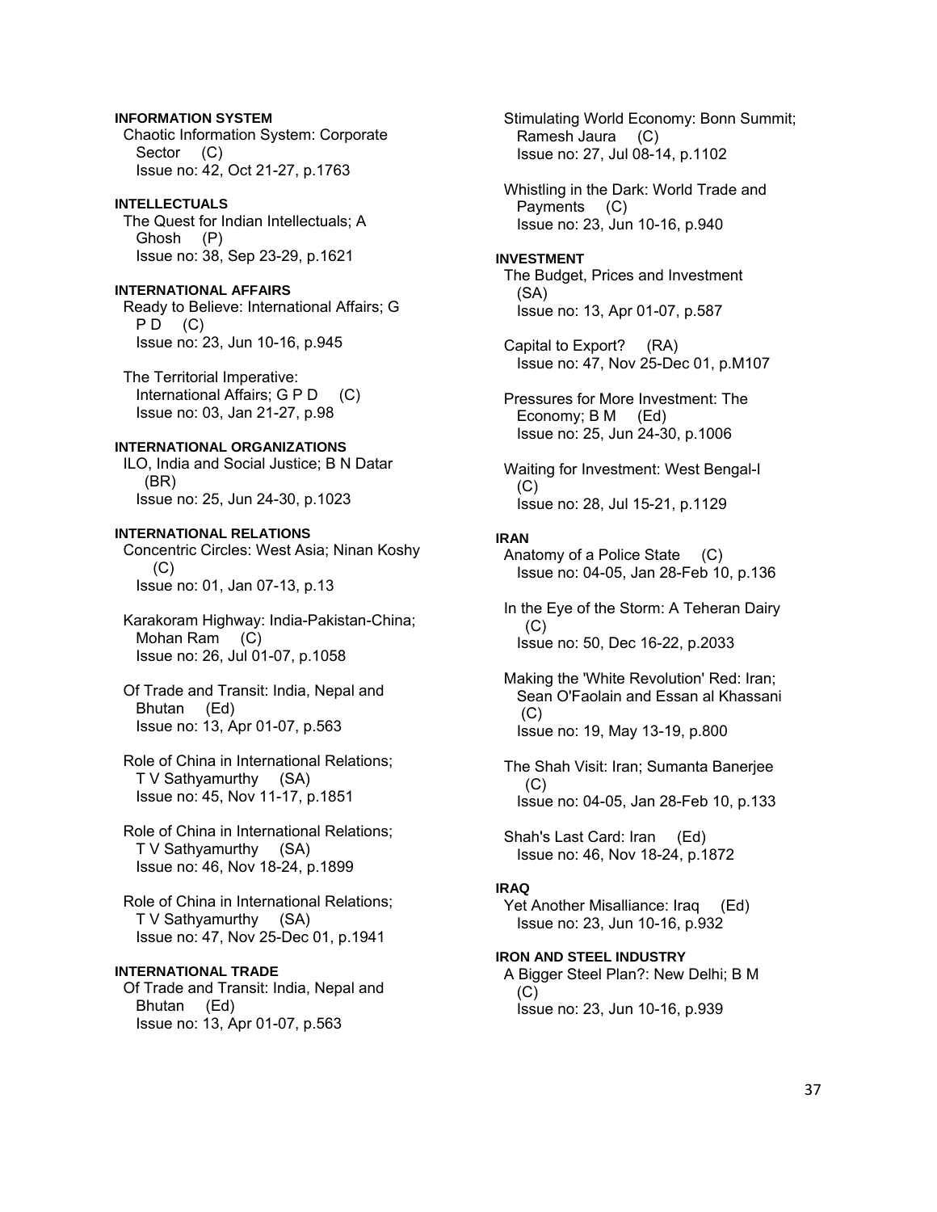**INFORMATION SYSTEM**

Chaotic Information System: Corporate Sector (C)
Issue no: 42, Oct 21-27, p.1763

**INTELLECTUALS**

The Quest for Indian Intellectuals; A Ghosh (P)
Issue no: 38, Sep 23-29, p.1621

**INTERNATIONAL AFFAIRS**

Ready to Believe: International Affairs; G P D (C)
Issue no: 23, Jun 10-16, p.945

The Territorial Imperative: International Affairs; G P D (C)
Issue no: 03, Jan 21-27, p.98

**INTERNATIONAL ORGANIZATIONS**

ILO, India and Social Justice; B N Datar (BR)
Issue no: 25, Jun 24-30, p.1023

**INTERNATIONAL RELATIONS**

Concentric Circles: West Asia; Ninan Koshy (C)
Issue no: 01, Jan 07-13, p.13

Karakoram Highway: India-Pakistan-China; Mohan Ram (C)
Issue no: 26, Jul 01-07, p.1058

Of Trade and Transit: India, Nepal and Bhutan (Ed)
Issue no: 13, Apr 01-07, p.563

Role of China in International Relations; T V Sathyamurthy (SA)
Issue no: 45, Nov 11-17, p.1851

Role of China in International Relations; T V Sathyamurthy (SA)
Issue no: 46, Nov 18-24, p.1899

Role of China in International Relations; T V Sathyamurthy (SA)
Issue no: 47, Nov 25-Dec 01, p.1941

**INTERNATIONAL TRADE**

Of Trade and Transit: India, Nepal and Bhutan (Ed)
Issue no: 13, Apr 01-07, p.563

Stimulating World Economy: Bonn Summit; Ramesh Jaura (C)
Issue no: 27, Jul 08-14, p.1102

Whistling in the Dark: World Trade and Payments (C)
Issue no: 23, Jun 10-16, p.940

**INVESTMENT**

The Budget, Prices and Investment (SA)
Issue no: 13, Apr 01-07, p.587

Capital to Export? (RA)
Issue no: 47, Nov 25-Dec 01, p.M107

Pressures for More Investment: The Economy; B M (Ed)
Issue no: 25, Jun 24-30, p.1006

Waiting for Investment: West Bengal-I (C)
Issue no: 28, Jul 15-21, p.1129

**IRAN**

Anatomy of a Police State (C)
Issue no: 04-05, Jan 28-Feb 10, p.136

In the Eye of the Storm: A Teheran Dairy (C)
Issue no: 50, Dec 16-22, p.2033

Making the 'White Revolution' Red: Iran; Sean O'Faolain and Essan al Khassani (C)
Issue no: 19, May 13-19, p.800

The Shah Visit: Iran; Sumanta Banerjee (C)
Issue no: 04-05, Jan 28-Feb 10, p.133

Shah's Last Card: Iran (Ed)
Issue no: 46, Nov 18-24, p.1872

**IRAQ**

Yet Another Misalliance: Iraq (Ed)
Issue no: 23, Jun 10-16, p.932

**IRON AND STEEL INDUSTRY**

A Bigger Steel Plan?: New Delhi; B M (C)
Issue no: 23, Jun 10-16, p.939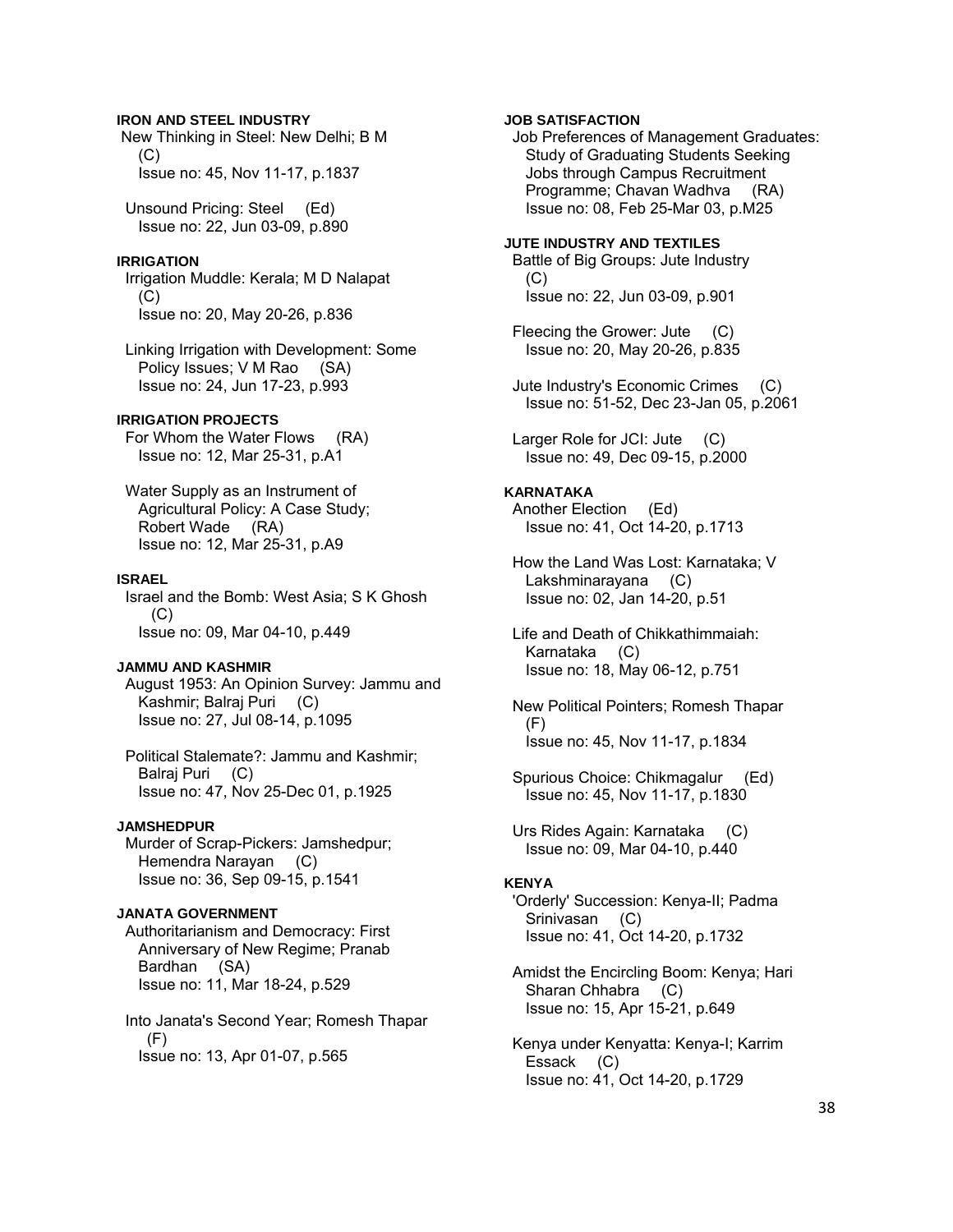**IRON AND STEEL INDUSTRY**

New Thinking in Steel: New Delhi; B M (C)
Issue no: 45, Nov 11-17, p.1837

Unsound Pricing: Steel (Ed)
Issue no: 22, Jun 03-09, p.890

**IRRIGATION**

Irrigation Muddle: Kerala; M D Nalapat (C)
Issue no: 20, May 20-26, p.836

Linking Irrigation with Development: Some Policy Issues; V M Rao (SA)
Issue no: 24, Jun 17-23, p.993

**IRRIGATION PROJECTS**

For Whom the Water Flows (RA)
Issue no: 12, Mar 25-31, p.A1

Water Supply as an Instrument of Agricultural Policy: A Case Study; Robert Wade (RA)
Issue no: 12, Mar 25-31, p.A9

**ISRAEL**

Israel and the Bomb: West Asia; S K Ghosh (C)
Issue no: 09, Mar 04-10, p.449

**JAMMU AND KASHMIR**

August 1953: An Opinion Survey: Jammu and Kashmir; Balraj Puri (C)
Issue no: 27, Jul 08-14, p.1095

Political Stalemate?: Jammu and Kashmir; Balraj Puri (C)
Issue no: 47, Nov 25-Dec 01, p.1925

**JAMSHEDPUR**

Murder of Scrap-Pickers: Jamshedpur; Hemendra Narayan (C)
Issue no: 36, Sep 09-15, p.1541

**JANATA GOVERNMENT**

Authoritarianism and Democracy: First Anniversary of New Regime; Pranab Bardhan (SA)
Issue no: 11, Mar 18-24, p.529

Into Janata's Second Year; Romesh Thapar (F)
Issue no: 13, Apr 01-07, p.565

**JOB SATISFACTION**

Job Preferences of Management Graduates: Study of Graduating Students Seeking Jobs through Campus Recruitment Programme; Chavan Wadhva (RA)
Issue no: 08, Feb 25-Mar 03, p.M25

**JUTE INDUSTRY AND TEXTILES**

Battle of Big Groups: Jute Industry (C)
Issue no: 22, Jun 03-09, p.901

Fleecing the Grower: Jute (C)
Issue no: 20, May 20-26, p.835

Jute Industry's Economic Crimes (C)
Issue no: 51-52, Dec 23-Jan 05, p.2061

Larger Role for JCI: Jute (C)
Issue no: 49, Dec 09-15, p.2000

**KARNATAKA**

Another Election (Ed)
Issue no: 41, Oct 14-20, p.1713

How the Land Was Lost: Karnataka; V Lakshminarayana (C)
Issue no: 02, Jan 14-20, p.51

Life and Death of Chikkathimmaiah: Karnataka (C)
Issue no: 18, May 06-12, p.751

New Political Pointers; Romesh Thapar (F)
Issue no: 45, Nov 11-17, p.1834

Spurious Choice: Chikmagalur (Ed)
Issue no: 45, Nov 11-17, p.1830

Urs Rides Again: Karnataka (C)
Issue no: 09, Mar 04-10, p.440

**KENYA**

'Orderly' Succession: Kenya-II; Padma Srinivasan (C)
Issue no: 41, Oct 14-20, p.1732

Amidst the Encircling Boom: Kenya; Hari Sharan Chhabra (C)
Issue no: 15, Apr 15-21, p.649

Kenya under Kenyatta: Kenya-I; Karrim Essack (C)
Issue no: 41, Oct 14-20, p.1729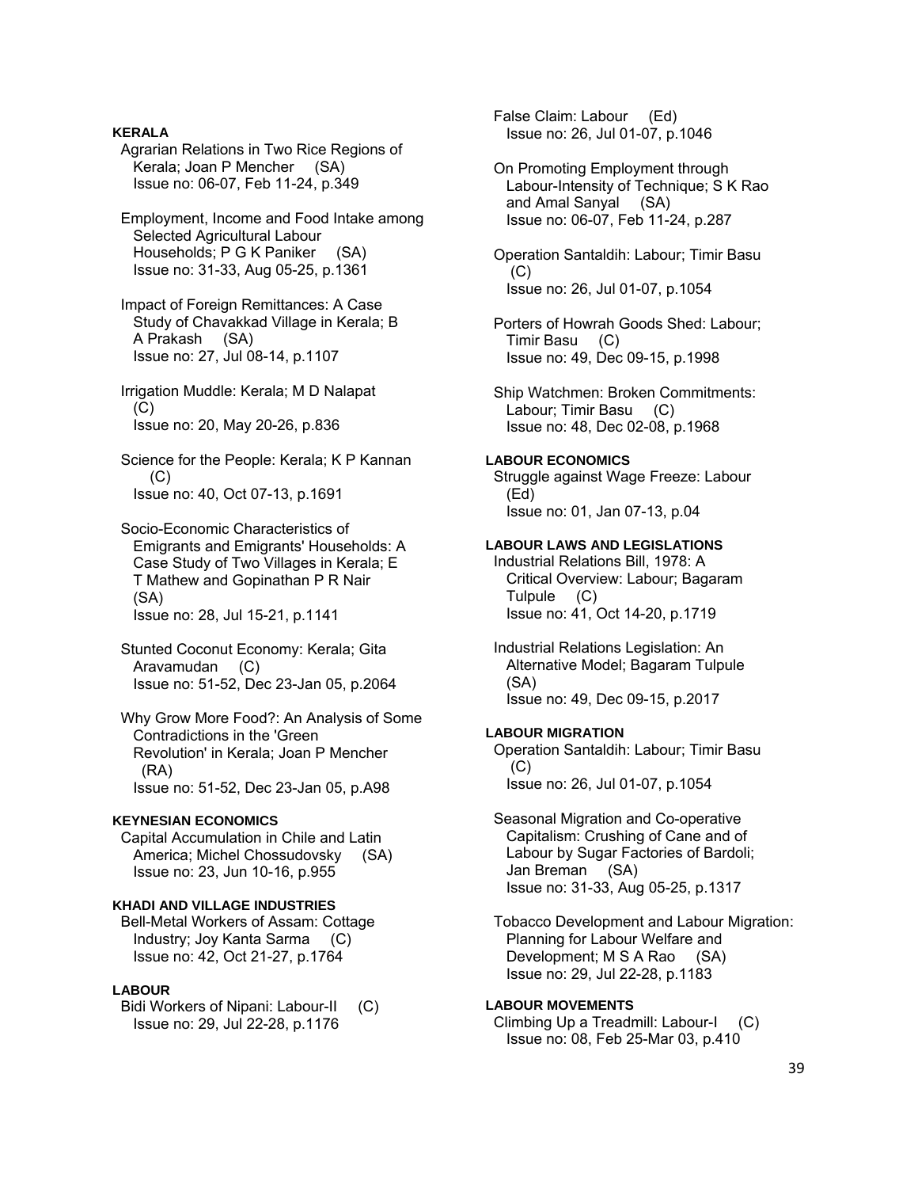#### KERALA

Agrarian Relations in Two Rice Regions of Kerala; Joan P Mencher (SA)
Issue no: 06-07, Feb 11-24, p.349

Employment, Income and Food Intake among Selected Agricultural Labour Households; P G K Paniker (SA)
Issue no: 31-33, Aug 05-25, p.1361

Impact of Foreign Remittances: A Case Study of Chavakkad Village in Kerala; B A Prakash (SA)
Issue no: 27, Jul 08-14, p.1107

Irrigation Muddle: Kerala; M D Nalapat (C)
Issue no: 20, May 20-26, p.836

Science for the People: Kerala; K P Kannan (C)
Issue no: 40, Oct 07-13, p.1691

Socio-Economic Characteristics of Emigrants and Emigrants' Households: A Case Study of Two Villages in Kerala; E T Mathew and Gopinathan P R Nair (SA)
Issue no: 28, Jul 15-21, p.1141

Stunted Coconut Economy: Kerala; Gita Aravamudan (C)
Issue no: 51-52, Dec 23-Jan 05, p.2064

Why Grow More Food?: An Analysis of Some Contradictions in the 'Green Revolution' in Kerala; Joan P Mencher (RA)
Issue no: 51-52, Dec 23-Jan 05, p.A98

#### KEYNESIAN ECONOMICS

Capital Accumulation in Chile and Latin America; Michel Chossudovsky (SA)
Issue no: 23, Jun 10-16, p.955

#### KHADI AND VILLAGE INDUSTRIES

Bell-Metal Workers of Assam: Cottage Industry; Joy Kanta Sarma (C)
Issue no: 42, Oct 21-27, p.1764

#### LABOUR

Bidi Workers of Nipani: Labour-II (C)
Issue no: 29, Jul 22-28, p.1176

False Claim: Labour (Ed)
Issue no: 26, Jul 01-07, p.1046

On Promoting Employment through Labour-Intensity of Technique; S K Rao and Amal Sanyal (SA)
Issue no: 06-07, Feb 11-24, p.287

Operation Santaldih: Labour; Timir Basu (C)
Issue no: 26, Jul 01-07, p.1054

Porters of Howrah Goods Shed: Labour; Timir Basu (C)
Issue no: 49, Dec 09-15, p.1998

Ship Watchmen: Broken Commitments: Labour; Timir Basu (C)
Issue no: 48, Dec 02-08, p.1968

#### LABOUR ECONOMICS

Struggle against Wage Freeze: Labour (Ed)
Issue no: 01, Jan 07-13, p.04

#### LABOUR LAWS AND LEGISLATIONS

Industrial Relations Bill, 1978: A Critical Overview: Labour; Bagaram Tulpule (C)
Issue no: 41, Oct 14-20, p.1719

Industrial Relations Legislation: An Alternative Model; Bagaram Tulpule (SA)
Issue no: 49, Dec 09-15, p.2017

#### LABOUR MIGRATION

Operation Santaldih: Labour; Timir Basu (C)
Issue no: 26, Jul 01-07, p.1054

Seasonal Migration and Co-operative Capitalism: Crushing of Cane and of Labour by Sugar Factories of Bardoli; Jan Breman (SA)
Issue no: 31-33, Aug 05-25, p.1317

Tobacco Development and Labour Migration: Planning for Labour Welfare and Development; M S A Rao (SA)
Issue no: 29, Jul 22-28, p.1183

#### LABOUR MOVEMENTS

Climbing Up a Treadmill: Labour-I (C)
Issue no: 08, Feb 25-Mar 03, p.410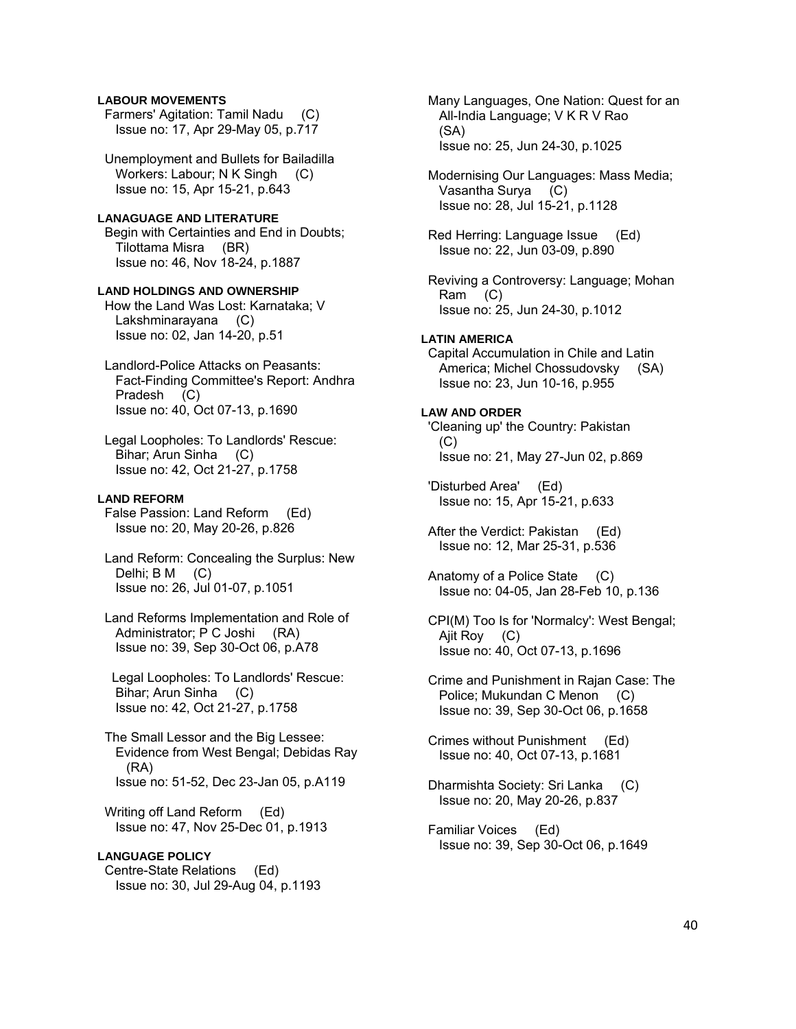**LABOUR MOVEMENTS**

Farmers' Agitation: Tamil Nadu (C)
Issue no: 17, Apr 29-May 05, p.717

Unemployment and Bullets for Bailadilla Workers: Labour; N K Singh (C)
Issue no: 15, Apr 15-21, p.643

**LANAGUAGE AND LITERATURE**

Begin with Certainties and End in Doubts; Tilottama Misra (BR)
Issue no: 46, Nov 18-24, p.1887

**LAND HOLDINGS AND OWNERSHIP**

How the Land Was Lost: Karnataka; V Lakshminarayana (C)
Issue no: 02, Jan 14-20, p.51

Landlord-Police Attacks on Peasants: Fact-Finding Committee's Report: Andhra Pradesh (C)
Issue no: 40, Oct 07-13, p.1690

Legal Loopholes: To Landlords' Rescue: Bihar; Arun Sinha (C)
Issue no: 42, Oct 21-27, p.1758

**LAND REFORM**

False Passion: Land Reform (Ed)
Issue no: 20, May 20-26, p.826

Land Reform: Concealing the Surplus: New Delhi; B M (C)
Issue no: 26, Jul 01-07, p.1051

Land Reforms Implementation and Role of Administrator; P C Joshi (RA)
Issue no: 39, Sep 30-Oct 06, p.A78

Legal Loopholes: To Landlords' Rescue: Bihar; Arun Sinha (C)
Issue no: 42, Oct 21-27, p.1758

The Small Lessor and the Big Lessee: Evidence from West Bengal; Debidas Ray (RA)
Issue no: 51-52, Dec 23-Jan 05, p.A119

Writing off Land Reform (Ed)
Issue no: 47, Nov 25-Dec 01, p.1913

**LANGUAGE POLICY**

Centre-State Relations (Ed)
Issue no: 30, Jul 29-Aug 04, p.1193

Many Languages, One Nation: Quest for an All-India Language; V K R V Rao (SA)
Issue no: 25, Jun 24-30, p.1025

Modernising Our Languages: Mass Media; Vasantha Surya (C)
Issue no: 28, Jul 15-21, p.1128

Red Herring: Language Issue (Ed)
Issue no: 22, Jun 03-09, p.890

Reviving a Controversy: Language; Mohan Ram (C)
Issue no: 25, Jun 24-30, p.1012

**LATIN AMERICA**

Capital Accumulation in Chile and Latin America; Michel Chossudovsky (SA)
Issue no: 23, Jun 10-16, p.955

**LAW AND ORDER**

'Cleaning up' the Country: Pakistan (C)
Issue no: 21, May 27-Jun 02, p.869

'Disturbed Area' (Ed)
Issue no: 15, Apr 15-21, p.633

After the Verdict: Pakistan (Ed)
Issue no: 12, Mar 25-31, p.536

Anatomy of a Police State (C)
Issue no: 04-05, Jan 28-Feb 10, p.136

CPI(M) Too Is for 'Normalcy': West Bengal; Ajit Roy (C)
Issue no: 40, Oct 07-13, p.1696

Crime and Punishment in Rajan Case: The Police; Mukundan C Menon (C)
Issue no: 39, Sep 30-Oct 06, p.1658

Crimes without Punishment (Ed)
Issue no: 40, Oct 07-13, p.1681

Dharmishta Society: Sri Lanka (C)
Issue no: 20, May 20-26, p.837

Familiar Voices (Ed)
Issue no: 39, Sep 30-Oct 06, p.1649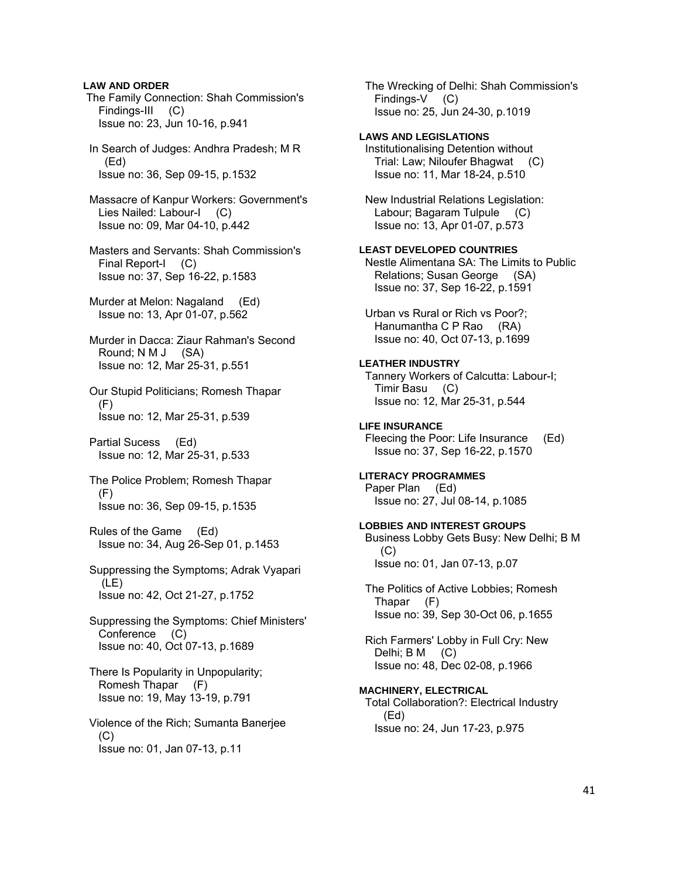**LAW AND ORDER**

The Family Connection: Shah Commission's Findings-III (C)
Issue no: 23, Jun 10-16, p.941

In Search of Judges: Andhra Pradesh; M R (Ed)
Issue no: 36, Sep 09-15, p.1532

Massacre of Kanpur Workers: Government's Lies Nailed: Labour-I (C)
Issue no: 09, Mar 04-10, p.442

Masters and Servants: Shah Commission's Final Report-I (C)
Issue no: 37, Sep 16-22, p.1583

Murder at Melon: Nagaland (Ed)
Issue no: 13, Apr 01-07, p.562

Murder in Dacca: Ziaur Rahman's Second Round; N M J (SA)
Issue no: 12, Mar 25-31, p.551

Our Stupid Politicians; Romesh Thapar (F)
Issue no: 12, Mar 25-31, p.539

Partial Sucess (Ed)
Issue no: 12, Mar 25-31, p.533

The Police Problem; Romesh Thapar (F)
Issue no: 36, Sep 09-15, p.1535

Rules of the Game (Ed)
Issue no: 34, Aug 26-Sep 01, p.1453

Suppressing the Symptoms; Adrak Vyapari (LE)
Issue no: 42, Oct 21-27, p.1752

Suppressing the Symptoms: Chief Ministers' Conference (C)
Issue no: 40, Oct 07-13, p.1689

There Is Popularity in Unpopularity; Romesh Thapar (F)
Issue no: 19, May 13-19, p.791

Violence of the Rich; Sumanta Banerjee (C)
Issue no: 01, Jan 07-13, p.11

The Wrecking of Delhi: Shah Commission's Findings-V (C)
Issue no: 25, Jun 24-30, p.1019

**LAWS AND LEGISLATIONS**

Institutionalising Detention without Trial: Law; Niloufer Bhagwat (C)
Issue no: 11, Mar 18-24, p.510

New Industrial Relations Legislation: Labour; Bagaram Tulpule (C)
Issue no: 13, Apr 01-07, p.573

**LEAST DEVELOPED COUNTRIES**

Nestle Alimentana SA: The Limits to Public Relations; Susan George (SA)
Issue no: 37, Sep 16-22, p.1591

Urban vs Rural or Rich vs Poor?; Hanumantha C P Rao (RA)
Issue no: 40, Oct 07-13, p.1699

**LEATHER INDUSTRY**

Tannery Workers of Calcutta: Labour-I; Timir Basu (C)
Issue no: 12, Mar 25-31, p.544

**LIFE INSURANCE**

Fleecing the Poor: Life Insurance (Ed)
Issue no: 37, Sep 16-22, p.1570

**LITERACY PROGRAMMES**

Paper Plan (Ed)
Issue no: 27, Jul 08-14, p.1085

**LOBBIES AND INTEREST GROUPS**

Business Lobby Gets Busy: New Delhi; B M (C)
Issue no: 01, Jan 07-13, p.07

The Politics of Active Lobbies; Romesh Thapar (F)
Issue no: 39, Sep 30-Oct 06, p.1655

Rich Farmers' Lobby in Full Cry: New Delhi; B M (C)
Issue no: 48, Dec 02-08, p.1966

**MACHINERY, ELECTRICAL**

Total Collaboration?: Electrical Industry (Ed)
Issue no: 24, Jun 17-23, p.975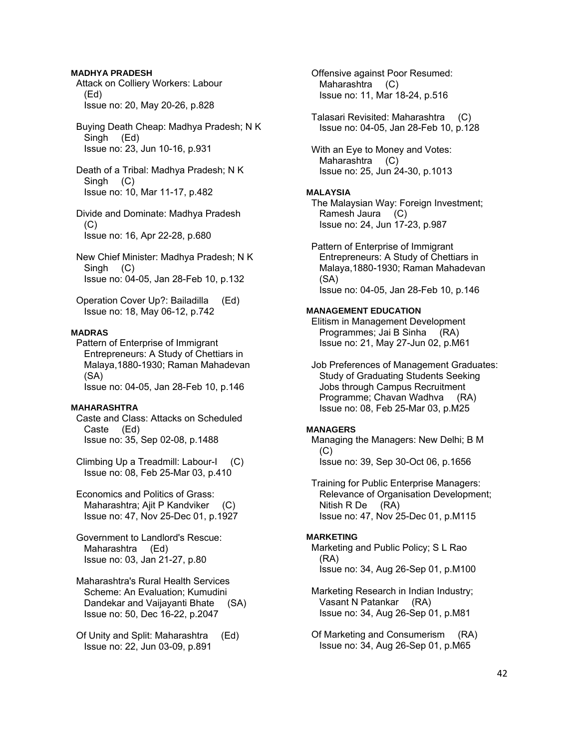**MADHYA PRADESH**

Attack on Colliery Workers: Labour (Ed)
Issue no: 20, May 20-26, p.828

Buying Death Cheap: Madhya Pradesh; N K Singh (Ed)
Issue no: 23, Jun 10-16, p.931

Death of a Tribal: Madhya Pradesh; N K Singh (C)
Issue no: 10, Mar 11-17, p.482

Divide and Dominate: Madhya Pradesh (C)
Issue no: 16, Apr 22-28, p.680

New Chief Minister: Madhya Pradesh; N K Singh (C)
Issue no: 04-05, Jan 28-Feb 10, p.132

Operation Cover Up?: Bailadilla (Ed)
Issue no: 18, May 06-12, p.742

**MADRAS**

Pattern of Enterprise of Immigrant Entrepreneurs: A Study of Chettiars in Malaya,1880-1930; Raman Mahadevan (SA)
Issue no: 04-05, Jan 28-Feb 10, p.146

**MAHARASHTRA**

Caste and Class: Attacks on Scheduled Caste (Ed)
Issue no: 35, Sep 02-08, p.1488

Climbing Up a Treadmill: Labour-I (C)
Issue no: 08, Feb 25-Mar 03, p.410

Economics and Politics of Grass: Maharashtra; Ajit P Kandviker (C)
Issue no: 47, Nov 25-Dec 01, p.1927

Government to Landlord's Rescue: Maharashtra (Ed)
Issue no: 03, Jan 21-27, p.80

Maharashtra's Rural Health Services Scheme: An Evaluation; Kumudini Dandekar and Vaijayanti Bhate (SA)
Issue no: 50, Dec 16-22, p.2047

Of Unity and Split: Maharashtra (Ed)
Issue no: 22, Jun 03-09, p.891

Offensive against Poor Resumed: Maharashtra (C)
Issue no: 11, Mar 18-24, p.516

Talasari Revisited: Maharashtra (C)
Issue no: 04-05, Jan 28-Feb 10, p.128

With an Eye to Money and Votes: Maharashtra (C)
Issue no: 25, Jun 24-30, p.1013

**MALAYSIA**

The Malaysian Way: Foreign Investment; Ramesh Jaura (C)
Issue no: 24, Jun 17-23, p.987

Pattern of Enterprise of Immigrant Entrepreneurs: A Study of Chettiars in Malaya,1880-1930; Raman Mahadevan (SA)
Issue no: 04-05, Jan 28-Feb 10, p.146

**MANAGEMENT EDUCATION**

Elitism in Management Development Programmes; Jai B Sinha (RA)
Issue no: 21, May 27-Jun 02, p.M61

Job Preferences of Management Graduates: Study of Graduating Students Seeking Jobs through Campus Recruitment Programme; Chavan Wadhva (RA)
Issue no: 08, Feb 25-Mar 03, p.M25

**MANAGERS**

Managing the Managers: New Delhi; B M (C)
Issue no: 39, Sep 30-Oct 06, p.1656

Training for Public Enterprise Managers: Relevance of Organisation Development; Nitish R De (RA)
Issue no: 47, Nov 25-Dec 01, p.M115

**MARKETING**

Marketing and Public Policy; S L Rao (RA)
Issue no: 34, Aug 26-Sep 01, p.M100

Marketing Research in Indian Industry; Vasant N Patankar (RA)
Issue no: 34, Aug 26-Sep 01, p.M81

Of Marketing and Consumerism (RA)
Issue no: 34, Aug 26-Sep 01, p.M65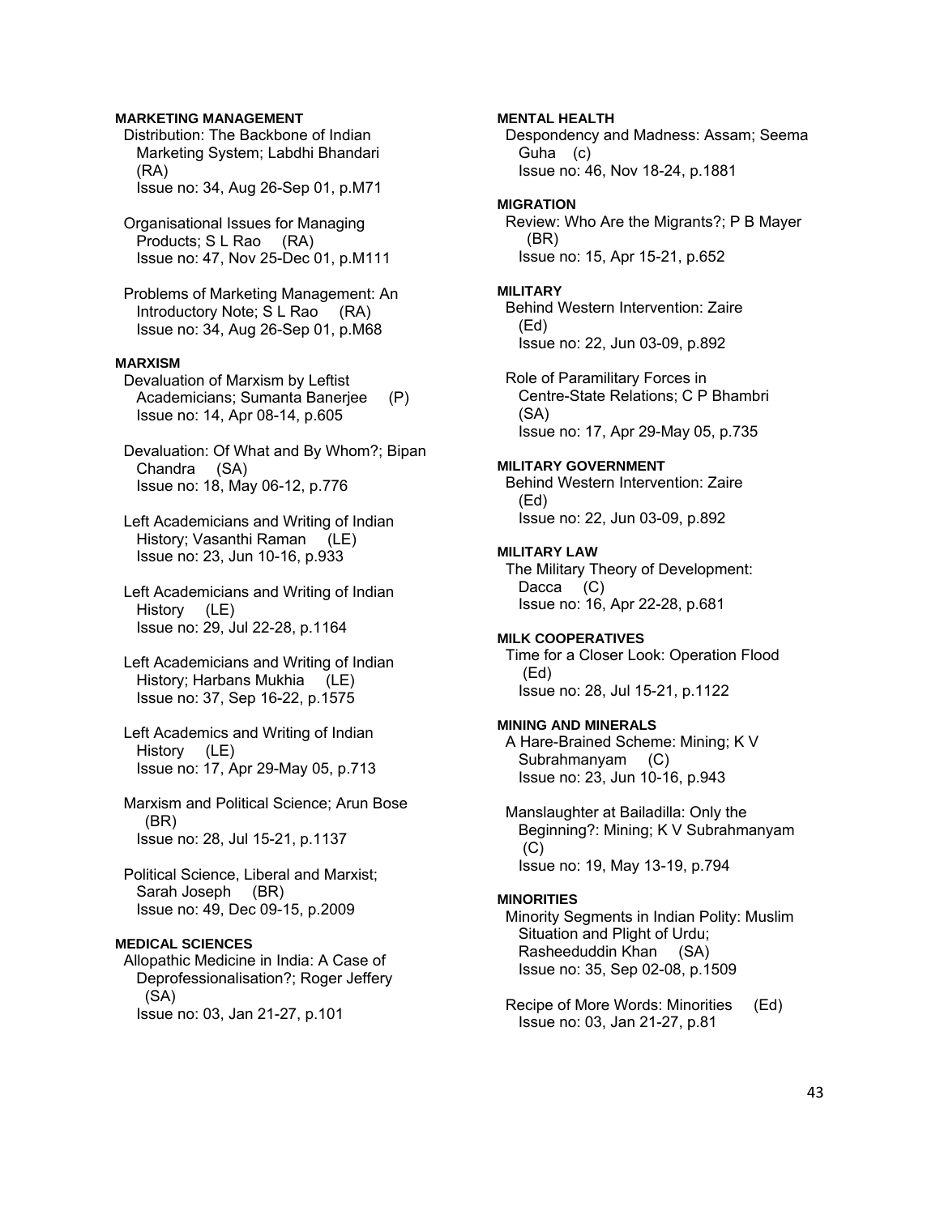**MARKETING MANAGEMENT**

Distribution: The Backbone of Indian Marketing System; Labdhi Bhandari (RA)
Issue no: 34, Aug 26-Sep 01, p.M71

Organisational Issues for Managing Products; S L Rao (RA)
Issue no: 47, Nov 25-Dec 01, p.M111

Problems of Marketing Management: An Introductory Note; S L Rao (RA)
Issue no: 34, Aug 26-Sep 01, p.M68

**MARXISM**

Devaluation of Marxism by Leftist Academicians; Sumanta Banerjee (P)
Issue no: 14, Apr 08-14, p.605

Devaluation: Of What and By Whom?; Bipan Chandra (SA)
Issue no: 18, May 06-12, p.776

Left Academicians and Writing of Indian History; Vasanthi Raman (LE)
Issue no: 23, Jun 10-16, p.933

Left Academicians and Writing of Indian History (LE)
Issue no: 29, Jul 22-28, p.1164

Left Academicians and Writing of Indian History; Harbans Mukhia (LE)
Issue no: 37, Sep 16-22, p.1575

Left Academics and Writing of Indian History (LE)
Issue no: 17, Apr 29-May 05, p.713

Marxism and Political Science; Arun Bose (BR)
Issue no: 28, Jul 15-21, p.1137

Political Science, Liberal and Marxist; Sarah Joseph (BR)
Issue no: 49, Dec 09-15, p.2009

**MEDICAL SCIENCES**

Allopathic Medicine in India: A Case of Deprofessionalisation?; Roger Jeffery (SA)
Issue no: 03, Jan 21-27, p.101

**MENTAL HEALTH**

Despondency and Madness: Assam; Seema Guha (c)
Issue no: 46, Nov 18-24, p.1881

**MIGRATION**

Review: Who Are the Migrants?; P B Mayer (BR)
Issue no: 15, Apr 15-21, p.652

**MILITARY**

Behind Western Intervention: Zaire (Ed)
Issue no: 22, Jun 03-09, p.892

Role of Paramilitary Forces in Centre-State Relations; C P Bhambri (SA)
Issue no: 17, Apr 29-May 05, p.735

**MILITARY GOVERNMENT**

Behind Western Intervention: Zaire (Ed)
Issue no: 22, Jun 03-09, p.892

**MILITARY LAW**

The Military Theory of Development: Dacca (C)
Issue no: 16, Apr 22-28, p.681

**MILK COOPERATIVES**

Time for a Closer Look: Operation Flood (Ed)
Issue no: 28, Jul 15-21, p.1122

**MINING AND MINERALS**

A Hare-Brained Scheme: Mining; K V Subrahmanyam (C)
Issue no: 23, Jun 10-16, p.943

Manslaughter at Bailadilla: Only the Beginning?: Mining; K V Subrahmanyam (C)
Issue no: 19, May 13-19, p.794

**MINORITIES**

Minority Segments in Indian Polity: Muslim Situation and Plight of Urdu; Rasheeduddin Khan (SA)
Issue no: 35, Sep 02-08, p.1509

Recipe of More Words: Minorities (Ed)
Issue no: 03, Jan 21-27, p.81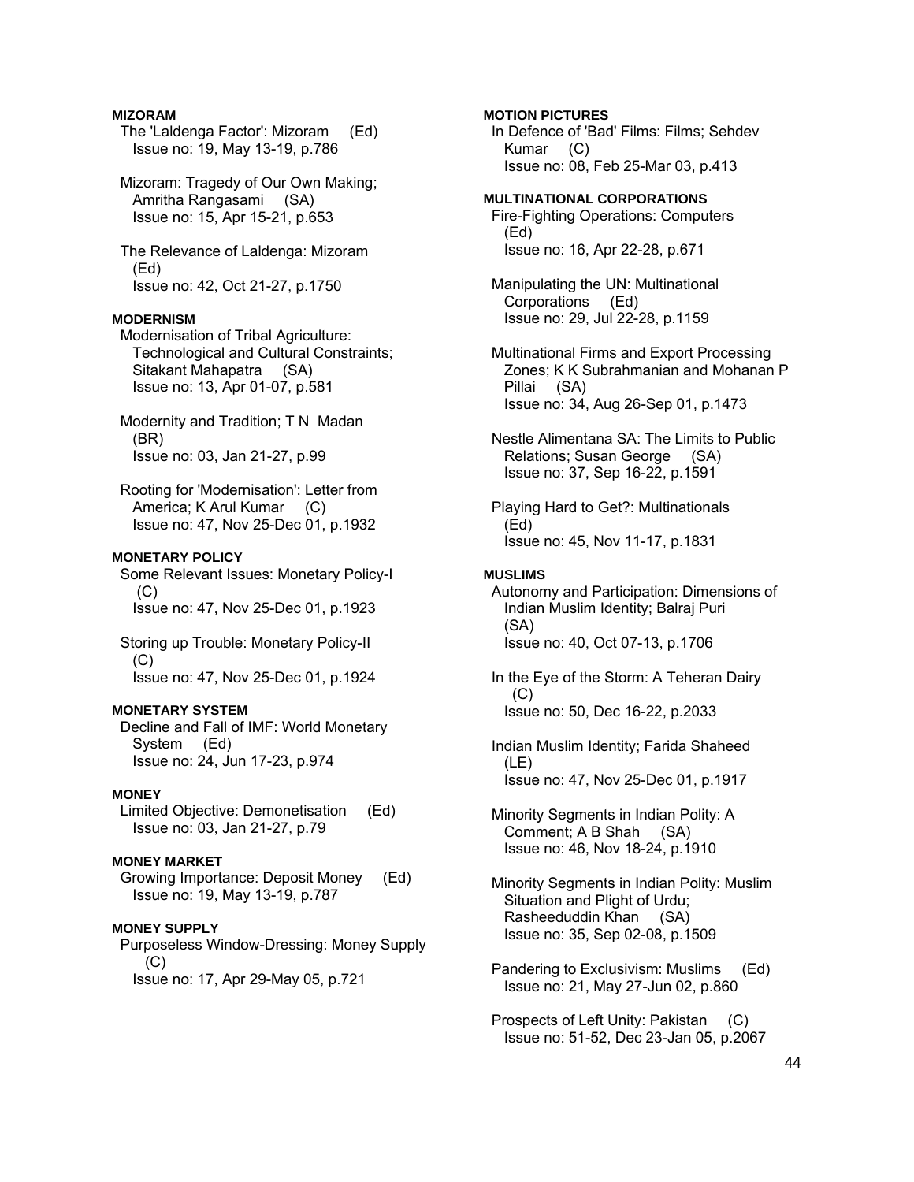**MIZORAM**

The 'Laldenga Factor': Mizoram (Ed)
Issue no: 19, May 13-19, p.786

Mizoram: Tragedy of Our Own Making; Amritha Rangasami (SA)
Issue no: 15, Apr 15-21, p.653

The Relevance of Laldenga: Mizoram (Ed)
Issue no: 42, Oct 21-27, p.1750

**MODERNISM**

Modernisation of Tribal Agriculture: Technological and Cultural Constraints; Sitakant Mahapatra (SA)
Issue no: 13, Apr 01-07, p.581

Modernity and Tradition; T N Madan (BR)
Issue no: 03, Jan 21-27, p.99

Rooting for 'Modernisation': Letter from America; K Arul Kumar (C)
Issue no: 47, Nov 25-Dec 01, p.1932

**MONETARY POLICY**

Some Relevant Issues: Monetary Policy-I (C)
Issue no: 47, Nov 25-Dec 01, p.1923

Storing up Trouble: Monetary Policy-II (C)
Issue no: 47, Nov 25-Dec 01, p.1924

**MONETARY SYSTEM**

Decline and Fall of IMF: World Monetary System (Ed)
Issue no: 24, Jun 17-23, p.974

**MONEY**

Limited Objective: Demonetisation (Ed)
Issue no: 03, Jan 21-27, p.79

**MONEY MARKET**

Growing Importance: Deposit Money (Ed)
Issue no: 19, May 13-19, p.787

**MONEY SUPPLY**

Purposeless Window-Dressing: Money Supply (C)
Issue no: 17, Apr 29-May 05, p.721

**MOTION PICTURES**

In Defence of 'Bad' Films: Films; Sehdev Kumar (C)
Issue no: 08, Feb 25-Mar 03, p.413

**MULTINATIONAL CORPORATIONS**

Fire-Fighting Operations: Computers (Ed)
Issue no: 16, Apr 22-28, p.671

Manipulating the UN: Multinational Corporations (Ed)
Issue no: 29, Jul 22-28, p.1159

Multinational Firms and Export Processing Zones; K K Subrahmanian and Mohanan P Pillai (SA)
Issue no: 34, Aug 26-Sep 01, p.1473

Nestle Alimentana SA: The Limits to Public Relations; Susan George (SA)
Issue no: 37, Sep 16-22, p.1591

Playing Hard to Get?: Multinationals (Ed)
Issue no: 45, Nov 11-17, p.1831

**MUSLIMS**

Autonomy and Participation: Dimensions of Indian Muslim Identity; Balraj Puri (SA)
Issue no: 40, Oct 07-13, p.1706

In the Eye of the Storm: A Teheran Dairy (C)
Issue no: 50, Dec 16-22, p.2033

Indian Muslim Identity; Farida Shaheed (LE)
Issue no: 47, Nov 25-Dec 01, p.1917

Minority Segments in Indian Polity: A Comment; A B Shah (SA)
Issue no: 46, Nov 18-24, p.1910

Minority Segments in Indian Polity: Muslim Situation and Plight of Urdu; Rasheeduddin Khan (SA)
Issue no: 35, Sep 02-08, p.1509

Pandering to Exclusivism: Muslims (Ed)
Issue no: 21, May 27-Jun 02, p.860

Prospects of Left Unity: Pakistan (C)
Issue no: 51-52, Dec 23-Jan 05, p.2067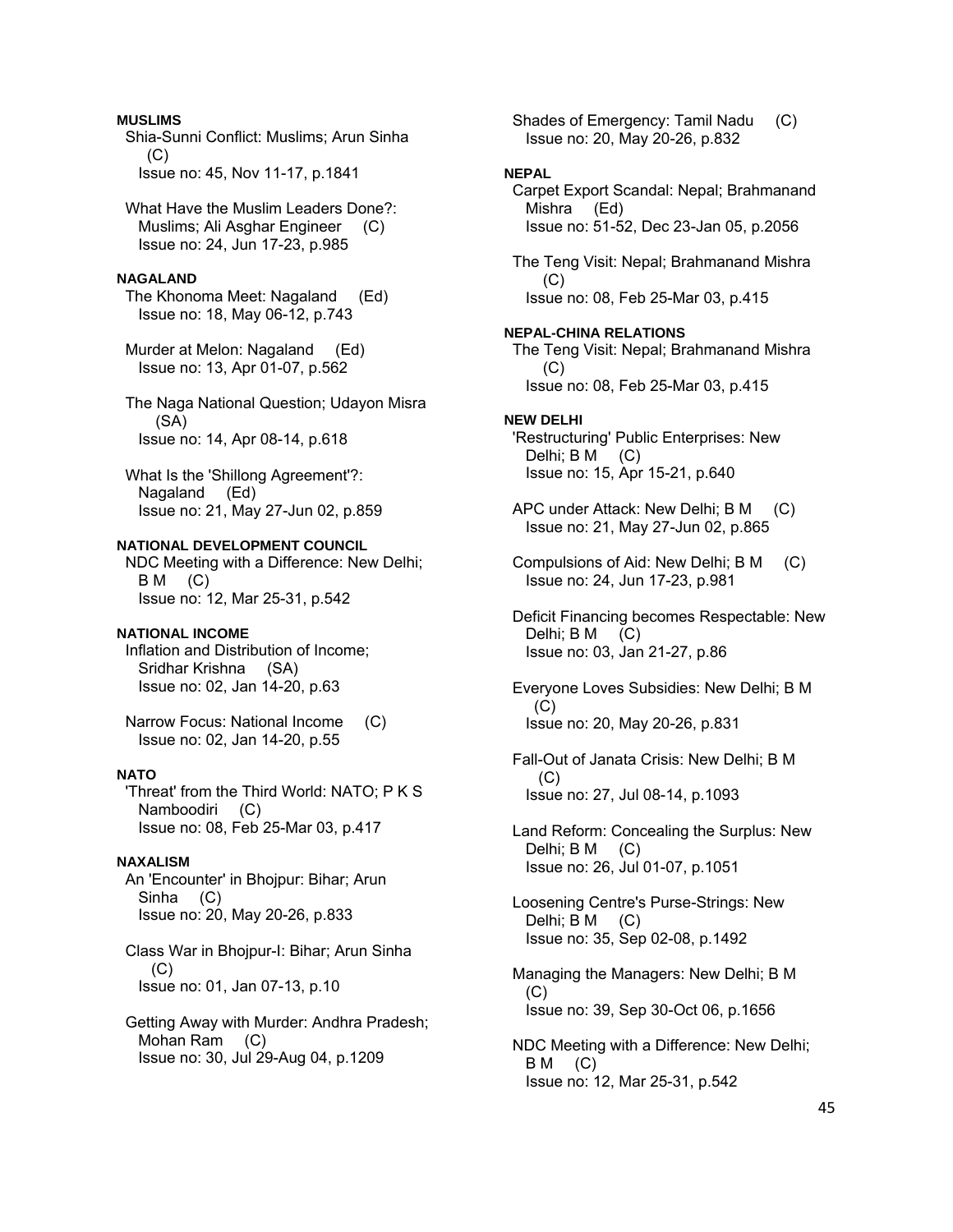**MUSLIMS**

Shia-Sunni Conflict: Muslims; Arun Sinha (C)
Issue no: 45, Nov 11-17, p.1841

What Have the Muslim Leaders Done?: Muslims; Ali Asghar Engineer (C)
Issue no: 24, Jun 17-23, p.985

**NAGALAND**

The Khonoma Meet: Nagaland (Ed)
Issue no: 18, May 06-12, p.743

Murder at Melon: Nagaland (Ed)
Issue no: 13, Apr 01-07, p.562

The Naga National Question; Udayon Misra (SA)
Issue no: 14, Apr 08-14, p.618

What Is the 'Shillong Agreement'?: Nagaland (Ed)
Issue no: 21, May 27-Jun 02, p.859

**NATIONAL DEVELOPMENT COUNCIL**

NDC Meeting with a Difference: New Delhi; B M (C)
Issue no: 12, Mar 25-31, p.542

**NATIONAL INCOME**

Inflation and Distribution of Income; Sridhar Krishna (SA)
Issue no: 02, Jan 14-20, p.63

Narrow Focus: National Income (C)
Issue no: 02, Jan 14-20, p.55

**NATO**

'Threat' from the Third World: NATO; P K S Namboodiri (C)
Issue no: 08, Feb 25-Mar 03, p.417

**NAXALISM**

An 'Encounter' in Bhojpur: Bihar; Arun Sinha (C)
Issue no: 20, May 20-26, p.833

Class War in Bhojpur-I: Bihar; Arun Sinha (C)
Issue no: 01, Jan 07-13, p.10

Getting Away with Murder: Andhra Pradesh; Mohan Ram (C)
Issue no: 30, Jul 29-Aug 04, p.1209

Shades of Emergency: Tamil Nadu (C)
Issue no: 20, May 20-26, p.832

**NEPAL**

Carpet Export Scandal: Nepal; Brahmanand Mishra (Ed)
Issue no: 51-52, Dec 23-Jan 05, p.2056

The Teng Visit: Nepal; Brahmanand Mishra (C)
Issue no: 08, Feb 25-Mar 03, p.415

**NEPAL-CHINA RELATIONS**

The Teng Visit: Nepal; Brahmanand Mishra (C)
Issue no: 08, Feb 25-Mar 03, p.415

**NEW DELHI**

'Restructuring' Public Enterprises: New Delhi; B M (C)
Issue no: 15, Apr 15-21, p.640

APC under Attack: New Delhi; B M (C)
Issue no: 21, May 27-Jun 02, p.865

Compulsions of Aid: New Delhi; B M (C)
Issue no: 24, Jun 17-23, p.981

Deficit Financing becomes Respectable: New Delhi; B M (C)
Issue no: 03, Jan 21-27, p.86

Everyone Loves Subsidies: New Delhi; B M (C)
Issue no: 20, May 20-26, p.831

Fall-Out of Janata Crisis: New Delhi; B M (C)
Issue no: 27, Jul 08-14, p.1093

Land Reform: Concealing the Surplus: New Delhi; B M (C)
Issue no: 26, Jul 01-07, p.1051

Loosening Centre's Purse-Strings: New Delhi; B M (C)
Issue no: 35, Sep 02-08, p.1492

Managing the Managers: New Delhi; B M (C)
Issue no: 39, Sep 30-Oct 06, p.1656

NDC Meeting with a Difference: New Delhi; B M (C)
Issue no: 12, Mar 25-31, p.542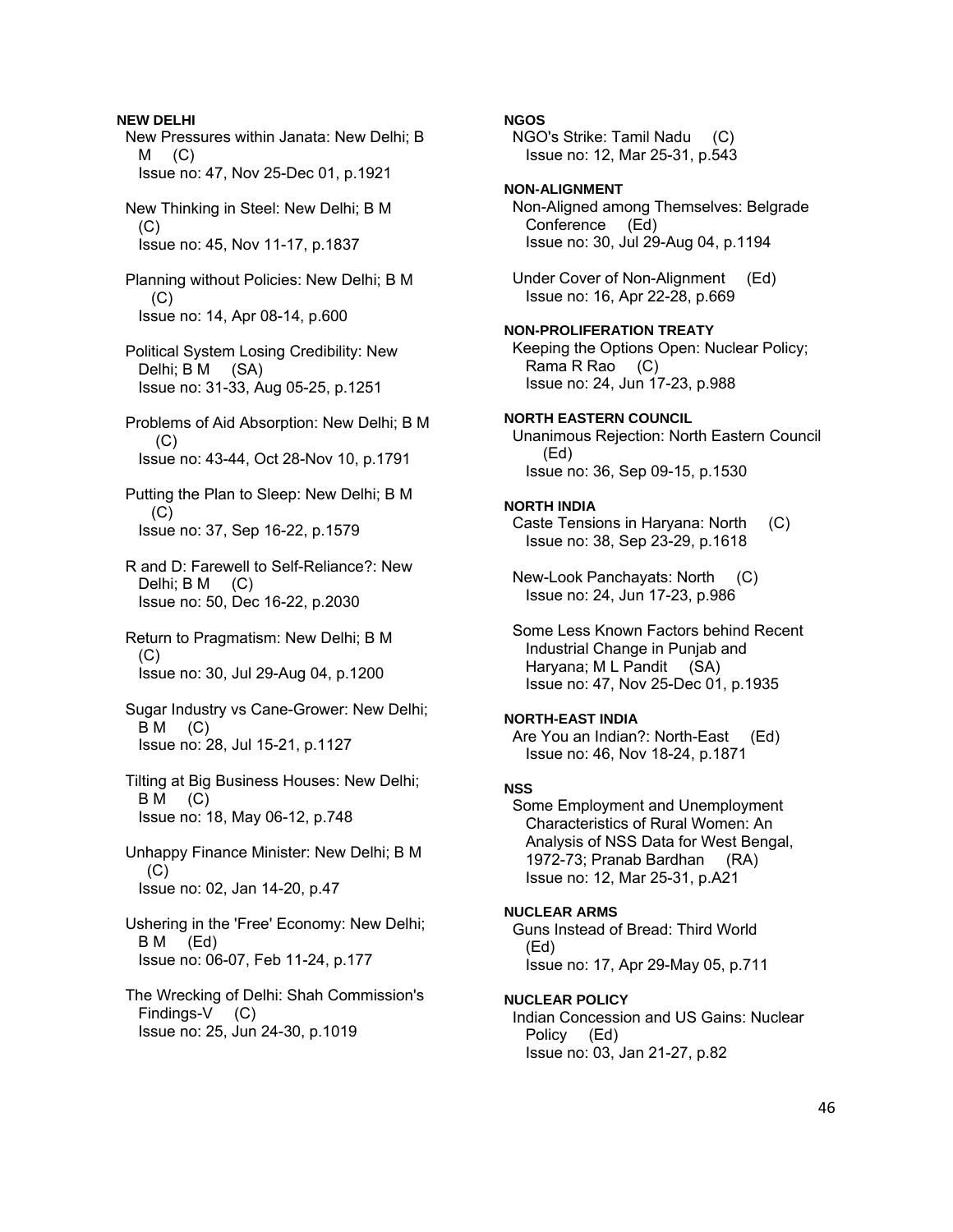**NEW DELHI**

New Pressures within Janata: New Delhi; B M (C)
Issue no: 47, Nov 25-Dec 01, p.1921

New Thinking in Steel: New Delhi; B M (C)
Issue no: 45, Nov 11-17, p.1837

Planning without Policies: New Delhi; B M (C)
Issue no: 14, Apr 08-14, p.600

Political System Losing Credibility: New Delhi; B M (SA)
Issue no: 31-33, Aug 05-25, p.1251

Problems of Aid Absorption: New Delhi; B M (C)
Issue no: 43-44, Oct 28-Nov 10, p.1791

Putting the Plan to Sleep: New Delhi; B M (C)
Issue no: 37, Sep 16-22, p.1579

R and D: Farewell to Self-Reliance?: New Delhi; B M (C)
Issue no: 50, Dec 16-22, p.2030

Return to Pragmatism: New Delhi; B M (C)
Issue no: 30, Jul 29-Aug 04, p.1200

Sugar Industry vs Cane-Grower: New Delhi; B M (C)
Issue no: 28, Jul 15-21, p.1127

Tilting at Big Business Houses: New Delhi; B M (C)
Issue no: 18, May 06-12, p.748

Unhappy Finance Minister: New Delhi; B M (C)
Issue no: 02, Jan 14-20, p.47

Ushering in the 'Free' Economy: New Delhi; B M (Ed)
Issue no: 06-07, Feb 11-24, p.177

The Wrecking of Delhi: Shah Commission's Findings-V (C)
Issue no: 25, Jun 24-30, p.1019

**NGOS**

NGO's Strike: Tamil Nadu (C)
Issue no: 12, Mar 25-31, p.543

**NON-ALIGNMENT**

Non-Aligned among Themselves: Belgrade Conference (Ed)
Issue no: 30, Jul 29-Aug 04, p.1194

Under Cover of Non-Alignment (Ed)
Issue no: 16, Apr 22-28, p.669

**NON-PROLIFERATION TREATY**

Keeping the Options Open: Nuclear Policy; Rama R Rao (C)
Issue no: 24, Jun 17-23, p.988

**NORTH EASTERN COUNCIL**

Unanimous Rejection: North Eastern Council (Ed)
Issue no: 36, Sep 09-15, p.1530

**NORTH INDIA**

Caste Tensions in Haryana: North (C)
Issue no: 38, Sep 23-29, p.1618

New-Look Panchayats: North (C)
Issue no: 24, Jun 17-23, p.986

Some Less Known Factors behind Recent Industrial Change in Punjab and Haryana; M L Pandit (SA)
Issue no: 47, Nov 25-Dec 01, p.1935

**NORTH-EAST INDIA**

Are You an Indian?: North-East (Ed)
Issue no: 46, Nov 18-24, p.1871

**NSS**

Some Employment and Unemployment Characteristics of Rural Women: An Analysis of NSS Data for West Bengal, 1972-73; Pranab Bardhan (RA)
Issue no: 12, Mar 25-31, p.A21

**NUCLEAR ARMS**

Guns Instead of Bread: Third World (Ed)
Issue no: 17, Apr 29-May 05, p.711

**NUCLEAR POLICY**

Indian Concession and US Gains: Nuclear Policy (Ed)
Issue no: 03, Jan 21-27, p.82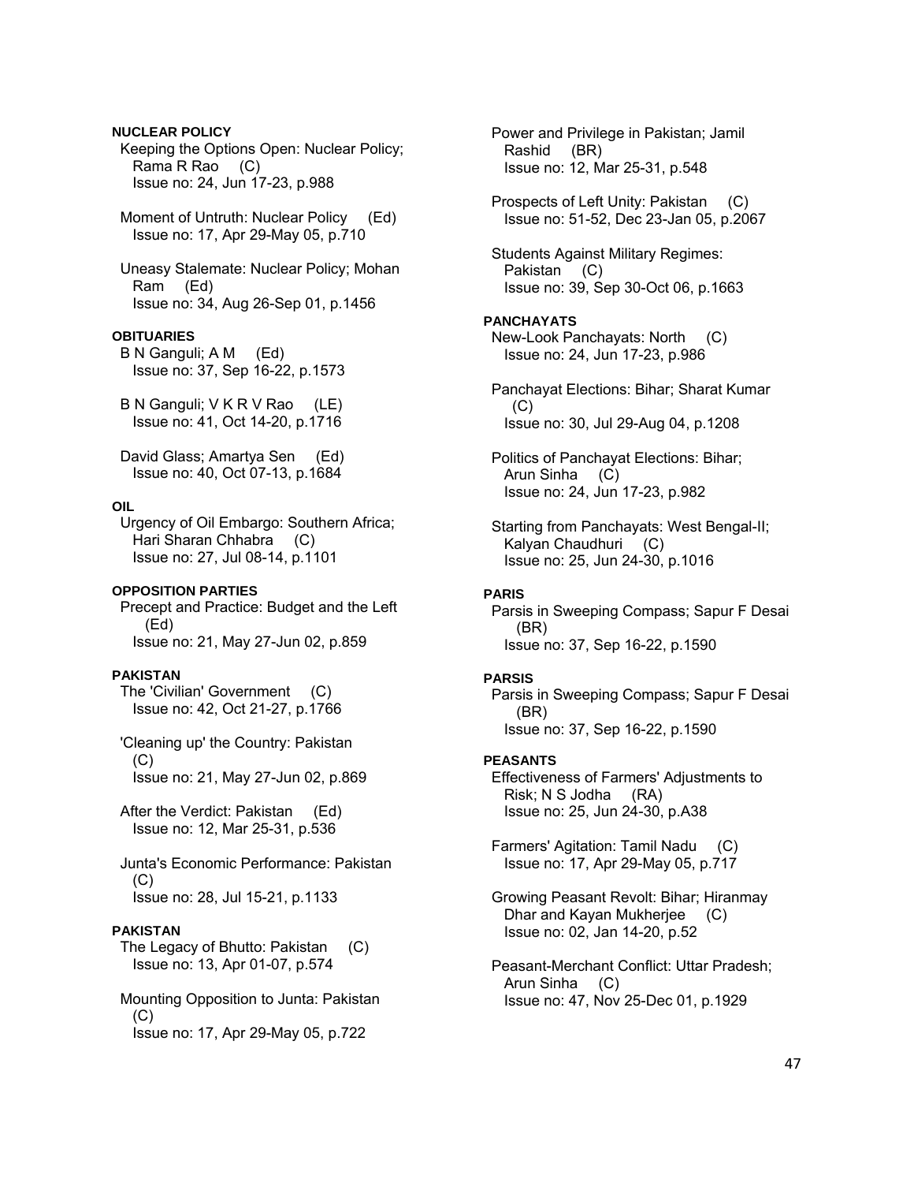**NUCLEAR POLICY**

Keeping the Options Open: Nuclear Policy; Rama R Rao (C)
Issue no: 24, Jun 17-23, p.988

Moment of Untruth: Nuclear Policy (Ed)
Issue no: 17, Apr 29-May 05, p.710

Uneasy Stalemate: Nuclear Policy; Mohan Ram (Ed)
Issue no: 34, Aug 26-Sep 01, p.1456

**OBITUARIES**

B N Ganguli; A M (Ed)
Issue no: 37, Sep 16-22, p.1573

B N Ganguli; V K R V Rao (LE)
Issue no: 41, Oct 14-20, p.1716

David Glass; Amartya Sen (Ed)
Issue no: 40, Oct 07-13, p.1684

**OIL**

Urgency of Oil Embargo: Southern Africa; Hari Sharan Chhabra (C)
Issue no: 27, Jul 08-14, p.1101

**OPPOSITION PARTIES**

Precept and Practice: Budget and the Left (Ed)
Issue no: 21, May 27-Jun 02, p.859

**PAKISTAN**

The 'Civilian' Government (C)
Issue no: 42, Oct 21-27, p.1766

'Cleaning up' the Country: Pakistan (C)
Issue no: 21, May 27-Jun 02, p.869

After the Verdict: Pakistan (Ed)
Issue no: 12, Mar 25-31, p.536

Junta's Economic Performance: Pakistan (C)
Issue no: 28, Jul 15-21, p.1133

**PAKISTAN**

The Legacy of Bhutto: Pakistan (C)
Issue no: 13, Apr 01-07, p.574

Mounting Opposition to Junta: Pakistan (C)
Issue no: 17, Apr 29-May 05, p.722

Power and Privilege in Pakistan; Jamil Rashid (BR)
Issue no: 12, Mar 25-31, p.548

Prospects of Left Unity: Pakistan (C)
Issue no: 51-52, Dec 23-Jan 05, p.2067

Students Against Military Regimes: Pakistan (C)
Issue no: 39, Sep 30-Oct 06, p.1663

**PANCHAYATS**

New-Look Panchayats: North (C)
Issue no: 24, Jun 17-23, p.986

Panchayat Elections: Bihar; Sharat Kumar (C)
Issue no: 30, Jul 29-Aug 04, p.1208

Politics of Panchayat Elections: Bihar; Arun Sinha (C)
Issue no: 24, Jun 17-23, p.982

Starting from Panchayats: West Bengal-II; Kalyan Chaudhuri (C)
Issue no: 25, Jun 24-30, p.1016

**PARIS**

Parsis in Sweeping Compass; Sapur F Desai (BR)
Issue no: 37, Sep 16-22, p.1590

**PARSIS**

Parsis in Sweeping Compass; Sapur F Desai (BR)
Issue no: 37, Sep 16-22, p.1590

**PEASANTS**

Effectiveness of Farmers' Adjustments to Risk; N S Jodha (RA)
Issue no: 25, Jun 24-30, p.A38

Farmers' Agitation: Tamil Nadu (C)
Issue no: 17, Apr 29-May 05, p.717

Growing Peasant Revolt: Bihar; Hiranmay Dhar and Kayan Mukherjee (C)
Issue no: 02, Jan 14-20, p.52

Peasant-Merchant Conflict: Uttar Pradesh; Arun Sinha (C)
Issue no: 47, Nov 25-Dec 01, p.1929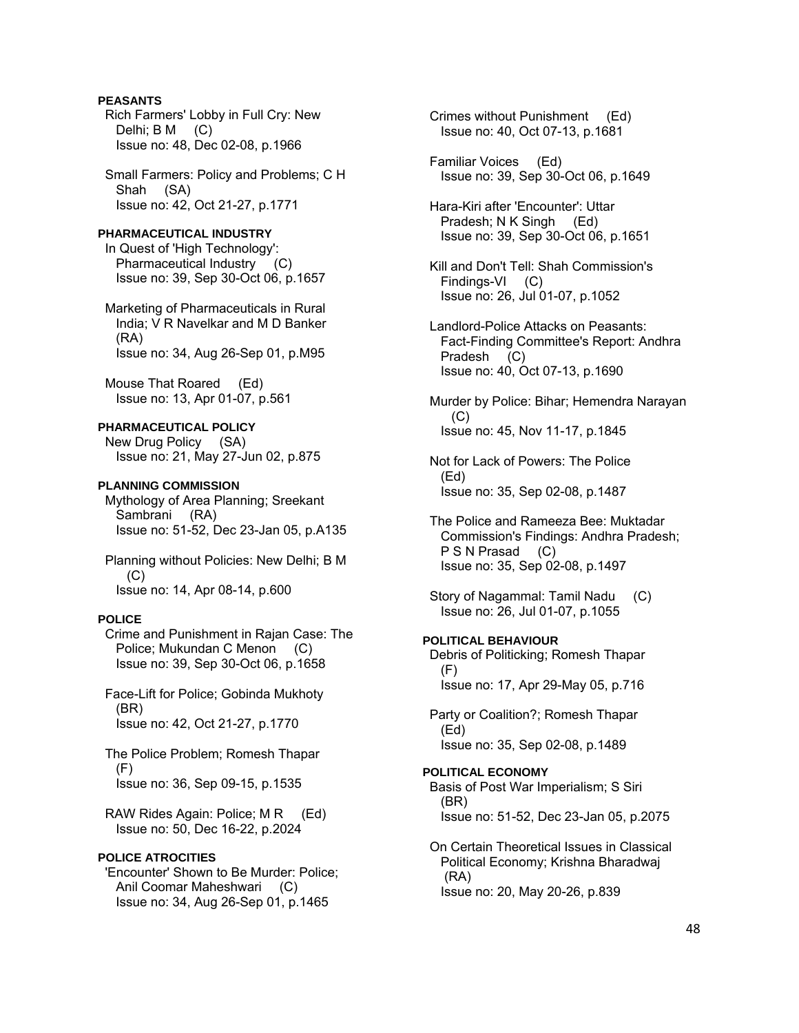**PEASANTS**

Rich Farmers' Lobby in Full Cry: New Delhi; B M (C)
Issue no: 48, Dec 02-08, p.1966

Small Farmers: Policy and Problems; C H Shah (SA)
Issue no: 42, Oct 21-27, p.1771

**PHARMACEUTICAL INDUSTRY**

In Quest of 'High Technology': Pharmaceutical Industry (C)
Issue no: 39, Sep 30-Oct 06, p.1657

Marketing of Pharmaceuticals in Rural India; V R Navelkar and M D Banker (RA)
Issue no: 34, Aug 26-Sep 01, p.M95

Mouse That Roared (Ed)
Issue no: 13, Apr 01-07, p.561

**PHARMACEUTICAL POLICY**

New Drug Policy (SA)
Issue no: 21, May 27-Jun 02, p.875

**PLANNING COMMISSION**

Mythology of Area Planning; Sreekant Sambrani (RA)
Issue no: 51-52, Dec 23-Jan 05, p.A135

Planning without Policies: New Delhi; B M (C)
Issue no: 14, Apr 08-14, p.600

**POLICE**

Crime and Punishment in Rajan Case: The Police; Mukundan C Menon (C)
Issue no: 39, Sep 30-Oct 06, p.1658

Face-Lift for Police; Gobinda Mukhoty (BR)
Issue no: 42, Oct 21-27, p.1770

The Police Problem; Romesh Thapar (F)
Issue no: 36, Sep 09-15, p.1535

RAW Rides Again: Police; M R (Ed)
Issue no: 50, Dec 16-22, p.2024

**POLICE ATROCITIES**

'Encounter' Shown to Be Murder: Police; Anil Coomar Maheshwari (C)
Issue no: 34, Aug 26-Sep 01, p.1465

Crimes without Punishment (Ed)
Issue no: 40, Oct 07-13, p.1681

Familiar Voices (Ed)
Issue no: 39, Sep 30-Oct 06, p.1649

Hara-Kiri after 'Encounter': Uttar Pradesh; N K Singh (Ed)
Issue no: 39, Sep 30-Oct 06, p.1651

Kill and Don't Tell: Shah Commission's Findings-VI (C)
Issue no: 26, Jul 01-07, p.1052

Landlord-Police Attacks on Peasants: Fact-Finding Committee's Report: Andhra Pradesh (C)
Issue no: 40, Oct 07-13, p.1690

Murder by Police: Bihar; Hemendra Narayan (C)
Issue no: 45, Nov 11-17, p.1845

Not for Lack of Powers: The Police (Ed)
Issue no: 35, Sep 02-08, p.1487

The Police and Rameeza Bee: Muktadar Commission's Findings: Andhra Pradesh; P S N Prasad (C)
Issue no: 35, Sep 02-08, p.1497

Story of Nagammal: Tamil Nadu (C)
Issue no: 26, Jul 01-07, p.1055

**POLITICAL BEHAVIOUR**

Debris of Politicking; Romesh Thapar (F)
Issue no: 17, Apr 29-May 05, p.716

Party or Coalition?; Romesh Thapar (Ed)
Issue no: 35, Sep 02-08, p.1489

**POLITICAL ECONOMY**

Basis of Post War Imperialism; S Siri (BR)
Issue no: 51-52, Dec 23-Jan 05, p.2075

On Certain Theoretical Issues in Classical Political Economy; Krishna Bharadwaj (RA)
Issue no: 20, May 20-26, p.839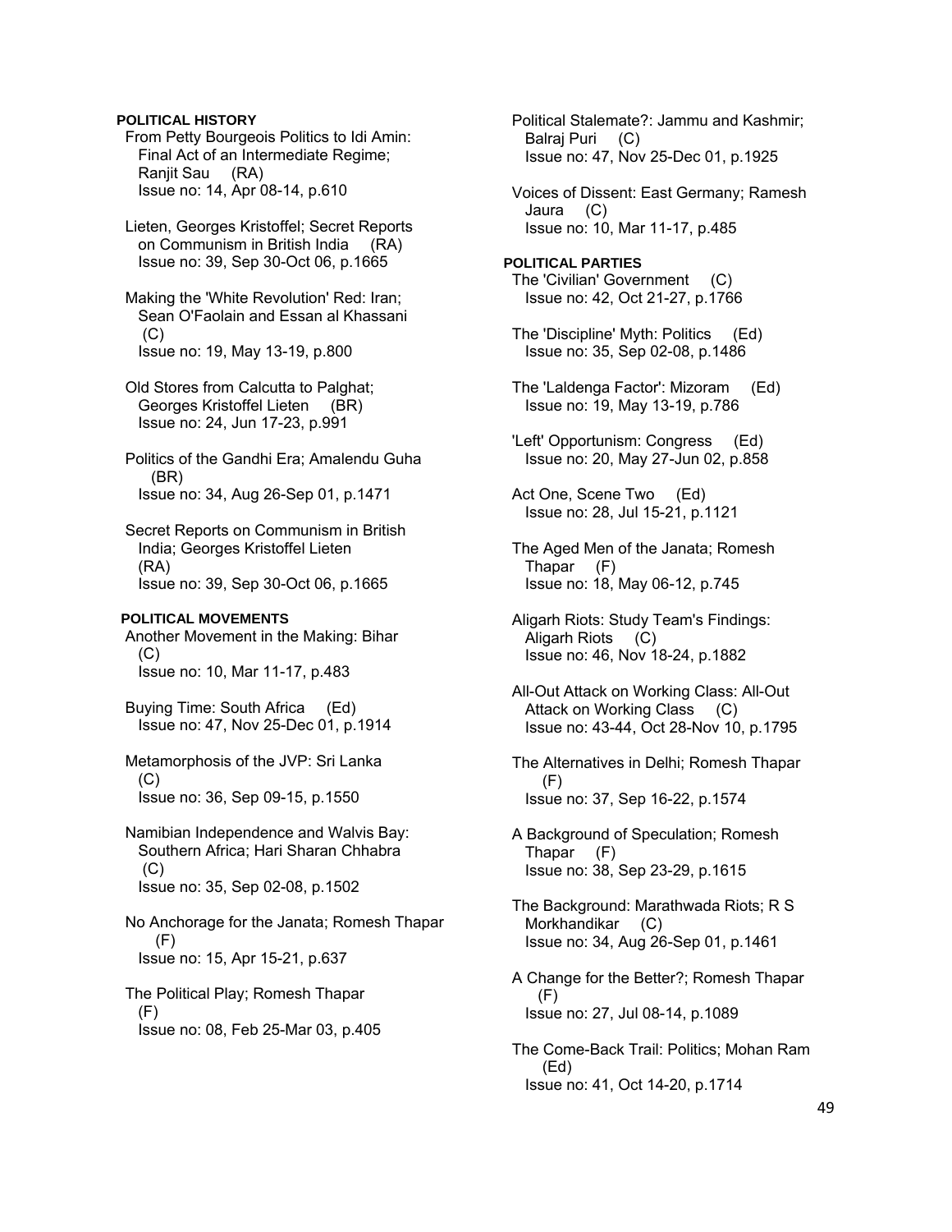**POLITICAL HISTORY**

From Petty Bourgeois Politics to Idi Amin: Final Act of an Intermediate Regime; Ranjit Sau (RA)
Issue no: 14, Apr 08-14, p.610

Lieten, Georges Kristoffel; Secret Reports on Communism in British India (RA)
Issue no: 39, Sep 30-Oct 06, p.1665

Making the 'White Revolution' Red: Iran; Sean O'Faolain and Essan al Khassani (C)
Issue no: 19, May 13-19, p.800

Old Stores from Calcutta to Palghat; Georges Kristoffel Lieten (BR)
Issue no: 24, Jun 17-23, p.991

Politics of the Gandhi Era; Amalendu Guha (BR)
Issue no: 34, Aug 26-Sep 01, p.1471

Secret Reports on Communism in British India; Georges Kristoffel Lieten (RA)
Issue no: 39, Sep 30-Oct 06, p.1665

**POLITICAL MOVEMENTS**

Another Movement in the Making: Bihar (C)
Issue no: 10, Mar 11-17, p.483

Buying Time: South Africa (Ed)
Issue no: 47, Nov 25-Dec 01, p.1914

Metamorphosis of the JVP: Sri Lanka (C)
Issue no: 36, Sep 09-15, p.1550

Namibian Independence and Walvis Bay: Southern Africa; Hari Sharan Chhabra (C)
Issue no: 35, Sep 02-08, p.1502

No Anchorage for the Janata; Romesh Thapar (F)
Issue no: 15, Apr 15-21, p.637

The Political Play; Romesh Thapar (F)
Issue no: 08, Feb 25-Mar 03, p.405

Political Stalemate?: Jammu and Kashmir; Balraj Puri (C)
Issue no: 47, Nov 25-Dec 01, p.1925

Voices of Dissent: East Germany; Ramesh Jaura (C)
Issue no: 10, Mar 11-17, p.485

**POLITICAL PARTIES**

The 'Civilian' Government (C)
Issue no: 42, Oct 21-27, p.1766

The 'Discipline' Myth: Politics (Ed)
Issue no: 35, Sep 02-08, p.1486

The 'Laldenga Factor': Mizoram (Ed)
Issue no: 19, May 13-19, p.786

'Left' Opportunism: Congress (Ed)
Issue no: 20, May 27-Jun 02, p.858

Act One, Scene Two (Ed)
Issue no: 28, Jul 15-21, p.1121

The Aged Men of the Janata; Romesh Thapar (F)
Issue no: 18, May 06-12, p.745

Aligarh Riots: Study Team's Findings: Aligarh Riots (C)
Issue no: 46, Nov 18-24, p.1882

All-Out Attack on Working Class: All-Out Attack on Working Class (C)
Issue no: 43-44, Oct 28-Nov 10, p.1795

The Alternatives in Delhi; Romesh Thapar (F)
Issue no: 37, Sep 16-22, p.1574

A Background of Speculation; Romesh Thapar (F)
Issue no: 38, Sep 23-29, p.1615

The Background: Marathwada Riots; R S Morkhandikar (C)
Issue no: 34, Aug 26-Sep 01, p.1461

A Change for the Better?; Romesh Thapar (F)
Issue no: 27, Jul 08-14, p.1089

The Come-Back Trail: Politics; Mohan Ram (Ed)
Issue no: 41, Oct 14-20, p.1714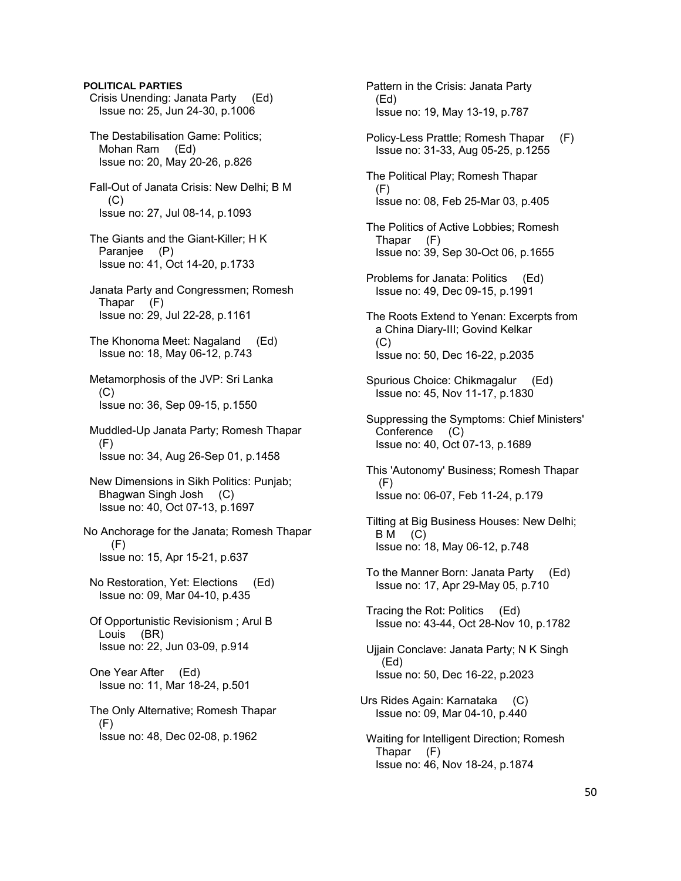**POLITICAL PARTIES**

Crisis Unending: Janata Party (Ed)
Issue no: 25, Jun 24-30, p.1006

The Destabilisation Game: Politics; Mohan Ram (Ed)
Issue no: 20, May 20-26, p.826

Fall-Out of Janata Crisis: New Delhi; B M (C)
Issue no: 27, Jul 08-14, p.1093

The Giants and the Giant-Killer; H K Paranjee (P)
Issue no: 41, Oct 14-20, p.1733

Janata Party and Congressmen; Romesh Thapar (F)
Issue no: 29, Jul 22-28, p.1161

The Khonoma Meet: Nagaland (Ed)
Issue no: 18, May 06-12, p.743

Metamorphosis of the JVP: Sri Lanka (C)
Issue no: 36, Sep 09-15, p.1550

Muddled-Up Janata Party; Romesh Thapar (F)
Issue no: 34, Aug 26-Sep 01, p.1458

New Dimensions in Sikh Politics: Punjab; Bhagwan Singh Josh (C)
Issue no: 40, Oct 07-13, p.1697

No Anchorage for the Janata; Romesh Thapar (F)
Issue no: 15, Apr 15-21, p.637

No Restoration, Yet: Elections (Ed)
Issue no: 09, Mar 04-10, p.435

Of Opportunistic Revisionism ; Arul B Louis (BR)
Issue no: 22, Jun 03-09, p.914

One Year After (Ed)
Issue no: 11, Mar 18-24, p.501

The Only Alternative; Romesh Thapar (F)
Issue no: 48, Dec 02-08, p.1962

Pattern in the Crisis: Janata Party (Ed)
Issue no: 19, May 13-19, p.787

Policy-Less Prattle; Romesh Thapar (F)
Issue no: 31-33, Aug 05-25, p.1255

The Political Play; Romesh Thapar (F)
Issue no: 08, Feb 25-Mar 03, p.405

The Politics of Active Lobbies; Romesh Thapar (F)
Issue no: 39, Sep 30-Oct 06, p.1655

Problems for Janata: Politics (Ed)
Issue no: 49, Dec 09-15, p.1991

The Roots Extend to Yenan: Excerpts from a China Diary-III; Govind Kelkar (C)
Issue no: 50, Dec 16-22, p.2035

Spurious Choice: Chikmagalur (Ed)
Issue no: 45, Nov 11-17, p.1830

Suppressing the Symptoms: Chief Ministers' Conference (C)
Issue no: 40, Oct 07-13, p.1689

This 'Autonomy' Business; Romesh Thapar (F)
Issue no: 06-07, Feb 11-24, p.179

Tilting at Big Business Houses: New Delhi; B M (C)
Issue no: 18, May 06-12, p.748

To the Manner Born: Janata Party (Ed)
Issue no: 17, Apr 29-May 05, p.710

Tracing the Rot: Politics (Ed)
Issue no: 43-44, Oct 28-Nov 10, p.1782

Ujjain Conclave: Janata Party; N K Singh (Ed)
Issue no: 50, Dec 16-22, p.2023

Urs Rides Again: Karnataka (C)
Issue no: 09, Mar 04-10, p.440

Waiting for Intelligent Direction; Romesh Thapar (F)
Issue no: 46, Nov 18-24, p.1874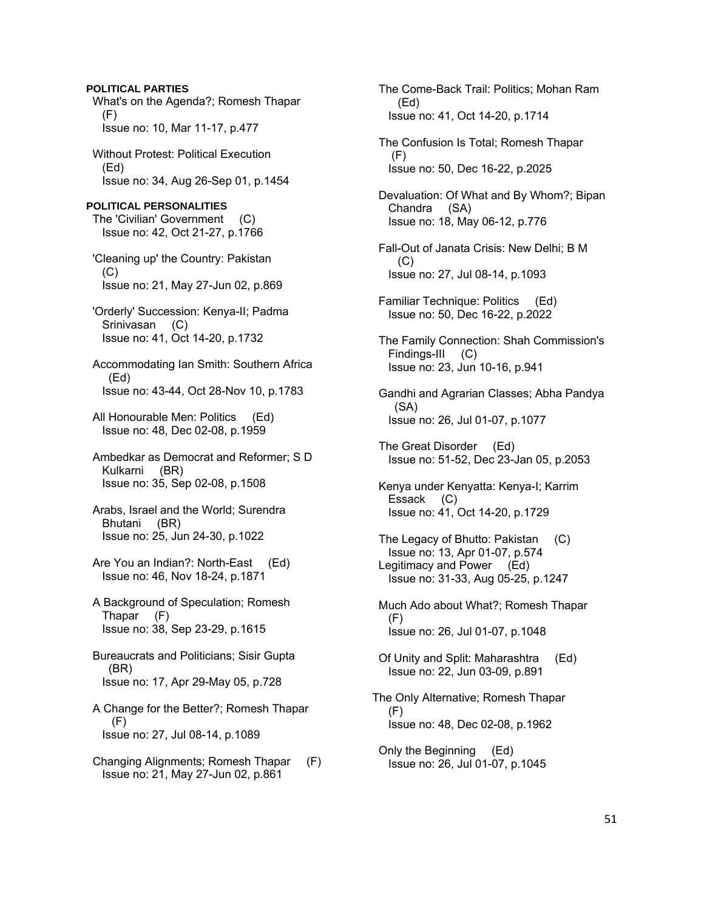**POLITICAL PARTIES**

What's on the Agenda?; Romesh Thapar (F)
Issue no: 10, Mar 11-17, p.477

Without Protest: Political Execution (Ed)
Issue no: 34, Aug 26-Sep 01, p.1454

**POLITICAL PERSONALITIES**

The 'Civilian' Government (C)
Issue no: 42, Oct 21-27, p.1766

'Cleaning up' the Country: Pakistan (C)
Issue no: 21, May 27-Jun 02, p.869

'Orderly' Succession: Kenya-II; Padma Srinivasan (C)
Issue no: 41, Oct 14-20, p.1732

Accommodating Ian Smith: Southern Africa (Ed)
Issue no: 43-44, Oct 28-Nov 10, p.1783

All Honourable Men: Politics (Ed)
Issue no: 48, Dec 02-08, p.1959

Ambedkar as Democrat and Reformer; S D Kulkarni (BR)
Issue no: 35, Sep 02-08, p.1508

Arabs, Israel and the World; Surendra Bhutani (BR)
Issue no: 25, Jun 24-30, p.1022

Are You an Indian?: North-East (Ed)
Issue no: 46, Nov 18-24, p.1871

A Background of Speculation; Romesh Thapar (F)
Issue no: 38, Sep 23-29, p.1615

Bureaucrats and Politicians; Sisir Gupta (BR)
Issue no: 17, Apr 29-May 05, p.728

A Change for the Better?; Romesh Thapar (F)
Issue no: 27, Jul 08-14, p.1089

Changing Alignments; Romesh Thapar (F)
Issue no: 21, May 27-Jun 02, p.861

The Come-Back Trail: Politics; Mohan Ram (Ed)
Issue no: 41, Oct 14-20, p.1714

The Confusion Is Total; Romesh Thapar (F)
Issue no: 50, Dec 16-22, p.2025

Devaluation: Of What and By Whom?; Bipan Chandra (SA)
Issue no: 18, May 06-12, p.776

Fall-Out of Janata Crisis: New Delhi; B M (C)
Issue no: 27, Jul 08-14, p.1093

Familiar Technique: Politics (Ed)
Issue no: 50, Dec 16-22, p.2022

The Family Connection: Shah Commission's Findings-III (C)
Issue no: 23, Jun 10-16, p.941

Gandhi and Agrarian Classes; Abha Pandya (SA)
Issue no: 26, Jul 01-07, p.1077

The Great Disorder (Ed)
Issue no: 51-52, Dec 23-Jan 05, p.2053

Kenya under Kenyatta: Kenya-I; Karrim Essack (C)
Issue no: 41, Oct 14-20, p.1729

The Legacy of Bhutto: Pakistan (C)
Issue no: 13, Apr 01-07, p.574

Legitimacy and Power (Ed)
Issue no: 31-33, Aug 05-25, p.1247

Much Ado about What?; Romesh Thapar (F)
Issue no: 26, Jul 01-07, p.1048

Of Unity and Split: Maharashtra (Ed)
Issue no: 22, Jun 03-09, p.891

The Only Alternative; Romesh Thapar (F)
Issue no: 48, Dec 02-08, p.1962

Only the Beginning (Ed)
Issue no: 26, Jul 01-07, p.1045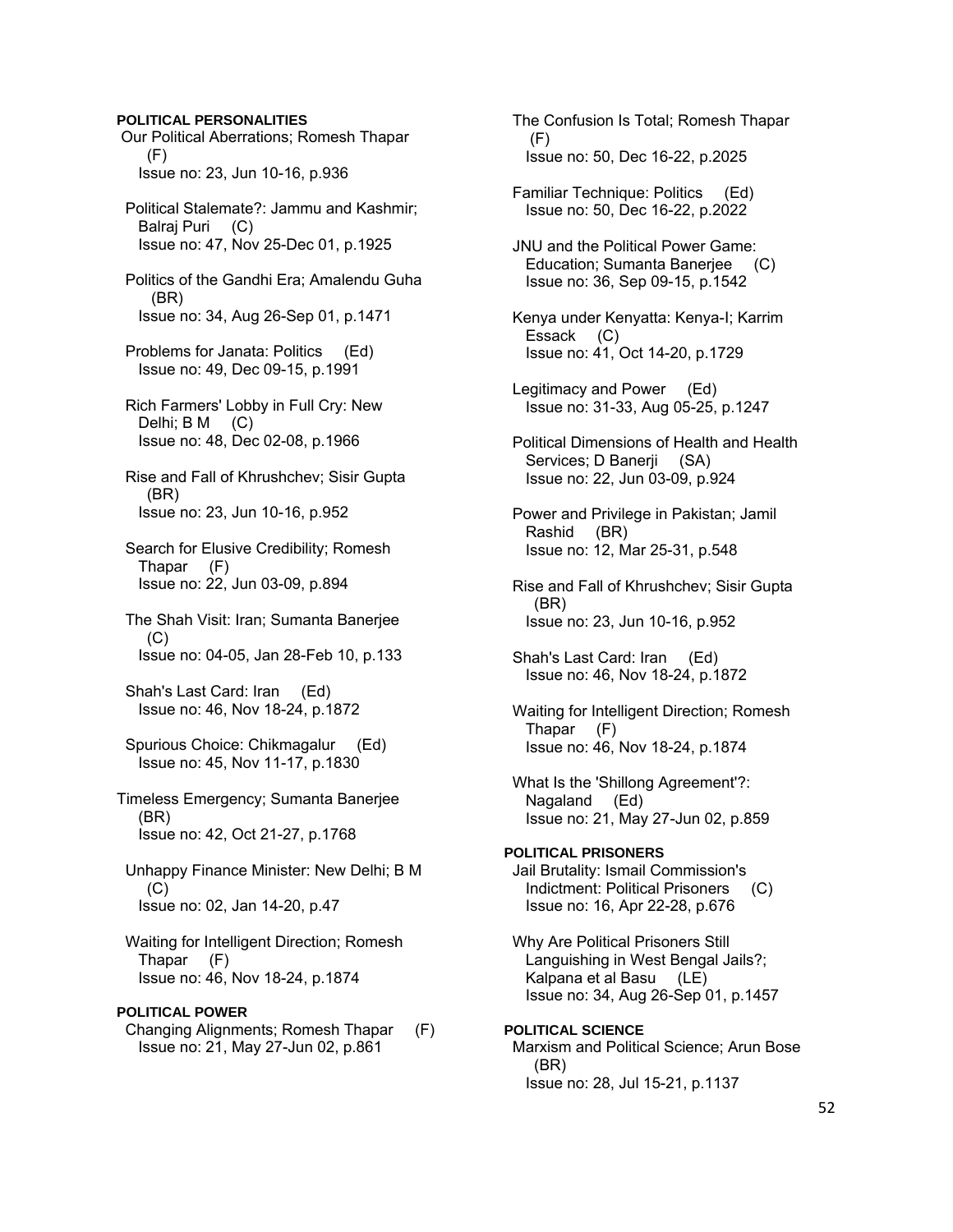**POLITICAL PERSONALITIES**

Our Political Aberrations; Romesh Thapar (F)
Issue no: 23, Jun 10-16, p.936

Political Stalemate?: Jammu and Kashmir; Balraj Puri (C)
Issue no: 47, Nov 25-Dec 01, p.1925

Politics of the Gandhi Era; Amalendu Guha (BR)
Issue no: 34, Aug 26-Sep 01, p.1471

Problems for Janata: Politics (Ed)
Issue no: 49, Dec 09-15, p.1991

Rich Farmers' Lobby in Full Cry: New Delhi; B M (C)
Issue no: 48, Dec 02-08, p.1966

Rise and Fall of Khrushchev; Sisir Gupta (BR)
Issue no: 23, Jun 10-16, p.952

Search for Elusive Credibility; Romesh Thapar (F)
Issue no: 22, Jun 03-09, p.894

The Shah Visit: Iran; Sumanta Banerjee (C)
Issue no: 04-05, Jan 28-Feb 10, p.133

Shah's Last Card: Iran (Ed)
Issue no: 46, Nov 18-24, p.1872

Spurious Choice: Chikmagalur (Ed)
Issue no: 45, Nov 11-17, p.1830

Timeless Emergency; Sumanta Banerjee (BR)
Issue no: 42, Oct 21-27, p.1768

Unhappy Finance Minister: New Delhi; B M (C)
Issue no: 02, Jan 14-20, p.47

Waiting for Intelligent Direction; Romesh Thapar (F)
Issue no: 46, Nov 18-24, p.1874

**POLITICAL POWER**

Changing Alignments; Romesh Thapar (F)
Issue no: 21, May 27-Jun 02, p.861

The Confusion Is Total; Romesh Thapar (F)
Issue no: 50, Dec 16-22, p.2025

Familiar Technique: Politics (Ed)
Issue no: 50, Dec 16-22, p.2022

JNU and the Political Power Game: Education; Sumanta Banerjee (C)
Issue no: 36, Sep 09-15, p.1542

Kenya under Kenyatta: Kenya-I; Karrim Essack (C)
Issue no: 41, Oct 14-20, p.1729

Legitimacy and Power (Ed)
Issue no: 31-33, Aug 05-25, p.1247

Political Dimensions of Health and Health Services; D Banerji (SA)
Issue no: 22, Jun 03-09, p.924

Power and Privilege in Pakistan; Jamil Rashid (BR)
Issue no: 12, Mar 25-31, p.548

Rise and Fall of Khrushchev; Sisir Gupta (BR)
Issue no: 23, Jun 10-16, p.952

Shah's Last Card: Iran (Ed)
Issue no: 46, Nov 18-24, p.1872

Waiting for Intelligent Direction; Romesh Thapar (F)
Issue no: 46, Nov 18-24, p.1874

What Is the 'Shillong Agreement'?: Nagaland (Ed)
Issue no: 21, May 27-Jun 02, p.859

**POLITICAL PRISONERS**

Jail Brutality: Ismail Commission's Indictment: Political Prisoners (C)
Issue no: 16, Apr 22-28, p.676

Why Are Political Prisoners Still Languishing in West Bengal Jails?; Kalpana et al Basu (LE)
Issue no: 34, Aug 26-Sep 01, p.1457

**POLITICAL SCIENCE**

Marxism and Political Science; Arun Bose (BR)
Issue no: 28, Jul 15-21, p.1137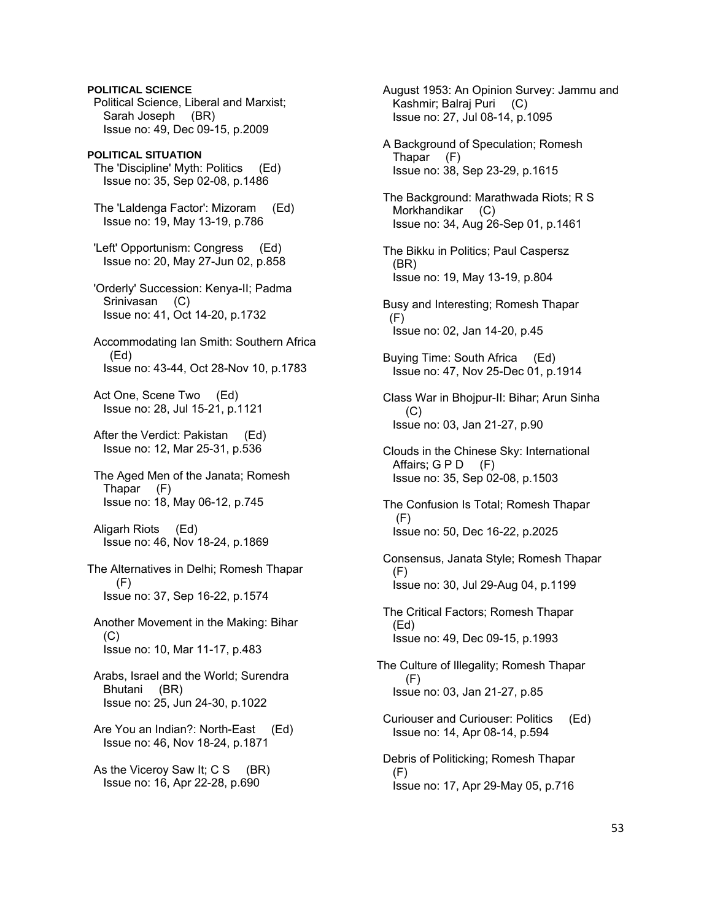**POLITICAL SCIENCE**

Political Science, Liberal and Marxist; Sarah Joseph (BR)
Issue no: 49, Dec 09-15, p.2009

**POLITICAL SITUATION**

The 'Discipline' Myth: Politics (Ed)
Issue no: 35, Sep 02-08, p.1486

The 'Laldenga Factor': Mizoram (Ed)
Issue no: 19, May 13-19, p.786

'Left' Opportunism: Congress (Ed)
Issue no: 20, May 27-Jun 02, p.858

'Orderly' Succession: Kenya-II; Padma Srinivasan (C)
Issue no: 41, Oct 14-20, p.1732

Accommodating Ian Smith: Southern Africa (Ed)
Issue no: 43-44, Oct 28-Nov 10, p.1783

Act One, Scene Two (Ed)
Issue no: 28, Jul 15-21, p.1121

After the Verdict: Pakistan (Ed)
Issue no: 12, Mar 25-31, p.536

The Aged Men of the Janata; Romesh Thapar (F)
Issue no: 18, May 06-12, p.745

Aligarh Riots (Ed)
Issue no: 46, Nov 18-24, p.1869

The Alternatives in Delhi; Romesh Thapar (F)
Issue no: 37, Sep 16-22, p.1574

Another Movement in the Making: Bihar (C)
Issue no: 10, Mar 11-17, p.483

Arabs, Israel and the World; Surendra Bhutani (BR)
Issue no: 25, Jun 24-30, p.1022

Are You an Indian?: North-East (Ed)
Issue no: 46, Nov 18-24, p.1871

As the Viceroy Saw It; C S (BR)
Issue no: 16, Apr 22-28, p.690

August 1953: An Opinion Survey: Jammu and Kashmir; Balraj Puri (C)
Issue no: 27, Jul 08-14, p.1095

A Background of Speculation; Romesh Thapar (F)
Issue no: 38, Sep 23-29, p.1615

The Background: Marathwada Riots; R S Morkhandikar (C)
Issue no: 34, Aug 26-Sep 01, p.1461

The Bikku in Politics; Paul Caspersz (BR)
Issue no: 19, May 13-19, p.804

Busy and Interesting; Romesh Thapar (F)
Issue no: 02, Jan 14-20, p.45

Buying Time: South Africa (Ed)
Issue no: 47, Nov 25-Dec 01, p.1914

Class War in Bhojpur-II: Bihar; Arun Sinha (C)
Issue no: 03, Jan 21-27, p.90

Clouds in the Chinese Sky: International Affairs; G P D (F)
Issue no: 35, Sep 02-08, p.1503

The Confusion Is Total; Romesh Thapar (F)
Issue no: 50, Dec 16-22, p.2025

Consensus, Janata Style; Romesh Thapar (F)
Issue no: 30, Jul 29-Aug 04, p.1199

The Critical Factors; Romesh Thapar (Ed)
Issue no: 49, Dec 09-15, p.1993

The Culture of Illegality; Romesh Thapar (F)
Issue no: 03, Jan 21-27, p.85

Curiouser and Curiouser: Politics (Ed)
Issue no: 14, Apr 08-14, p.594

Debris of Politicking; Romesh Thapar (F)
Issue no: 17, Apr 29-May 05, p.716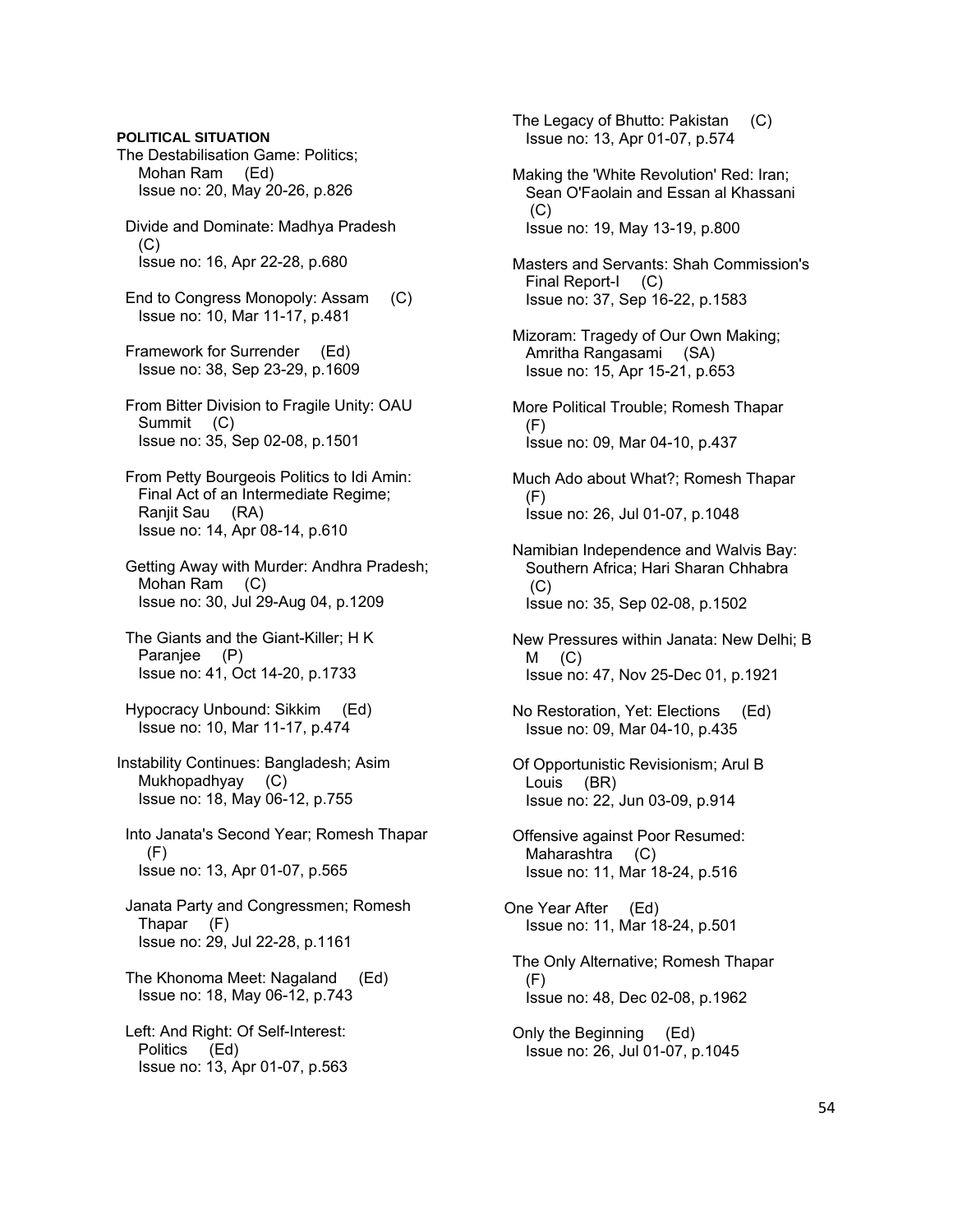**POLITICAL SITUATION**

The Destabilisation Game: Politics; Mohan Ram (Ed)
Issue no: 20, May 20-26, p.826

Divide and Dominate: Madhya Pradesh (C)
Issue no: 16, Apr 22-28, p.680

End to Congress Monopoly: Assam (C)
Issue no: 10, Mar 11-17, p.481

Framework for Surrender (Ed)
Issue no: 38, Sep 23-29, p.1609

From Bitter Division to Fragile Unity: OAU Summit (C)
Issue no: 35, Sep 02-08, p.1501

From Petty Bourgeois Politics to Idi Amin: Final Act of an Intermediate Regime; Ranjit Sau (RA)
Issue no: 14, Apr 08-14, p.610

Getting Away with Murder: Andhra Pradesh; Mohan Ram (C)
Issue no: 30, Jul 29-Aug 04, p.1209

The Giants and the Giant-Killer; H K Paranjee (P)
Issue no: 41, Oct 14-20, p.1733

Hypocracy Unbound: Sikkim (Ed)
Issue no: 10, Mar 11-17, p.474

Instability Continues: Bangladesh; Asim Mukhopadhyay (C)
Issue no: 18, May 06-12, p.755

Into Janata's Second Year; Romesh Thapar (F)
Issue no: 13, Apr 01-07, p.565

Janata Party and Congressmen; Romesh Thapar (F)
Issue no: 29, Jul 22-28, p.1161

The Khonoma Meet: Nagaland (Ed)
Issue no: 18, May 06-12, p.743

Left: And Right: Of Self-Interest: Politics (Ed)
Issue no: 13, Apr 01-07, p.563

The Legacy of Bhutto: Pakistan (C)
Issue no: 13, Apr 01-07, p.574

Making the 'White Revolution' Red: Iran; Sean O'Faolain and Essan al Khassani (C)
Issue no: 19, May 13-19, p.800

Masters and Servants: Shah Commission's Final Report-I (C)
Issue no: 37, Sep 16-22, p.1583

Mizoram: Tragedy of Our Own Making; Amritha Rangasami (SA)
Issue no: 15, Apr 15-21, p.653

More Political Trouble; Romesh Thapar (F)
Issue no: 09, Mar 04-10, p.437

Much Ado about What?; Romesh Thapar (F)
Issue no: 26, Jul 01-07, p.1048

Namibian Independence and Walvis Bay: Southern Africa; Hari Sharan Chhabra (C)
Issue no: 35, Sep 02-08, p.1502

New Pressures within Janata: New Delhi; B M (C)
Issue no: 47, Nov 25-Dec 01, p.1921

No Restoration, Yet: Elections (Ed)
Issue no: 09, Mar 04-10, p.435

Of Opportunistic Revisionism; Arul B Louis (BR)
Issue no: 22, Jun 03-09, p.914

Offensive against Poor Resumed: Maharashtra (C)
Issue no: 11, Mar 18-24, p.516

One Year After (Ed)
Issue no: 11, Mar 18-24, p.501

The Only Alternative; Romesh Thapar (F)
Issue no: 48, Dec 02-08, p.1962

Only the Beginning (Ed)
Issue no: 26, Jul 01-07, p.1045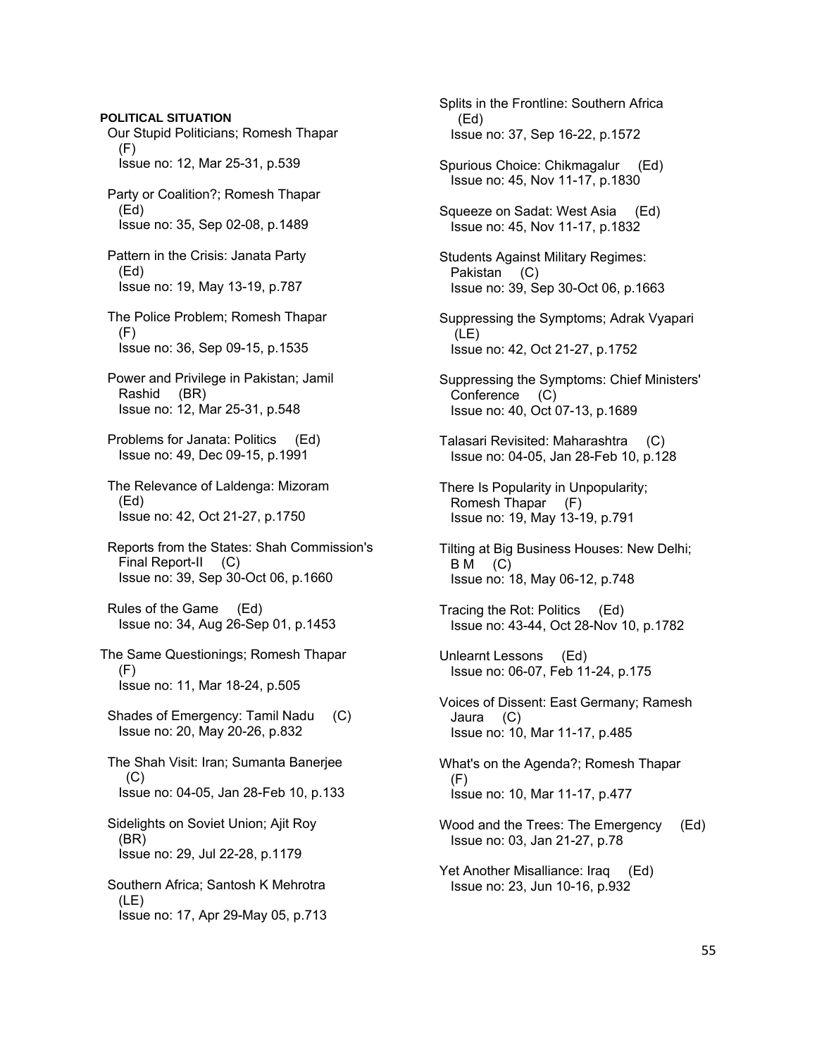**POLITICAL SITUATION**

Our Stupid Politicians; Romesh Thapar (F)
Issue no: 12, Mar 25-31, p.539

Party or Coalition?; Romesh Thapar (Ed)
Issue no: 35, Sep 02-08, p.1489

Pattern in the Crisis: Janata Party (Ed)
Issue no: 19, May 13-19, p.787

The Police Problem; Romesh Thapar (F)
Issue no: 36, Sep 09-15, p.1535

Power and Privilege in Pakistan; Jamil Rashid (BR)
Issue no: 12, Mar 25-31, p.548

Problems for Janata: Politics (Ed)
Issue no: 49, Dec 09-15, p.1991

The Relevance of Laldenga: Mizoram (Ed)
Issue no: 42, Oct 21-27, p.1750

Reports from the States: Shah Commission's Final Report-II (C)
Issue no: 39, Sep 30-Oct 06, p.1660

Rules of the Game (Ed)
Issue no: 34, Aug 26-Sep 01, p.1453

The Same Questionings; Romesh Thapar (F)
Issue no: 11, Mar 18-24, p.505

Shades of Emergency: Tamil Nadu (C)
Issue no: 20, May 20-26, p.832

The Shah Visit: Iran; Sumanta Banerjee (C)
Issue no: 04-05, Jan 28-Feb 10, p.133

Sidelights on Soviet Union; Ajit Roy (BR)
Issue no: 29, Jul 22-28, p.1179

Southern Africa; Santosh K Mehrotra (LE)
Issue no: 17, Apr 29-May 05, p.713

Splits in the Frontline: Southern Africa (Ed)
Issue no: 37, Sep 16-22, p.1572

Spurious Choice: Chikmagalur (Ed)
Issue no: 45, Nov 11-17, p.1830

Squeeze on Sadat: West Asia (Ed)
Issue no: 45, Nov 11-17, p.1832

Students Against Military Regimes: Pakistan (C)
Issue no: 39, Sep 30-Oct 06, p.1663

Suppressing the Symptoms; Adrak Vyapari (LE)
Issue no: 42, Oct 21-27, p.1752

Suppressing the Symptoms: Chief Ministers' Conference (C)
Issue no: 40, Oct 07-13, p.1689

Talasari Revisited: Maharashtra (C)
Issue no: 04-05, Jan 28-Feb 10, p.128

There Is Popularity in Unpopularity; Romesh Thapar (F)
Issue no: 19, May 13-19, p.791

Tilting at Big Business Houses: New Delhi; B M (C)
Issue no: 18, May 06-12, p.748

Tracing the Rot: Politics (Ed)
Issue no: 43-44, Oct 28-Nov 10, p.1782

Unlearnt Lessons (Ed)
Issue no: 06-07, Feb 11-24, p.175

Voices of Dissent: East Germany; Ramesh Jaura (C)
Issue no: 10, Mar 11-17, p.485

What's on the Agenda?; Romesh Thapar (F)
Issue no: 10, Mar 11-17, p.477

Wood and the Trees: The Emergency (Ed)
Issue no: 03, Jan 21-27, p.78

Yet Another Misalliance: Iraq (Ed)
Issue no: 23, Jun 10-16, p.932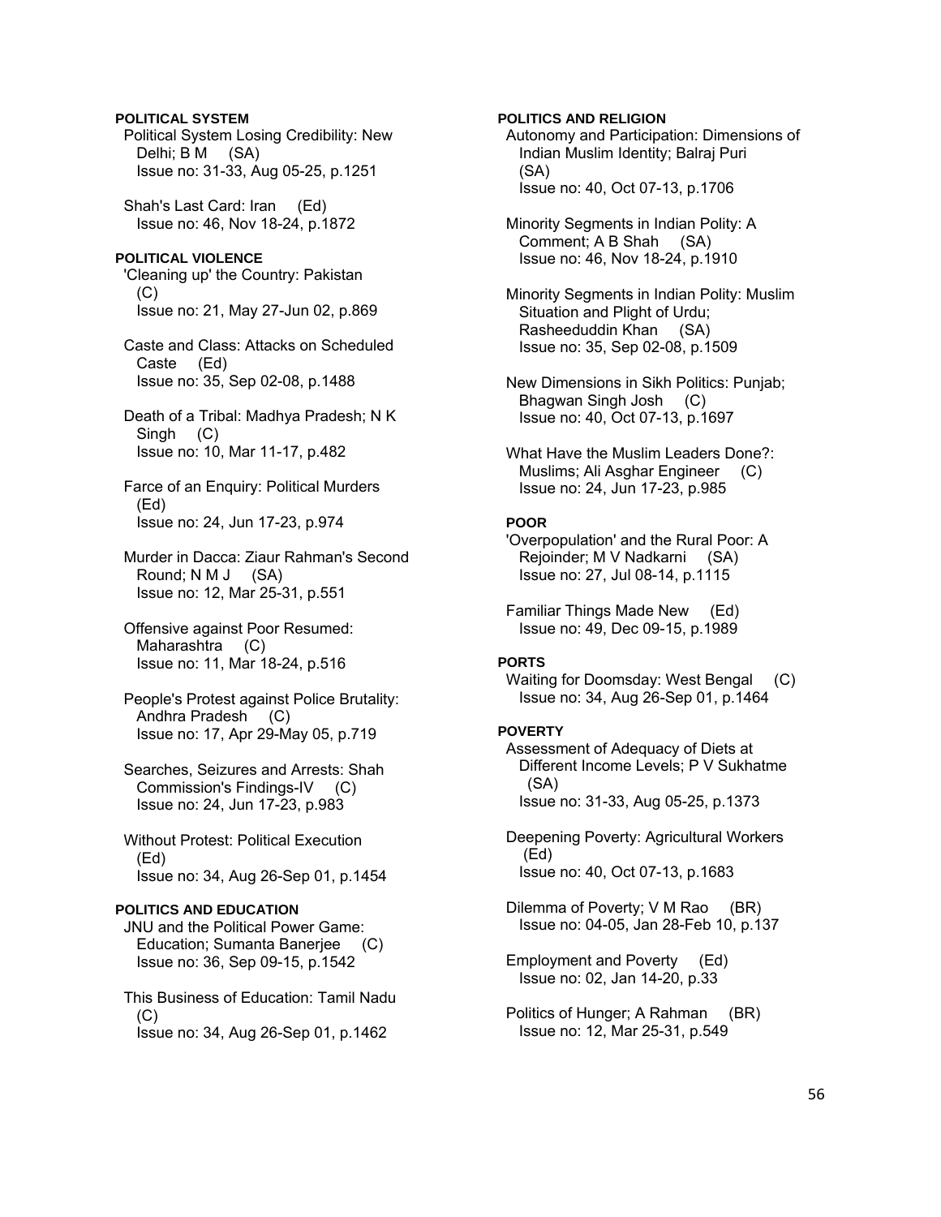**POLITICAL SYSTEM**

Political System Losing Credibility: New Delhi; B M (SA)
Issue no: 31-33, Aug 05-25, p.1251

Shah's Last Card: Iran (Ed)
Issue no: 46, Nov 18-24, p.1872

**POLITICAL VIOLENCE**

'Cleaning up' the Country: Pakistan (C)
Issue no: 21, May 27-Jun 02, p.869

Caste and Class: Attacks on Scheduled Caste (Ed)
Issue no: 35, Sep 02-08, p.1488

Death of a Tribal: Madhya Pradesh; N K Singh (C)
Issue no: 10, Mar 11-17, p.482

Farce of an Enquiry: Political Murders (Ed)
Issue no: 24, Jun 17-23, p.974

Murder in Dacca: Ziaur Rahman's Second Round; N M J (SA)
Issue no: 12, Mar 25-31, p.551

Offensive against Poor Resumed: Maharashtra (C)
Issue no: 11, Mar 18-24, p.516

People's Protest against Police Brutality: Andhra Pradesh (C)
Issue no: 17, Apr 29-May 05, p.719

Searches, Seizures and Arrests: Shah Commission's Findings-IV (C)
Issue no: 24, Jun 17-23, p.983

Without Protest: Political Execution (Ed)
Issue no: 34, Aug 26-Sep 01, p.1454

**POLITICS AND EDUCATION**

JNU and the Political Power Game: Education; Sumanta Banerjee (C)
Issue no: 36, Sep 09-15, p.1542

This Business of Education: Tamil Nadu (C)
Issue no: 34, Aug 26-Sep 01, p.1462

**POLITICS AND RELIGION**

Autonomy and Participation: Dimensions of Indian Muslim Identity; Balraj Puri (SA)
Issue no: 40, Oct 07-13, p.1706

Minority Segments in Indian Polity: A Comment; A B Shah (SA)
Issue no: 46, Nov 18-24, p.1910

Minority Segments in Indian Polity: Muslim Situation and Plight of Urdu; Rasheeduddin Khan (SA)
Issue no: 35, Sep 02-08, p.1509

New Dimensions in Sikh Politics: Punjab; Bhagwan Singh Josh (C)
Issue no: 40, Oct 07-13, p.1697

What Have the Muslim Leaders Done?: Muslims; Ali Asghar Engineer (C)
Issue no: 24, Jun 17-23, p.985

**POOR**

'Overpopulation' and the Rural Poor: A Rejoinder; M V Nadkarni (SA)
Issue no: 27, Jul 08-14, p.1115

Familiar Things Made New (Ed)
Issue no: 49, Dec 09-15, p.1989

**PORTS**

Waiting for Doomsday: West Bengal (C)
Issue no: 34, Aug 26-Sep 01, p.1464

**POVERTY**

Assessment of Adequacy of Diets at Different Income Levels; P V Sukhatme (SA)
Issue no: 31-33, Aug 05-25, p.1373

Deepening Poverty: Agricultural Workers (Ed)
Issue no: 40, Oct 07-13, p.1683

Dilemma of Poverty; V M Rao (BR)
Issue no: 04-05, Jan 28-Feb 10, p.137

Employment and Poverty (Ed)
Issue no: 02, Jan 14-20, p.33

Politics of Hunger; A Rahman (BR)
Issue no: 12, Mar 25-31, p.549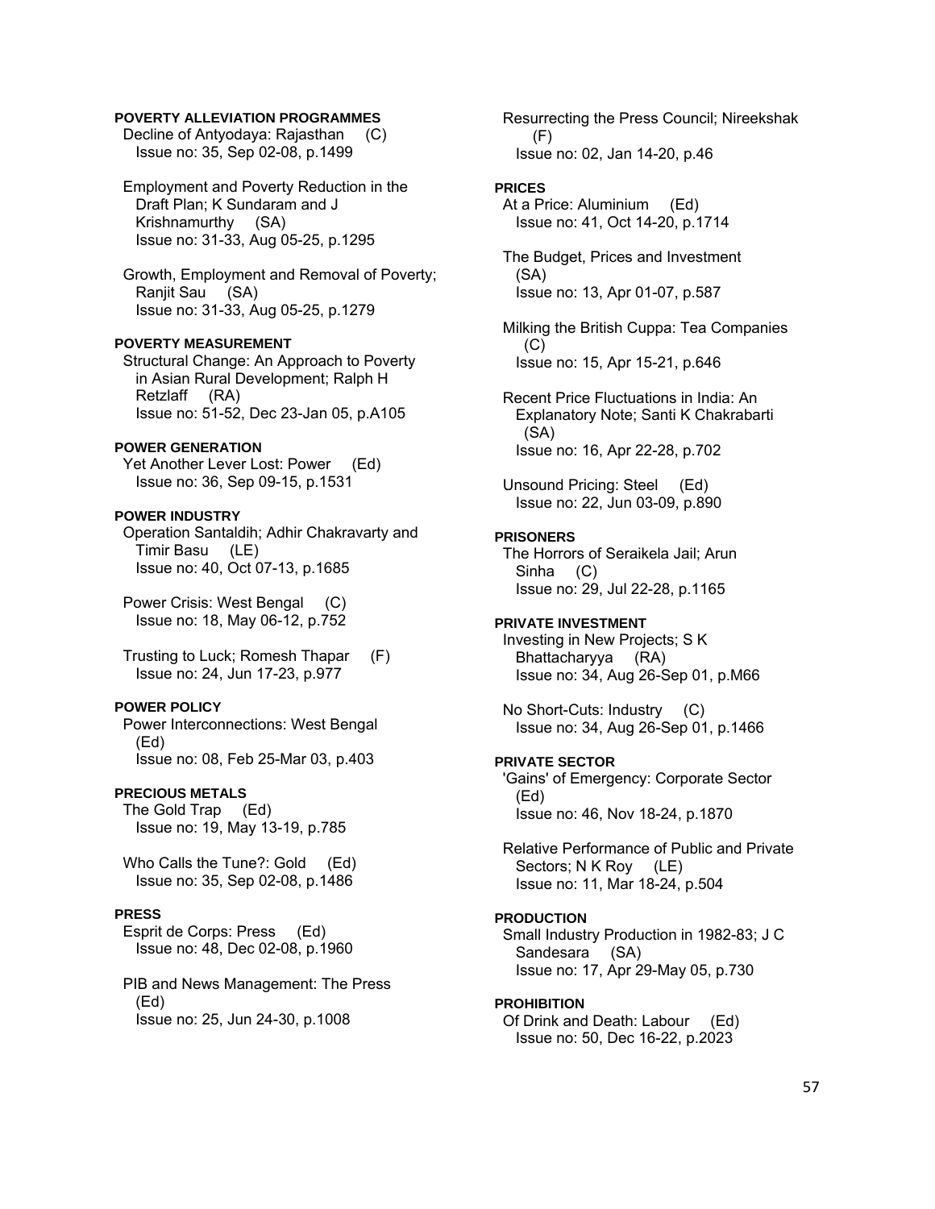**POVERTY ALLEVIATION PROGRAMMES**

Decline of Antyodaya: Rajasthan (C)
Issue no: 35, Sep 02-08, p.1499

Employment and Poverty Reduction in the Draft Plan; K Sundaram and J Krishnamurthy (SA)
Issue no: 31-33, Aug 05-25, p.1295

Growth, Employment and Removal of Poverty; Ranjit Sau (SA)
Issue no: 31-33, Aug 05-25, p.1279

**POVERTY MEASUREMENT**

Structural Change: An Approach to Poverty in Asian Rural Development; Ralph H Retzlaff (RA)
Issue no: 51-52, Dec 23-Jan 05, p.A105

**POWER GENERATION**

Yet Another Lever Lost: Power (Ed)
Issue no: 36, Sep 09-15, p.1531

**POWER INDUSTRY**

Operation Santaldih; Adhir Chakravarty and Timir Basu (LE)
Issue no: 40, Oct 07-13, p.1685

Power Crisis: West Bengal (C)
Issue no: 18, May 06-12, p.752

Trusting to Luck; Romesh Thapar (F)
Issue no: 24, Jun 17-23, p.977

**POWER POLICY**

Power Interconnections: West Bengal (Ed)
Issue no: 08, Feb 25-Mar 03, p.403

**PRECIOUS METALS**

The Gold Trap (Ed)
Issue no: 19, May 13-19, p.785

Who Calls the Tune?: Gold (Ed)
Issue no: 35, Sep 02-08, p.1486

**PRESS**

Esprit de Corps: Press (Ed)
Issue no: 48, Dec 02-08, p.1960

PIB and News Management: The Press (Ed)
Issue no: 25, Jun 24-30, p.1008

Resurrecting the Press Council; Nireekshak (F)
Issue no: 02, Jan 14-20, p.46

**PRICES**

At a Price: Aluminium (Ed)
Issue no: 41, Oct 14-20, p.1714

The Budget, Prices and Investment (SA)
Issue no: 13, Apr 01-07, p.587

Milking the British Cuppa: Tea Companies (C)
Issue no: 15, Apr 15-21, p.646

Recent Price Fluctuations in India: An Explanatory Note; Santi K Chakrabarti (SA)
Issue no: 16, Apr 22-28, p.702

Unsound Pricing: Steel (Ed)
Issue no: 22, Jun 03-09, p.890

**PRISONERS**

The Horrors of Seraikela Jail; Arun Sinha (C)
Issue no: 29, Jul 22-28, p.1165

**PRIVATE INVESTMENT**

Investing in New Projects; S K Bhattacharyya (RA)
Issue no: 34, Aug 26-Sep 01, p.M66

No Short-Cuts: Industry (C)
Issue no: 34, Aug 26-Sep 01, p.1466

**PRIVATE SECTOR**

'Gains' of Emergency: Corporate Sector (Ed)
Issue no: 46, Nov 18-24, p.1870

Relative Performance of Public and Private Sectors; N K Roy (LE)
Issue no: 11, Mar 18-24, p.504

**PRODUCTION**

Small Industry Production in 1982-83; J C Sandesara (SA)
Issue no: 17, Apr 29-May 05, p.730

**PROHIBITION**

Of Drink and Death: Labour (Ed)
Issue no: 50, Dec 16-22, p.2023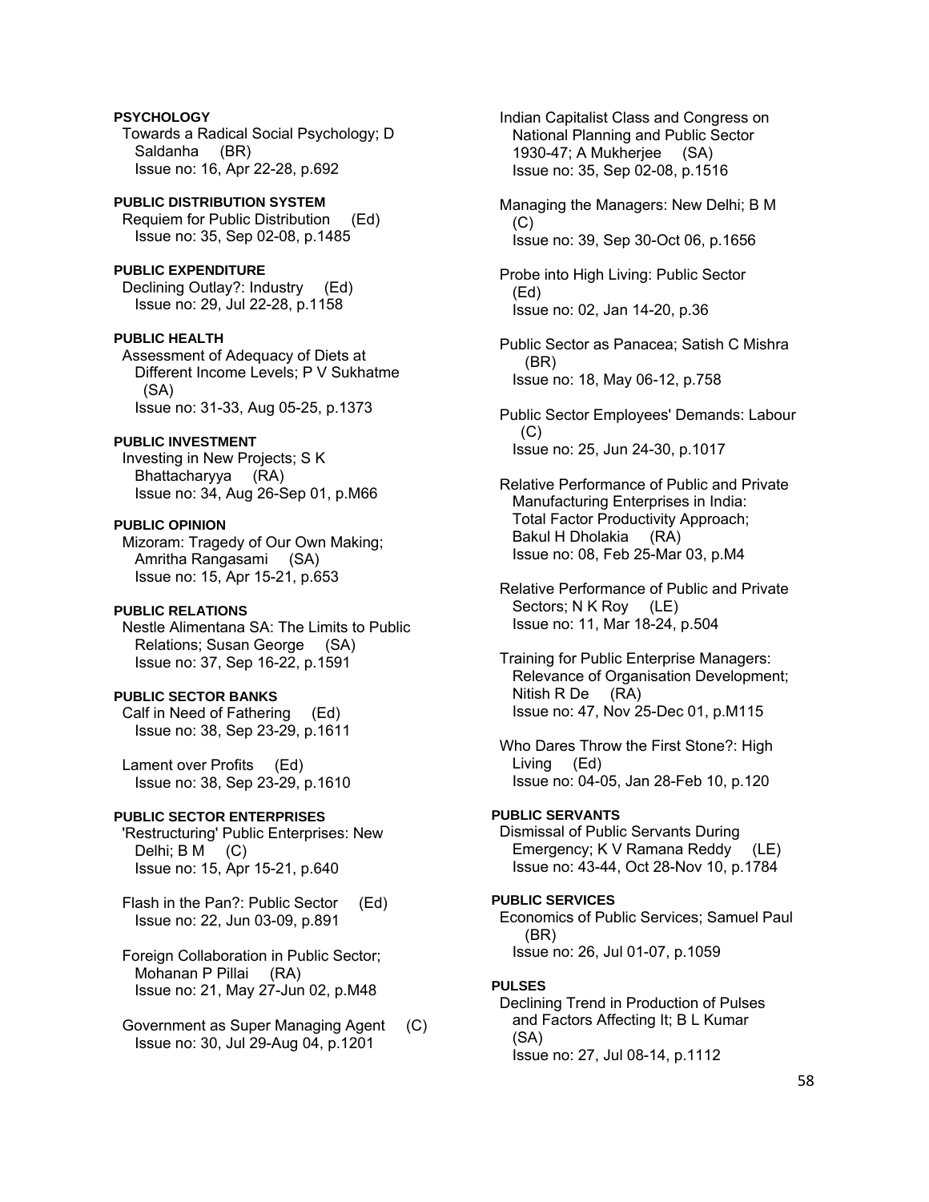**PSYCHOLOGY**

Towards a Radical Social Psychology; D Saldanha (BR)
Issue no: 16, Apr 22-28, p.692

**PUBLIC DISTRIBUTION SYSTEM**

Requiem for Public Distribution (Ed)
Issue no: 35, Sep 02-08, p.1485

**PUBLIC EXPENDITURE**

Declining Outlay?: Industry (Ed)
Issue no: 29, Jul 22-28, p.1158

**PUBLIC HEALTH**

Assessment of Adequacy of Diets at Different Income Levels; P V Sukhatme (SA)
Issue no: 31-33, Aug 05-25, p.1373

**PUBLIC INVESTMENT**

Investing in New Projects; S K Bhattacharyya (RA)
Issue no: 34, Aug 26-Sep 01, p.M66

**PUBLIC OPINION**

Mizoram: Tragedy of Our Own Making; Amritha Rangasami (SA)
Issue no: 15, Apr 15-21, p.653

**PUBLIC RELATIONS**

Nestle Alimentana SA: The Limits to Public Relations; Susan George (SA)
Issue no: 37, Sep 16-22, p.1591

**PUBLIC SECTOR BANKS**

Calf in Need of Fathering (Ed)
Issue no: 38, Sep 23-29, p.1611

Lament over Profits (Ed)
Issue no: 38, Sep 23-29, p.1610

**PUBLIC SECTOR ENTERPRISES**

'Restructuring' Public Enterprises: New Delhi; B M (C)
Issue no: 15, Apr 15-21, p.640

Flash in the Pan?: Public Sector (Ed)
Issue no: 22, Jun 03-09, p.891

Foreign Collaboration in Public Sector; Mohanan P Pillai (RA)
Issue no: 21, May 27-Jun 02, p.M48

Government as Super Managing Agent (C)
Issue no: 30, Jul 29-Aug 04, p.1201

Indian Capitalist Class and Congress on National Planning and Public Sector 1930-47; A Mukherjee (SA)
Issue no: 35, Sep 02-08, p.1516

Managing the Managers: New Delhi; B M (C)
Issue no: 39, Sep 30-Oct 06, p.1656

Probe into High Living: Public Sector (Ed)
Issue no: 02, Jan 14-20, p.36

Public Sector as Panacea; Satish C Mishra (BR)
Issue no: 18, May 06-12, p.758

Public Sector Employees' Demands: Labour (C)
Issue no: 25, Jun 24-30, p.1017

Relative Performance of Public and Private Manufacturing Enterprises in India: Total Factor Productivity Approach; Bakul H Dholakia (RA)
Issue no: 08, Feb 25-Mar 03, p.M4

Relative Performance of Public and Private Sectors; N K Roy (LE)
Issue no: 11, Mar 18-24, p.504

Training for Public Enterprise Managers: Relevance of Organisation Development; Nitish R De (RA)
Issue no: 47, Nov 25-Dec 01, p.M115

Who Dares Throw the First Stone?: High Living (Ed)
Issue no: 04-05, Jan 28-Feb 10, p.120

**PUBLIC SERVANTS**

Dismissal of Public Servants During Emergency; K V Ramana Reddy (LE)
Issue no: 43-44, Oct 28-Nov 10, p.1784

**PUBLIC SERVICES**

Economics of Public Services; Samuel Paul (BR)
Issue no: 26, Jul 01-07, p.1059

**PULSES**

Declining Trend in Production of Pulses and Factors Affecting It; B L Kumar (SA)
Issue no: 27, Jul 08-14, p.1112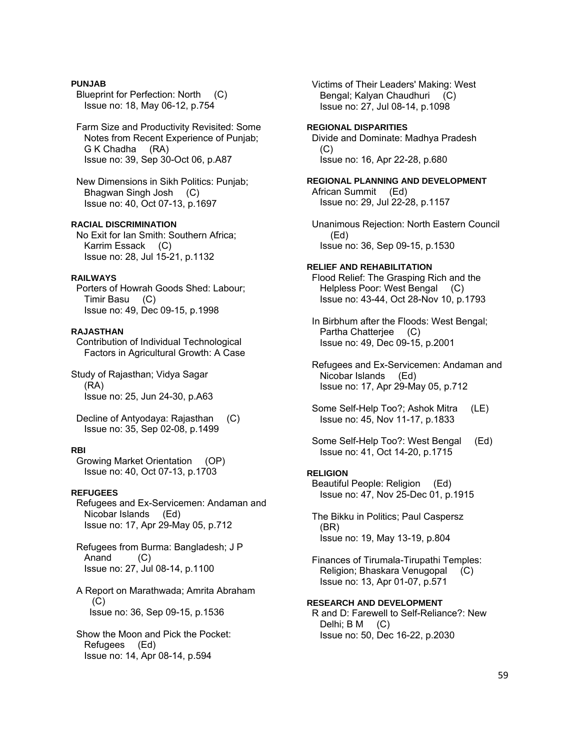**PUNJAB**

Blueprint for Perfection: North (C)
Issue no: 18, May 06-12, p.754

Farm Size and Productivity Revisited: Some Notes from Recent Experience of Punjab; G K Chadha (RA)
Issue no: 39, Sep 30-Oct 06, p.A87

New Dimensions in Sikh Politics: Punjab; Bhagwan Singh Josh (C)
Issue no: 40, Oct 07-13, p.1697

**RACIAL DISCRIMINATION**

No Exit for Ian Smith: Southern Africa; Karrim Essack (C)
Issue no: 28, Jul 15-21, p.1132

**RAILWAYS**

Porters of Howrah Goods Shed: Labour; Timir Basu (C)
Issue no: 49, Dec 09-15, p.1998

**RAJASTHAN**

Contribution of Individual Technological Factors in Agricultural Growth: A Case Study of Rajasthan; Vidya Sagar (RA)
Issue no: 25, Jun 24-30, p.A63

Decline of Antyodaya: Rajasthan (C)
Issue no: 35, Sep 02-08, p.1499

**RBI**

Growing Market Orientation (OP)
Issue no: 40, Oct 07-13, p.1703

**REFUGEES**

Refugees and Ex-Servicemen: Andaman and Nicobar Islands (Ed)
Issue no: 17, Apr 29-May 05, p.712

Refugees from Burma: Bangladesh; J P Anand (C)
Issue no: 27, Jul 08-14, p.1100

A Report on Marathwada; Amrita Abraham (C)
Issue no: 36, Sep 09-15, p.1536

Show the Moon and Pick the Pocket: Refugees (Ed)
Issue no: 14, Apr 08-14, p.594

Victims of Their Leaders' Making: West Bengal; Kalyan Chaudhuri (C)
Issue no: 27, Jul 08-14, p.1098

**REGIONAL DISPARITIES**

Divide and Dominate: Madhya Pradesh (C)
Issue no: 16, Apr 22-28, p.680

**REGIONAL PLANNING AND DEVELOPMENT**

African Summit (Ed)
Issue no: 29, Jul 22-28, p.1157

Unanimous Rejection: North Eastern Council (Ed)
Issue no: 36, Sep 09-15, p.1530

**RELIEF AND REHABILITATION**

Flood Relief: The Grasping Rich and the Helpless Poor: West Bengal (C)
Issue no: 43-44, Oct 28-Nov 10, p.1793

In Birbhum after the Floods: West Bengal; Partha Chatterjee (C)
Issue no: 49, Dec 09-15, p.2001

Refugees and Ex-Servicemen: Andaman and Nicobar Islands (Ed)
Issue no: 17, Apr 29-May 05, p.712

Some Self-Help Too?; Ashok Mitra (LE)
Issue no: 45, Nov 11-17, p.1833

Some Self-Help Too?: West Bengal (Ed)
Issue no: 41, Oct 14-20, p.1715

**RELIGION**

Beautiful People: Religion (Ed)
Issue no: 47, Nov 25-Dec 01, p.1915

The Bikku in Politics; Paul Caspersz (BR)
Issue no: 19, May 13-19, p.804

Finances of Tirumala-Tirupathi Temples: Religion; Bhaskara Venugopal (C)
Issue no: 13, Apr 01-07, p.571

**RESEARCH AND DEVELOPMENT**

R and D: Farewell to Self-Reliance?: New Delhi; B M (C)
Issue no: 50, Dec 16-22, p.2030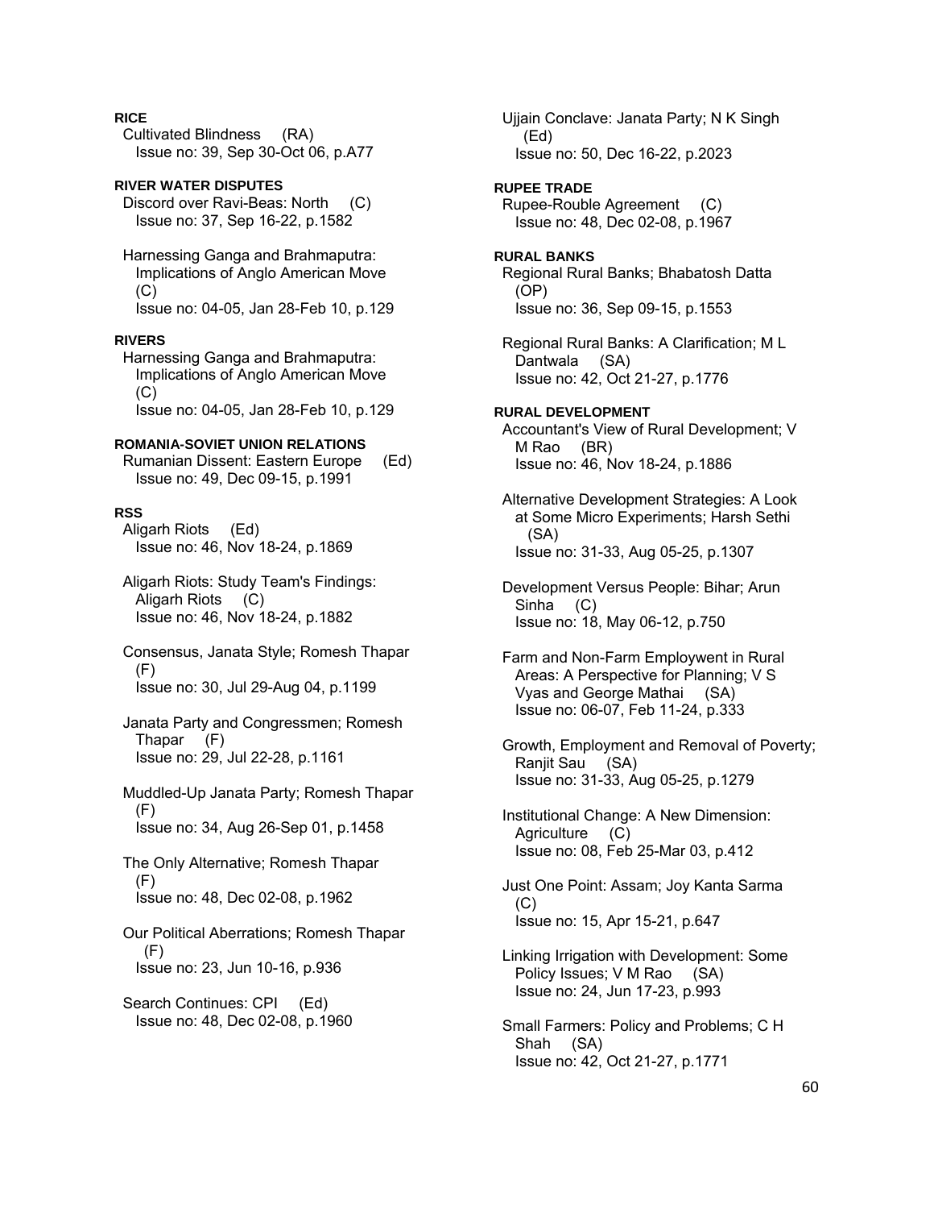**RICE**

Cultivated Blindness (RA)
Issue no: 39, Sep 30-Oct 06, p.A77

**RIVER WATER DISPUTES**

Discord over Ravi-Beas: North (C)
Issue no: 37, Sep 16-22, p.1582

Harnessing Ganga and Brahmaputra: Implications of Anglo American Move (C)
Issue no: 04-05, Jan 28-Feb 10, p.129

**RIVERS**

Harnessing Ganga and Brahmaputra: Implications of Anglo American Move (C)
Issue no: 04-05, Jan 28-Feb 10, p.129

**ROMANIA-SOVIET UNION RELATIONS**

Rumanian Dissent: Eastern Europe (Ed)
Issue no: 49, Dec 09-15, p.1991

**RSS**

Aligarh Riots (Ed)
Issue no: 46, Nov 18-24, p.1869

Aligarh Riots: Study Team's Findings: Aligarh Riots (C)
Issue no: 46, Nov 18-24, p.1882

Consensus, Janata Style; Romesh Thapar (F)
Issue no: 30, Jul 29-Aug 04, p.1199

Janata Party and Congressmen; Romesh Thapar (F)
Issue no: 29, Jul 22-28, p.1161

Muddled-Up Janata Party; Romesh Thapar (F)
Issue no: 34, Aug 26-Sep 01, p.1458

The Only Alternative; Romesh Thapar (F)
Issue no: 48, Dec 02-08, p.1962

Our Political Aberrations; Romesh Thapar (F)
Issue no: 23, Jun 10-16, p.936

Search Continues: CPI (Ed)
Issue no: 48, Dec 02-08, p.1960

Ujjain Conclave: Janata Party; N K Singh (Ed)
Issue no: 50, Dec 16-22, p.2023

**RUPEE TRADE**

Rupee-Rouble Agreement (C)
Issue no: 48, Dec 02-08, p.1967

**RURAL BANKS**

Regional Rural Banks; Bhabatosh Datta (OP)
Issue no: 36, Sep 09-15, p.1553

Regional Rural Banks: A Clarification; M L Dantwala (SA)
Issue no: 42, Oct 21-27, p.1776

**RURAL DEVELOPMENT**

Accountant's View of Rural Development; V M Rao (BR)
Issue no: 46, Nov 18-24, p.1886

Alternative Development Strategies: A Look at Some Micro Experiments; Harsh Sethi (SA)
Issue no: 31-33, Aug 05-25, p.1307

Development Versus People: Bihar; Arun Sinha (C)
Issue no: 18, May 06-12, p.750

Farm and Non-Farm Employwent in Rural Areas: A Perspective for Planning; V S Vyas and George Mathai (SA)
Issue no: 06-07, Feb 11-24, p.333

Growth, Employment and Removal of Poverty; Ranjit Sau (SA)
Issue no: 31-33, Aug 05-25, p.1279

Institutional Change: A New Dimension: Agriculture (C)
Issue no: 08, Feb 25-Mar 03, p.412

Just One Point: Assam; Joy Kanta Sarma (C)
Issue no: 15, Apr 15-21, p.647

Linking Irrigation with Development: Some Policy Issues; V M Rao (SA)
Issue no: 24, Jun 17-23, p.993

Small Farmers: Policy and Problems; C H Shah (SA)
Issue no: 42, Oct 21-27, p.1771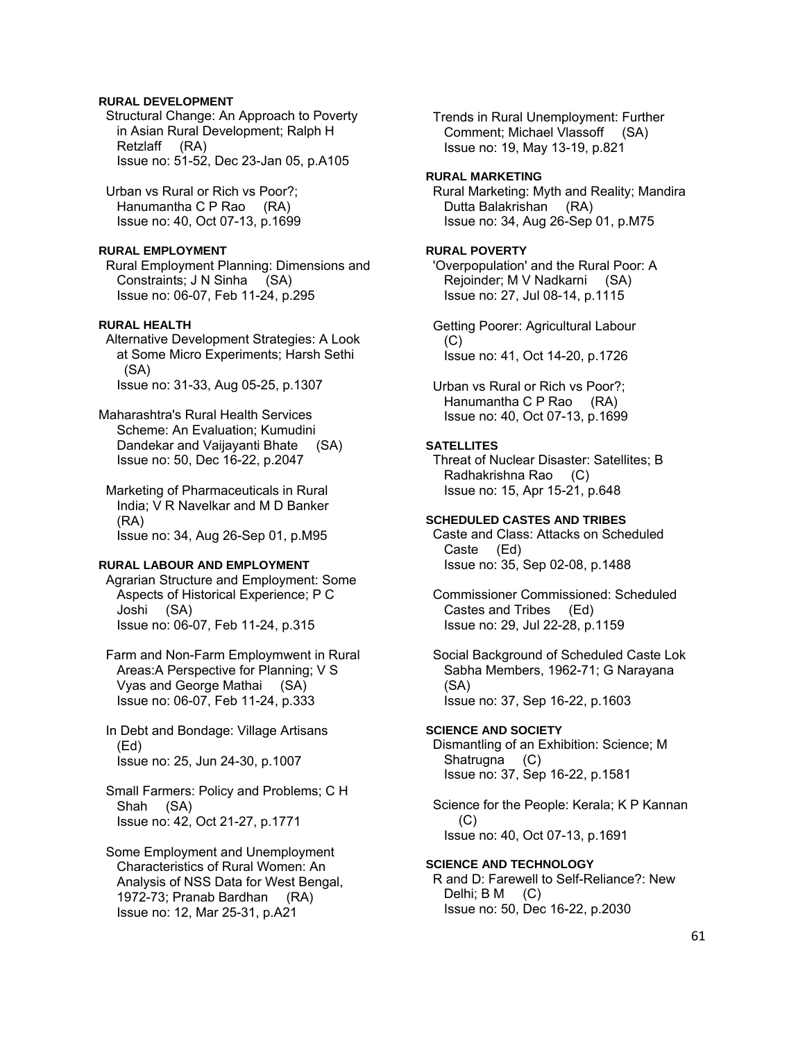**RURAL DEVELOPMENT**

Structural Change: An Approach to Poverty in Asian Rural Development; Ralph H Retzlaff (RA)
Issue no: 51-52, Dec 23-Jan 05, p.A105

Urban vs Rural or Rich vs Poor?; Hanumantha C P Rao (RA)
Issue no: 40, Oct 07-13, p.1699

**RURAL EMPLOYMENT**

Rural Employment Planning: Dimensions and Constraints; J N Sinha (SA)
Issue no: 06-07, Feb 11-24, p.295

**RURAL HEALTH**

Alternative Development Strategies: A Look at Some Micro Experiments; Harsh Sethi (SA)
Issue no: 31-33, Aug 05-25, p.1307

Maharashtra's Rural Health Services Scheme: An Evaluation; Kumudini Dandekar and Vaijayanti Bhate (SA)
Issue no: 50, Dec 16-22, p.2047

Marketing of Pharmaceuticals in Rural India; V R Navelkar and M D Banker (RA)
Issue no: 34, Aug 26-Sep 01, p.M95

**RURAL LABOUR AND EMPLOYMENT**

Agrarian Structure and Employment: Some Aspects of Historical Experience; P C Joshi (SA)
Issue no: 06-07, Feb 11-24, p.315

Farm and Non-Farm Employmwent in Rural Areas:A Perspective for Planning; V S Vyas and George Mathai (SA)
Issue no: 06-07, Feb 11-24, p.333

In Debt and Bondage: Village Artisans (Ed)
Issue no: 25, Jun 24-30, p.1007

Small Farmers: Policy and Problems; C H Shah (SA)
Issue no: 42, Oct 21-27, p.1771

Some Employment and Unemployment Characteristics of Rural Women: An Analysis of NSS Data for West Bengal, 1972-73; Pranab Bardhan (RA)
Issue no: 12, Mar 25-31, p.A21

Trends in Rural Unemployment: Further Comment; Michael Vlassoff (SA)
Issue no: 19, May 13-19, p.821

**RURAL MARKETING**

Rural Marketing: Myth and Reality; Mandira Dutta Balakrishan (RA)
Issue no: 34, Aug 26-Sep 01, p.M75

**RURAL POVERTY**

'Overpopulation' and the Rural Poor: A Rejoinder; M V Nadkarni (SA)
Issue no: 27, Jul 08-14, p.1115

Getting Poorer: Agricultural Labour (C)
Issue no: 41, Oct 14-20, p.1726

Urban vs Rural or Rich vs Poor?; Hanumantha C P Rao (RA)
Issue no: 40, Oct 07-13, p.1699

**SATELLITES**

Threat of Nuclear Disaster: Satellites; B Radhakrishna Rao (C)
Issue no: 15, Apr 15-21, p.648

**SCHEDULED CASTES AND TRIBES**

Caste and Class: Attacks on Scheduled Caste (Ed)
Issue no: 35, Sep 02-08, p.1488

Commissioner Commissioned: Scheduled Castes and Tribes (Ed)
Issue no: 29, Jul 22-28, p.1159

Social Background of Scheduled Caste Lok Sabha Members, 1962-71; G Narayana (SA)
Issue no: 37, Sep 16-22, p.1603

**SCIENCE AND SOCIETY**

Dismantling of an Exhibition: Science; M Shatrugna (C)
Issue no: 37, Sep 16-22, p.1581

Science for the People: Kerala; K P Kannan (C)
Issue no: 40, Oct 07-13, p.1691

**SCIENCE AND TECHNOLOGY**

R and D: Farewell to Self-Reliance?: New Delhi; B M (C)
Issue no: 50, Dec 16-22, p.2030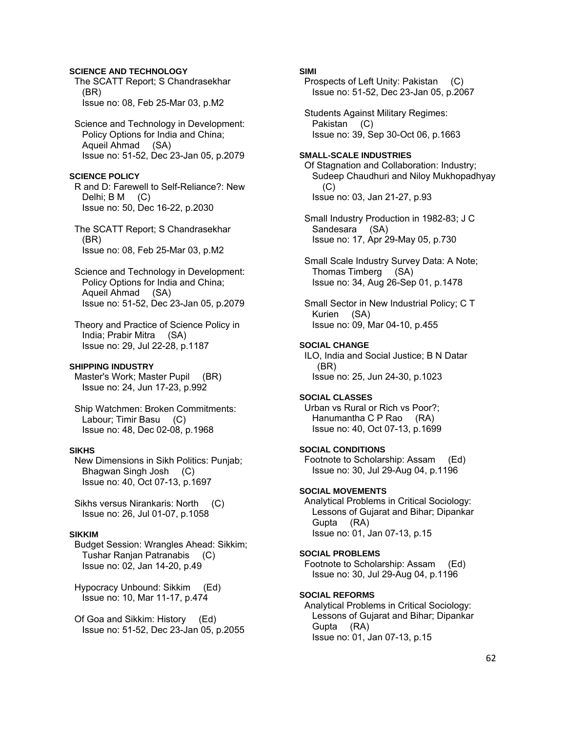**SCIENCE AND TECHNOLOGY**

The SCATT Report; S Chandrasekhar (BR)
Issue no: 08, Feb 25-Mar 03, p.M2

Science and Technology in Development: Policy Options for India and China; Aqueil Ahmad (SA)
Issue no: 51-52, Dec 23-Jan 05, p.2079

**SCIENCE POLICY**

R and D: Farewell to Self-Reliance?: New Delhi; B M (C)
Issue no: 50, Dec 16-22, p.2030

The SCATT Report; S Chandrasekhar (BR)
Issue no: 08, Feb 25-Mar 03, p.M2

Science and Technology in Development: Policy Options for India and China; Aqueil Ahmad (SA)
Issue no: 51-52, Dec 23-Jan 05, p.2079

Theory and Practice of Science Policy in India; Prabir Mitra (SA)
Issue no: 29, Jul 22-28, p.1187

**SHIPPING INDUSTRY**

Master's Work; Master Pupil (BR)
Issue no: 24, Jun 17-23, p.992

Ship Watchmen: Broken Commitments: Labour; Timir Basu (C)
Issue no: 48, Dec 02-08, p.1968

**SIKHS**

New Dimensions in Sikh Politics: Punjab; Bhagwan Singh Josh (C)
Issue no: 40, Oct 07-13, p.1697

Sikhs versus Nirankaris: North (C)
Issue no: 26, Jul 01-07, p.1058

**SIKKIM**

Budget Session: Wrangles Ahead: Sikkim; Tushar Ranjan Patranabis (C)
Issue no: 02, Jan 14-20, p.49

Hypocracy Unbound: Sikkim (Ed)
Issue no: 10, Mar 11-17, p.474

Of Goa and Sikkim: History (Ed)
Issue no: 51-52, Dec 23-Jan 05, p.2055

**SIMI**

Prospects of Left Unity: Pakistan (C)
Issue no: 51-52, Dec 23-Jan 05, p.2067

Students Against Military Regimes: Pakistan (C)
Issue no: 39, Sep 30-Oct 06, p.1663

**SMALL-SCALE INDUSTRIES**

Of Stagnation and Collaboration: Industry; Sudeep Chaudhuri and Niloy Mukhopadhyay (C)
Issue no: 03, Jan 21-27, p.93

Small Industry Production in 1982-83; J C Sandesara (SA)
Issue no: 17, Apr 29-May 05, p.730

Small Scale Industry Survey Data: A Note; Thomas Timberg (SA)
Issue no: 34, Aug 26-Sep 01, p.1478

Small Sector in New Industrial Policy; C T Kurien (SA)
Issue no: 09, Mar 04-10, p.455

**SOCIAL CHANGE**

ILO, India and Social Justice; B N Datar (BR)
Issue no: 25, Jun 24-30, p.1023

**SOCIAL CLASSES**

Urban vs Rural or Rich vs Poor?; Hanumantha C P Rao (RA)
Issue no: 40, Oct 07-13, p.1699

**SOCIAL CONDITIONS**

Footnote to Scholarship: Assam (Ed)
Issue no: 30, Jul 29-Aug 04, p.1196

**SOCIAL MOVEMENTS**

Analytical Problems in Critical Sociology: Lessons of Gujarat and Bihar; Dipankar Gupta (RA)
Issue no: 01, Jan 07-13, p.15

**SOCIAL PROBLEMS**

Footnote to Scholarship: Assam (Ed)
Issue no: 30, Jul 29-Aug 04, p.1196

**SOCIAL REFORMS**

Analytical Problems in Critical Sociology: Lessons of Gujarat and Bihar; Dipankar Gupta (RA)
Issue no: 01, Jan 07-13, p.15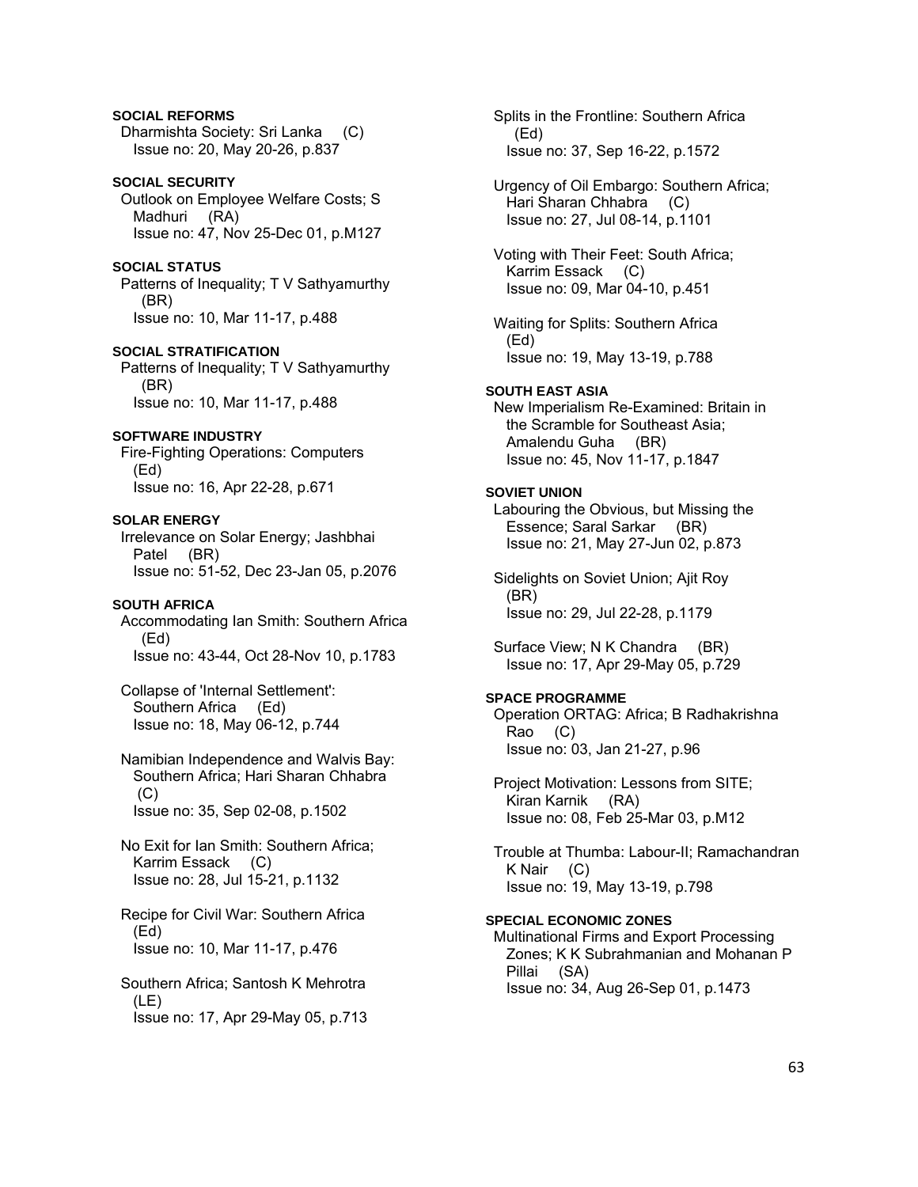**SOCIAL REFORMS**

Dharmishta Society: Sri Lanka (C)
Issue no: 20, May 20-26, p.837

**SOCIAL SECURITY**

Outlook on Employee Welfare Costs; S Madhuri (RA)
Issue no: 47, Nov 25-Dec 01, p.M127

**SOCIAL STATUS**

Patterns of Inequality; T V Sathyamurthy (BR)
Issue no: 10, Mar 11-17, p.488

**SOCIAL STRATIFICATION**

Patterns of Inequality; T V Sathyamurthy (BR)
Issue no: 10, Mar 11-17, p.488

**SOFTWARE INDUSTRY**

Fire-Fighting Operations: Computers (Ed)
Issue no: 16, Apr 22-28, p.671

**SOLAR ENERGY**

Irrelevance on Solar Energy; Jashbhai Patel (BR)
Issue no: 51-52, Dec 23-Jan 05, p.2076

**SOUTH AFRICA**

Accommodating Ian Smith: Southern Africa (Ed)
Issue no: 43-44, Oct 28-Nov 10, p.1783

Collapse of 'Internal Settlement': Southern Africa (Ed)
Issue no: 18, May 06-12, p.744

Namibian Independence and Walvis Bay: Southern Africa; Hari Sharan Chhabra (C)
Issue no: 35, Sep 02-08, p.1502

No Exit for Ian Smith: Southern Africa; Karrim Essack (C)
Issue no: 28, Jul 15-21, p.1132

Recipe for Civil War: Southern Africa (Ed)
Issue no: 10, Mar 11-17, p.476

Southern Africa; Santosh K Mehrotra (LE)
Issue no: 17, Apr 29-May 05, p.713

Splits in the Frontline: Southern Africa (Ed)
Issue no: 37, Sep 16-22, p.1572

Urgency of Oil Embargo: Southern Africa; Hari Sharan Chhabra (C)
Issue no: 27, Jul 08-14, p.1101

Voting with Their Feet: South Africa; Karrim Essack (C)
Issue no: 09, Mar 04-10, p.451

Waiting for Splits: Southern Africa (Ed)
Issue no: 19, May 13-19, p.788

**SOUTH EAST ASIA**

New Imperialism Re-Examined: Britain in the Scramble for Southeast Asia; Amalendu Guha (BR)
Issue no: 45, Nov 11-17, p.1847

**SOVIET UNION**

Labouring the Obvious, but Missing the Essence; Saral Sarkar (BR)
Issue no: 21, May 27-Jun 02, p.873

Sidelights on Soviet Union; Ajit Roy (BR)
Issue no: 29, Jul 22-28, p.1179

Surface View; N K Chandra (BR)
Issue no: 17, Apr 29-May 05, p.729

**SPACE PROGRAMME**

Operation ORTAG: Africa; B Radhakrishna Rao (C)
Issue no: 03, Jan 21-27, p.96

Project Motivation: Lessons from SITE; Kiran Karnik (RA)
Issue no: 08, Feb 25-Mar 03, p.M12

Trouble at Thumba: Labour-II; Ramachandran K Nair (C)
Issue no: 19, May 13-19, p.798

**SPECIAL ECONOMIC ZONES**

Multinational Firms and Export Processing Zones; K K Subrahmanian and Mohanan P Pillai (SA)
Issue no: 34, Aug 26-Sep 01, p.1473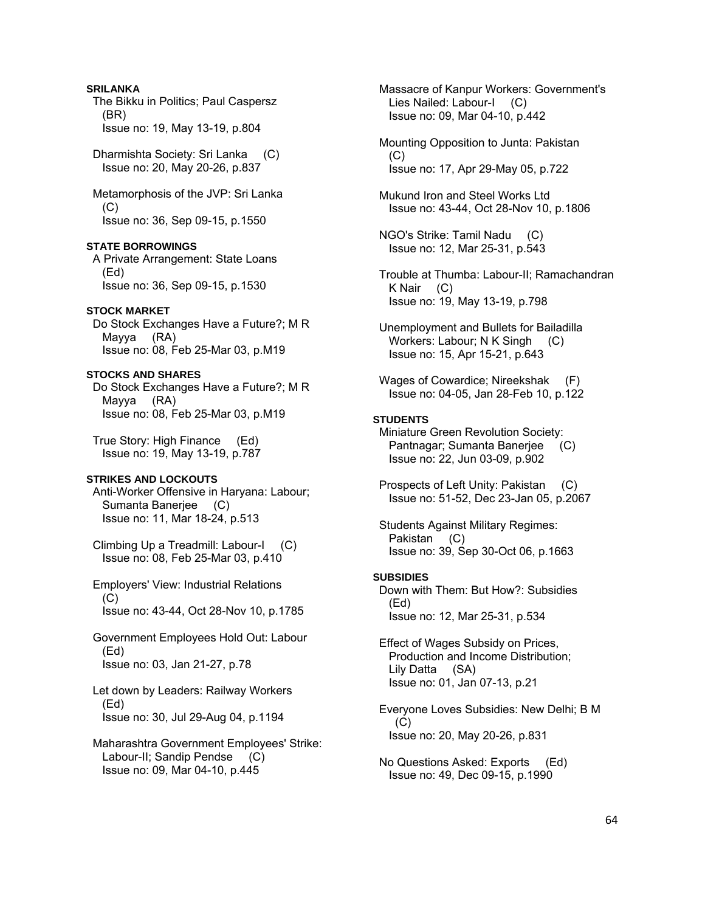**SRILANKA**

The Bikku in Politics; Paul Caspersz (BR)
Issue no: 19, May 13-19, p.804

Dharmishta Society: Sri Lanka (C)
Issue no: 20, May 20-26, p.837

Metamorphosis of the JVP: Sri Lanka (C)
Issue no: 36, Sep 09-15, p.1550

**STATE BORROWINGS**

A Private Arrangement: State Loans (Ed)
Issue no: 36, Sep 09-15, p.1530

**STOCK MARKET**

Do Stock Exchanges Have a Future?; M R Mayya (RA)
Issue no: 08, Feb 25-Mar 03, p.M19

**STOCKS AND SHARES**

Do Stock Exchanges Have a Future?; M R Mayya (RA)
Issue no: 08, Feb 25-Mar 03, p.M19

True Story: High Finance (Ed)
Issue no: 19, May 13-19, p.787

**STRIKES AND LOCKOUTS**

Anti-Worker Offensive in Haryana: Labour; Sumanta Banerjee (C)
Issue no: 11, Mar 18-24, p.513

Climbing Up a Treadmill: Labour-I (C)
Issue no: 08, Feb 25-Mar 03, p.410

Employers' View: Industrial Relations (C)
Issue no: 43-44, Oct 28-Nov 10, p.1785

Government Employees Hold Out: Labour (Ed)
Issue no: 03, Jan 21-27, p.78

Let down by Leaders: Railway Workers (Ed)
Issue no: 30, Jul 29-Aug 04, p.1194

Maharashtra Government Employees' Strike: Labour-II; Sandip Pendse (C)
Issue no: 09, Mar 04-10, p.445

Massacre of Kanpur Workers: Government's Lies Nailed: Labour-I (C)
Issue no: 09, Mar 04-10, p.442

Mounting Opposition to Junta: Pakistan (C)
Issue no: 17, Apr 29-May 05, p.722

Mukund Iron and Steel Works Ltd
Issue no: 43-44, Oct 28-Nov 10, p.1806

NGO's Strike: Tamil Nadu (C)
Issue no: 12, Mar 25-31, p.543

Trouble at Thumba: Labour-II; Ramachandran K Nair (C)
Issue no: 19, May 13-19, p.798

Unemployment and Bullets for Bailadilla Workers: Labour; N K Singh (C)
Issue no: 15, Apr 15-21, p.643

Wages of Cowardice; Nireekshak (F)
Issue no: 04-05, Jan 28-Feb 10, p.122

**STUDENTS**

Miniature Green Revolution Society: Pantnagar; Sumanta Banerjee (C)
Issue no: 22, Jun 03-09, p.902

Prospects of Left Unity: Pakistan (C)
Issue no: 51-52, Dec 23-Jan 05, p.2067

Students Against Military Regimes: Pakistan (C)
Issue no: 39, Sep 30-Oct 06, p.1663

**SUBSIDIES**

Down with Them: But How?: Subsidies (Ed)
Issue no: 12, Mar 25-31, p.534

Effect of Wages Subsidy on Prices, Production and Income Distribution; Lily Datta (SA)
Issue no: 01, Jan 07-13, p.21

Everyone Loves Subsidies: New Delhi; B M (C)
Issue no: 20, May 20-26, p.831

No Questions Asked: Exports (Ed)
Issue no: 49, Dec 09-15, p.1990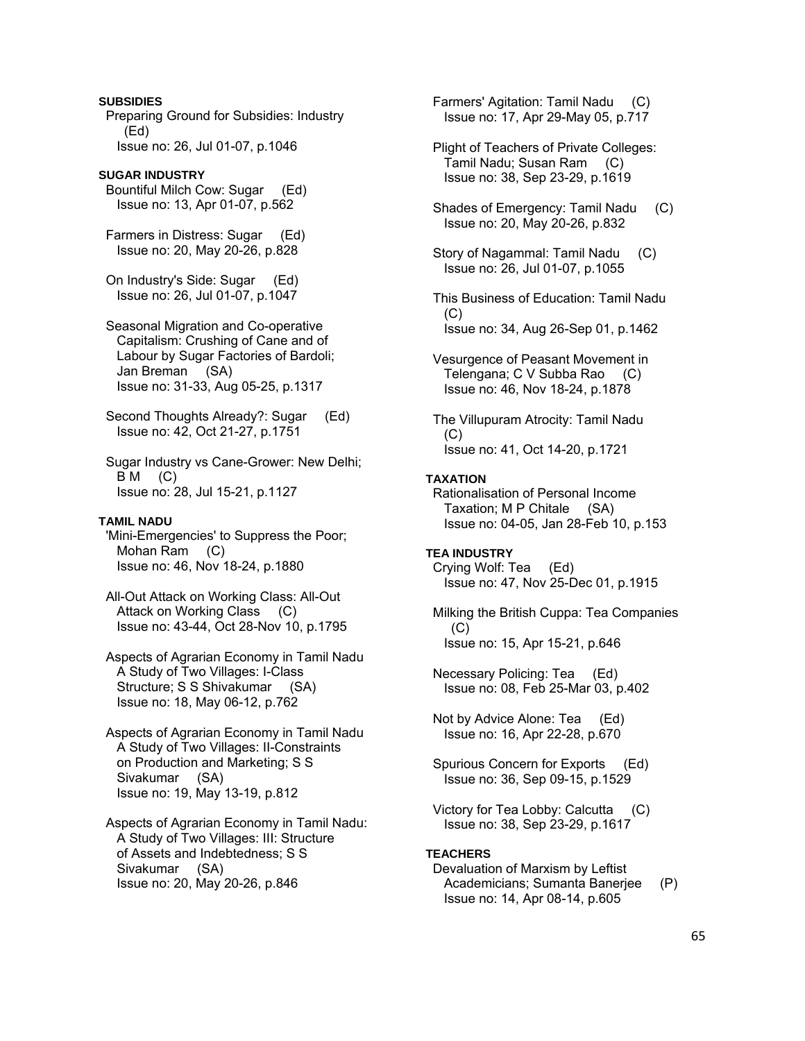**SUBSIDIES**

Preparing Ground for Subsidies: Industry (Ed)
Issue no: 26, Jul 01-07, p.1046

**SUGAR INDUSTRY**

Bountiful Milch Cow: Sugar (Ed)
Issue no: 13, Apr 01-07, p.562

Farmers in Distress: Sugar (Ed)
Issue no: 20, May 20-26, p.828

On Industry's Side: Sugar (Ed)
Issue no: 26, Jul 01-07, p.1047

Seasonal Migration and Co-operative Capitalism: Crushing of Cane and of Labour by Sugar Factories of Bardoli; Jan Breman (SA)
Issue no: 31-33, Aug 05-25, p.1317

Second Thoughts Already?: Sugar (Ed)
Issue no: 42, Oct 21-27, p.1751

Sugar Industry vs Cane-Grower: New Delhi; B M (C)
Issue no: 28, Jul 15-21, p.1127

**TAMIL NADU**

'Mini-Emergencies' to Suppress the Poor; Mohan Ram (C)
Issue no: 46, Nov 18-24, p.1880

All-Out Attack on Working Class: All-Out Attack on Working Class (C)
Issue no: 43-44, Oct 28-Nov 10, p.1795

Aspects of Agrarian Economy in Tamil Nadu A Study of Two Villages: I-Class Structure; S S Shivakumar (SA)
Issue no: 18, May 06-12, p.762

Aspects of Agrarian Economy in Tamil Nadu A Study of Two Villages: II-Constraints on Production and Marketing; S S Sivakumar (SA)
Issue no: 19, May 13-19, p.812

Aspects of Agrarian Economy in Tamil Nadu: A Study of Two Villages: III: Structure of Assets and Indebtedness; S S Sivakumar (SA)
Issue no: 20, May 20-26, p.846

Farmers' Agitation: Tamil Nadu (C)
Issue no: 17, Apr 29-May 05, p.717

Plight of Teachers of Private Colleges: Tamil Nadu; Susan Ram (C)
Issue no: 38, Sep 23-29, p.1619

Shades of Emergency: Tamil Nadu (C)
Issue no: 20, May 20-26, p.832

Story of Nagammal: Tamil Nadu (C)
Issue no: 26, Jul 01-07, p.1055

This Business of Education: Tamil Nadu (C)
Issue no: 34, Aug 26-Sep 01, p.1462

Vesurgence of Peasant Movement in Telengana; C V Subba Rao (C)
Issue no: 46, Nov 18-24, p.1878

The Villupuram Atrocity: Tamil Nadu (C)
Issue no: 41, Oct 14-20, p.1721

**TAXATION**

Rationalisation of Personal Income Taxation; M P Chitale (SA)
Issue no: 04-05, Jan 28-Feb 10, p.153

**TEA INDUSTRY**

Crying Wolf: Tea (Ed)
Issue no: 47, Nov 25-Dec 01, p.1915

Milking the British Cuppa: Tea Companies (C)
Issue no: 15, Apr 15-21, p.646

Necessary Policing: Tea (Ed)
Issue no: 08, Feb 25-Mar 03, p.402

Not by Advice Alone: Tea (Ed)
Issue no: 16, Apr 22-28, p.670

Spurious Concern for Exports (Ed)
Issue no: 36, Sep 09-15, p.1529

Victory for Tea Lobby: Calcutta (C)
Issue no: 38, Sep 23-29, p.1617

**TEACHERS**

Devaluation of Marxism by Leftist Academicians; Sumanta Banerjee (P)
Issue no: 14, Apr 08-14, p.605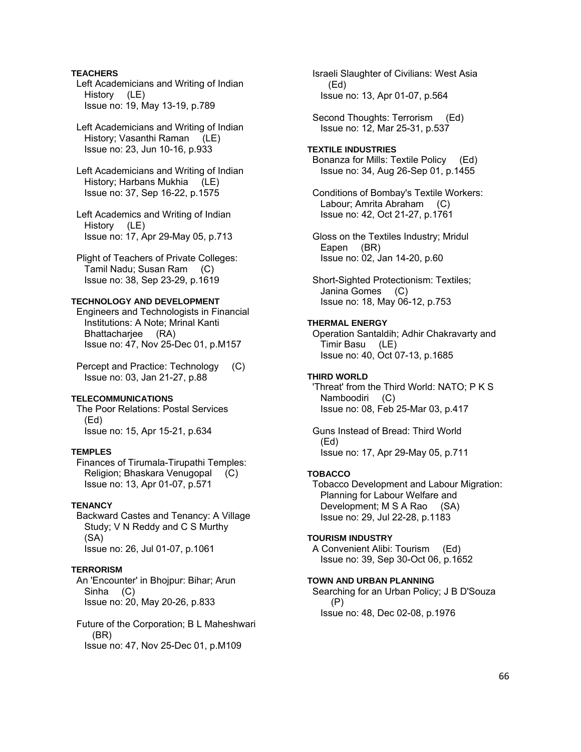**TEACHERS**

Left Academicians and Writing of Indian History (LE)
Issue no: 19, May 13-19, p.789

Left Academicians and Writing of Indian History; Vasanthi Raman (LE)
Issue no: 23, Jun 10-16, p.933

Left Academicians and Writing of Indian History; Harbans Mukhia (LE)
Issue no: 37, Sep 16-22, p.1575

Left Academics and Writing of Indian History (LE)
Issue no: 17, Apr 29-May 05, p.713

Plight of Teachers of Private Colleges: Tamil Nadu; Susan Ram (C)
Issue no: 38, Sep 23-29, p.1619

**TECHNOLOGY AND DEVELOPMENT**

Engineers and Technologists in Financial Institutions: A Note; Mrinal Kanti Bhattacharjee (RA)
Issue no: 47, Nov 25-Dec 01, p.M157

Percept and Practice: Technology (C)
Issue no: 03, Jan 21-27, p.88

**TELECOMMUNICATIONS**

The Poor Relations: Postal Services (Ed)
Issue no: 15, Apr 15-21, p.634

**TEMPLES**

Finances of Tirumala-Tirupathi Temples: Religion; Bhaskara Venugopal (C)
Issue no: 13, Apr 01-07, p.571

**TENANCY**

Backward Castes and Tenancy: A Village Study; V N Reddy and C S Murthy (SA)
Issue no: 26, Jul 01-07, p.1061

**TERRORISM**

An 'Encounter' in Bhojpur: Bihar; Arun Sinha (C)
Issue no: 20, May 20-26, p.833

Future of the Corporation; B L Maheshwari (BR)
Issue no: 47, Nov 25-Dec 01, p.M109

Israeli Slaughter of Civilians: West Asia (Ed)
Issue no: 13, Apr 01-07, p.564

Second Thoughts: Terrorism (Ed)
Issue no: 12, Mar 25-31, p.537

**TEXTILE INDUSTRIES**

Bonanza for Mills: Textile Policy (Ed)
Issue no: 34, Aug 26-Sep 01, p.1455

Conditions of Bombay's Textile Workers: Labour; Amrita Abraham (C)
Issue no: 42, Oct 21-27, p.1761

Gloss on the Textiles Industry; Mridul Eapen (BR)
Issue no: 02, Jan 14-20, p.60

Short-Sighted Protectionism: Textiles; Janina Gomes (C)
Issue no: 18, May 06-12, p.753

**THERMAL ENERGY**

Operation Santaldih; Adhir Chakravarty and Timir Basu (LE)
Issue no: 40, Oct 07-13, p.1685

**THIRD WORLD**

'Threat' from the Third World: NATO; P K S Namboodiri (C)
Issue no: 08, Feb 25-Mar 03, p.417

Guns Instead of Bread: Third World (Ed)
Issue no: 17, Apr 29-May 05, p.711

**TOBACCO**

Tobacco Development and Labour Migration: Planning for Labour Welfare and Development; M S A Rao (SA)
Issue no: 29, Jul 22-28, p.1183

**TOURISM INDUSTRY**

A Convenient Alibi: Tourism (Ed)
Issue no: 39, Sep 30-Oct 06, p.1652

**TOWN AND URBAN PLANNING**

Searching for an Urban Policy; J B D'Souza (P)
Issue no: 48, Dec 02-08, p.1976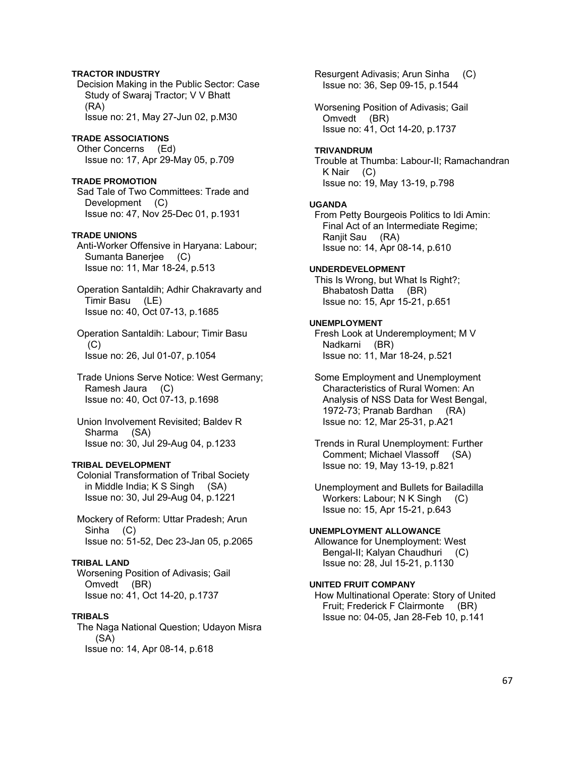**TRACTOR INDUSTRY**

Decision Making in the Public Sector: Case Study of Swaraj Tractor; V V Bhatt (RA)
Issue no: 21, May 27-Jun 02, p.M30

**TRADE ASSOCIATIONS**

Other Concerns (Ed)
Issue no: 17, Apr 29-May 05, p.709

**TRADE PROMOTION**

Sad Tale of Two Committees: Trade and Development (C)
Issue no: 47, Nov 25-Dec 01, p.1931

**TRADE UNIONS**

Anti-Worker Offensive in Haryana: Labour; Sumanta Banerjee (C)
Issue no: 11, Mar 18-24, p.513

Operation Santaldih; Adhir Chakravarty and Timir Basu (LE)
Issue no: 40, Oct 07-13, p.1685

Operation Santaldih: Labour; Timir Basu (C)
Issue no: 26, Jul 01-07, p.1054

Trade Unions Serve Notice: West Germany; Ramesh Jaura (C)
Issue no: 40, Oct 07-13, p.1698

Union Involvement Revisited; Baldev R Sharma (SA)
Issue no: 30, Jul 29-Aug 04, p.1233

**TRIBAL DEVELOPMENT**

Colonial Transformation of Tribal Society in Middle India; K S Singh (SA)
Issue no: 30, Jul 29-Aug 04, p.1221

Mockery of Reform: Uttar Pradesh; Arun Sinha (C)
Issue no: 51-52, Dec 23-Jan 05, p.2065

**TRIBAL LAND**

Worsening Position of Adivasis; Gail Omvedt (BR)
Issue no: 41, Oct 14-20, p.1737

**TRIBALS**

The Naga National Question; Udayon Misra (SA)
Issue no: 14, Apr 08-14, p.618

Resurgent Adivasis; Arun Sinha (C)
Issue no: 36, Sep 09-15, p.1544

Worsening Position of Adivasis; Gail Omvedt (BR)
Issue no: 41, Oct 14-20, p.1737

**TRIVANDRUM**

Trouble at Thumba: Labour-II; Ramachandran K Nair (C)
Issue no: 19, May 13-19, p.798

**UGANDA**

From Petty Bourgeois Politics to Idi Amin: Final Act of an Intermediate Regime; Ranjit Sau (RA)
Issue no: 14, Apr 08-14, p.610

**UNDERDEVELOPMENT**

This Is Wrong, but What Is Right?; Bhabatosh Datta (BR)
Issue no: 15, Apr 15-21, p.651

**UNEMPLOYMENT**

Fresh Look at Underemployment; M V Nadkarni (BR)
Issue no: 11, Mar 18-24, p.521

Some Employment and Unemployment Characteristics of Rural Women: An Analysis of NSS Data for West Bengal, 1972-73; Pranab Bardhan (RA)
Issue no: 12, Mar 25-31, p.A21

Trends in Rural Unemployment: Further Comment; Michael Vlassoff (SA)
Issue no: 19, May 13-19, p.821

Unemployment and Bullets for Bailadilla Workers: Labour; N K Singh (C)
Issue no: 15, Apr 15-21, p.643

**UNEMPLOYMENT ALLOWANCE**

Allowance for Unemployment: West Bengal-II; Kalyan Chaudhuri (C)
Issue no: 28, Jul 15-21, p.1130

**UNITED FRUIT COMPANY**

How Multinational Operate: Story of United Fruit; Frederick F Clairmonte (BR)
Issue no: 04-05, Jan 28-Feb 10, p.141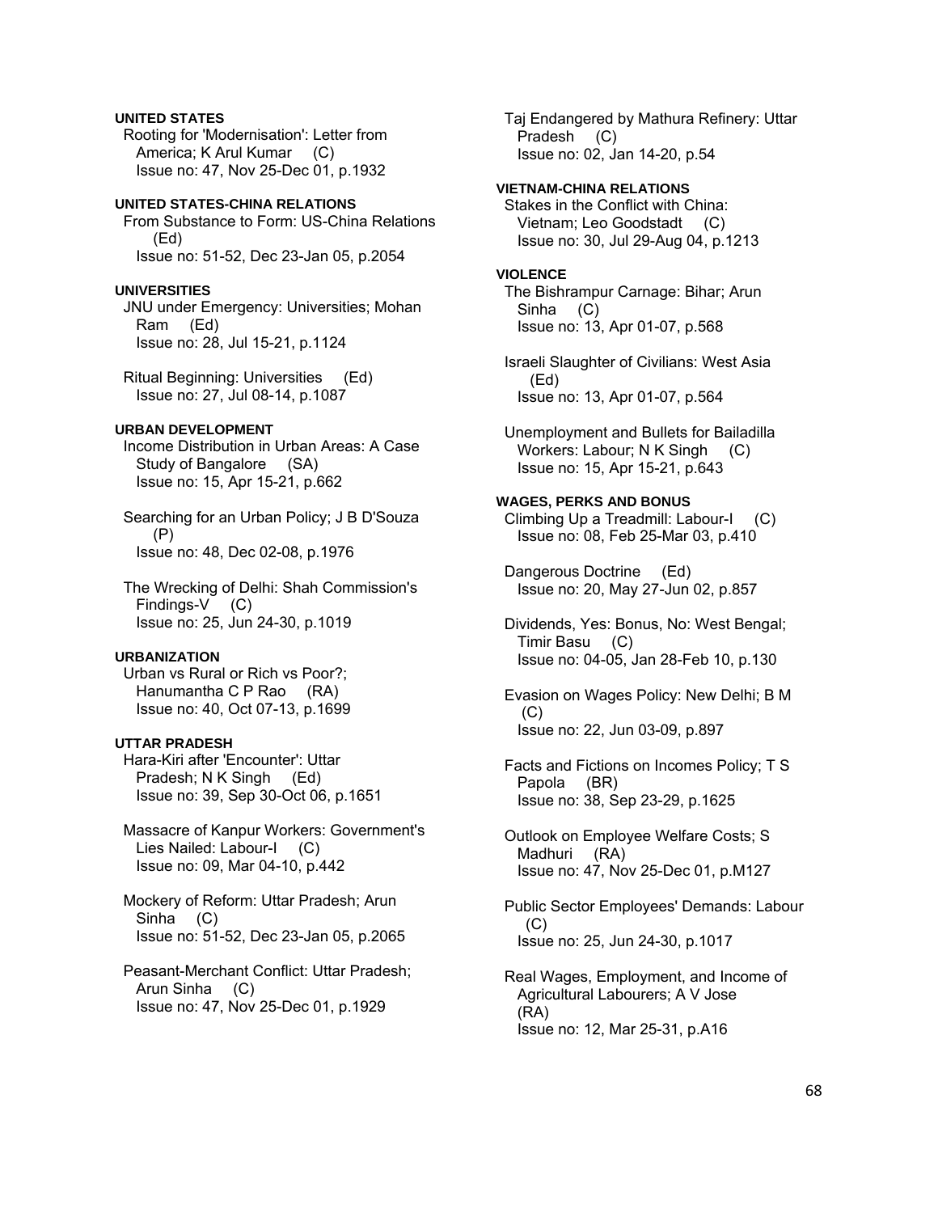**UNITED STATES**

Rooting for 'Modernisation': Letter from America; K Arul Kumar (C)
Issue no: 47, Nov 25-Dec 01, p.1932

**UNITED STATES-CHINA RELATIONS**

From Substance to Form: US-China Relations (Ed)
Issue no: 51-52, Dec 23-Jan 05, p.2054

**UNIVERSITIES**

JNU under Emergency: Universities; Mohan Ram (Ed)
Issue no: 28, Jul 15-21, p.1124

Ritual Beginning: Universities (Ed)
Issue no: 27, Jul 08-14, p.1087

**URBAN DEVELOPMENT**

Income Distribution in Urban Areas: A Case Study of Bangalore (SA)
Issue no: 15, Apr 15-21, p.662

Searching for an Urban Policy; J B D'Souza (P)
Issue no: 48, Dec 02-08, p.1976

The Wrecking of Delhi: Shah Commission's Findings-V (C)
Issue no: 25, Jun 24-30, p.1019

**URBANIZATION**

Urban vs Rural or Rich vs Poor?; Hanumantha C P Rao (RA)
Issue no: 40, Oct 07-13, p.1699

**UTTAR PRADESH**

Hara-Kiri after 'Encounter': Uttar Pradesh; N K Singh (Ed)
Issue no: 39, Sep 30-Oct 06, p.1651

Massacre of Kanpur Workers: Government's Lies Nailed: Labour-I (C)
Issue no: 09, Mar 04-10, p.442

Mockery of Reform: Uttar Pradesh; Arun Sinha (C)
Issue no: 51-52, Dec 23-Jan 05, p.2065

Peasant-Merchant Conflict: Uttar Pradesh; Arun Sinha (C)
Issue no: 47, Nov 25-Dec 01, p.1929

Taj Endangered by Mathura Refinery: Uttar Pradesh (C)
Issue no: 02, Jan 14-20, p.54

**VIETNAM-CHINA RELATIONS**

Stakes in the Conflict with China: Vietnam; Leo Goodstadt (C)
Issue no: 30, Jul 29-Aug 04, p.1213

**VIOLENCE**

The Bishrampur Carnage: Bihar; Arun Sinha (C)
Issue no: 13, Apr 01-07, p.568

Israeli Slaughter of Civilians: West Asia (Ed)
Issue no: 13, Apr 01-07, p.564

Unemployment and Bullets for Bailadilla Workers: Labour; N K Singh (C)
Issue no: 15, Apr 15-21, p.643

**WAGES, PERKS AND BONUS**

Climbing Up a Treadmill: Labour-I (C)
Issue no: 08, Feb 25-Mar 03, p.410

Dangerous Doctrine (Ed)
Issue no: 20, May 27-Jun 02, p.857

Dividends, Yes: Bonus, No: West Bengal; Timir Basu (C)
Issue no: 04-05, Jan 28-Feb 10, p.130

Evasion on Wages Policy: New Delhi; B M (C)
Issue no: 22, Jun 03-09, p.897

Facts and Fictions on Incomes Policy; T S Papola (BR)
Issue no: 38, Sep 23-29, p.1625

Outlook on Employee Welfare Costs; S Madhuri (RA)
Issue no: 47, Nov 25-Dec 01, p.M127

Public Sector Employees' Demands: Labour (C)
Issue no: 25, Jun 24-30, p.1017

Real Wages, Employment, and Income of Agricultural Labourers; A V Jose (RA)
Issue no: 12, Mar 25-31, p.A16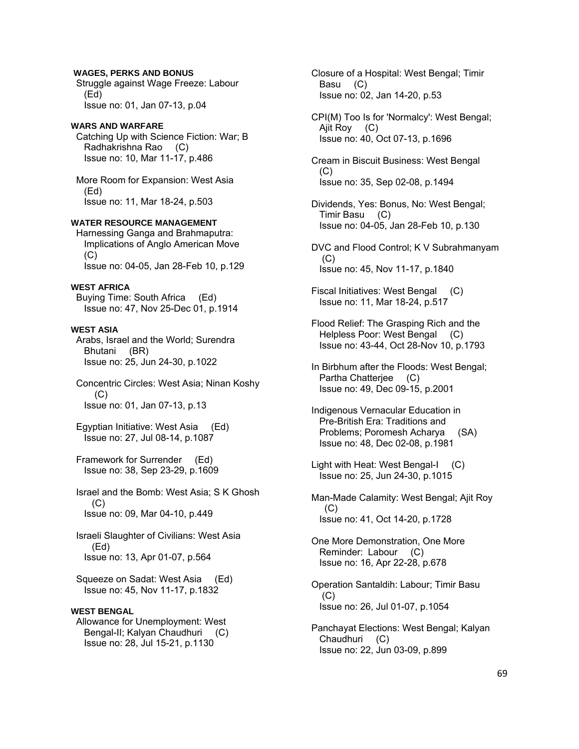**WAGES, PERKS AND BONUS**

Struggle against Wage Freeze: Labour (Ed)
Issue no: 01, Jan 07-13, p.04

**WARS AND WARFARE**

Catching Up with Science Fiction: War; B Radhakrishna Rao (C)
Issue no: 10, Mar 11-17, p.486

More Room for Expansion: West Asia (Ed)
Issue no: 11, Mar 18-24, p.503

**WATER RESOURCE MANAGEMENT**

Harnessing Ganga and Brahmaputra: Implications of Anglo American Move (C)
Issue no: 04-05, Jan 28-Feb 10, p.129

**WEST AFRICA**

Buying Time: South Africa (Ed)
Issue no: 47, Nov 25-Dec 01, p.1914

**WEST ASIA**

Arabs, Israel and the World; Surendra Bhutani (BR)
Issue no: 25, Jun 24-30, p.1022

Concentric Circles: West Asia; Ninan Koshy (C)
Issue no: 01, Jan 07-13, p.13

Egyptian Initiative: West Asia (Ed)
Issue no: 27, Jul 08-14, p.1087

Framework for Surrender (Ed)
Issue no: 38, Sep 23-29, p.1609

Israel and the Bomb: West Asia; S K Ghosh (C)
Issue no: 09, Mar 04-10, p.449

Israeli Slaughter of Civilians: West Asia (Ed)
Issue no: 13, Apr 01-07, p.564

Squeeze on Sadat: West Asia (Ed)
Issue no: 45, Nov 11-17, p.1832

**WEST BENGAL**

Allowance for Unemployment: West Bengal-II; Kalyan Chaudhuri (C)
Issue no: 28, Jul 15-21, p.1130

Closure of a Hospital: West Bengal; Timir Basu (C)
Issue no: 02, Jan 14-20, p.53

CPI(M) Too Is for 'Normalcy': West Bengal; Ajit Roy (C)
Issue no: 40, Oct 07-13, p.1696

Cream in Biscuit Business: West Bengal (C)
Issue no: 35, Sep 02-08, p.1494

Dividends, Yes: Bonus, No: West Bengal; Timir Basu (C)
Issue no: 04-05, Jan 28-Feb 10, p.130

DVC and Flood Control; K V Subrahmanyam (C)
Issue no: 45, Nov 11-17, p.1840

Fiscal Initiatives: West Bengal (C)
Issue no: 11, Mar 18-24, p.517

Flood Relief: The Grasping Rich and the Helpless Poor: West Bengal (C)
Issue no: 43-44, Oct 28-Nov 10, p.1793

In Birbhum after the Floods: West Bengal; Partha Chatterjee (C)
Issue no: 49, Dec 09-15, p.2001

Indigenous Vernacular Education in Pre-British Era: Traditions and Problems; Poromesh Acharya (SA)
Issue no: 48, Dec 02-08, p.1981

Light with Heat: West Bengal-I (C)
Issue no: 25, Jun 24-30, p.1015

Man-Made Calamity: West Bengal; Ajit Roy (C)
Issue no: 41, Oct 14-20, p.1728

One More Demonstration, One More Reminder: Labour (C)
Issue no: 16, Apr 22-28, p.678

Operation Santaldih: Labour; Timir Basu (C)
Issue no: 26, Jul 01-07, p.1054

Panchayat Elections: West Bengal; Kalyan Chaudhuri (C)
Issue no: 22, Jun 03-09, p.899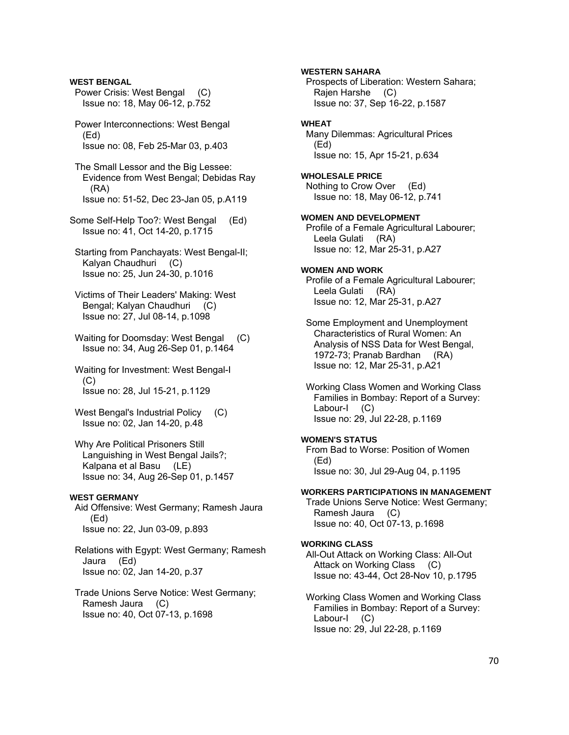**WEST BENGAL**

Power Crisis: West Bengal (C)
Issue no: 18, May 06-12, p.752

Power Interconnections: West Bengal (Ed)
Issue no: 08, Feb 25-Mar 03, p.403

The Small Lessor and the Big Lessee: Evidence from West Bengal; Debidas Ray (RA)
Issue no: 51-52, Dec 23-Jan 05, p.A119

Some Self-Help Too?: West Bengal (Ed)
Issue no: 41, Oct 14-20, p.1715

Starting from Panchayats: West Bengal-II; Kalyan Chaudhuri (C)
Issue no: 25, Jun 24-30, p.1016

Victims of Their Leaders' Making: West Bengal; Kalyan Chaudhuri (C)
Issue no: 27, Jul 08-14, p.1098

Waiting for Doomsday: West Bengal (C)
Issue no: 34, Aug 26-Sep 01, p.1464

Waiting for Investment: West Bengal-I (C)
Issue no: 28, Jul 15-21, p.1129

West Bengal's Industrial Policy (C)
Issue no: 02, Jan 14-20, p.48

Why Are Political Prisoners Still Languishing in West Bengal Jails?; Kalpana et al Basu (LE)
Issue no: 34, Aug 26-Sep 01, p.1457

**WEST GERMANY**

Aid Offensive: West Germany; Ramesh Jaura (Ed)
Issue no: 22, Jun 03-09, p.893

Relations with Egypt: West Germany; Ramesh Jaura (Ed)
Issue no: 02, Jan 14-20, p.37

Trade Unions Serve Notice: West Germany; Ramesh Jaura (C)
Issue no: 40, Oct 07-13, p.1698

**WESTERN SAHARA**

Prospects of Liberation: Western Sahara; Rajen Harshe (C)
Issue no: 37, Sep 16-22, p.1587

**WHEAT**

Many Dilemmas: Agricultural Prices (Ed)
Issue no: 15, Apr 15-21, p.634

**WHOLESALE PRICE**

Nothing to Crow Over (Ed)
Issue no: 18, May 06-12, p.741

**WOMEN AND DEVELOPMENT**

Profile of a Female Agricultural Labourer; Leela Gulati (RA)
Issue no: 12, Mar 25-31, p.A27

**WOMEN AND WORK**

Profile of a Female Agricultural Labourer; Leela Gulati (RA)
Issue no: 12, Mar 25-31, p.A27

Some Employment and Unemployment Characteristics of Rural Women: An Analysis of NSS Data for West Bengal, 1972-73; Pranab Bardhan (RA)
Issue no: 12, Mar 25-31, p.A21

Working Class Women and Working Class Families in Bombay: Report of a Survey: Labour-I (C)
Issue no: 29, Jul 22-28, p.1169

**WOMEN'S STATUS**

From Bad to Worse: Position of Women (Ed)
Issue no: 30, Jul 29-Aug 04, p.1195

**WORKERS PARTICIPATIONS IN MANAGEMENT**

Trade Unions Serve Notice: West Germany; Ramesh Jaura (C)
Issue no: 40, Oct 07-13, p.1698

**WORKING CLASS**

All-Out Attack on Working Class: All-Out Attack on Working Class (C)
Issue no: 43-44, Oct 28-Nov 10, p.1795

Working Class Women and Working Class Families in Bombay: Report of a Survey: Labour-I (C)
Issue no: 29, Jul 22-28, p.1169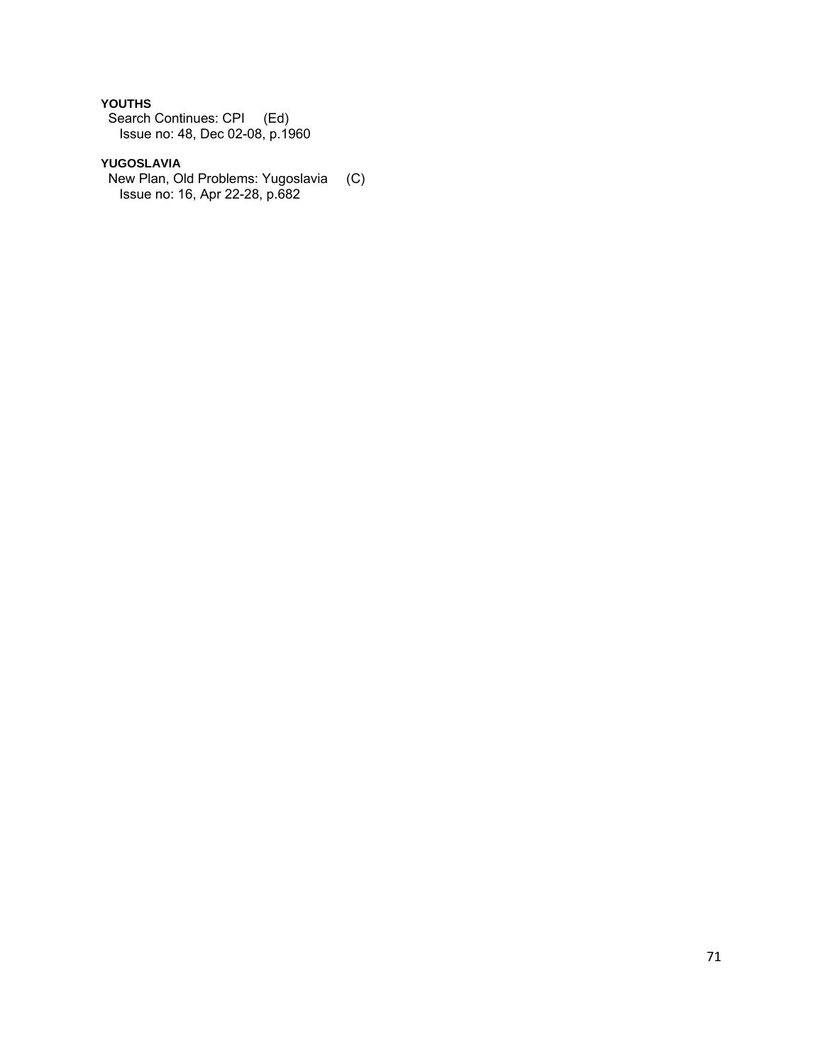**YOUTHS**

Search Continues: CPI (Ed)
Issue no: 48, Dec 02-08, p.1960

**YUGOSLAVIA**

New Plan, Old Problems: Yugoslavia (C)
Issue no: 16, Apr 22-28, p.682